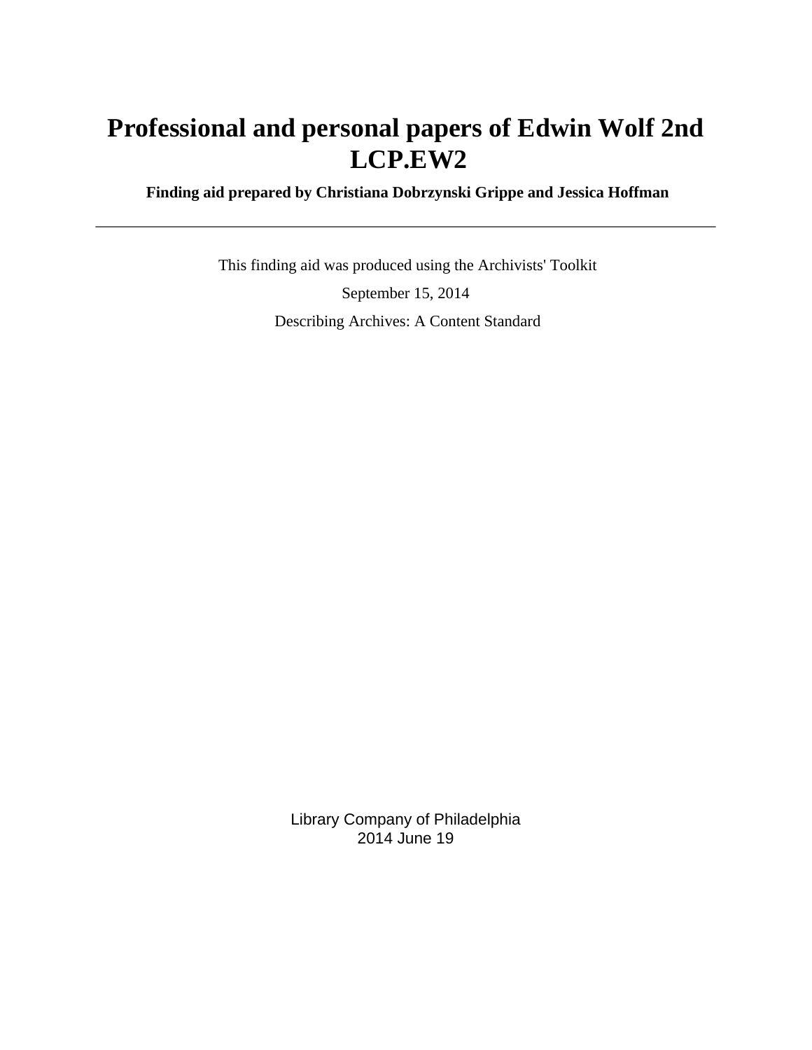# Professional and personal papers of Edwin Wolf 2nd LCP.EW2

**Finding aid prepared by Christiana Dobrzynski Grippe and Jessica Hoffman**

---

This finding aid was produced using the Archivists' Toolkit

September 15, 2014

Describing Archives: A Content Standard

Library Company of Philadelphia
2014 June 19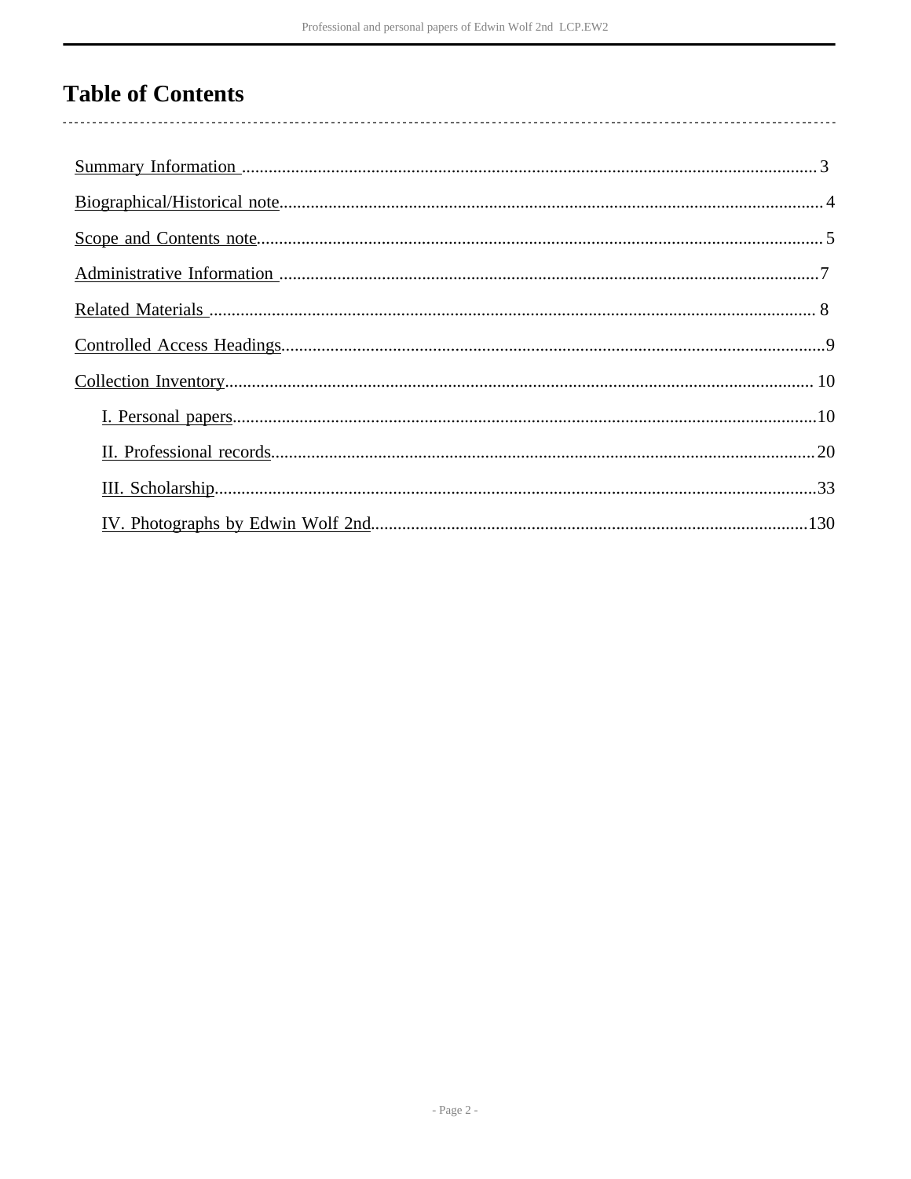# Table of Contents

- Summary Information ........ 3
- Biographical/Historical note ........ 4
- Scope and Contents note ........ 5
- Administrative Information ........ 7
- Related Materials ........ 8
- Controlled Access Headings ........ 9
- Collection Inventory ........ 10
    - I. Personal papers ........ 10
    - II. Professional records ........ 20
    - III. Scholarship ........ 33
    - IV. Photographs by Edwin Wolf 2nd ........ 130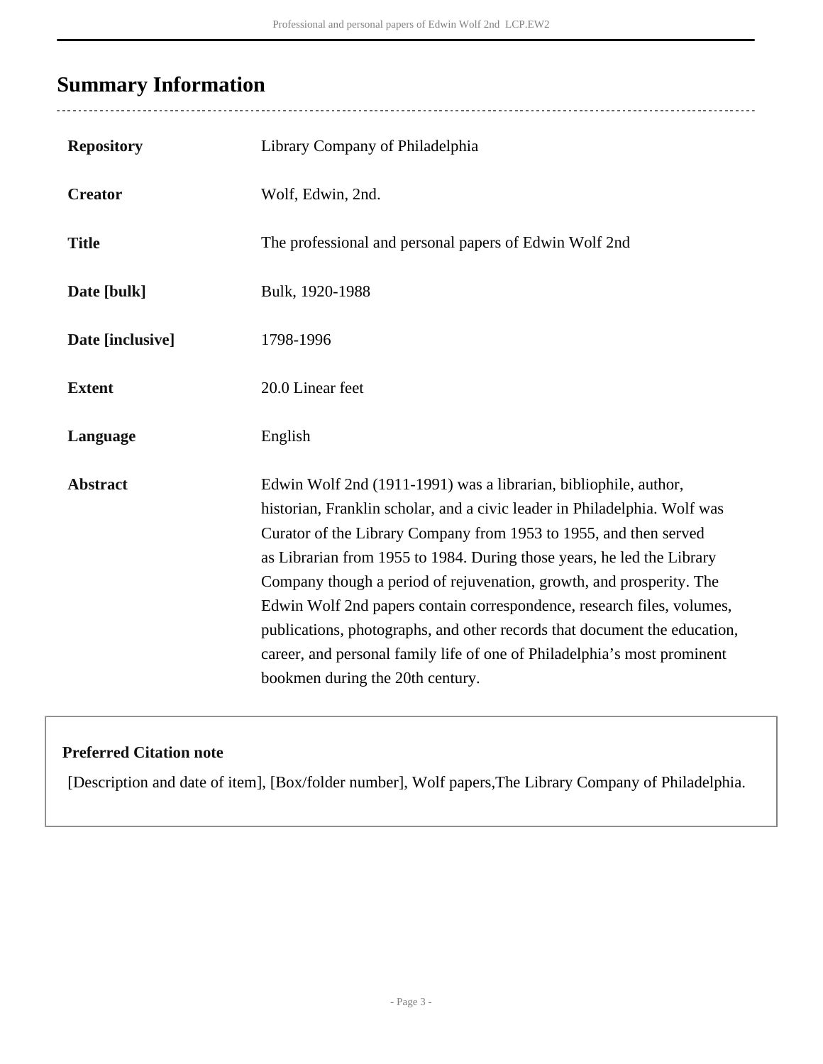## Summary Information

| | |
|---|---|
| **Repository** | Library Company of Philadelphia |
| **Creator** | Wolf, Edwin, 2nd. |
| **Title** | The professional and personal papers of Edwin Wolf 2nd |
| **Date [bulk]** | Bulk, 1920-1988 |
| **Date [inclusive]** | 1798-1996 |
| **Extent** | 20.0 Linear feet |
| **Language** | English |
| **Abstract** | Edwin Wolf 2nd (1911-1991) was a librarian, bibliophile, author, historian, Franklin scholar, and a civic leader in Philadelphia. Wolf was Curator of the Library Company from 1953 to 1955, and then served as Librarian from 1955 to 1984. During those years, he led the Library Company though a period of rejuvenation, growth, and prosperity. The Edwin Wolf 2nd papers contain correspondence, research files, volumes, publications, photographs, and other records that document the education, career, and personal family life of one of Philadelphia's most prominent bookmen during the 20th century. |

**Preferred Citation note**

[Description and date of item], [Box/folder number], Wolf papers,The Library Company of Philadelphia.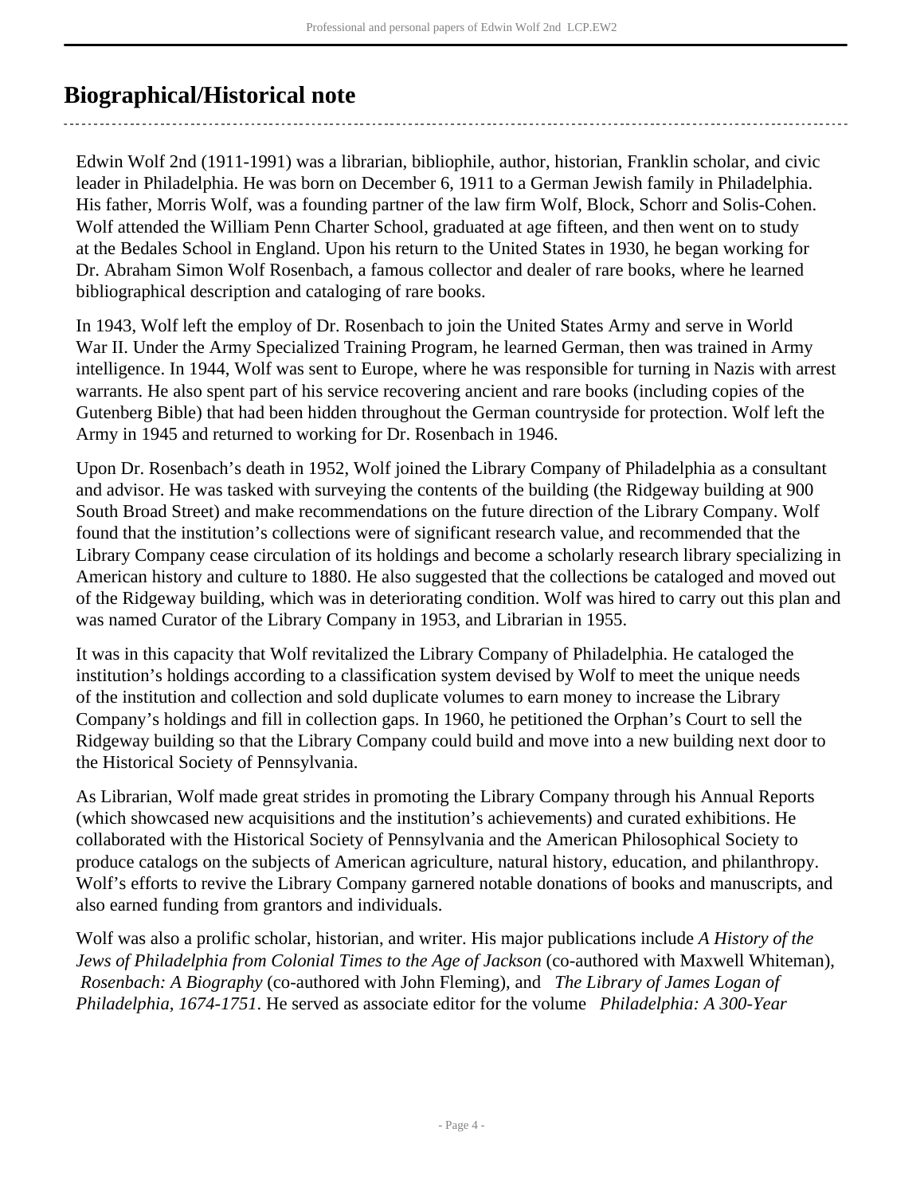## Biographical/Historical note

Edwin Wolf 2nd (1911-1991) was a librarian, bibliophile, author, historian, Franklin scholar, and civic leader in Philadelphia. He was born on December 6, 1911 to a German Jewish family in Philadelphia. His father, Morris Wolf, was a founding partner of the law firm Wolf, Block, Schorr and Solis-Cohen. Wolf attended the William Penn Charter School, graduated at age fifteen, and then went on to study at the Bedales School in England. Upon his return to the United States in 1930, he began working for Dr. Abraham Simon Wolf Rosenbach, a famous collector and dealer of rare books, where he learned bibliographical description and cataloging of rare books.

In 1943, Wolf left the employ of Dr. Rosenbach to join the United States Army and serve in World War II. Under the Army Specialized Training Program, he learned German, then was trained in Army intelligence. In 1944, Wolf was sent to Europe, where he was responsible for turning in Nazis with arrest warrants. He also spent part of his service recovering ancient and rare books (including copies of the Gutenberg Bible) that had been hidden throughout the German countryside for protection. Wolf left the Army in 1945 and returned to working for Dr. Rosenbach in 1946.

Upon Dr. Rosenbach's death in 1952, Wolf joined the Library Company of Philadelphia as a consultant and advisor. He was tasked with surveying the contents of the building (the Ridgeway building at 900 South Broad Street) and make recommendations on the future direction of the Library Company. Wolf found that the institution's collections were of significant research value, and recommended that the Library Company cease circulation of its holdings and become a scholarly research library specializing in American history and culture to 1880. He also suggested that the collections be cataloged and moved out of the Ridgeway building, which was in deteriorating condition. Wolf was hired to carry out this plan and was named Curator of the Library Company in 1953, and Librarian in 1955.

It was in this capacity that Wolf revitalized the Library Company of Philadelphia. He cataloged the institution's holdings according to a classification system devised by Wolf to meet the unique needs of the institution and collection and sold duplicate volumes to earn money to increase the Library Company's holdings and fill in collection gaps. In 1960, he petitioned the Orphan's Court to sell the Ridgeway building so that the Library Company could build and move into a new building next door to the Historical Society of Pennsylvania.

As Librarian, Wolf made great strides in promoting the Library Company through his Annual Reports (which showcased new acquisitions and the institution's achievements) and curated exhibitions. He collaborated with the Historical Society of Pennsylvania and the American Philosophical Society to produce catalogs on the subjects of American agriculture, natural history, education, and philanthropy. Wolf's efforts to revive the Library Company garnered notable donations of books and manuscripts, and also earned funding from grantors and individuals.

Wolf was also a prolific scholar, historian, and writer. His major publications include *A History of the Jews of Philadelphia from Colonial Times to the Age of Jackson* (co-authored with Maxwell Whiteman), *Rosenbach: A Biography* (co-authored with John Fleming), and *The Library of James Logan of Philadelphia, 1674-1751*. He served as associate editor for the volume *Philadelphia: A 300-Year*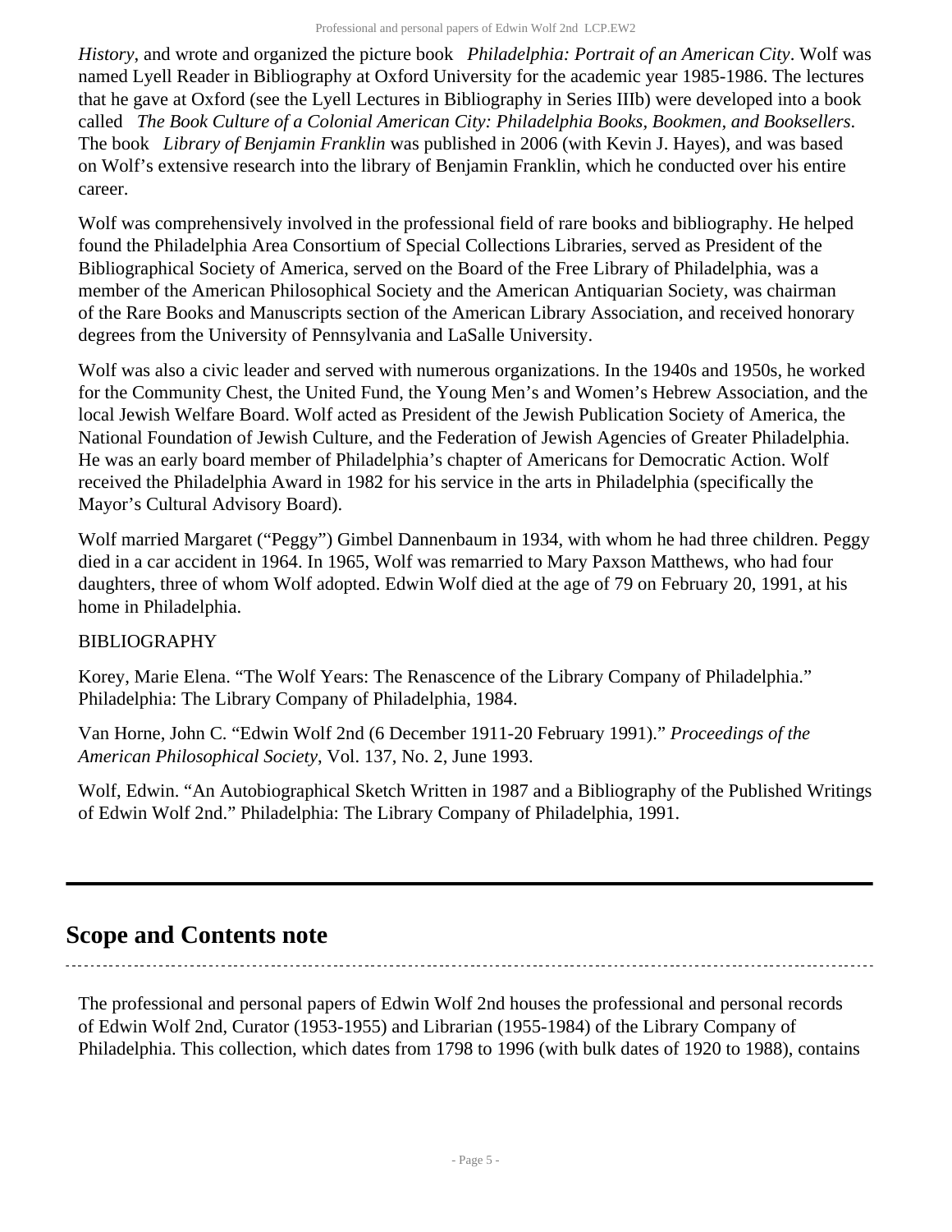*History*, and wrote and organized the picture book *Philadelphia: Portrait of an American City*. Wolf was named Lyell Reader in Bibliography at Oxford University for the academic year 1985-1986. The lectures that he gave at Oxford (see the Lyell Lectures in Bibliography in Series IIIb) were developed into a book called *The Book Culture of a Colonial American City: Philadelphia Books, Bookmen, and Booksellers*. The book *Library of Benjamin Franklin* was published in 2006 (with Kevin J. Hayes), and was based on Wolf's extensive research into the library of Benjamin Franklin, which he conducted over his entire career.

Wolf was comprehensively involved in the professional field of rare books and bibliography. He helped found the Philadelphia Area Consortium of Special Collections Libraries, served as President of the Bibliographical Society of America, served on the Board of the Free Library of Philadelphia, was a member of the American Philosophical Society and the American Antiquarian Society, was chairman of the Rare Books and Manuscripts section of the American Library Association, and received honorary degrees from the University of Pennsylvania and LaSalle University.

Wolf was also a civic leader and served with numerous organizations. In the 1940s and 1950s, he worked for the Community Chest, the United Fund, the Young Men's and Women's Hebrew Association, and the local Jewish Welfare Board. Wolf acted as President of the Jewish Publication Society of America, the National Foundation of Jewish Culture, and the Federation of Jewish Agencies of Greater Philadelphia. He was an early board member of Philadelphia's chapter of Americans for Democratic Action. Wolf received the Philadelphia Award in 1982 for his service in the arts in Philadelphia (specifically the Mayor's Cultural Advisory Board).

Wolf married Margaret ("Peggy") Gimbel Dannenbaum in 1934, with whom he had three children. Peggy died in a car accident in 1964. In 1965, Wolf was remarried to Mary Paxson Matthews, who had four daughters, three of whom Wolf adopted. Edwin Wolf died at the age of 79 on February 20, 1991, at his home in Philadelphia.

BIBLIOGRAPHY

Korey, Marie Elena. "The Wolf Years: The Renascence of the Library Company of Philadelphia." Philadelphia: The Library Company of Philadelphia, 1984.

Van Horne, John C. "Edwin Wolf 2nd (6 December 1911-20 February 1991)." *Proceedings of the American Philosophical Society*, Vol. 137, No. 2, June 1993.

Wolf, Edwin. "An Autobiographical Sketch Written in 1987 and a Bibliography of the Published Writings of Edwin Wolf 2nd." Philadelphia: The Library Company of Philadelphia, 1991.

## Scope and Contents note

The professional and personal papers of Edwin Wolf 2nd houses the professional and personal records of Edwin Wolf 2nd, Curator (1953-1955) and Librarian (1955-1984) of the Library Company of Philadelphia. This collection, which dates from 1798 to 1996 (with bulk dates of 1920 to 1988), contains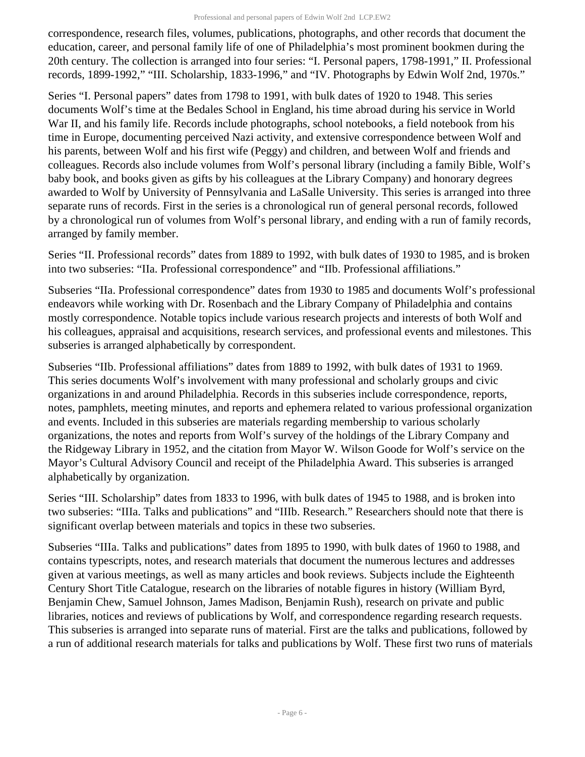correspondence, research files, volumes, publications, photographs, and other records that document the education, career, and personal family life of one of Philadelphia's most prominent bookmen during the 20th century. The collection is arranged into four series: "I. Personal papers, 1798-1991," II. Professional records, 1899-1992," "III. Scholarship, 1833-1996," and "IV. Photographs by Edwin Wolf 2nd, 1970s."

Series "I. Personal papers" dates from 1798 to 1991, with bulk dates of 1920 to 1948. This series documents Wolf's time at the Bedales School in England, his time abroad during his service in World War II, and his family life. Records include photographs, school notebooks, a field notebook from his time in Europe, documenting perceived Nazi activity, and extensive correspondence between Wolf and his parents, between Wolf and his first wife (Peggy) and children, and between Wolf and friends and colleagues. Records also include volumes from Wolf's personal library (including a family Bible, Wolf's baby book, and books given as gifts by his colleagues at the Library Company) and honorary degrees awarded to Wolf by University of Pennsylvania and LaSalle University. This series is arranged into three separate runs of records. First in the series is a chronological run of general personal records, followed by a chronological run of volumes from Wolf's personal library, and ending with a run of family records, arranged by family member.

Series "II. Professional records" dates from 1889 to 1992, with bulk dates of 1930 to 1985, and is broken into two subseries: "IIa. Professional correspondence" and "IIb. Professional affiliations."

Subseries "IIa. Professional correspondence" dates from 1930 to 1985 and documents Wolf's professional endeavors while working with Dr. Rosenbach and the Library Company of Philadelphia and contains mostly correspondence. Notable topics include various research projects and interests of both Wolf and his colleagues, appraisal and acquisitions, research services, and professional events and milestones. This subseries is arranged alphabetically by correspondent.

Subseries "IIb. Professional affiliations" dates from 1889 to 1992, with bulk dates of 1931 to 1969. This series documents Wolf's involvement with many professional and scholarly groups and civic organizations in and around Philadelphia. Records in this subseries include correspondence, reports, notes, pamphlets, meeting minutes, and reports and ephemera related to various professional organization and events. Included in this subseries are materials regarding membership to various scholarly organizations, the notes and reports from Wolf's survey of the holdings of the Library Company and the Ridgeway Library in 1952, and the citation from Mayor W. Wilson Goode for Wolf's service on the Mayor's Cultural Advisory Council and receipt of the Philadelphia Award. This subseries is arranged alphabetically by organization.

Series "III. Scholarship" dates from 1833 to 1996, with bulk dates of 1945 to 1988, and is broken into two subseries: "IIIa. Talks and publications" and "IIIb. Research." Researchers should note that there is significant overlap between materials and topics in these two subseries.

Subseries "IIIa. Talks and publications" dates from 1895 to 1990, with bulk dates of 1960 to 1988, and contains typescripts, notes, and research materials that document the numerous lectures and addresses given at various meetings, as well as many articles and book reviews. Subjects include the Eighteenth Century Short Title Catalogue, research on the libraries of notable figures in history (William Byrd, Benjamin Chew, Samuel Johnson, James Madison, Benjamin Rush), research on private and public libraries, notices and reviews of publications by Wolf, and correspondence regarding research requests. This subseries is arranged into separate runs of material. First are the talks and publications, followed by a run of additional research materials for talks and publications by Wolf. These first two runs of materials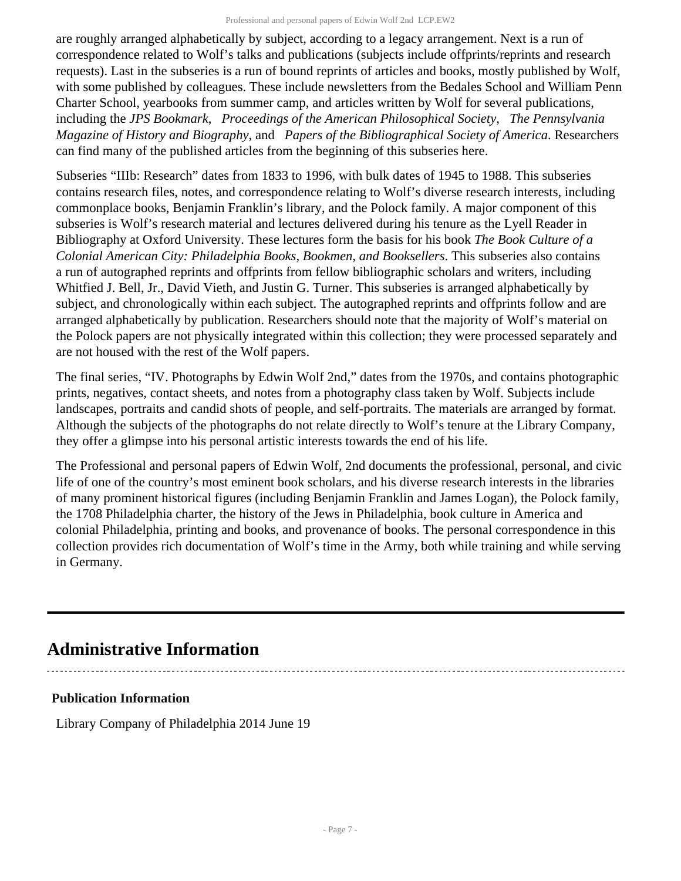are roughly arranged alphabetically by subject, according to a legacy arrangement. Next is a run of correspondence related to Wolf's talks and publications (subjects include offprints/reprints and research requests). Last in the subseries is a run of bound reprints of articles and books, mostly published by Wolf, with some published by colleagues. These include newsletters from the Bedales School and William Penn Charter School, yearbooks from summer camp, and articles written by Wolf for several publications, including the *JPS Bookmark*, *Proceedings of the American Philosophical Society*, *The Pennsylvania Magazine of History and Biography*, and *Papers of the Bibliographical Society of America*. Researchers can find many of the published articles from the beginning of this subseries here.

Subseries "IIIb: Research" dates from 1833 to 1996, with bulk dates of 1945 to 1988. This subseries contains research files, notes, and correspondence relating to Wolf's diverse research interests, including commonplace books, Benjamin Franklin's library, and the Polock family. A major component of this subseries is Wolf's research material and lectures delivered during his tenure as the Lyell Reader in Bibliography at Oxford University. These lectures form the basis for his book *The Book Culture of a Colonial American City: Philadelphia Books, Bookmen, and Booksellers*. This subseries also contains a run of autographed reprints and offprints from fellow bibliographic scholars and writers, including Whitfied J. Bell, Jr., David Vieth, and Justin G. Turner. This subseries is arranged alphabetically by subject, and chronologically within each subject. The autographed reprints and offprints follow and are arranged alphabetically by publication. Researchers should note that the majority of Wolf's material on the Polock papers are not physically integrated within this collection; they were processed separately and are not housed with the rest of the Wolf papers.

The final series, "IV. Photographs by Edwin Wolf 2nd," dates from the 1970s, and contains photographic prints, negatives, contact sheets, and notes from a photography class taken by Wolf. Subjects include landscapes, portraits and candid shots of people, and self-portraits. The materials are arranged by format. Although the subjects of the photographs do not relate directly to Wolf's tenure at the Library Company, they offer a glimpse into his personal artistic interests towards the end of his life.

The Professional and personal papers of Edwin Wolf, 2nd documents the professional, personal, and civic life of one of the country's most eminent book scholars, and his diverse research interests in the libraries of many prominent historical figures (including Benjamin Franklin and James Logan), the Polock family, the 1708 Philadelphia charter, the history of the Jews in Philadelphia, book culture in America and colonial Philadelphia, printing and books, and provenance of books. The personal correspondence in this collection provides rich documentation of Wolf's time in the Army, both while training and while serving in Germany.

## Administrative Information

### Publication Information

Library Company of Philadelphia 2014 June 19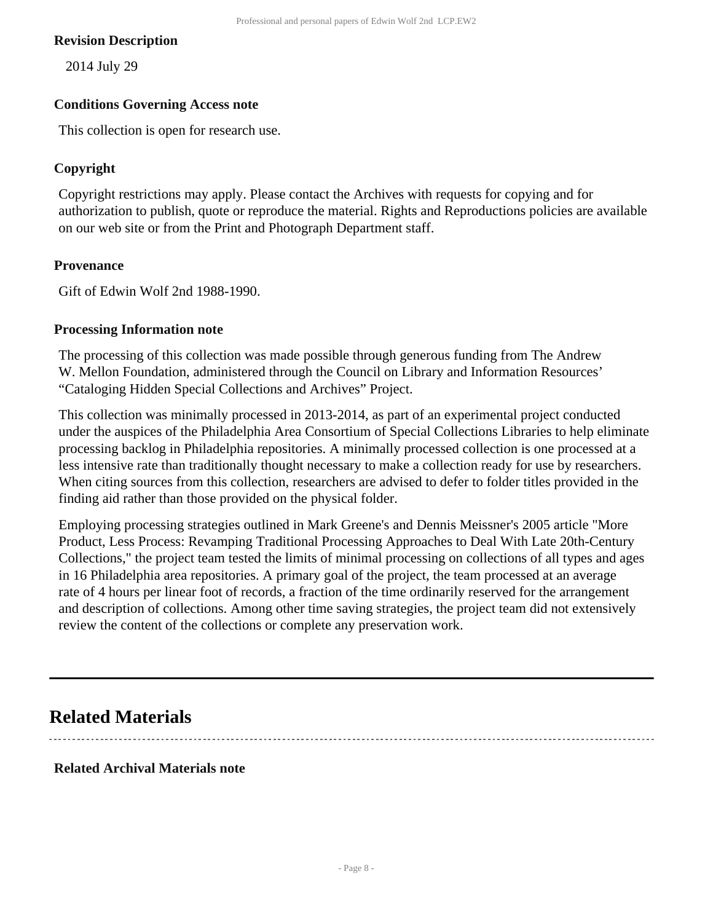### Revision Description

2014 July 29

### Conditions Governing Access note

This collection is open for research use.

### Copyright

Copyright restrictions may apply. Please contact the Archives with requests for copying and for authorization to publish, quote or reproduce the material. Rights and Reproductions policies are available on our web site or from the Print and Photograph Department staff.

### Provenance

Gift of Edwin Wolf 2nd 1988-1990.

### Processing Information note

The processing of this collection was made possible through generous funding from The Andrew W. Mellon Foundation, administered through the Council on Library and Information Resources' "Cataloging Hidden Special Collections and Archives" Project.

This collection was minimally processed in 2013-2014, as part of an experimental project conducted under the auspices of the Philadelphia Area Consortium of Special Collections Libraries to help eliminate processing backlog in Philadelphia repositories. A minimally processed collection is one processed at a less intensive rate than traditionally thought necessary to make a collection ready for use by researchers. When citing sources from this collection, researchers are advised to defer to folder titles provided in the finding aid rather than those provided on the physical folder.

Employing processing strategies outlined in Mark Greene's and Dennis Meissner's 2005 article "More Product, Less Process: Revamping Traditional Processing Approaches to Deal With Late 20th-Century Collections," the project team tested the limits of minimal processing on collections of all types and ages in 16 Philadelphia area repositories. A primary goal of the project, the team processed at an average rate of 4 hours per linear foot of records, a fraction of the time ordinarily reserved for the arrangement and description of collections. Among other time saving strategies, the project team did not extensively review the content of the collections or complete any preservation work.

## Related Materials

### Related Archival Materials note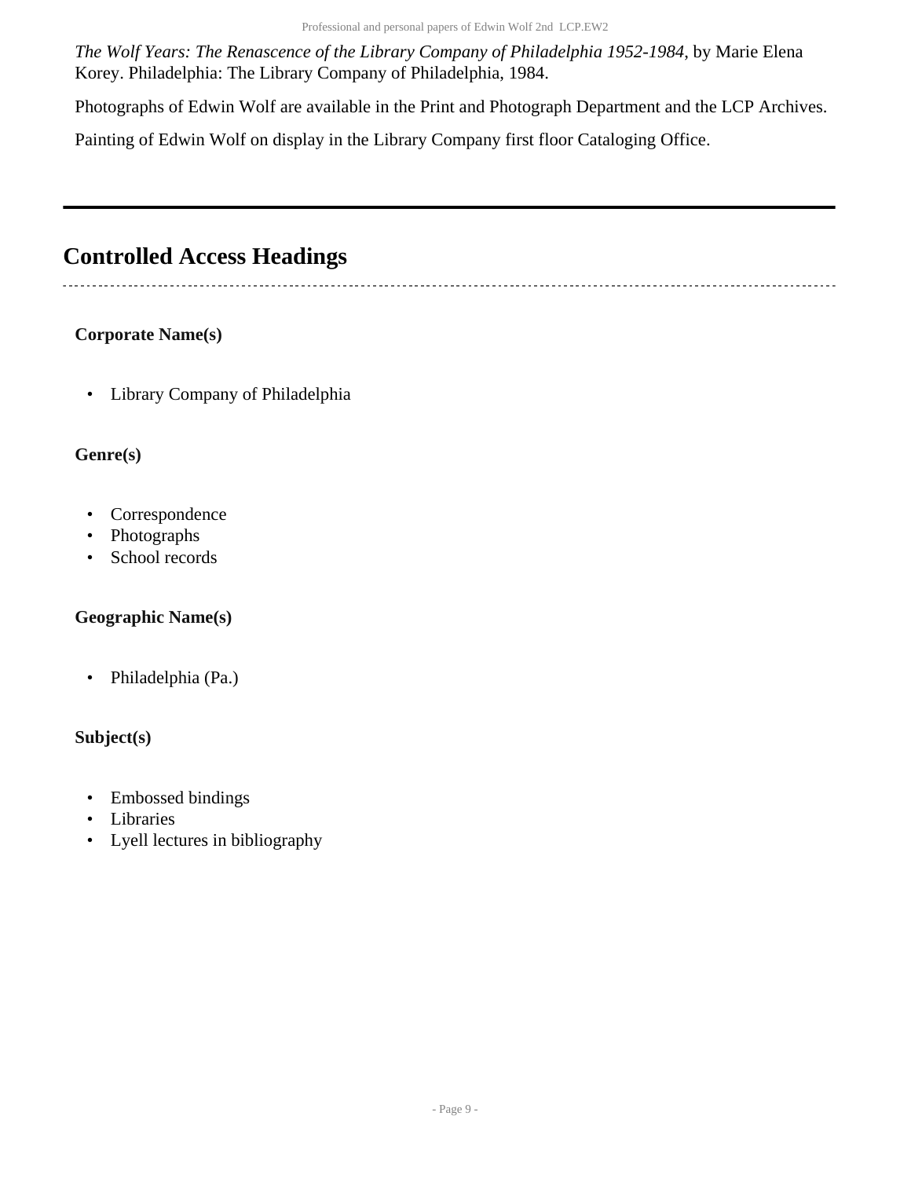*The Wolf Years: The Renascence of the Library Company of Philadelphia 1952-1984*, by Marie Elena Korey. Philadelphia: The Library Company of Philadelphia, 1984.

Photographs of Edwin Wolf are available in the Print and Photograph Department and the LCP Archives.

Painting of Edwin Wolf on display in the Library Company first floor Cataloging Office.

---

## Controlled Access Headings

### Corporate Name(s)

- Library Company of Philadelphia

### Genre(s)

- Correspondence
- Photographs
- School records

### Geographic Name(s)

- Philadelphia (Pa.)

### Subject(s)

- Embossed bindings
- Libraries
- Lyell lectures in bibliography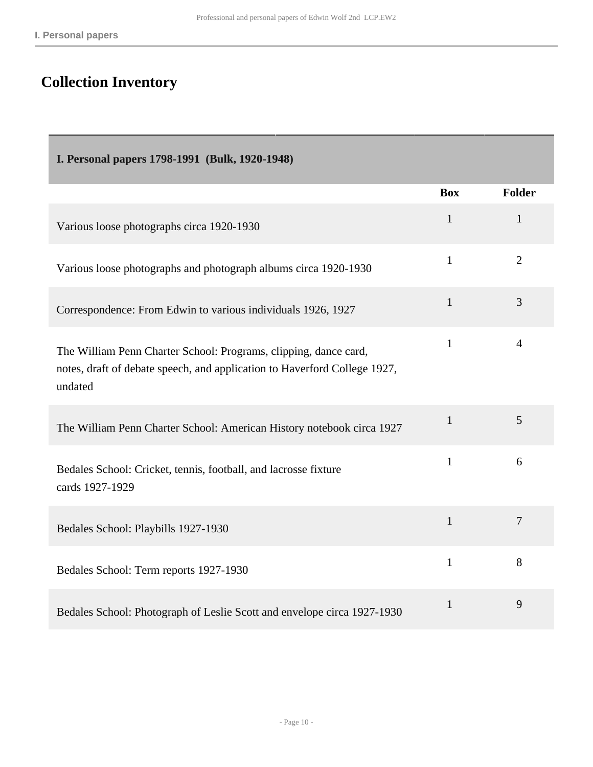## Collection Inventory

| I. Personal papers 1798-1991 (Bulk, 1920-1948) | | |
|---|---|---|
| | **Box** | **Folder** |
| Various loose photographs circa 1920-1930 | 1 | 1 |
| Various loose photographs and photograph albums circa 1920-1930 | 1 | 2 |
| Correspondence: From Edwin to various individuals 1926, 1927 | 1 | 3 |
| The William Penn Charter School: Programs, clipping, dance card, notes, draft of debate speech, and application to Haverford College 1927, undated | 1 | 4 |
| The William Penn Charter School: American History notebook circa 1927 | 1 | 5 |
| Bedales School: Cricket, tennis, football, and lacrosse fixture cards 1927-1929 | 1 | 6 |
| Bedales School: Playbills 1927-1930 | 1 | 7 |
| Bedales School: Term reports 1927-1930 | 1 | 8 |
| Bedales School: Photograph of Leslie Scott and envelope circa 1927-1930 | 1 | 9 |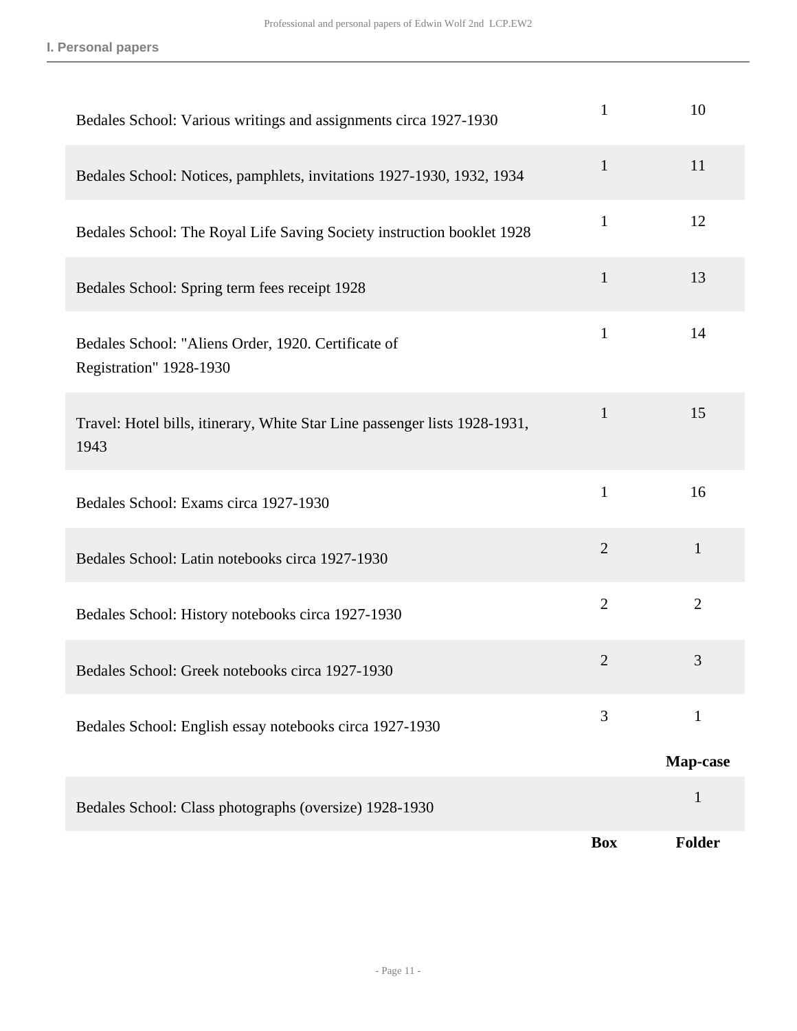| | Box | Folder |
|---|---|---|
| Bedales School: Various writings and assignments circa 1927-1930 | 1 | 10 |
| Bedales School: Notices, pamphlets, invitations 1927-1930, 1932, 1934 | 1 | 11 |
| Bedales School: The Royal Life Saving Society instruction booklet 1928 | 1 | 12 |
| Bedales School: Spring term fees receipt 1928 | 1 | 13 |
| Bedales School: "Aliens Order, 1920. Certificate of Registration" 1928-1930 | 1 | 14 |
| Travel: Hotel bills, itinerary, White Star Line passenger lists 1928-1931, 1943 | 1 | 15 |
| Bedales School: Exams circa 1927-1930 | 1 | 16 |
| Bedales School: Latin notebooks circa 1927-1930 | 2 | 1 |
| Bedales School: History notebooks circa 1927-1930 | 2 | 2 |
| Bedales School: Greek notebooks circa 1927-1930 | 2 | 3 |
| Bedales School: English essay notebooks circa 1927-1930 | 3 | 1 |

| | Map-case |
|---|---|
| Bedales School: Class photographs (oversize) 1928-1930 | 1 |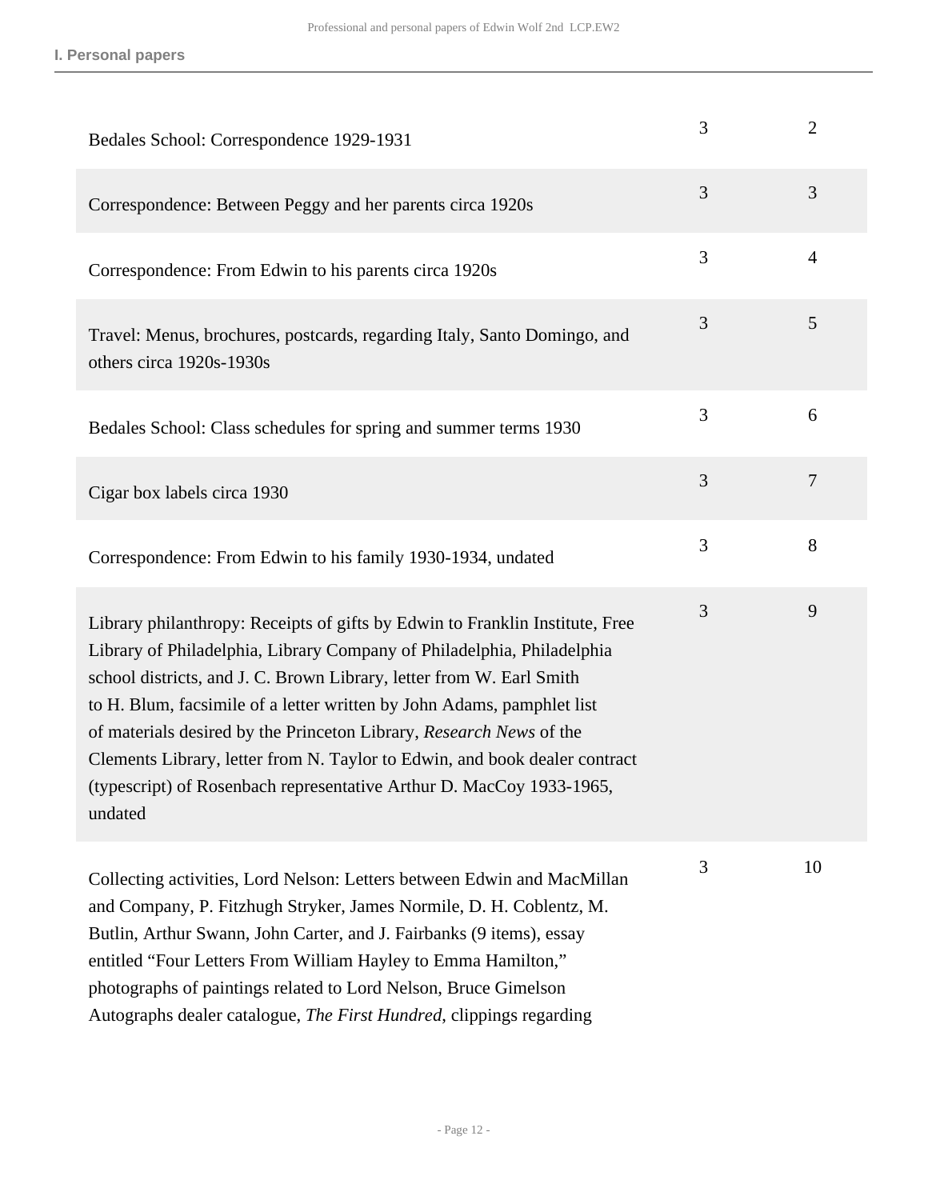| | | |
|---|---|---|
| Bedales School: Correspondence 1929-1931 | 3 | 2 |
| Correspondence: Between Peggy and her parents circa 1920s | 3 | 3 |
| Correspondence: From Edwin to his parents circa 1920s | 3 | 4 |
| Travel: Menus, brochures, postcards, regarding Italy, Santo Domingo, and others circa 1920s-1930s | 3 | 5 |
| Bedales School: Class schedules for spring and summer terms 1930 | 3 | 6 |
| Cigar box labels circa 1930 | 3 | 7 |
| Correspondence: From Edwin to his family 1930-1934, undated | 3 | 8 |
| Library philanthropy: Receipts of gifts by Edwin to Franklin Institute, Free Library of Philadelphia, Library Company of Philadelphia, Philadelphia school districts, and J. C. Brown Library, letter from W. Earl Smith to H. Blum, facsimile of a letter written by John Adams, pamphlet list of materials desired by the Princeton Library, *Research News* of the Clements Library, letter from N. Taylor to Edwin, and book dealer contract (typescript) of Rosenbach representative Arthur D. MacCoy 1933-1965, undated | 3 | 9 |
| Collecting activities, Lord Nelson: Letters between Edwin and MacMillan and Company, P. Fitzhugh Stryker, James Normile, D. H. Coblentz, M. Butlin, Arthur Swann, John Carter, and J. Fairbanks (9 items), essay entitled "Four Letters From William Hayley to Emma Hamilton," photographs of paintings related to Lord Nelson, Bruce Gimelson Autographs dealer catalogue, *The First Hundred*, clippings regarding | 3 | 10 |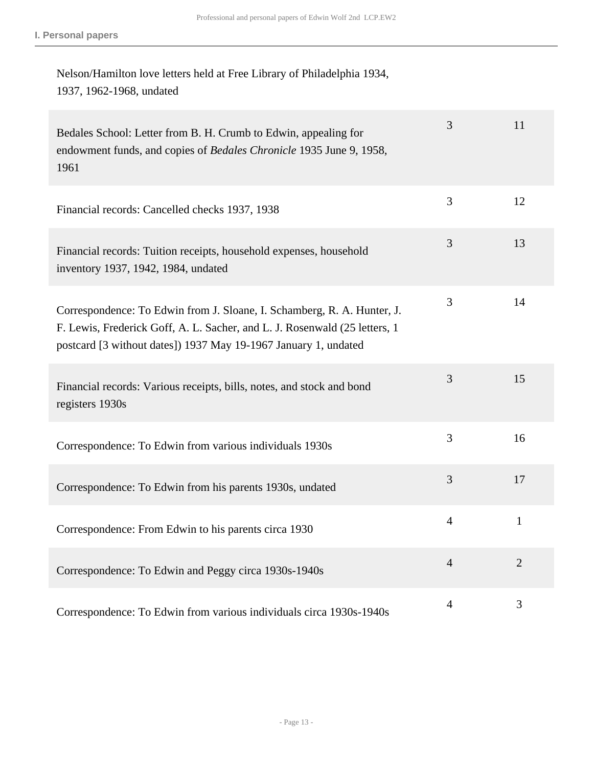| Title | Box | Folder |
| --- | --- | --- |
| Nelson/Hamilton love letters held at Free Library of Philadelphia 1934, 1937, 1962-1968, undated | | |
| Bedales School: Letter from B. H. Crumb to Edwin, appealing for endowment funds, and copies of *Bedales Chronicle* 1935 June 9, 1958, 1961 | 3 | 11 |
| Financial records: Cancelled checks 1937, 1938 | 3 | 12 |
| Financial records: Tuition receipts, household expenses, household inventory 1937, 1942, 1984, undated | 3 | 13 |
| Correspondence: To Edwin from J. Sloane, I. Schamberg, R. A. Hunter, J. F. Lewis, Frederick Goff, A. L. Sacher, and L. J. Rosenwald (25 letters, 1 postcard [3 without dates]) 1937 May 19-1967 January 1, undated | 3 | 14 |
| Financial records: Various receipts, bills, notes, and stock and bond registers 1930s | 3 | 15 |
| Correspondence: To Edwin from various individuals 1930s | 3 | 16 |
| Correspondence: To Edwin from his parents 1930s, undated | 3 | 17 |
| Correspondence: From Edwin to his parents circa 1930 | 4 | 1 |
| Correspondence: To Edwin and Peggy circa 1930s-1940s | 4 | 2 |
| Correspondence: To Edwin from various individuals circa 1930s-1940s | 4 | 3 |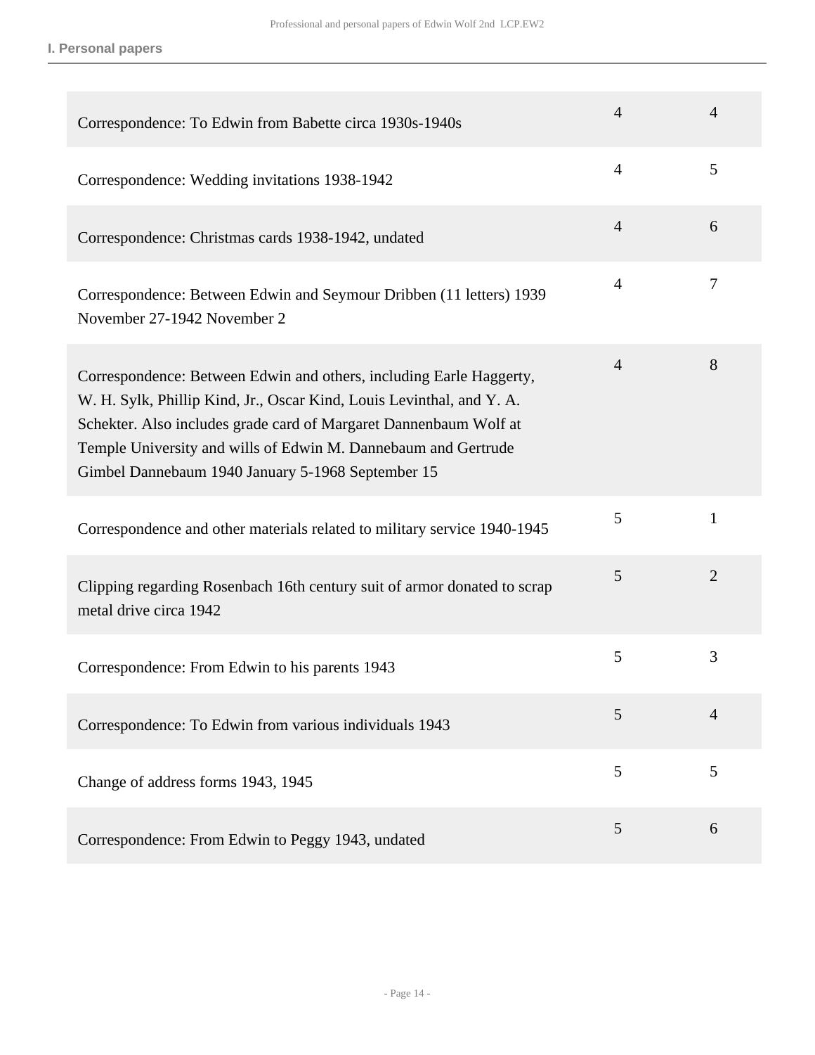### I. Personal papers

| | | |
|---|---|---|
| Correspondence: To Edwin from Babette circa 1930s-1940s | 4 | 4 |
| Correspondence: Wedding invitations 1938-1942 | 4 | 5 |
| Correspondence: Christmas cards 1938-1942, undated | 4 | 6 |
| Correspondence: Between Edwin and Seymour Dribben (11 letters) 1939 November 27-1942 November 2 | 4 | 7 |
| Correspondence: Between Edwin and others, including Earle Haggerty, W. H. Sylk, Phillip Kind, Jr., Oscar Kind, Louis Levinthal, and Y. A. Schekter. Also includes grade card of Margaret Dannenbaum Wolf at Temple University and wills of Edwin M. Dannebaum and Gertrude Gimbel Dannebaum 1940 January 5-1968 September 15 | 4 | 8 |
| Correspondence and other materials related to military service 1940-1945 | 5 | 1 |
| Clipping regarding Rosenbach 16th century suit of armor donated to scrap metal drive circa 1942 | 5 | 2 |
| Correspondence: From Edwin to his parents 1943 | 5 | 3 |
| Correspondence: To Edwin from various individuals 1943 | 5 | 4 |
| Change of address forms 1943, 1945 | 5 | 5 |
| Correspondence: From Edwin to Peggy 1943, undated | 5 | 6 |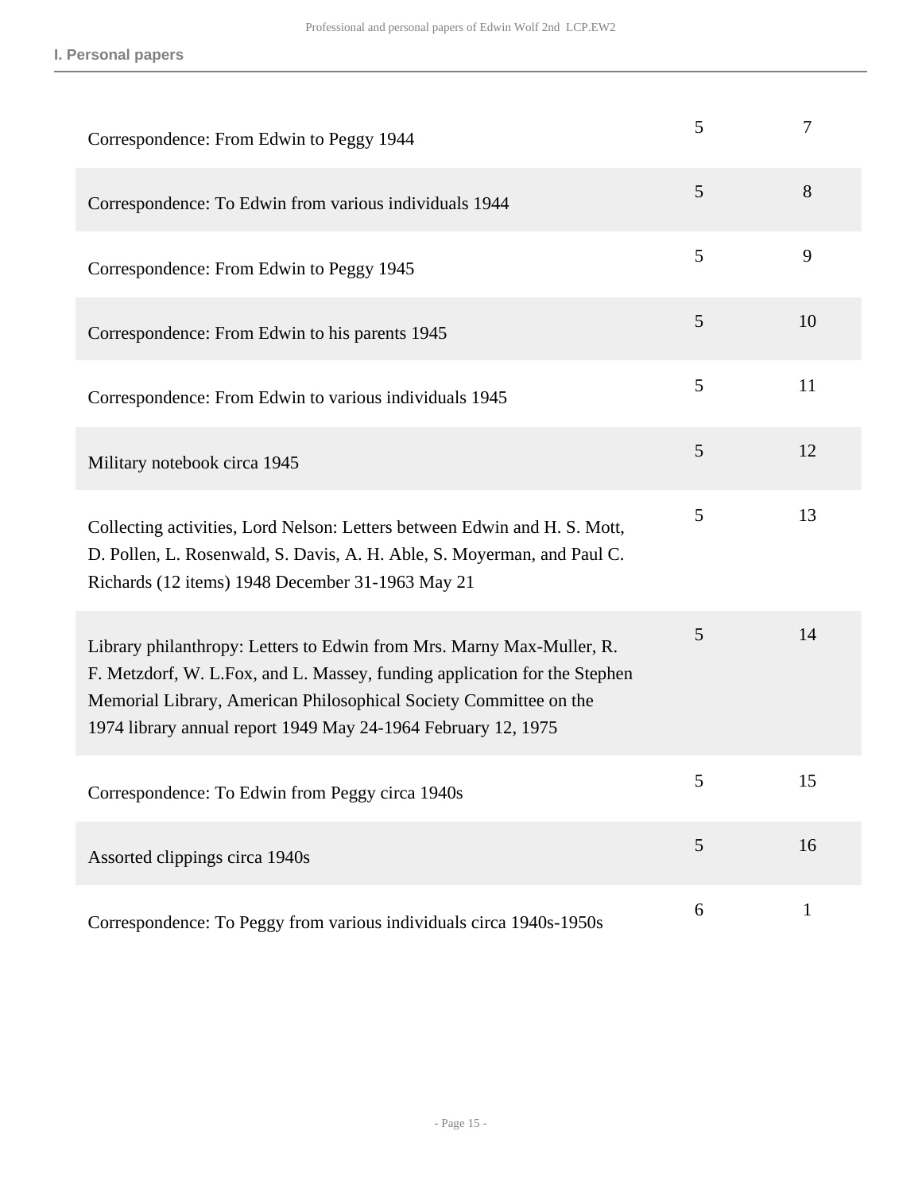| | | |
|---|---|---|
| Correspondence: From Edwin to Peggy 1944 | 5 | 7 |
| Correspondence: To Edwin from various individuals 1944 | 5 | 8 |
| Correspondence: From Edwin to Peggy 1945 | 5 | 9 |
| Correspondence: From Edwin to his parents 1945 | 5 | 10 |
| Correspondence: From Edwin to various individuals 1945 | 5 | 11 |
| Military notebook circa 1945 | 5 | 12 |
| Collecting activities, Lord Nelson: Letters between Edwin and H. S. Mott, D. Pollen, L. Rosenwald, S. Davis, A. H. Able, S. Moyerman, and Paul C. Richards (12 items) 1948 December 31-1963 May 21 | 5 | 13 |
| Library philanthropy: Letters to Edwin from Mrs. Marny Max-Muller, R. F. Metzdorf, W. L.Fox, and L. Massey, funding application for the Stephen Memorial Library, American Philosophical Society Committee on the 1974 library annual report 1949 May 24-1964 February 12, 1975 | 5 | 14 |
| Correspondence: To Edwin from Peggy circa 1940s | 5 | 15 |
| Assorted clippings circa 1940s | 5 | 16 |
| Correspondence: To Peggy from various individuals circa 1940s-1950s | 6 | 1 |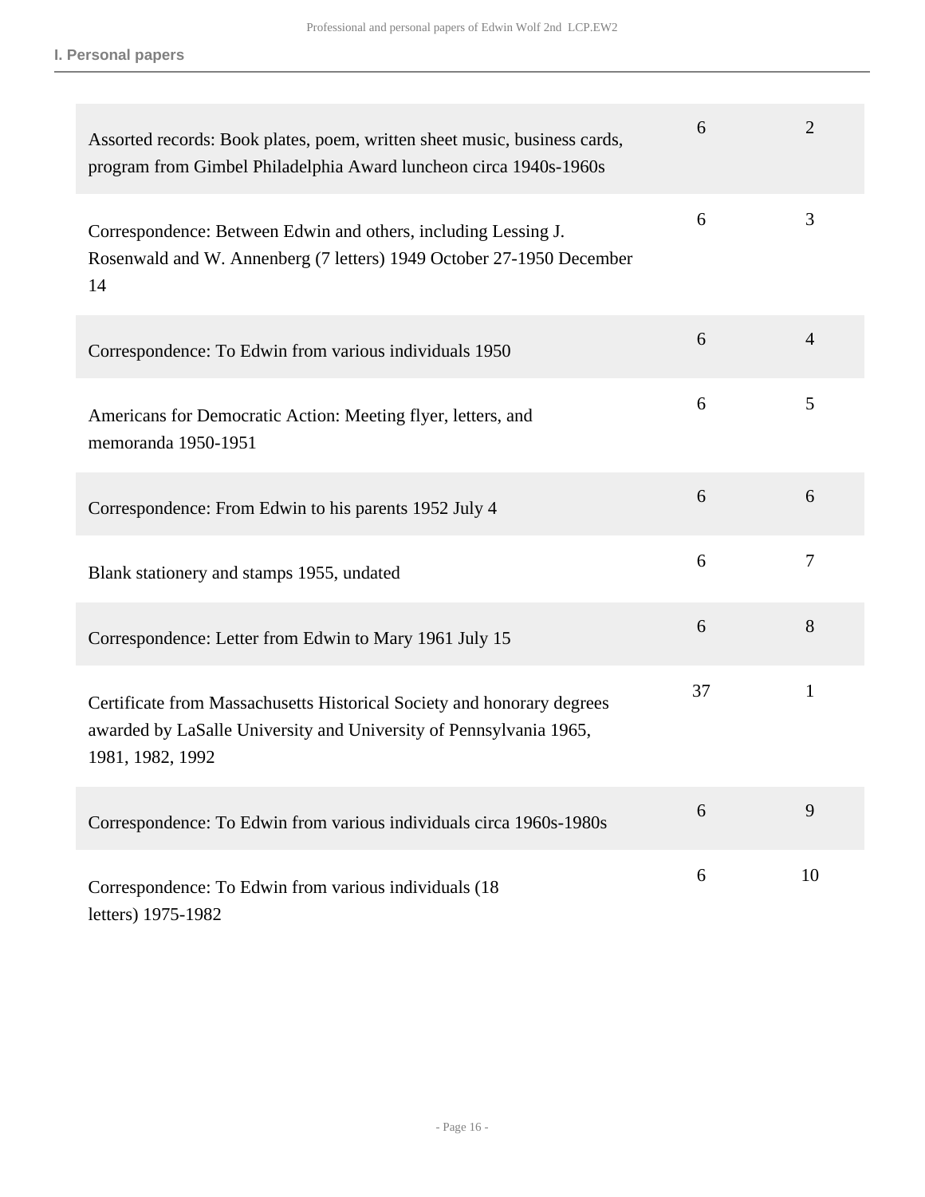| | | |
|---|---|---|
| Assorted records: Book plates, poem, written sheet music, business cards, program from Gimbel Philadelphia Award luncheon circa 1940s-1960s | 6 | 2 |
| Correspondence: Between Edwin and others, including Lessing J. Rosenwald and W. Annenberg (7 letters) 1949 October 27-1950 December 14 | 6 | 3 |
| Correspondence: To Edwin from various individuals 1950 | 6 | 4 |
| Americans for Democratic Action: Meeting flyer, letters, and memoranda 1950-1951 | 6 | 5 |
| Correspondence: From Edwin to his parents 1952 July 4 | 6 | 6 |
| Blank stationery and stamps 1955, undated | 6 | 7 |
| Correspondence: Letter from Edwin to Mary 1961 July 15 | 6 | 8 |
| Certificate from Massachusetts Historical Society and honorary degrees awarded by LaSalle University and University of Pennsylvania 1965, 1981, 1982, 1992 | 37 | 1 |
| Correspondence: To Edwin from various individuals circa 1960s-1980s | 6 | 9 |
| Correspondence: To Edwin from various individuals (18 letters) 1975-1982 | 6 | 10 |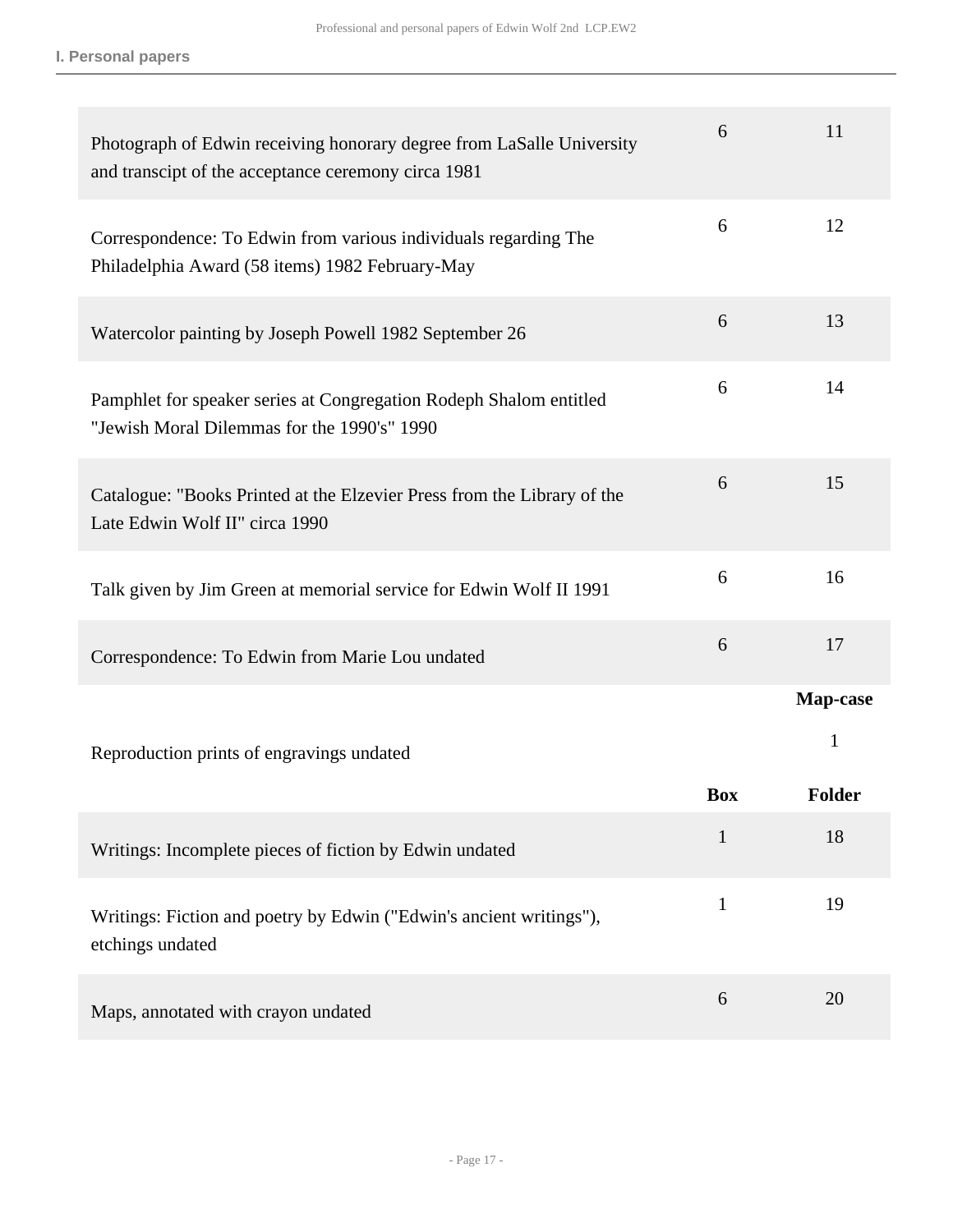**I. Personal papers**

| | Box | Folder |
|---|---|---|
| Photograph of Edwin receiving honorary degree from LaSalle University and transcipt of the acceptance ceremony circa 1981 | 6 | 11 |
| Correspondence: To Edwin from various individuals regarding The Philadelphia Award (58 items) 1982 February-May | 6 | 12 |
| Watercolor painting by Joseph Powell 1982 September 26 | 6 | 13 |
| Pamphlet for speaker series at Congregation Rodeph Shalom entitled "Jewish Moral Dilemmas for the 1990's" 1990 | 6 | 14 |
| Catalogue: "Books Printed at the Elzevier Press from the Library of the Late Edwin Wolf II" circa 1990 | 6 | 15 |
| Talk given by Jim Green at memorial service for Edwin Wolf II 1991 | 6 | 16 |
| Correspondence: To Edwin from Marie Lou undated | 6 | 17 |

| | Map-case |
|---|---|
| Reproduction prints of engravings undated | 1 |

| | Box | Folder |
|---|---|---|
| Writings: Incomplete pieces of fiction by Edwin undated | 1 | 18 |
| Writings: Fiction and poetry by Edwin ("Edwin's ancient writings"), etchings undated | 1 | 19 |
| Maps, annotated with crayon undated | 6 | 20 |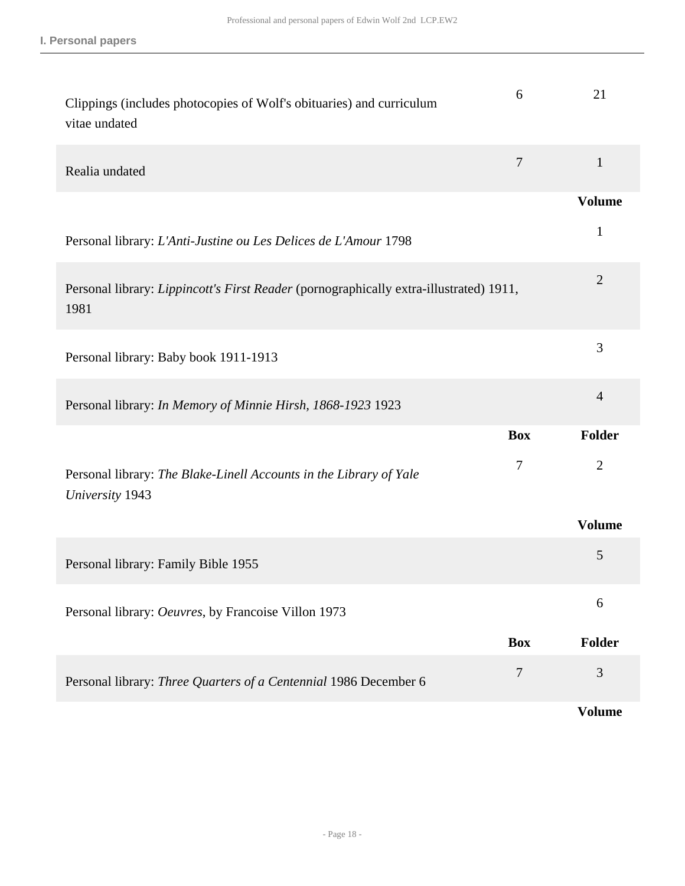| | | |
|---|---|---|
| Clippings (includes photocopies of Wolf's obituaries) and curriculum vitae undated | 6 | 21 |
| Realia undated | 7 | 1 |
| | | **Volume** |
| Personal library: *L'Anti-Justine ou Les Delices de L'Amour* 1798 | | 1 |
| Personal library: *Lippincott's First Reader* (pornographically extra-illustrated) 1911, 1981 | | 2 |
| Personal library: Baby book 1911-1913 | | 3 |
| Personal library: *In Memory of Minnie Hirsh, 1868-1923* 1923 | | 4 |
| | **Box** | **Folder** |
| Personal library: *The Blake-Linell Accounts in the Library of Yale University* 1943 | 7 | 2 |
| | | **Volume** |
| Personal library: Family Bible 1955 | | 5 |
| Personal library: *Oeuvres*, by Francoise Villon 1973 | | 6 |
| | **Box** | **Folder** |
| Personal library: *Three Quarters of a Centennial* 1986 December 6 | 7 | 3 |
| | | **Volume** |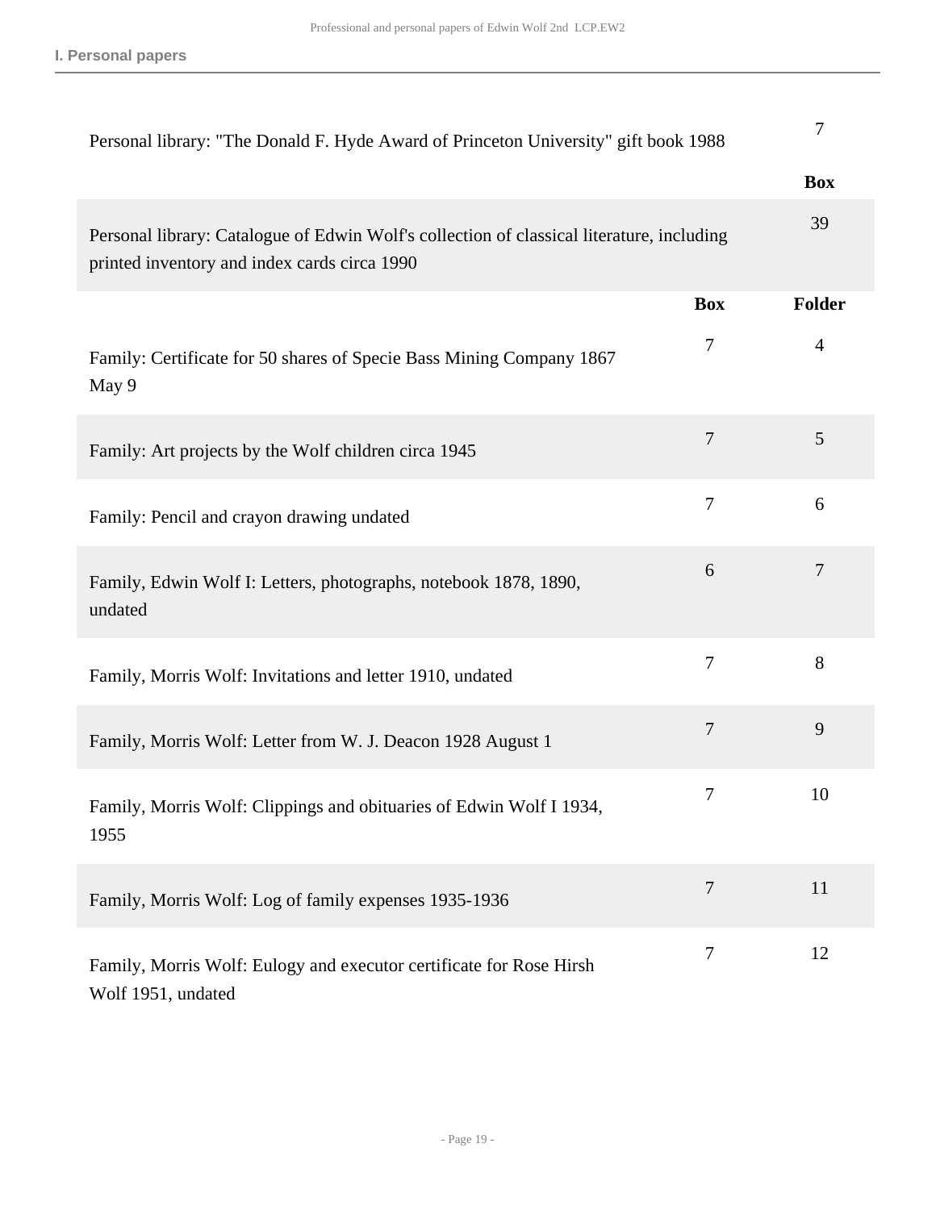| | Box |
|---|---|
| Personal library: "The Donald F. Hyde Award of Princeton University" gift book 1988 | 7 |

| | Box |
|---|---|
| Personal library: Catalogue of Edwin Wolf's collection of classical literature, including printed inventory and index cards circa 1990 | 39 |

| | Box | Folder |
|---|---|---|
| Family: Certificate for 50 shares of Specie Bass Mining Company 1867 May 9 | 7 | 4 |
| Family: Art projects by the Wolf children circa 1945 | 7 | 5 |
| Family: Pencil and crayon drawing undated | 7 | 6 |
| Family, Edwin Wolf I: Letters, photographs, notebook 1878, 1890, undated | 6 | 7 |
| Family, Morris Wolf: Invitations and letter 1910, undated | 7 | 8 |
| Family, Morris Wolf: Letter from W. J. Deacon 1928 August 1 | 7 | 9 |
| Family, Morris Wolf: Clippings and obituaries of Edwin Wolf I 1934, 1955 | 7 | 10 |
| Family, Morris Wolf: Log of family expenses 1935-1936 | 7 | 11 |
| Family, Morris Wolf: Eulogy and executor certificate for Rose Hirsh Wolf 1951, undated | 7 | 12 |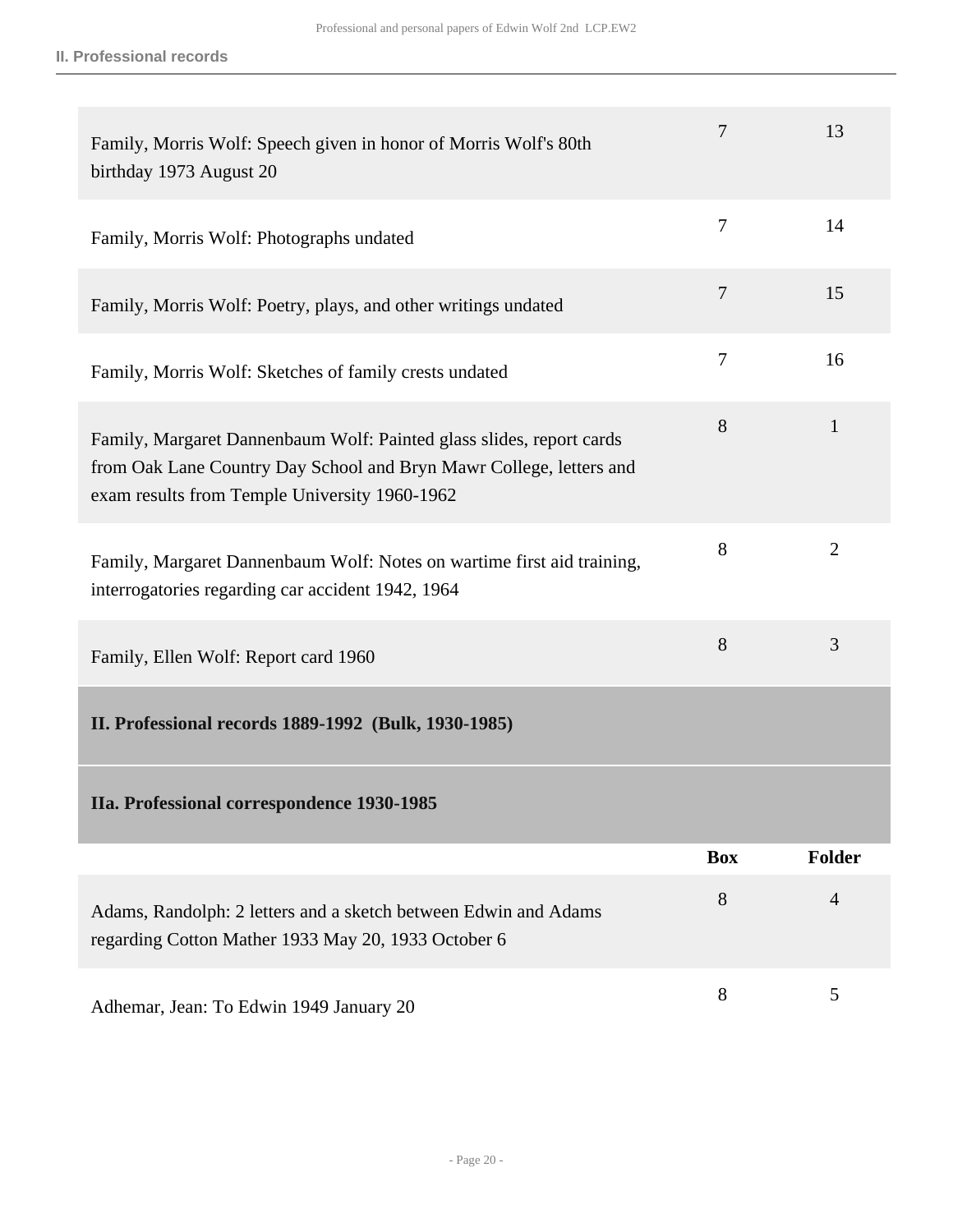| | | |
|---|---|---|
| Family, Morris Wolf: Speech given in honor of Morris Wolf's 80th birthday 1973 August 20 | 7 | 13 |
| Family, Morris Wolf: Photographs undated | 7 | 14 |
| Family, Morris Wolf: Poetry, plays, and other writings undated | 7 | 15 |
| Family, Morris Wolf: Sketches of family crests undated | 7 | 16 |
| Family, Margaret Dannenbaum Wolf: Painted glass slides, report cards from Oak Lane Country Day School and Bryn Mawr College, letters and exam results from Temple University 1960-1962 | 8 | 1 |
| Family, Margaret Dannenbaum Wolf: Notes on wartime first aid training, interrogatories regarding car accident 1942, 1964 | 8 | 2 |
| Family, Ellen Wolf: Report card 1960 | 8 | 3 |

## II. Professional records 1889-1992 (Bulk, 1930-1985)

### IIa. Professional correspondence 1930-1985

| | Box | Folder |
|---|---|---|
| Adams, Randolph: 2 letters and a sketch between Edwin and Adams regarding Cotton Mather 1933 May 20, 1933 October 6 | 8 | 4 |
| Adhemar, Jean: To Edwin 1949 January 20 | 8 | 5 |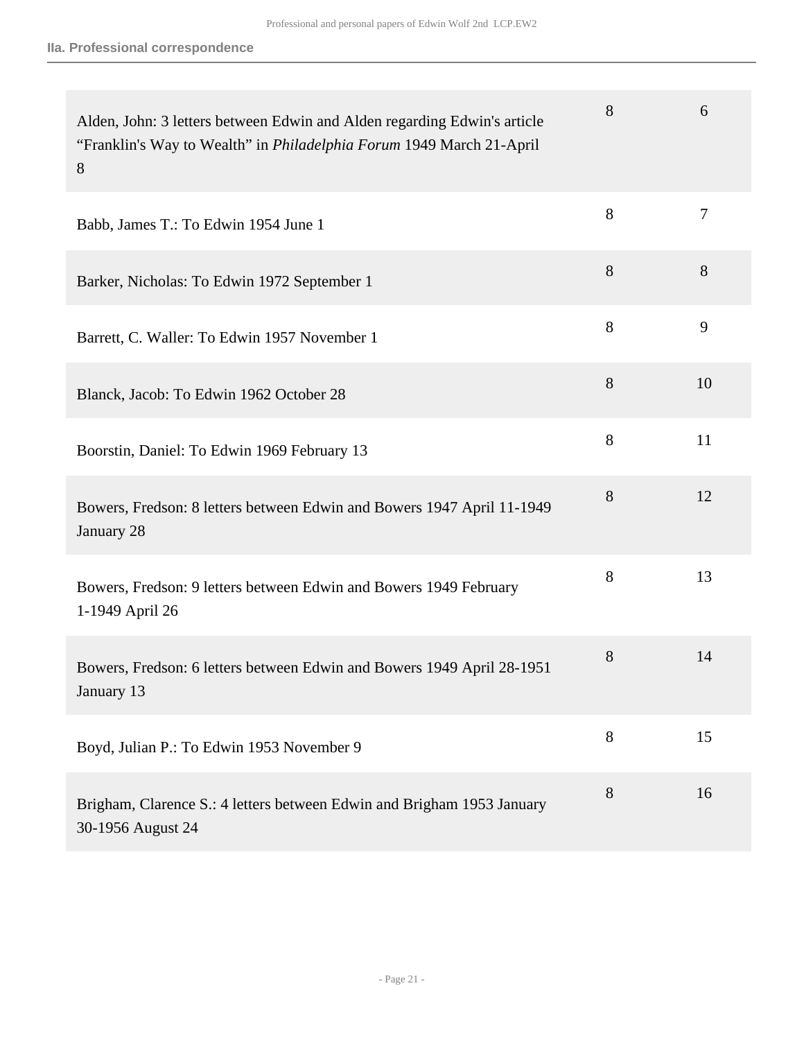### IIa. Professional correspondence

| | | |
|---|---|---|
| Alden, John: 3 letters between Edwin and Alden regarding Edwin's article "Franklin's Way to Wealth" in *Philadelphia Forum* 1949 March 21-April 8 | 8 | 6 |
| Babb, James T.: To Edwin 1954 June 1 | 8 | 7 |
| Barker, Nicholas: To Edwin 1972 September 1 | 8 | 8 |
| Barrett, C. Waller: To Edwin 1957 November 1 | 8 | 9 |
| Blanck, Jacob: To Edwin 1962 October 28 | 8 | 10 |
| Boorstin, Daniel: To Edwin 1969 February 13 | 8 | 11 |
| Bowers, Fredson: 8 letters between Edwin and Bowers 1947 April 11-1949 January 28 | 8 | 12 |
| Bowers, Fredson: 9 letters between Edwin and Bowers 1949 February 1-1949 April 26 | 8 | 13 |
| Bowers, Fredson: 6 letters between Edwin and Bowers 1949 April 28-1951 January 13 | 8 | 14 |
| Boyd, Julian P.: To Edwin 1953 November 9 | 8 | 15 |
| Brigham, Clarence S.: 4 letters between Edwin and Brigham 1953 January 30-1956 August 24 | 8 | 16 |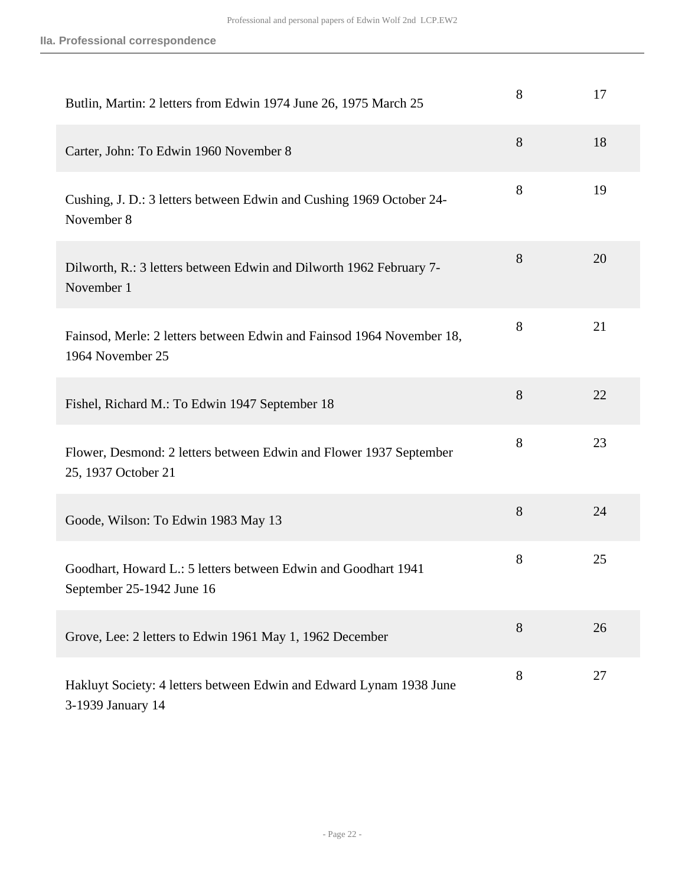| | | |
|---|---|---|
| Butlin, Martin: 2 letters from Edwin 1974 June 26, 1975 March 25 | 8 | 17 |
| Carter, John: To Edwin 1960 November 8 | 8 | 18 |
| Cushing, J. D.: 3 letters between Edwin and Cushing 1969 October 24-November 8 | 8 | 19 |
| Dilworth, R.: 3 letters between Edwin and Dilworth 1962 February 7-November 1 | 8 | 20 |
| Fainsod, Merle: 2 letters between Edwin and Fainsod 1964 November 18, 1964 November 25 | 8 | 21 |
| Fishel, Richard M.: To Edwin 1947 September 18 | 8 | 22 |
| Flower, Desmond: 2 letters between Edwin and Flower 1937 September 25, 1937 October 21 | 8 | 23 |
| Goode, Wilson: To Edwin 1983 May 13 | 8 | 24 |
| Goodhart, Howard L.: 5 letters between Edwin and Goodhart 1941 September 25-1942 June 16 | 8 | 25 |
| Grove, Lee: 2 letters to Edwin 1961 May 1, 1962 December | 8 | 26 |
| Hakluyt Society: 4 letters between Edwin and Edward Lynam 1938 June 3-1939 January 14 | 8 | 27 |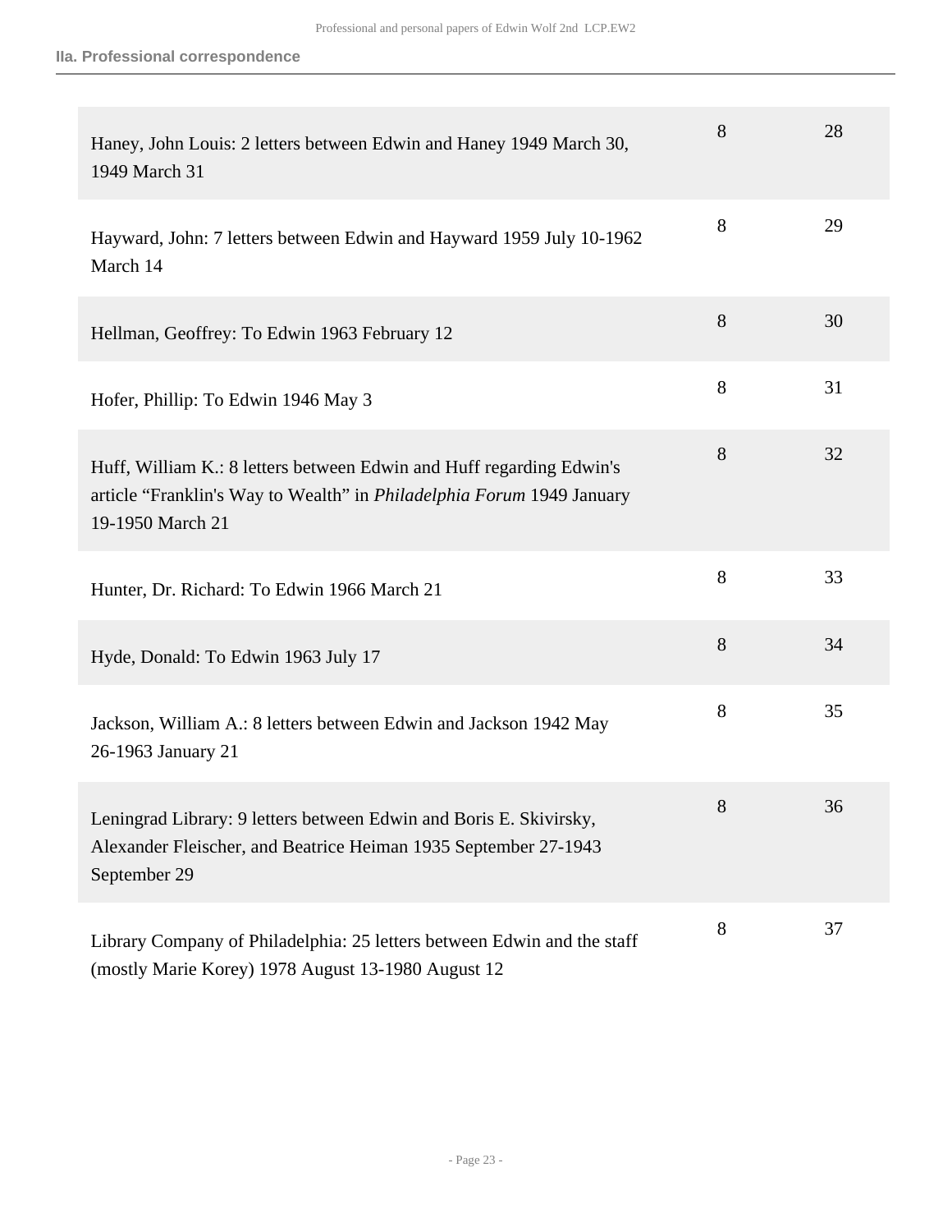### IIa. Professional correspondence

| | | |
|---|---|---|
| Haney, John Louis: 2 letters between Edwin and Haney 1949 March 30, 1949 March 31 | 8 | 28 |
| Hayward, John: 7 letters between Edwin and Hayward 1959 July 10-1962 March 14 | 8 | 29 |
| Hellman, Geoffrey: To Edwin 1963 February 12 | 8 | 30 |
| Hofer, Phillip: To Edwin 1946 May 3 | 8 | 31 |
| Huff, William K.: 8 letters between Edwin and Huff regarding Edwin's article "Franklin's Way to Wealth" in *Philadelphia Forum* 1949 January 19-1950 March 21 | 8 | 32 |
| Hunter, Dr. Richard: To Edwin 1966 March 21 | 8 | 33 |
| Hyde, Donald: To Edwin 1963 July 17 | 8 | 34 |
| Jackson, William A.: 8 letters between Edwin and Jackson 1942 May 26-1963 January 21 | 8 | 35 |
| Leningrad Library: 9 letters between Edwin and Boris E. Skivirsky, Alexander Fleischer, and Beatrice Heiman 1935 September 27-1943 September 29 | 8 | 36 |
| Library Company of Philadelphia: 25 letters between Edwin and the staff (mostly Marie Korey) 1978 August 13-1980 August 12 | 8 | 37 |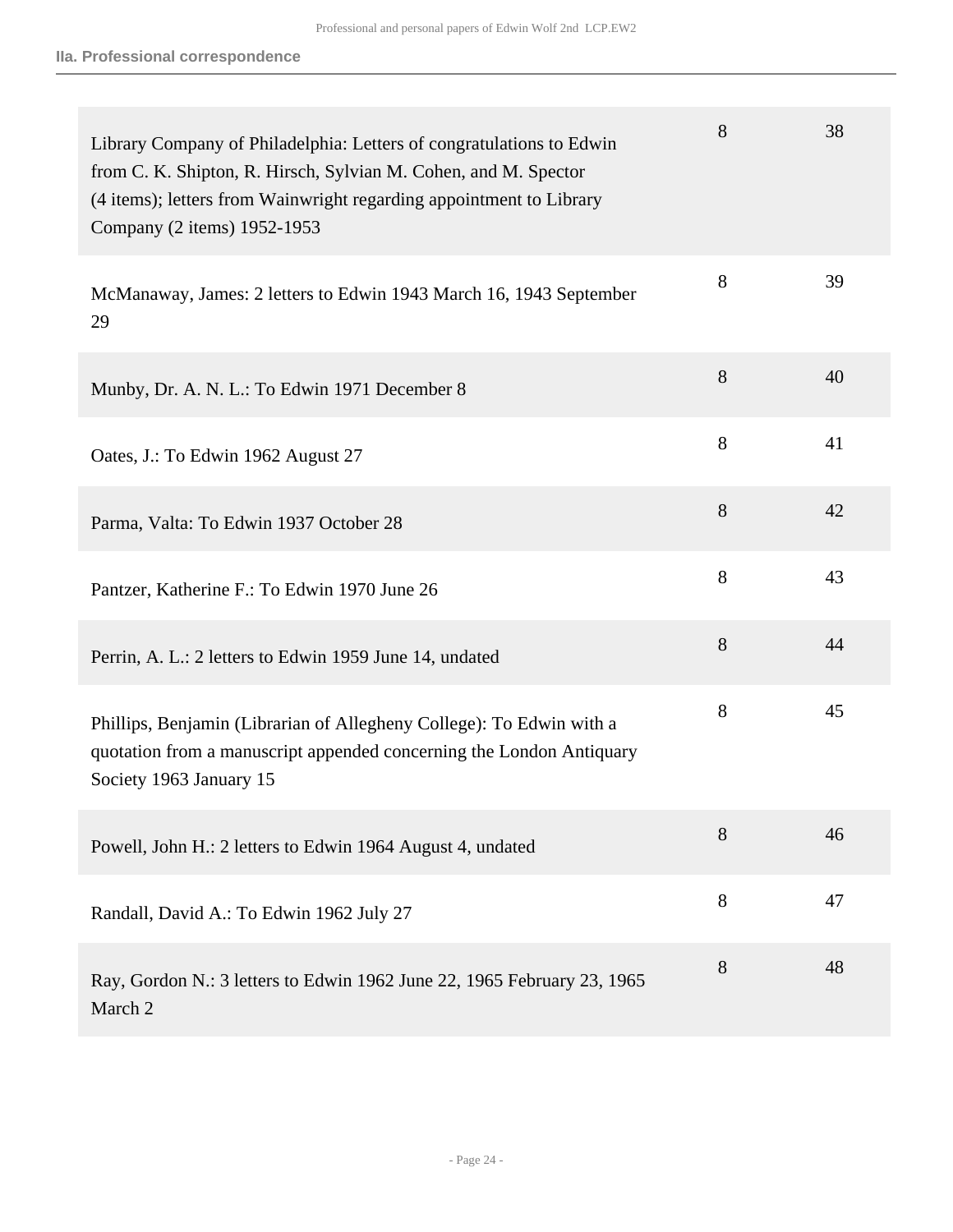### IIa. Professional correspondence

| | | |
|---|---|---|
| Library Company of Philadelphia: Letters of congratulations to Edwin from C. K. Shipton, R. Hirsch, Sylvian M. Cohen, and M. Spector (4 items); letters from Wainwright regarding appointment to Library Company (2 items) 1952-1953 | 8 | 38 |
| McManaway, James: 2 letters to Edwin 1943 March 16, 1943 September 29 | 8 | 39 |
| Munby, Dr. A. N. L.: To Edwin 1971 December 8 | 8 | 40 |
| Oates, J.: To Edwin 1962 August 27 | 8 | 41 |
| Parma, Valta: To Edwin 1937 October 28 | 8 | 42 |
| Pantzer, Katherine F.: To Edwin 1970 June 26 | 8 | 43 |
| Perrin, A. L.: 2 letters to Edwin 1959 June 14, undated | 8 | 44 |
| Phillips, Benjamin (Librarian of Allegheny College): To Edwin with a quotation from a manuscript appended concerning the London Antiquary Society 1963 January 15 | 8 | 45 |
| Powell, John H.: 2 letters to Edwin 1964 August 4, undated | 8 | 46 |
| Randall, David A.: To Edwin 1962 July 27 | 8 | 47 |
| Ray, Gordon N.: 3 letters to Edwin 1962 June 22, 1965 February 23, 1965 March 2 | 8 | 48 |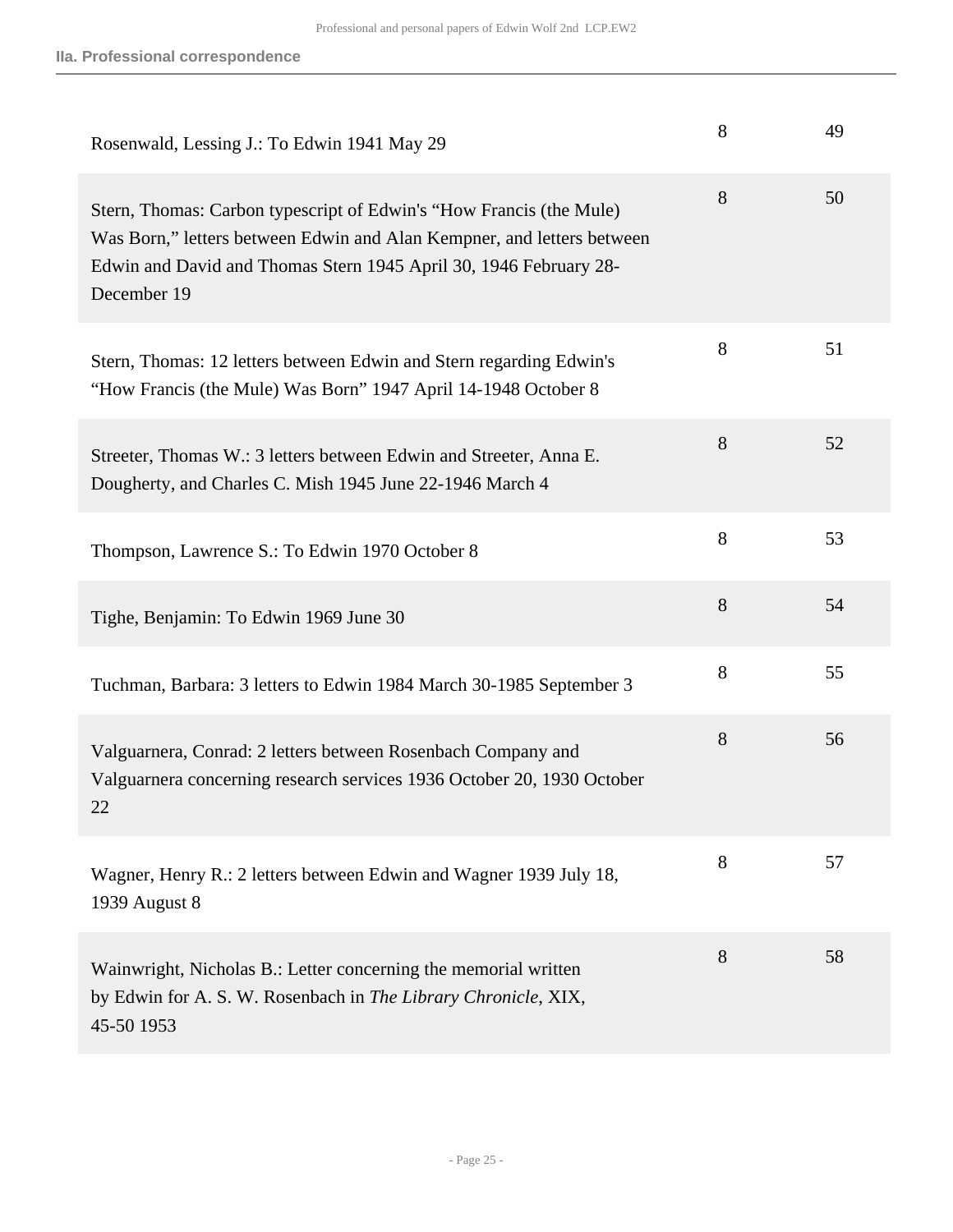| | | |
|---|---|---|
| Rosenwald, Lessing J.: To Edwin 1941 May 29 | 8 | 49 |
| Stern, Thomas: Carbon typescript of Edwin's "How Francis (the Mule) Was Born," letters between Edwin and Alan Kempner, and letters between Edwin and David and Thomas Stern 1945 April 30, 1946 February 28-December 19 | 8 | 50 |
| Stern, Thomas: 12 letters between Edwin and Stern regarding Edwin's "How Francis (the Mule) Was Born" 1947 April 14-1948 October 8 | 8 | 51 |
| Streeter, Thomas W.: 3 letters between Edwin and Streeter, Anna E. Dougherty, and Charles C. Mish 1945 June 22-1946 March 4 | 8 | 52 |
| Thompson, Lawrence S.: To Edwin 1970 October 8 | 8 | 53 |
| Tighe, Benjamin: To Edwin 1969 June 30 | 8 | 54 |
| Tuchman, Barbara: 3 letters to Edwin 1984 March 30-1985 September 3 | 8 | 55 |
| Valguarnera, Conrad: 2 letters between Rosenbach Company and Valguarnera concerning research services 1936 October 20, 1930 October 22 | 8 | 56 |
| Wagner, Henry R.: 2 letters between Edwin and Wagner 1939 July 18, 1939 August 8 | 8 | 57 |
| Wainwright, Nicholas B.: Letter concerning the memorial written by Edwin for A. S. W. Rosenbach in *The Library Chronicle*, XIX, 45-50 1953 | 8 | 58 |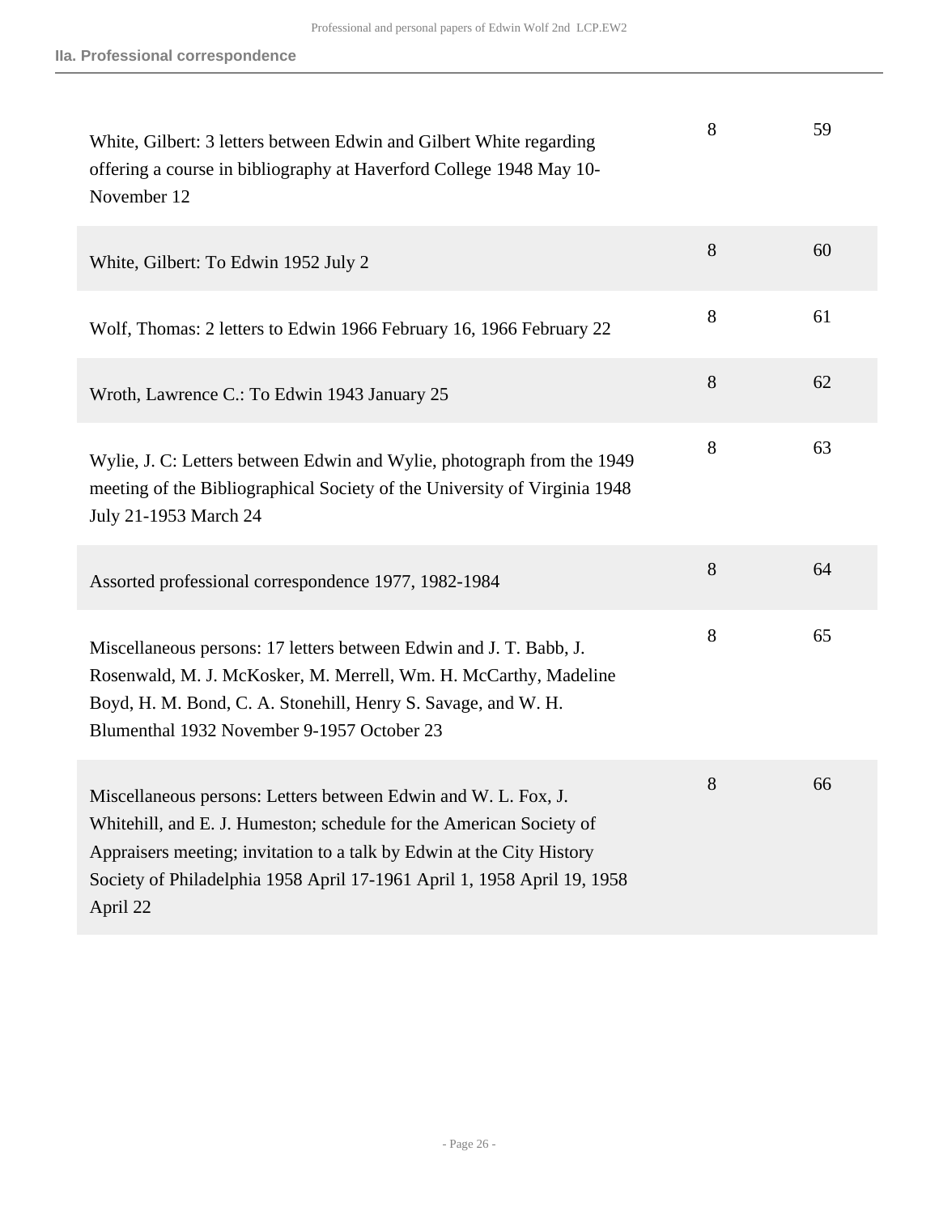| | | |
|---|---|---|
| White, Gilbert: 3 letters between Edwin and Gilbert White regarding offering a course in bibliography at Haverford College 1948 May 10-November 12 | 8 | 59 |
| White, Gilbert: To Edwin 1952 July 2 | 8 | 60 |
| Wolf, Thomas: 2 letters to Edwin 1966 February 16, 1966 February 22 | 8 | 61 |
| Wroth, Lawrence C.: To Edwin 1943 January 25 | 8 | 62 |
| Wylie, J. C: Letters between Edwin and Wylie, photograph from the 1949 meeting of the Bibliographical Society of the University of Virginia 1948 July 21-1953 March 24 | 8 | 63 |
| Assorted professional correspondence 1977, 1982-1984 | 8 | 64 |
| Miscellaneous persons: 17 letters between Edwin and J. T. Babb, J. Rosenwald, M. J. McKosker, M. Merrell, Wm. H. McCarthy, Madeline Boyd, H. M. Bond, C. A. Stonehill, Henry S. Savage, and W. H. Blumenthal 1932 November 9-1957 October 23 | 8 | 65 |
| Miscellaneous persons: Letters between Edwin and W. L. Fox, J. Whitehill, and E. J. Humeston; schedule for the American Society of Appraisers meeting; invitation to a talk by Edwin at the City History Society of Philadelphia 1958 April 17-1961 April 1, 1958 April 19, 1958 April 22 | 8 | 66 |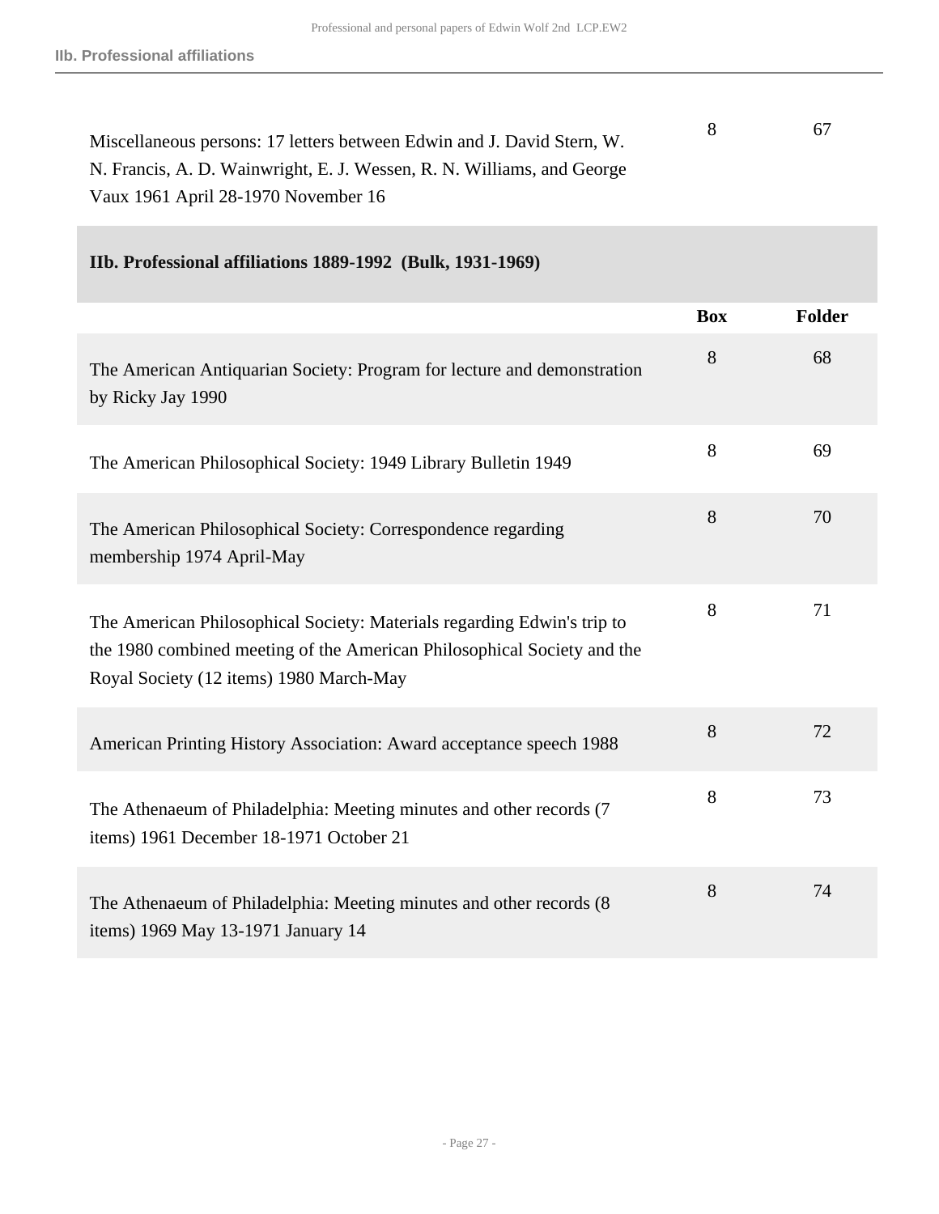| | Box | Folder |
|---|---|---|
| Miscellaneous persons: 17 letters between Edwin and J. David Stern, W. N. Francis, A. D. Wainwright, E. J. Wessen, R. N. Williams, and George Vaux 1961 April 28-1970 November 16 | 8 | 67 |

## IIb. Professional affiliations 1889-1992 (Bulk, 1931-1969)

| | Box | Folder |
|---|---|---|
| The American Antiquarian Society: Program for lecture and demonstration by Ricky Jay 1990 | 8 | 68 |
| The American Philosophical Society: 1949 Library Bulletin 1949 | 8 | 69 |
| The American Philosophical Society: Correspondence regarding membership 1974 April-May | 8 | 70 |
| The American Philosophical Society: Materials regarding Edwin's trip to the 1980 combined meeting of the American Philosophical Society and the Royal Society (12 items) 1980 March-May | 8 | 71 |
| American Printing History Association: Award acceptance speech 1988 | 8 | 72 |
| The Athenaeum of Philadelphia: Meeting minutes and other records (7 items) 1961 December 18-1971 October 21 | 8 | 73 |
| The Athenaeum of Philadelphia: Meeting minutes and other records (8 items) 1969 May 13-1971 January 14 | 8 | 74 |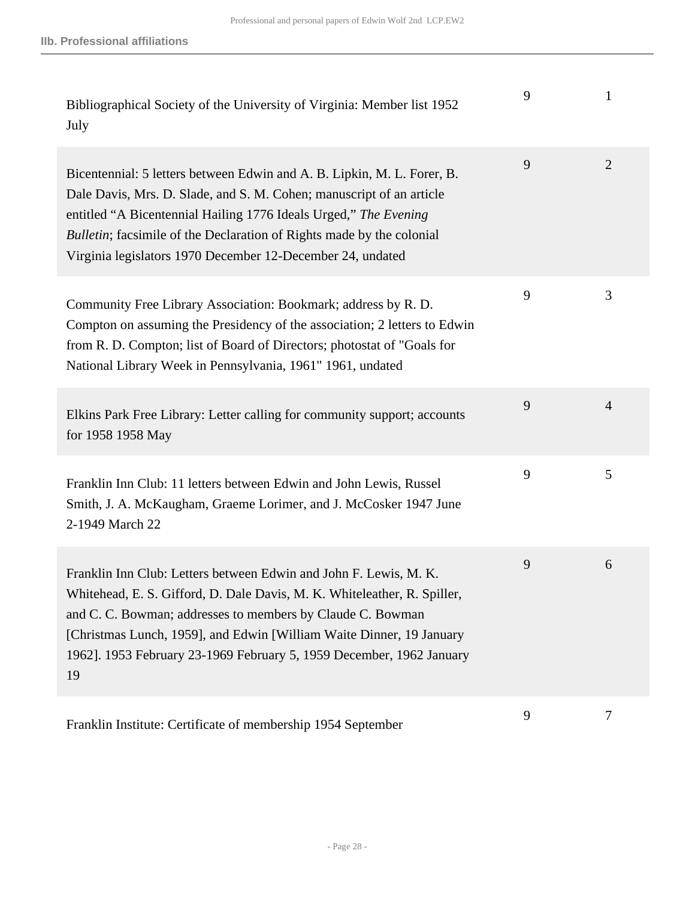| Description | Box | Folder |
| --- | --- | --- |
| Bibliographical Society of the University of Virginia: Member list 1952 July | 9 | 1 |
| Bicentennial: 5 letters between Edwin and A. B. Lipkin, M. L. Forer, B. Dale Davis, Mrs. D. Slade, and S. M. Cohen; manuscript of an article entitled “A Bicentennial Hailing 1776 Ideals Urged,” *The Evening Bulletin*; facsimile of the Declaration of Rights made by the colonial Virginia legislators 1970 December 12-December 24, undated | 9 | 2 |
| Community Free Library Association: Bookmark; address by R. D. Compton on assuming the Presidency of the association; 2 letters to Edwin from R. D. Compton; list of Board of Directors; photostat of "Goals for National Library Week in Pennsylvania, 1961" 1961, undated | 9 | 3 |
| Elkins Park Free Library: Letter calling for community support; accounts for 1958 1958 May | 9 | 4 |
| Franklin Inn Club: 11 letters between Edwin and John Lewis, Russel Smith, J. A. McKaugham, Graeme Lorimer, and J. McCosker 1947 June 2-1949 March 22 | 9 | 5 |
| Franklin Inn Club: Letters between Edwin and John F. Lewis, M. K. Whitehead, E. S. Gifford, D. Dale Davis, M. K. Whiteleather, R. Spiller, and C. C. Bowman; addresses to members by Claude C. Bowman [Christmas Lunch, 1959], and Edwin [William Waite Dinner, 19 January 1962]. 1953 February 23-1969 February 5, 1959 December, 1962 January 19 | 9 | 6 |
| Franklin Institute: Certificate of membership 1954 September | 9 | 7 |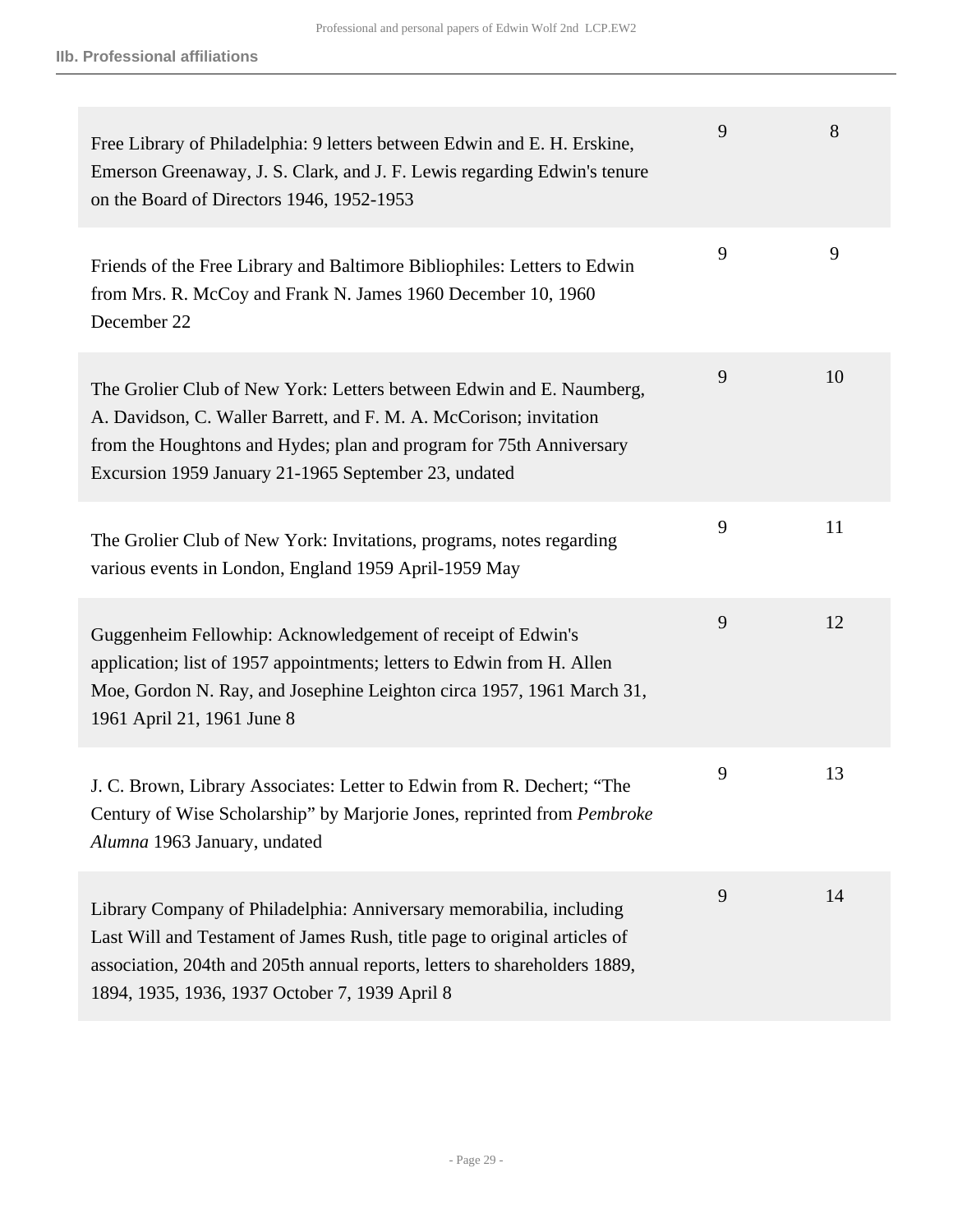## IIb. Professional affiliations

| Description | Box | Folder |
|---|---|---|
| Free Library of Philadelphia: 9 letters between Edwin and E. H. Erskine, Emerson Greenaway, J. S. Clark, and J. F. Lewis regarding Edwin's tenure on the Board of Directors 1946, 1952-1953 | 9 | 8 |
| Friends of the Free Library and Baltimore Bibliophiles: Letters to Edwin from Mrs. R. McCoy and Frank N. James 1960 December 10, 1960 December 22 | 9 | 9 |
| The Grolier Club of New York: Letters between Edwin and E. Naumberg, A. Davidson, C. Waller Barrett, and F. M. A. McCorison; invitation from the Houghtons and Hydes; plan and program for 75th Anniversary Excursion 1959 January 21-1965 September 23, undated | 9 | 10 |
| The Grolier Club of New York: Invitations, programs, notes regarding various events in London, England 1959 April-1959 May | 9 | 11 |
| Guggenheim Fellowhip: Acknowledgement of receipt of Edwin's application; list of 1957 appointments; letters to Edwin from H. Allen Moe, Gordon N. Ray, and Josephine Leighton circa 1957, 1961 March 31, 1961 April 21, 1961 June 8 | 9 | 12 |
| J. C. Brown, Library Associates: Letter to Edwin from R. Dechert; "The Century of Wise Scholarship" by Marjorie Jones, reprinted from *Pembroke Alumna* 1963 January, undated | 9 | 13 |
| Library Company of Philadelphia: Anniversary memorabilia, including Last Will and Testament of James Rush, title page to original articles of association, 204th and 205th annual reports, letters to shareholders 1889, 1894, 1935, 1936, 1937 October 7, 1939 April 8 | 9 | 14 |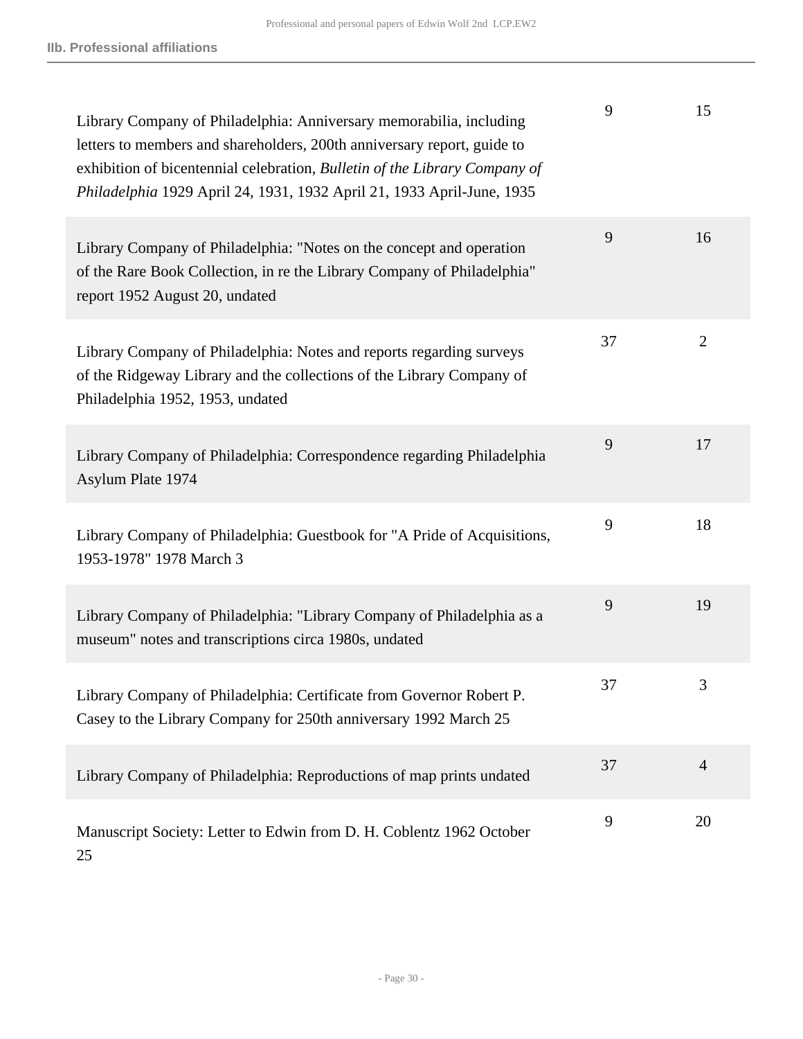IIb. Professional affiliations

| | | |
|---|---|---|
| Library Company of Philadelphia: Anniversary memorabilia, including letters to members and shareholders, 200th anniversary report, guide to exhibition of bicentennial celebration, *Bulletin of the Library Company of Philadelphia* 1929 April 24, 1931, 1932 April 21, 1933 April-June, 1935 | 9 | 15 |
| Library Company of Philadelphia: "Notes on the concept and operation of the Rare Book Collection, in re the Library Company of Philadelphia" report 1952 August 20, undated | 9 | 16 |
| Library Company of Philadelphia: Notes and reports regarding surveys of the Ridgeway Library and the collections of the Library Company of Philadelphia 1952, 1953, undated | 37 | 2 |
| Library Company of Philadelphia: Correspondence regarding Philadelphia Asylum Plate 1974 | 9 | 17 |
| Library Company of Philadelphia: Guestbook for "A Pride of Acquisitions, 1953-1978" 1978 March 3 | 9 | 18 |
| Library Company of Philadelphia: "Library Company of Philadelphia as a museum" notes and transcriptions circa 1980s, undated | 9 | 19 |
| Library Company of Philadelphia: Certificate from Governor Robert P. Casey to the Library Company for 250th anniversary 1992 March 25 | 37 | 3 |
| Library Company of Philadelphia: Reproductions of map prints undated | 37 | 4 |
| Manuscript Society: Letter to Edwin from D. H. Coblentz 1962 October 25 | 9 | 20 |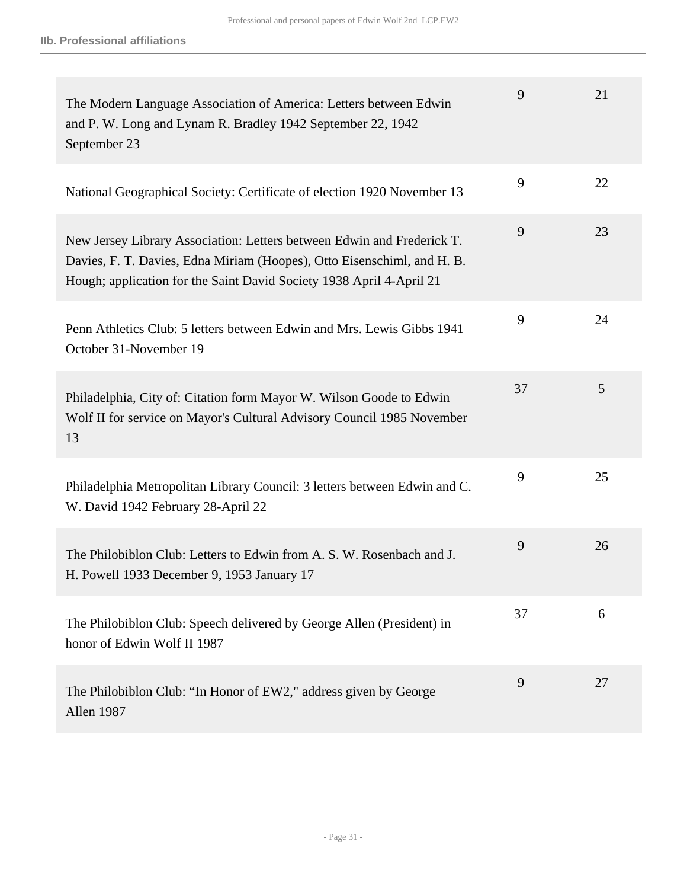**IIb. Professional affiliations**

| | | |
|---|---|---|
| The Modern Language Association of America: Letters between Edwin and P. W. Long and Lynam R. Bradley 1942 September 22, 1942 September 23 | 9 | 21 |
| National Geographical Society: Certificate of election 1920 November 13 | 9 | 22 |
| New Jersey Library Association: Letters between Edwin and Frederick T. Davies, F. T. Davies, Edna Miriam (Hoopes), Otto Eisenschiml, and H. B. Hough; application for the Saint David Society 1938 April 4-April 21 | 9 | 23 |
| Penn Athletics Club: 5 letters between Edwin and Mrs. Lewis Gibbs 1941 October 31-November 19 | 9 | 24 |
| Philadelphia, City of: Citation form Mayor W. Wilson Goode to Edwin Wolf II for service on Mayor's Cultural Advisory Council 1985 November 13 | 37 | 5 |
| Philadelphia Metropolitan Library Council: 3 letters between Edwin and C. W. David 1942 February 28-April 22 | 9 | 25 |
| The Philobiblon Club: Letters to Edwin from A. S. W. Rosenbach and J. H. Powell 1933 December 9, 1953 January 17 | 9 | 26 |
| The Philobiblon Club: Speech delivered by George Allen (President) in honor of Edwin Wolf II 1987 | 37 | 6 |
| The Philobiblon Club: "In Honor of EW2," address given by George Allen 1987 | 9 | 27 |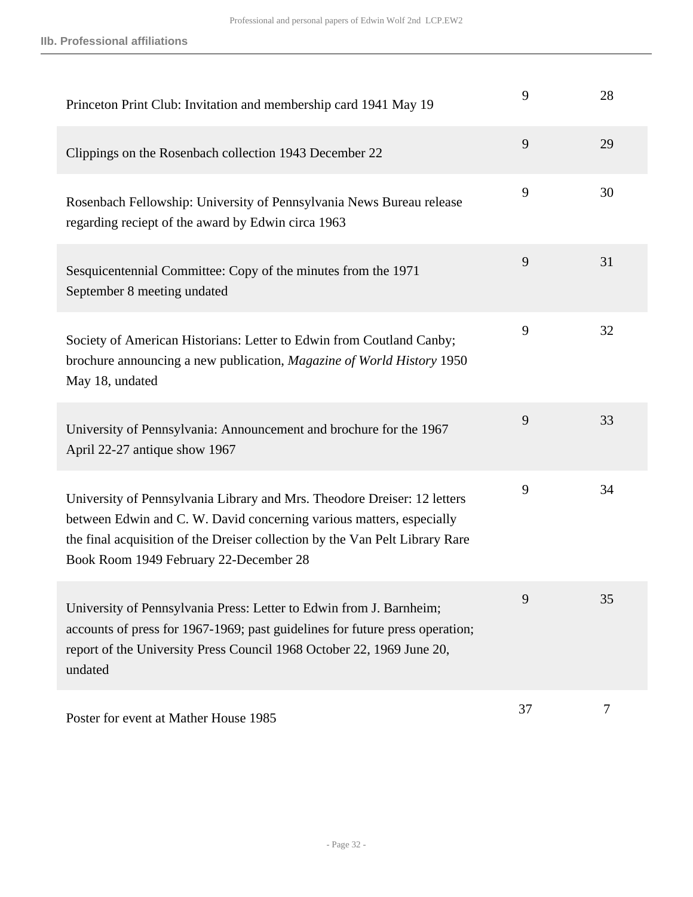**IIb. Professional affiliations**

| Description | Box | Folder |
|---|---|---|
| Princeton Print Club: Invitation and membership card 1941 May 19 | 9 | 28 |
| Clippings on the Rosenbach collection 1943 December 22 | 9 | 29 |
| Rosenbach Fellowship: University of Pennsylvania News Bureau release regarding reciept of the award by Edwin circa 1963 | 9 | 30 |
| Sesquicentennial Committee: Copy of the minutes from the 1971 September 8 meeting undated | 9 | 31 |
| Society of American Historians: Letter to Edwin from Coutland Canby; brochure announcing a new publication, *Magazine of World History* 1950 May 18, undated | 9 | 32 |
| University of Pennsylvania: Announcement and brochure for the 1967 April 22-27 antique show 1967 | 9 | 33 |
| University of Pennsylvania Library and Mrs. Theodore Dreiser: 12 letters between Edwin and C. W. David concerning various matters, especially the final acquisition of the Dreiser collection by the Van Pelt Library Rare Book Room 1949 February 22-December 28 | 9 | 34 |
| University of Pennsylvania Press: Letter to Edwin from J. Barnheim; accounts of press for 1967-1969; past guidelines for future press operation; report of the University Press Council 1968 October 22, 1969 June 20, undated | 9 | 35 |
| Poster for event at Mather House 1985 | 37 | 7 |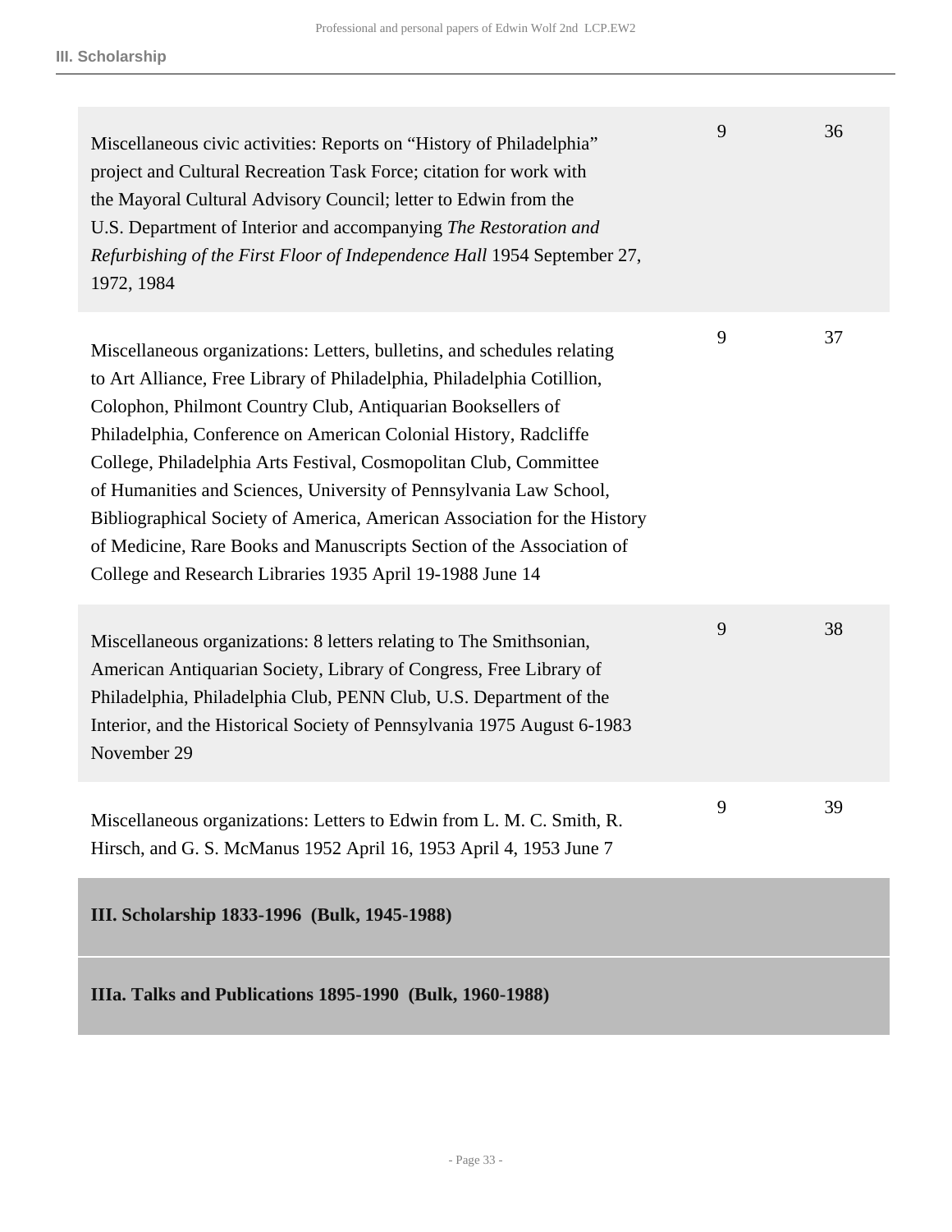| Description | Box | Folder |
|---|---|---|
| Miscellaneous civic activities: Reports on "History of Philadelphia" project and Cultural Recreation Task Force; citation for work with the Mayoral Cultural Advisory Council; letter to Edwin from the U.S. Department of Interior and accompanying *The Restoration and Refurbishing of the First Floor of Independence Hall* 1954 September 27, 1972, 1984 | 9 | 36 |
| Miscellaneous organizations: Letters, bulletins, and schedules relating to Art Alliance, Free Library of Philadelphia, Philadelphia Cotillion, Colophon, Philmont Country Club, Antiquarian Booksellers of Philadelphia, Conference on American Colonial History, Radcliffe College, Philadelphia Arts Festival, Cosmopolitan Club, Committee of Humanities and Sciences, University of Pennsylvania Law School, Bibliographical Society of America, American Association for the History of Medicine, Rare Books and Manuscripts Section of the Association of College and Research Libraries 1935 April 19-1988 June 14 | 9 | 37 |
| Miscellaneous organizations: 8 letters relating to The Smithsonian, American Antiquarian Society, Library of Congress, Free Library of Philadelphia, Philadelphia Club, PENN Club, U.S. Department of the Interior, and the Historical Society of Pennsylvania 1975 August 6-1983 November 29 | 9 | 38 |
| Miscellaneous organizations: Letters to Edwin from L. M. C. Smith, R. Hirsch, and G. S. McManus 1952 April 16, 1953 April 4, 1953 June 7 | 9 | 39 |

## III. Scholarship 1833-1996 (Bulk, 1945-1988)

### IIIa. Talks and Publications 1895-1990 (Bulk, 1960-1988)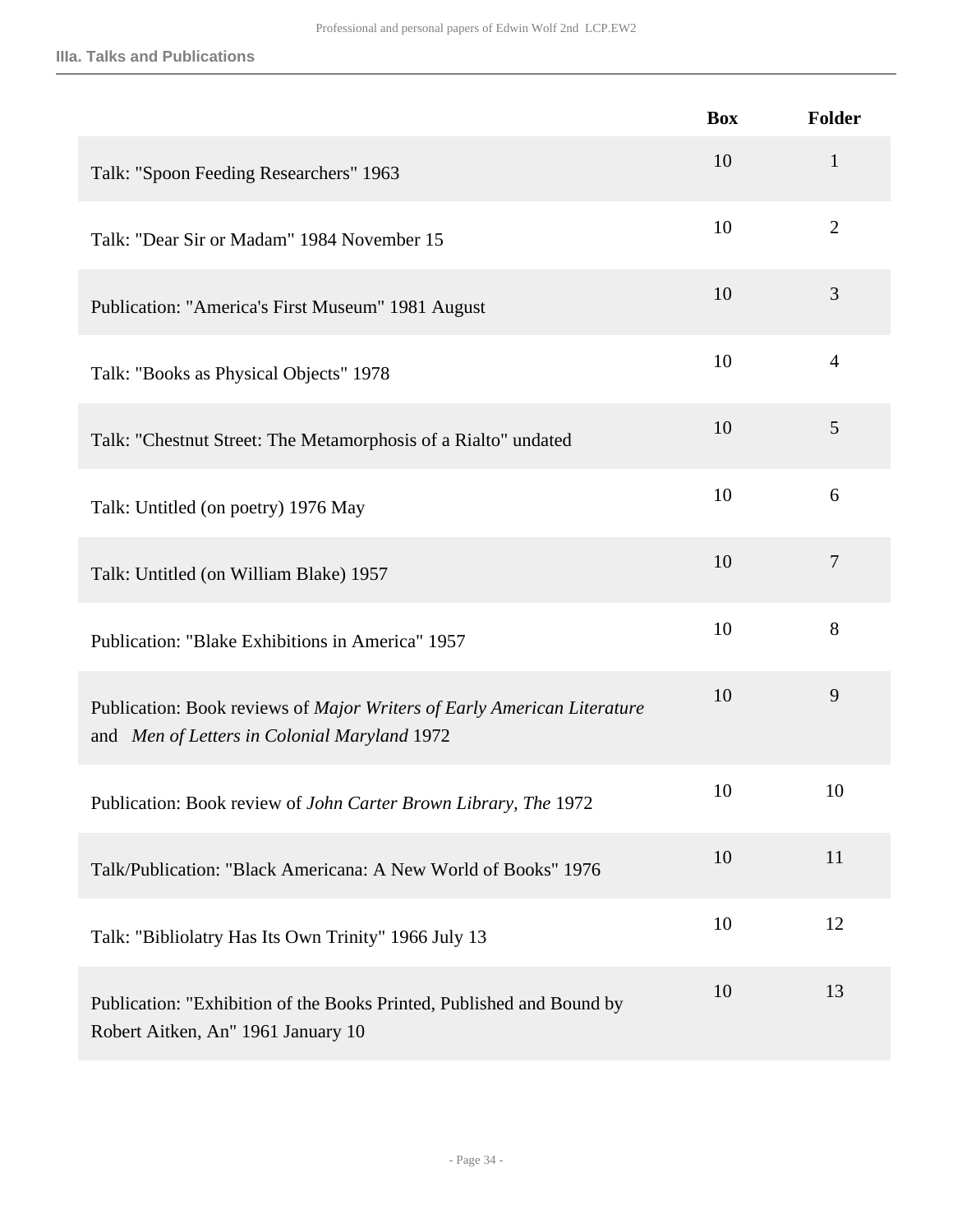### IIIa. Talks and Publications

| | Box | Folder |
|---|---|---|
| Talk: "Spoon Feeding Researchers" 1963 | 10 | 1 |
| Talk: "Dear Sir or Madam" 1984 November 15 | 10 | 2 |
| Publication: "America's First Museum" 1981 August | 10 | 3 |
| Talk: "Books as Physical Objects" 1978 | 10 | 4 |
| Talk: "Chestnut Street: The Metamorphosis of a Rialto" undated | 10 | 5 |
| Talk: Untitled (on poetry) 1976 May | 10 | 6 |
| Talk: Untitled (on William Blake) 1957 | 10 | 7 |
| Publication: "Blake Exhibitions in America" 1957 | 10 | 8 |
| Publication: Book reviews of *Major Writers of Early American Literature* and *Men of Letters in Colonial Maryland* 1972 | 10 | 9 |
| Publication: Book review of *John Carter Brown Library, The* 1972 | 10 | 10 |
| Talk/Publication: "Black Americana: A New World of Books" 1976 | 10 | 11 |
| Talk: "Bibliolatry Has Its Own Trinity" 1966 July 13 | 10 | 12 |
| Publication: "Exhibition of the Books Printed, Published and Bound by Robert Aitken, An" 1961 January 10 | 10 | 13 |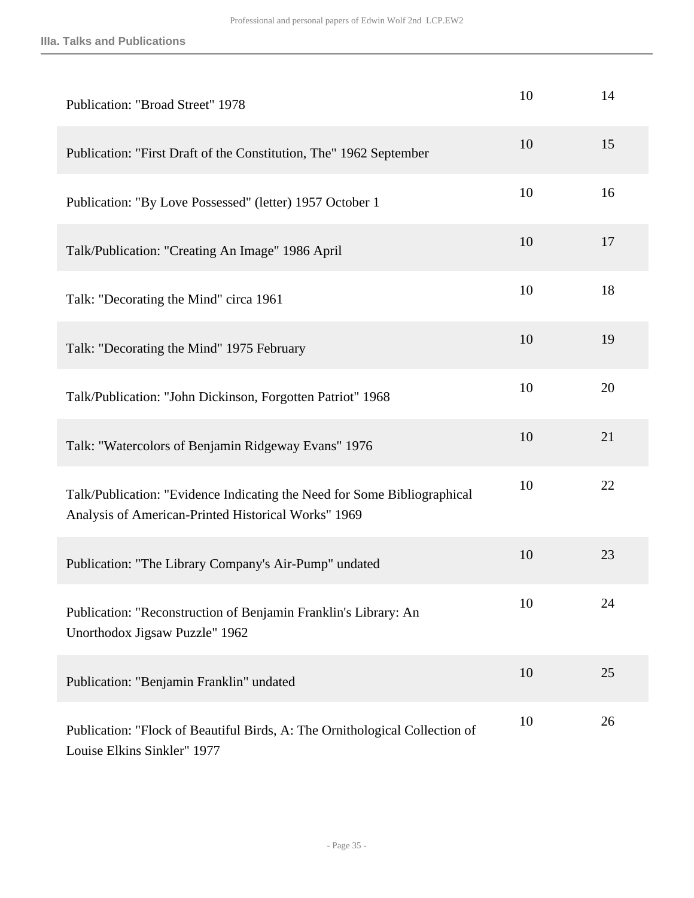| | | |
|---|---|---|
| Publication: "Broad Street" 1978 | 10 | 14 |
| Publication: "First Draft of the Constitution, The" 1962 September | 10 | 15 |
| Publication: "By Love Possessed" (letter) 1957 October 1 | 10 | 16 |
| Talk/Publication: "Creating An Image" 1986 April | 10 | 17 |
| Talk: "Decorating the Mind" circa 1961 | 10 | 18 |
| Talk: "Decorating the Mind" 1975 February | 10 | 19 |
| Talk/Publication: "John Dickinson, Forgotten Patriot" 1968 | 10 | 20 |
| Talk: "Watercolors of Benjamin Ridgeway Evans" 1976 | 10 | 21 |
| Talk/Publication: "Evidence Indicating the Need for Some Bibliographical Analysis of American-Printed Historical Works" 1969 | 10 | 22 |
| Publication: "The Library Company's Air-Pump" undated | 10 | 23 |
| Publication: "Reconstruction of Benjamin Franklin's Library: An Unorthodox Jigsaw Puzzle" 1962 | 10 | 24 |
| Publication: "Benjamin Franklin" undated | 10 | 25 |
| Publication: "Flock of Beautiful Birds, A: The Ornithological Collection of Louise Elkins Sinkler" 1977 | 10 | 26 |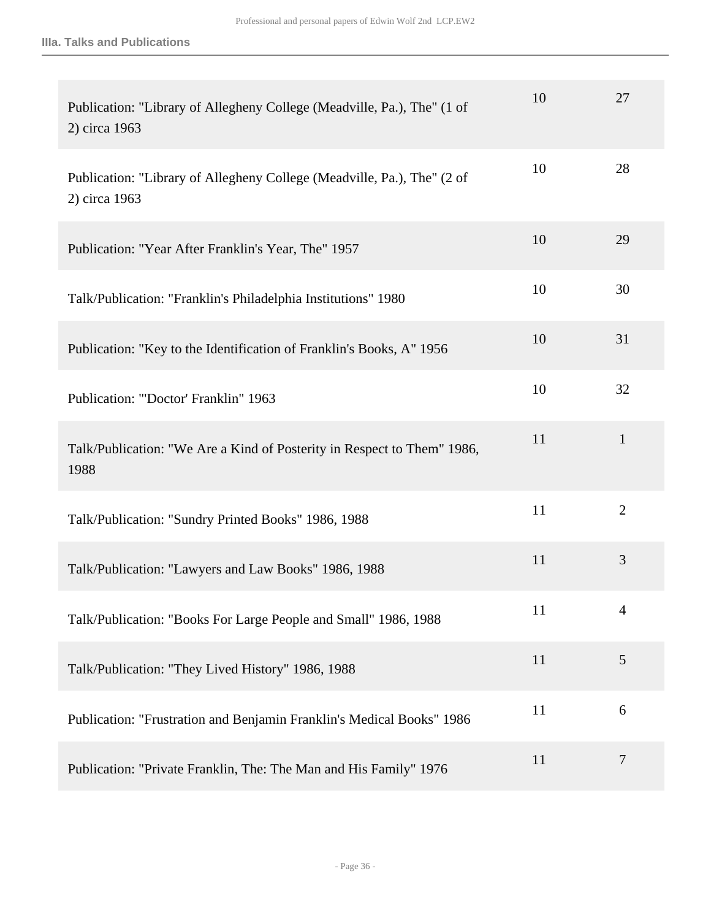### IIIa. Talks and Publications

| | | |
|---|---|---|
| Publication: "Library of Allegheny College (Meadville, Pa.), The" (1 of 2) circa 1963 | 10 | 27 |
| Publication: "Library of Allegheny College (Meadville, Pa.), The" (2 of 2) circa 1963 | 10 | 28 |
| Publication: "Year After Franklin's Year, The" 1957 | 10 | 29 |
| Talk/Publication: "Franklin's Philadelphia Institutions" 1980 | 10 | 30 |
| Publication: "Key to the Identification of Franklin's Books, A" 1956 | 10 | 31 |
| Publication: "'Doctor' Franklin" 1963 | 10 | 32 |
| Talk/Publication: "We Are a Kind of Posterity in Respect to Them" 1986, 1988 | 11 | 1 |
| Talk/Publication: "Sundry Printed Books" 1986, 1988 | 11 | 2 |
| Talk/Publication: "Lawyers and Law Books" 1986, 1988 | 11 | 3 |
| Talk/Publication: "Books For Large People and Small" 1986, 1988 | 11 | 4 |
| Talk/Publication: "They Lived History" 1986, 1988 | 11 | 5 |
| Publication: "Frustration and Benjamin Franklin's Medical Books" 1986 | 11 | 6 |
| Publication: "Private Franklin, The: The Man and His Family" 1976 | 11 | 7 |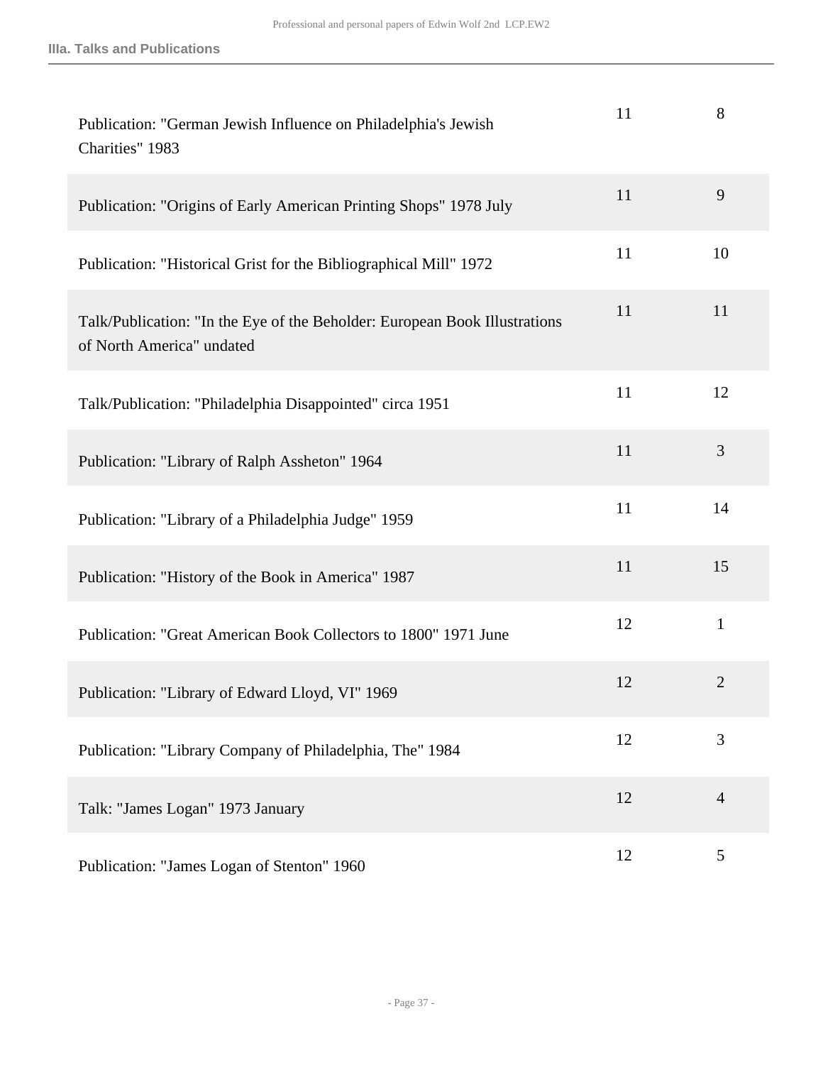| | | |
|---|---|---|
| Publication: "German Jewish Influence on Philadelphia's Jewish Charities" 1983 | 11 | 8 |
| Publication: "Origins of Early American Printing Shops" 1978 July | 11 | 9 |
| Publication: "Historical Grist for the Bibliographical Mill" 1972 | 11 | 10 |
| Talk/Publication: "In the Eye of the Beholder: European Book Illustrations of North America" undated | 11 | 11 |
| Talk/Publication: "Philadelphia Disappointed" circa 1951 | 11 | 12 |
| Publication: "Library of Ralph Assheton" 1964 | 11 | 3 |
| Publication: "Library of a Philadelphia Judge" 1959 | 11 | 14 |
| Publication: "History of the Book in America" 1987 | 11 | 15 |
| Publication: "Great American Book Collectors to 1800" 1971 June | 12 | 1 |
| Publication: "Library of Edward Lloyd, VI" 1969 | 12 | 2 |
| Publication: "Library Company of Philadelphia, The" 1984 | 12 | 3 |
| Talk: "James Logan" 1973 January | 12 | 4 |
| Publication: "James Logan of Stenton" 1960 | 12 | 5 |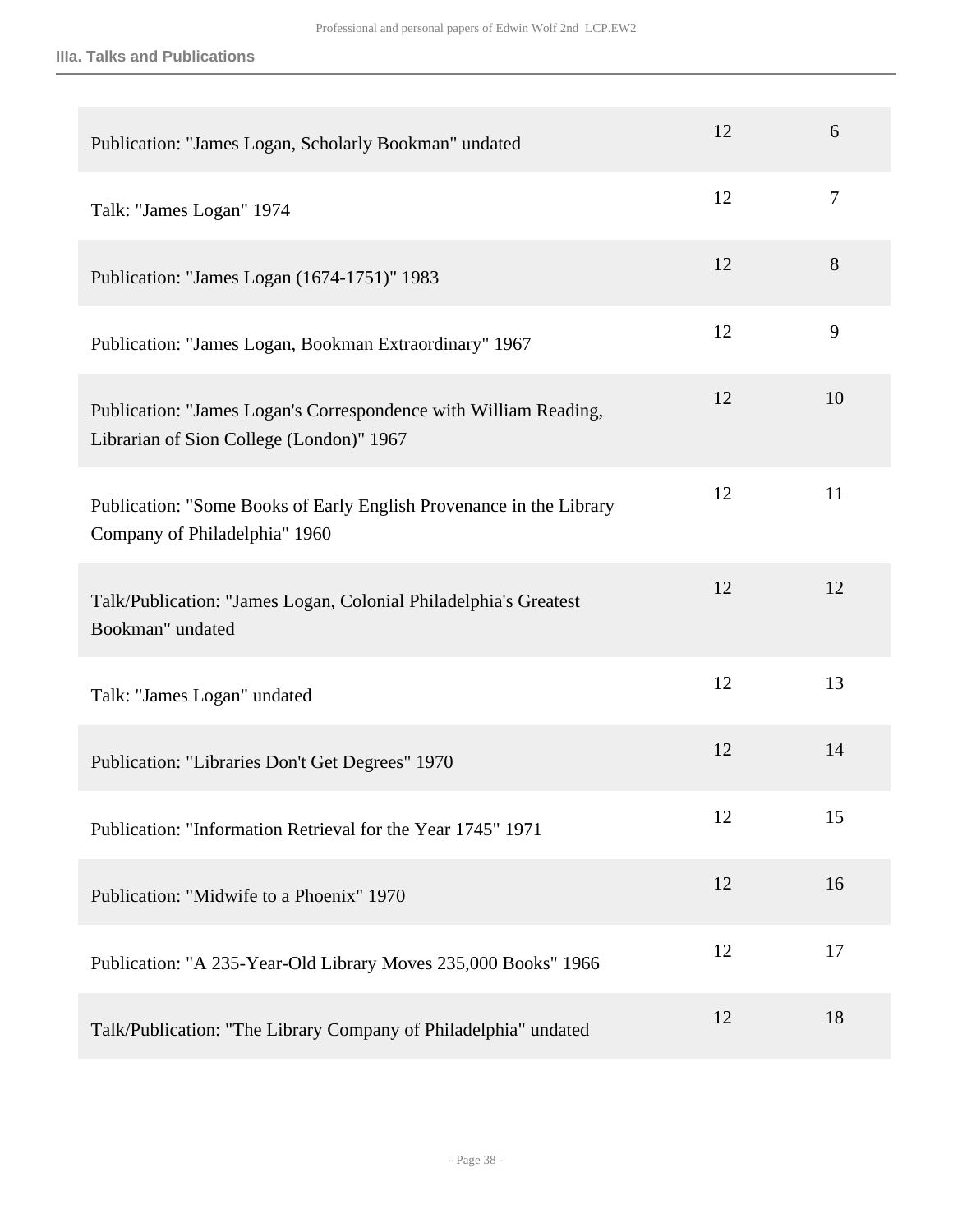| | | |
|---|---|---|
| Publication: "James Logan, Scholarly Bookman" undated | 12 | 6 |
| Talk: "James Logan" 1974 | 12 | 7 |
| Publication: "James Logan (1674-1751)" 1983 | 12 | 8 |
| Publication: "James Logan, Bookman Extraordinary" 1967 | 12 | 9 |
| Publication: "James Logan's Correspondence with William Reading, Librarian of Sion College (London)" 1967 | 12 | 10 |
| Publication: "Some Books of Early English Provenance in the Library Company of Philadelphia" 1960 | 12 | 11 |
| Talk/Publication: "James Logan, Colonial Philadelphia's Greatest Bookman" undated | 12 | 12 |
| Talk: "James Logan" undated | 12 | 13 |
| Publication: "Libraries Don't Get Degrees" 1970 | 12 | 14 |
| Publication: "Information Retrieval for the Year 1745" 1971 | 12 | 15 |
| Publication: "Midwife to a Phoenix" 1970 | 12 | 16 |
| Publication: "A 235-Year-Old Library Moves 235,000 Books" 1966 | 12 | 17 |
| Talk/Publication: "The Library Company of Philadelphia" undated | 12 | 18 |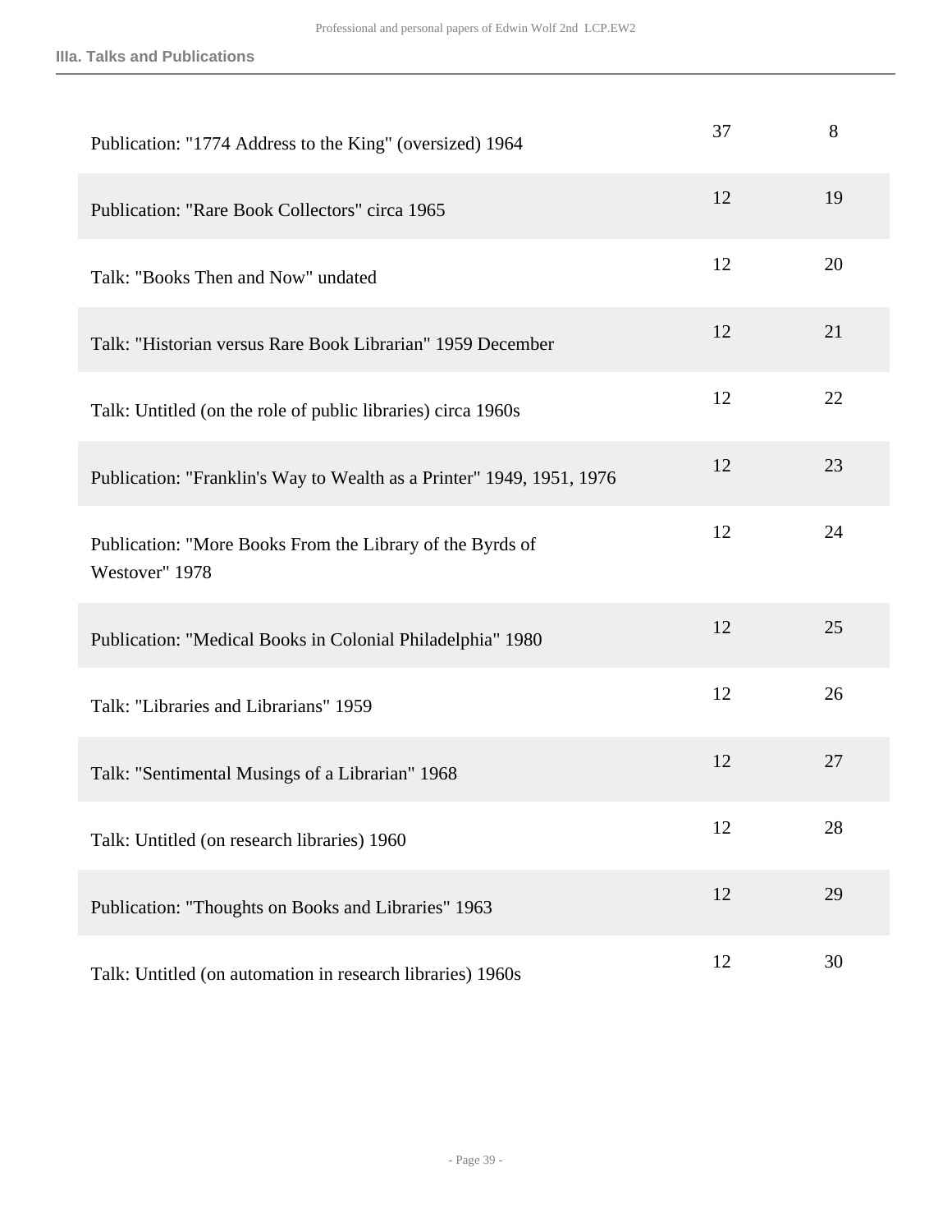| | | |
|---|---|---|
| Publication: "1774 Address to the King" (oversized) 1964 | 37 | 8 |
| Publication: "Rare Book Collectors" circa 1965 | 12 | 19 |
| Talk: "Books Then and Now" undated | 12 | 20 |
| Talk: "Historian versus Rare Book Librarian" 1959 December | 12 | 21 |
| Talk: Untitled (on the role of public libraries) circa 1960s | 12 | 22 |
| Publication: "Franklin's Way to Wealth as a Printer" 1949, 1951, 1976 | 12 | 23 |
| Publication: "More Books From the Library of the Byrds of Westover" 1978 | 12 | 24 |
| Publication: "Medical Books in Colonial Philadelphia" 1980 | 12 | 25 |
| Talk: "Libraries and Librarians" 1959 | 12 | 26 |
| Talk: "Sentimental Musings of a Librarian" 1968 | 12 | 27 |
| Talk: Untitled (on research libraries) 1960 | 12 | 28 |
| Publication: "Thoughts on Books and Libraries" 1963 | 12 | 29 |
| Talk: Untitled (on automation in research libraries) 1960s | 12 | 30 |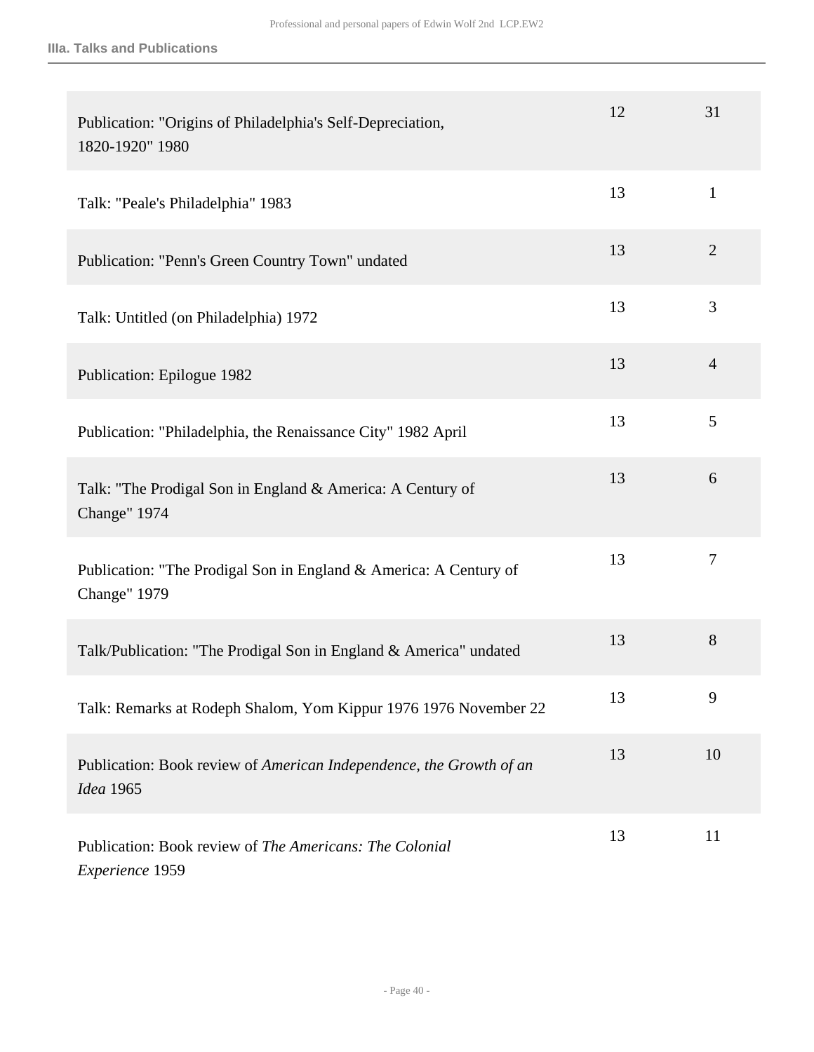| | | |
|---|---|---|
| Publication: "Origins of Philadelphia's Self-Depreciation, 1820-1920" 1980 | 12 | 31 |
| Talk: "Peale's Philadelphia" 1983 | 13 | 1 |
| Publication: "Penn's Green Country Town" undated | 13 | 2 |
| Talk: Untitled (on Philadelphia) 1972 | 13 | 3 |
| Publication: Epilogue 1982 | 13 | 4 |
| Publication: "Philadelphia, the Renaissance City" 1982 April | 13 | 5 |
| Talk: "The Prodigal Son in England & America: A Century of Change" 1974 | 13 | 6 |
| Publication: "The Prodigal Son in England & America: A Century of Change" 1979 | 13 | 7 |
| Talk/Publication: "The Prodigal Son in England & America" undated | 13 | 8 |
| Talk: Remarks at Rodeph Shalom, Yom Kippur 1976 1976 November 22 | 13 | 9 |
| Publication: Book review of *American Independence, the Growth of an Idea* 1965 | 13 | 10 |
| Publication: Book review of *The Americans: The Colonial Experience* 1959 | 13 | 11 |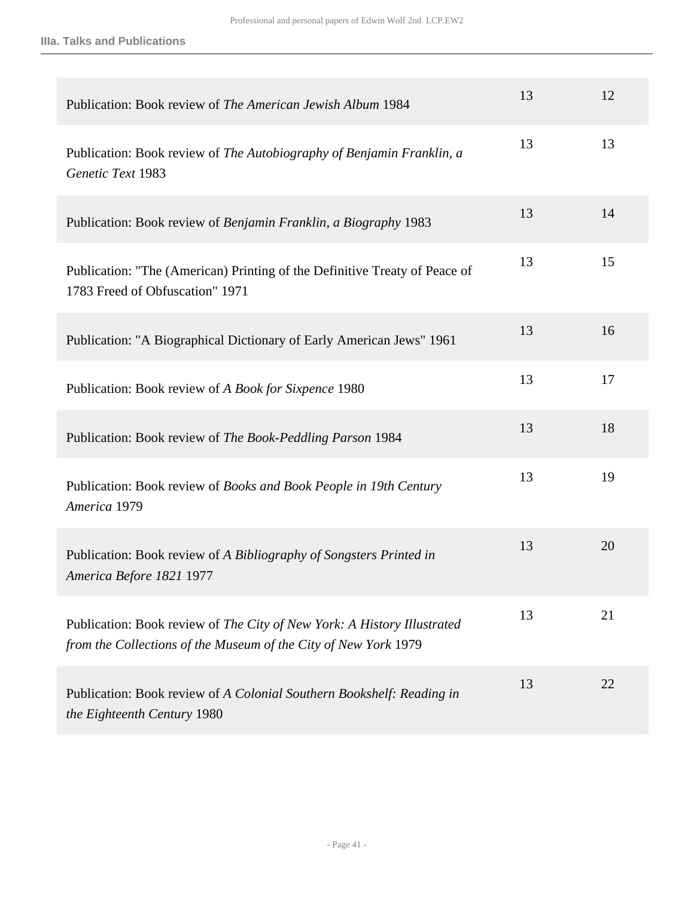| | | |
|---|---|---|
| Publication: Book review of *The American Jewish Album* 1984 | 13 | 12 |
| Publication: Book review of *The Autobiography of Benjamin Franklin, a Genetic Text* 1983 | 13 | 13 |
| Publication: Book review of *Benjamin Franklin, a Biography* 1983 | 13 | 14 |
| Publication: "The (American) Printing of the Definitive Treaty of Peace of 1783 Freed of Obfuscation" 1971 | 13 | 15 |
| Publication: "A Biographical Dictionary of Early American Jews" 1961 | 13 | 16 |
| Publication: Book review of *A Book for Sixpence* 1980 | 13 | 17 |
| Publication: Book review of *The Book-Peddling Parson* 1984 | 13 | 18 |
| Publication: Book review of *Books and Book People in 19th Century America* 1979 | 13 | 19 |
| Publication: Book review of *A Bibliography of Songsters Printed in America Before 1821* 1977 | 13 | 20 |
| Publication: Book review of *The City of New York: A History Illustrated from the Collections of the Museum of the City of New York* 1979 | 13 | 21 |
| Publication: Book review of *A Colonial Southern Bookshelf: Reading in the Eighteenth Century* 1980 | 13 | 22 |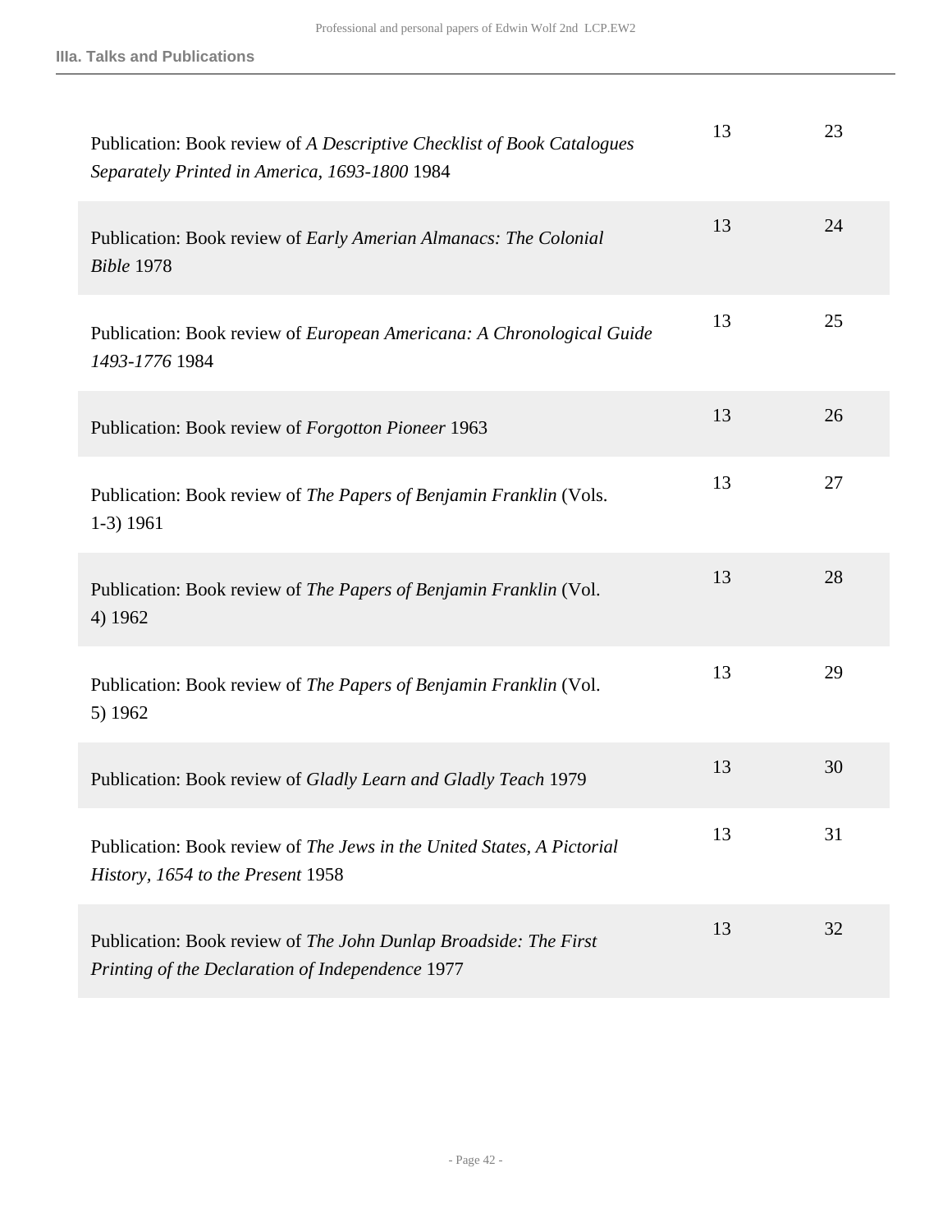| | | |
|---|---|---|
| Publication: Book review of *A Descriptive Checklist of Book Catalogues Separately Printed in America, 1693-1800* 1984 | 13 | 23 |
| Publication: Book review of *Early Amerian Almanacs: The Colonial Bible* 1978 | 13 | 24 |
| Publication: Book review of *European Americana: A Chronological Guide 1493-1776* 1984 | 13 | 25 |
| Publication: Book review of *Forgotton Pioneer* 1963 | 13 | 26 |
| Publication: Book review of *The Papers of Benjamin Franklin* (Vols. 1-3) 1961 | 13 | 27 |
| Publication: Book review of *The Papers of Benjamin Franklin* (Vol. 4) 1962 | 13 | 28 |
| Publication: Book review of *The Papers of Benjamin Franklin* (Vol. 5) 1962 | 13 | 29 |
| Publication: Book review of *Gladly Learn and Gladly Teach* 1979 | 13 | 30 |
| Publication: Book review of *The Jews in the United States, A Pictorial History, 1654 to the Present* 1958 | 13 | 31 |
| Publication: Book review of *The John Dunlap Broadside: The First Printing of the Declaration of Independence* 1977 | 13 | 32 |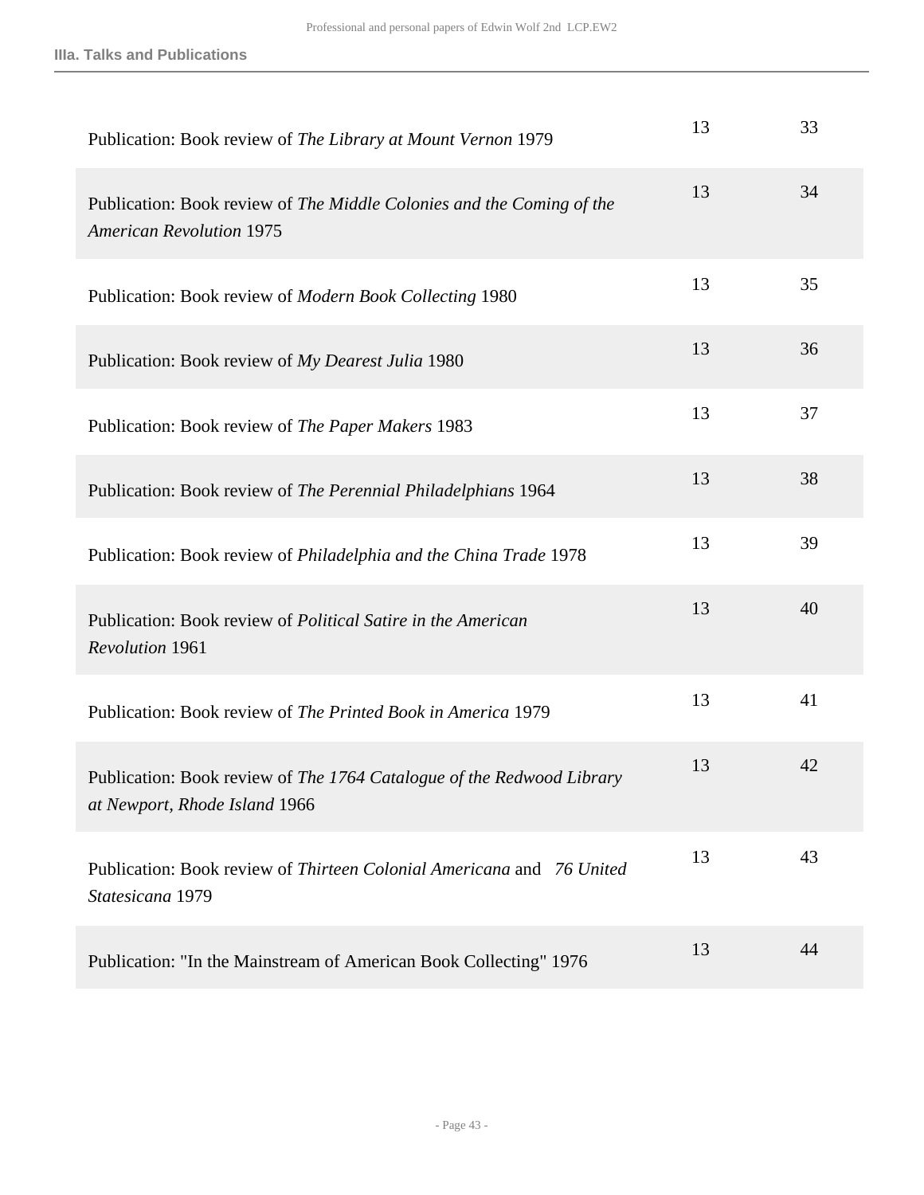### IIIa. Talks and Publications

| | | |
|---|---|---|
| Publication: Book review of *The Library at Mount Vernon* 1979 | 13 | 33 |
| Publication: Book review of *The Middle Colonies and the Coming of the American Revolution* 1975 | 13 | 34 |
| Publication: Book review of *Modern Book Collecting* 1980 | 13 | 35 |
| Publication: Book review of *My Dearest Julia* 1980 | 13 | 36 |
| Publication: Book review of *The Paper Makers* 1983 | 13 | 37 |
| Publication: Book review of *The Perennial Philadelphians* 1964 | 13 | 38 |
| Publication: Book review of *Philadelphia and the China Trade* 1978 | 13 | 39 |
| Publication: Book review of *Political Satire in the American Revolution* 1961 | 13 | 40 |
| Publication: Book review of *The Printed Book in America* 1979 | 13 | 41 |
| Publication: Book review of *The 1764 Catalogue of the Redwood Library at Newport, Rhode Island* 1966 | 13 | 42 |
| Publication: Book review of *Thirteen Colonial Americana* and *76 United Statesicana* 1979 | 13 | 43 |
| Publication: "In the Mainstream of American Book Collecting" 1976 | 13 | 44 |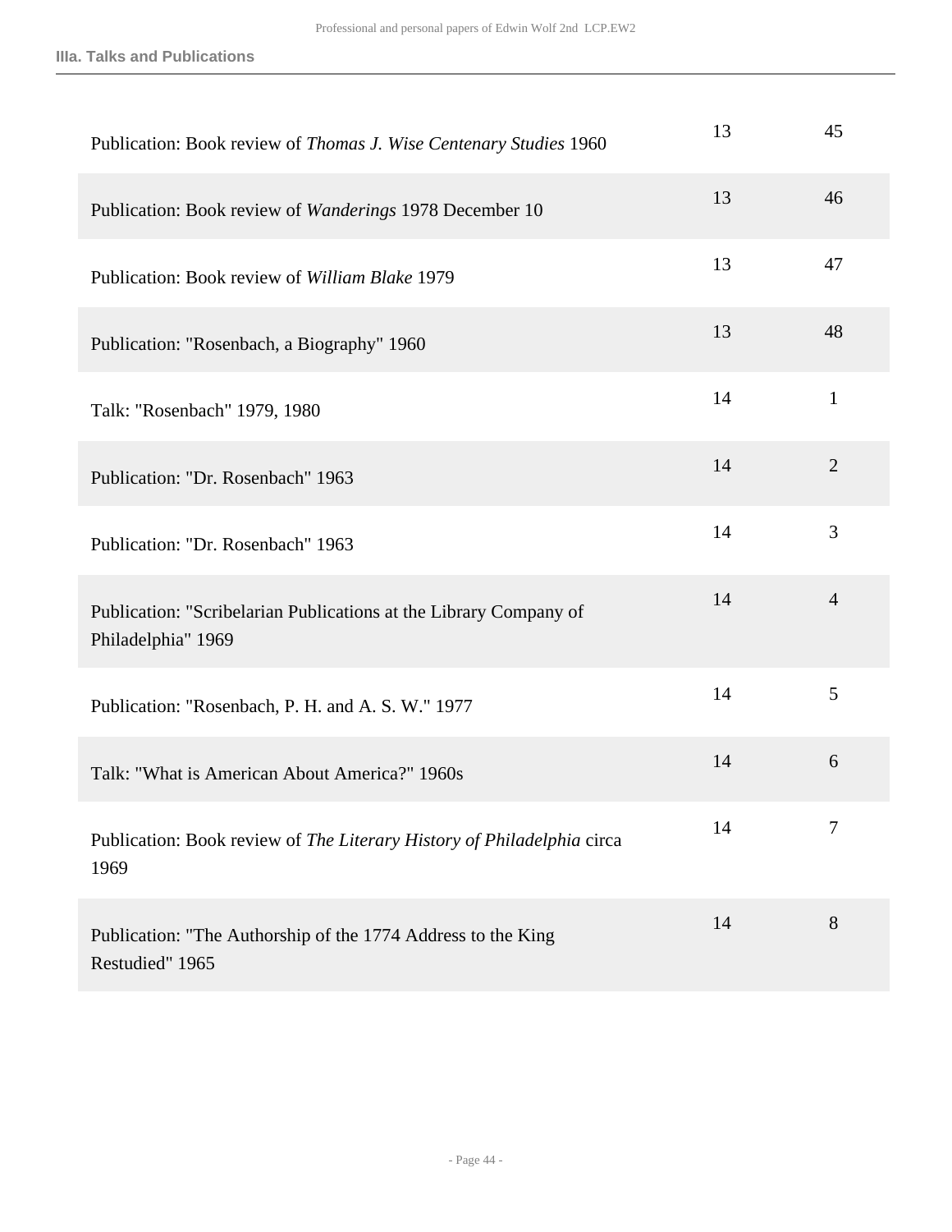| | | |
|---|---|---|
| Publication: Book review of *Thomas J. Wise Centenary Studies* 1960 | 13 | 45 |
| Publication: Book review of *Wanderings* 1978 December 10 | 13 | 46 |
| Publication: Book review of *William Blake* 1979 | 13 | 47 |
| Publication: "Rosenbach, a Biography" 1960 | 13 | 48 |
| Talk: "Rosenbach" 1979, 1980 | 14 | 1 |
| Publication: "Dr. Rosenbach" 1963 | 14 | 2 |
| Publication: "Dr. Rosenbach" 1963 | 14 | 3 |
| Publication: "Scribelarian Publications at the Library Company of Philadelphia" 1969 | 14 | 4 |
| Publication: "Rosenbach, P. H. and A. S. W." 1977 | 14 | 5 |
| Talk: "What is American About America?" 1960s | 14 | 6 |
| Publication: Book review of *The Literary History of Philadelphia* circa 1969 | 14 | 7 |
| Publication: "The Authorship of the 1774 Address to the King Restudied" 1965 | 14 | 8 |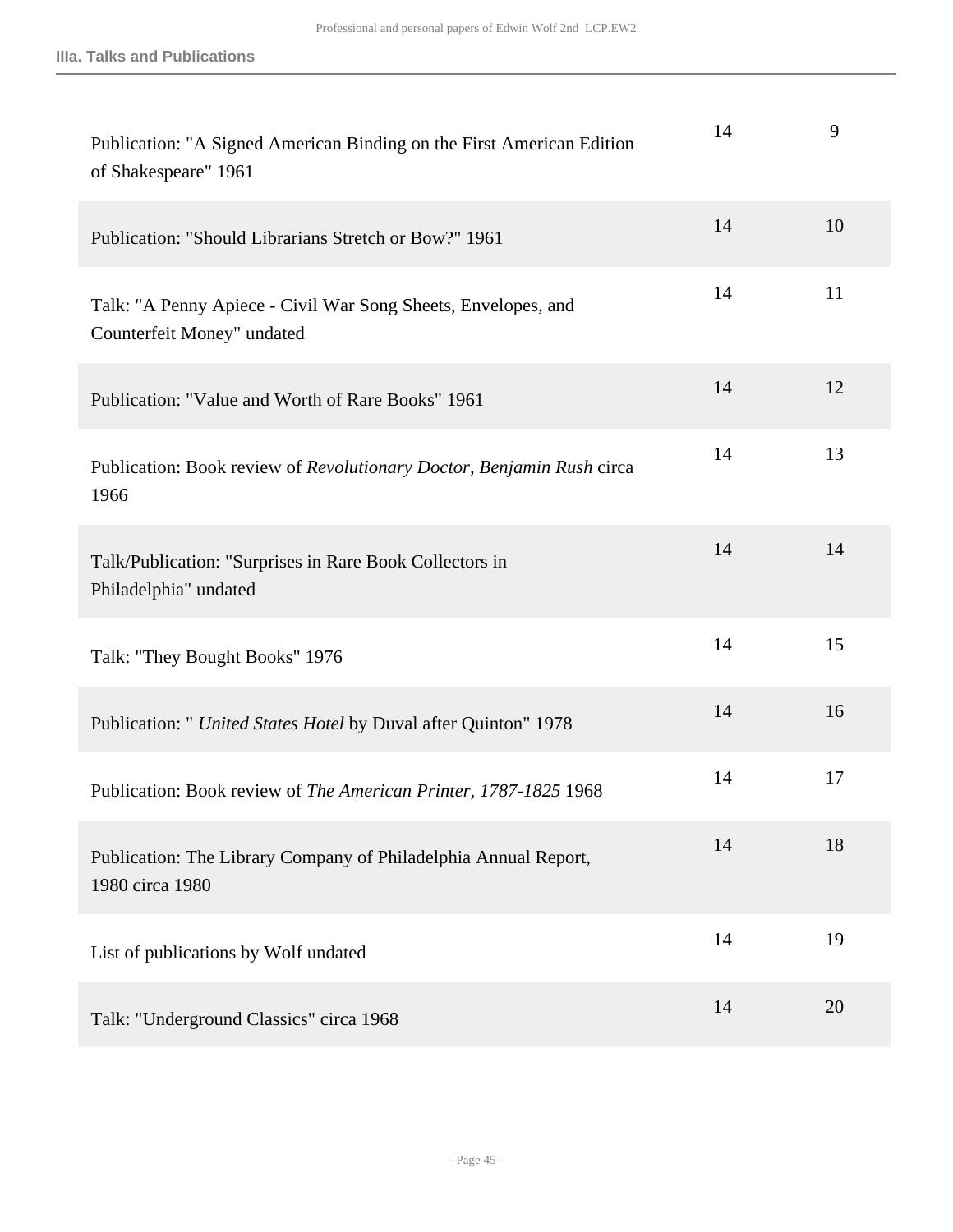| | | |
|---|---|---|
| Publication: "A Signed American Binding on the First American Edition of Shakespeare" 1961 | 14 | 9 |
| Publication: "Should Librarians Stretch or Bow?" 1961 | 14 | 10 |
| Talk: "A Penny Apiece - Civil War Song Sheets, Envelopes, and Counterfeit Money" undated | 14 | 11 |
| Publication: "Value and Worth of Rare Books" 1961 | 14 | 12 |
| Publication: Book review of *Revolutionary Doctor, Benjamin Rush* circa 1966 | 14 | 13 |
| Talk/Publication: "Surprises in Rare Book Collectors in Philadelphia" undated | 14 | 14 |
| Talk: "They Bought Books" 1976 | 14 | 15 |
| Publication: " *United States Hotel* by Duval after Quinton" 1978 | 14 | 16 |
| Publication: Book review of *The American Printer, 1787-1825* 1968 | 14 | 17 |
| Publication: The Library Company of Philadelphia Annual Report, 1980 circa 1980 | 14 | 18 |
| List of publications by Wolf undated | 14 | 19 |
| Talk: "Underground Classics" circa 1968 | 14 | 20 |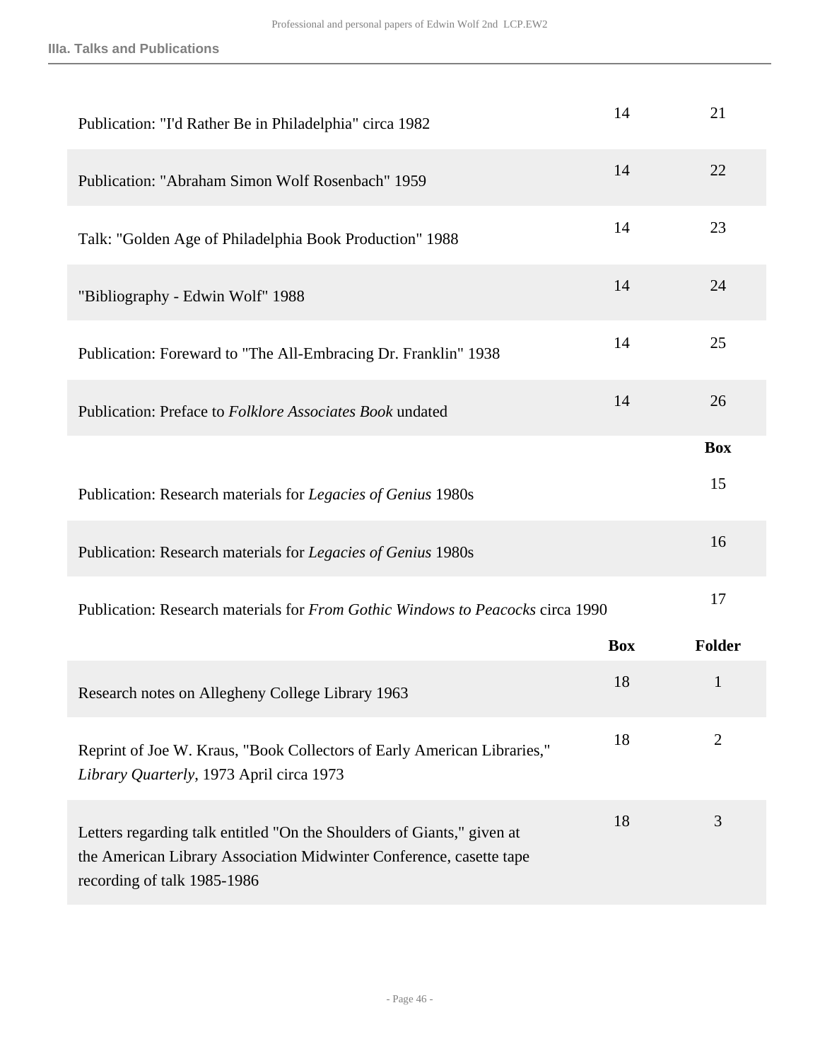### IIIa. Talks and Publications

| | | |
|---|---|---|
| Publication: "I'd Rather Be in Philadelphia" circa 1982 | 14 | 21 |
| Publication: "Abraham Simon Wolf Rosenbach" 1959 | 14 | 22 |
| Talk: "Golden Age of Philadelphia Book Production" 1988 | 14 | 23 |
| "Bibliography - Edwin Wolf" 1988 | 14 | 24 |
| Publication: Foreward to "The All-Embracing Dr. Franklin" 1938 | 14 | 25 |
| Publication: Preface to *Folklore Associates Book* undated | 14 | 26 |

| | **Box** |
|---|---|
| Publication: Research materials for *Legacies of Genius* 1980s | 15 |
| Publication: Research materials for *Legacies of Genius* 1980s | 16 |
| Publication: Research materials for *From Gothic Windows to Peacocks* circa 1990 | 17 |

| | **Box** | **Folder** |
|---|---|---|
| Research notes on Allegheny College Library 1963 | 18 | 1 |
| Reprint of Joe W. Kraus, "Book Collectors of Early American Libraries," *Library Quarterly*, 1973 April circa 1973 | 18 | 2 |
| Letters regarding talk entitled "On the Shoulders of Giants," given at the American Library Association Midwinter Conference, casette tape recording of talk 1985-1986 | 18 | 3 |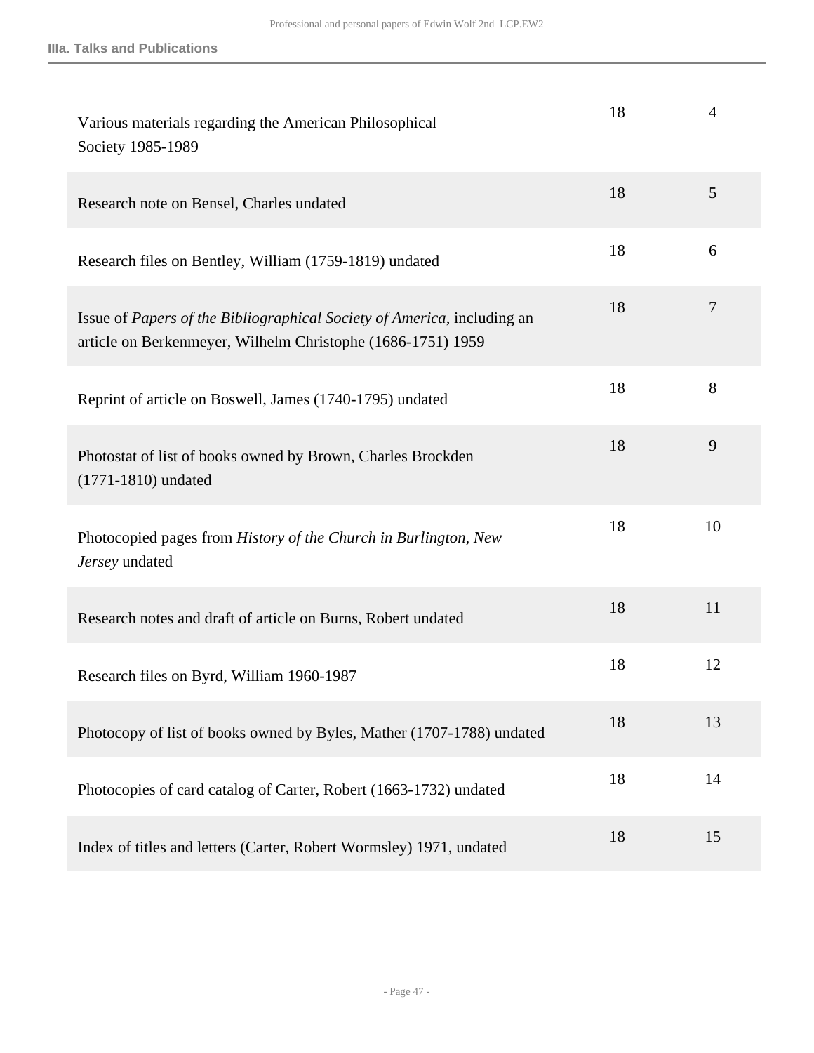| | | |
|---|---|---|
| Various materials regarding the American Philosophical Society 1985-1989 | 18 | 4 |
| Research note on Bensel, Charles undated | 18 | 5 |
| Research files on Bentley, William (1759-1819) undated | 18 | 6 |
| Issue of *Papers of the Bibliographical Society of America*, including an article on Berkenmeyer, Wilhelm Christophe (1686-1751) 1959 | 18 | 7 |
| Reprint of article on Boswell, James (1740-1795) undated | 18 | 8 |
| Photostat of list of books owned by Brown, Charles Brockden (1771-1810) undated | 18 | 9 |
| Photocopied pages from *History of the Church in Burlington, New Jersey* undated | 18 | 10 |
| Research notes and draft of article on Burns, Robert undated | 18 | 11 |
| Research files on Byrd, William 1960-1987 | 18 | 12 |
| Photocopy of list of books owned by Byles, Mather (1707-1788) undated | 18 | 13 |
| Photocopies of card catalog of Carter, Robert (1663-1732) undated | 18 | 14 |
| Index of titles and letters (Carter, Robert Wormsley) 1971, undated | 18 | 15 |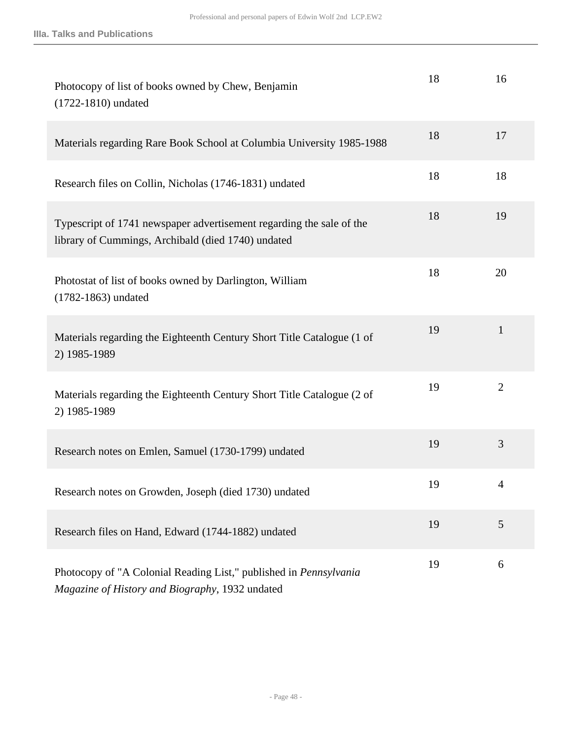| | | |
|---|---|---|
| Photocopy of list of books owned by Chew, Benjamin (1722-1810) undated | 18 | 16 |
| Materials regarding Rare Book School at Columbia University 1985-1988 | 18 | 17 |
| Research files on Collin, Nicholas (1746-1831) undated | 18 | 18 |
| Typescript of 1741 newspaper advertisement regarding the sale of the library of Cummings, Archibald (died 1740) undated | 18 | 19 |
| Photostat of list of books owned by Darlington, William (1782-1863) undated | 18 | 20 |
| Materials regarding the Eighteenth Century Short Title Catalogue (1 of 2) 1985-1989 | 19 | 1 |
| Materials regarding the Eighteenth Century Short Title Catalogue (2 of 2) 1985-1989 | 19 | 2 |
| Research notes on Emlen, Samuel (1730-1799) undated | 19 | 3 |
| Research notes on Growden, Joseph (died 1730) undated | 19 | 4 |
| Research files on Hand, Edward (1744-1882) undated | 19 | 5 |
| Photocopy of "A Colonial Reading List," published in *Pennsylvania Magazine of History and Biography*, 1932 undated | 19 | 6 |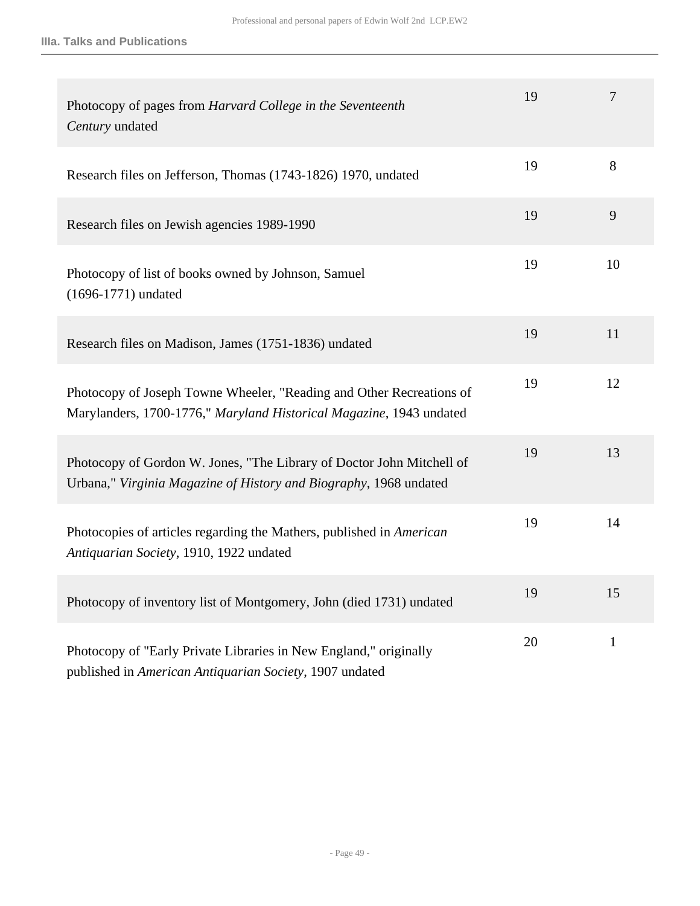### IIIa. Talks and Publications

| | | |
|---|---|---|
| Photocopy of pages from *Harvard College in the Seventeenth Century* undated | 19 | 7 |
| Research files on Jefferson, Thomas (1743-1826) 1970, undated | 19 | 8 |
| Research files on Jewish agencies 1989-1990 | 19 | 9 |
| Photocopy of list of books owned by Johnson, Samuel (1696-1771) undated | 19 | 10 |
| Research files on Madison, James (1751-1836) undated | 19 | 11 |
| Photocopy of Joseph Towne Wheeler, "Reading and Other Recreations of Marylanders, 1700-1776," *Maryland Historical Magazine*, 1943 undated | 19 | 12 |
| Photocopy of Gordon W. Jones, "The Library of Doctor John Mitchell of Urbana," *Virginia Magazine of History and Biography*, 1968 undated | 19 | 13 |
| Photocopies of articles regarding the Mathers, published in *American Antiquarian Society*, 1910, 1922 undated | 19 | 14 |
| Photocopy of inventory list of Montgomery, John (died 1731) undated | 19 | 15 |
| Photocopy of "Early Private Libraries in New England," originally published in *American Antiquarian Society*, 1907 undated | 20 | 1 |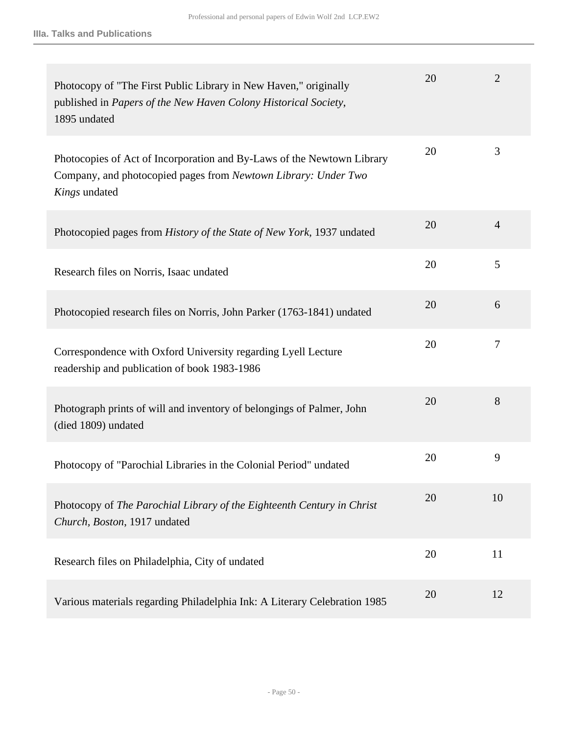| Description | Box | Folder |
| --- | --- | --- |
| Photocopy of "The First Public Library in New Haven," originally published in *Papers of the New Haven Colony Historical Society*, 1895 undated | 20 | 2 |
| Photocopies of Act of Incorporation and By-Laws of the Newtown Library Company, and photocopied pages from *Newtown Library: Under Two Kings* undated | 20 | 3 |
| Photocopied pages from *History of the State of New York*, 1937 undated | 20 | 4 |
| Research files on Norris, Isaac undated | 20 | 5 |
| Photocopied research files on Norris, John Parker (1763-1841) undated | 20 | 6 |
| Correspondence with Oxford University regarding Lyell Lecture readership and publication of book 1983-1986 | 20 | 7 |
| Photograph prints of will and inventory of belongings of Palmer, John (died 1809) undated | 20 | 8 |
| Photocopy of "Parochial Libraries in the Colonial Period" undated | 20 | 9 |
| Photocopy of *The Parochial Library of the Eighteenth Century in Christ Church, Boston*, 1917 undated | 20 | 10 |
| Research files on Philadelphia, City of undated | 20 | 11 |
| Various materials regarding Philadelphia Ink: A Literary Celebration 1985 | 20 | 12 |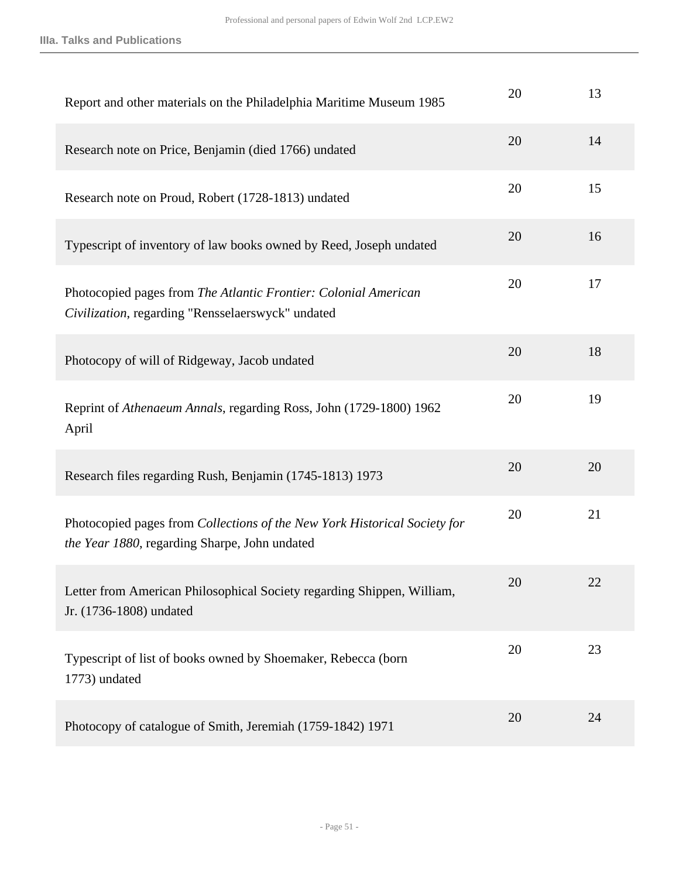| | | |
|---|---|---|
| Report and other materials on the Philadelphia Maritime Museum 1985 | 20 | 13 |
| Research note on Price, Benjamin (died 1766) undated | 20 | 14 |
| Research note on Proud, Robert (1728-1813) undated | 20 | 15 |
| Typescript of inventory of law books owned by Reed, Joseph undated | 20 | 16 |
| Photocopied pages from *The Atlantic Frontier: Colonial American Civilization*, regarding "Rensselaerswyck" undated | 20 | 17 |
| Photocopy of will of Ridgeway, Jacob undated | 20 | 18 |
| Reprint of *Athenaeum Annals*, regarding Ross, John (1729-1800) 1962 April | 20 | 19 |
| Research files regarding Rush, Benjamin (1745-1813) 1973 | 20 | 20 |
| Photocopied pages from *Collections of the New York Historical Society for the Year 1880*, regarding Sharpe, John undated | 20 | 21 |
| Letter from American Philosophical Society regarding Shippen, William, Jr. (1736-1808) undated | 20 | 22 |
| Typescript of list of books owned by Shoemaker, Rebecca (born 1773) undated | 20 | 23 |
| Photocopy of catalogue of Smith, Jeremiah (1759-1842) 1971 | 20 | 24 |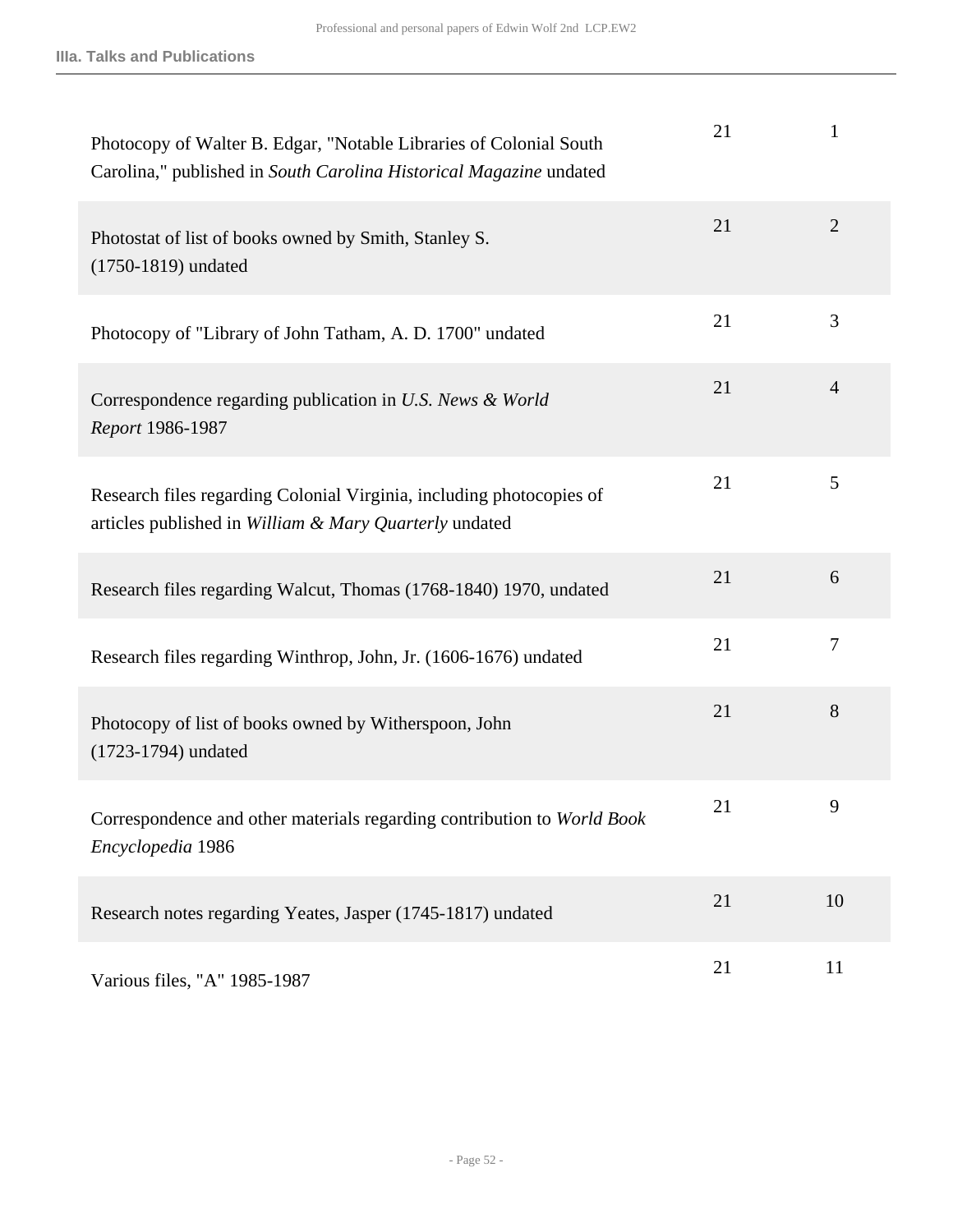| | | |
|---|---|---|
| Photocopy of Walter B. Edgar, "Notable Libraries of Colonial South Carolina," published in *South Carolina Historical Magazine* undated | 21 | 1 |
| Photostat of list of books owned by Smith, Stanley S. (1750-1819) undated | 21 | 2 |
| Photocopy of "Library of John Tatham, A. D. 1700" undated | 21 | 3 |
| Correspondence regarding publication in *U.S. News & World Report* 1986-1987 | 21 | 4 |
| Research files regarding Colonial Virginia, including photocopies of articles published in *William & Mary Quarterly* undated | 21 | 5 |
| Research files regarding Walcut, Thomas (1768-1840) 1970, undated | 21 | 6 |
| Research files regarding Winthrop, John, Jr. (1606-1676) undated | 21 | 7 |
| Photocopy of list of books owned by Witherspoon, John (1723-1794) undated | 21 | 8 |
| Correspondence and other materials regarding contribution to *World Book Encyclopedia* 1986 | 21 | 9 |
| Research notes regarding Yeates, Jasper (1745-1817) undated | 21 | 10 |
| Various files, "A" 1985-1987 | 21 | 11 |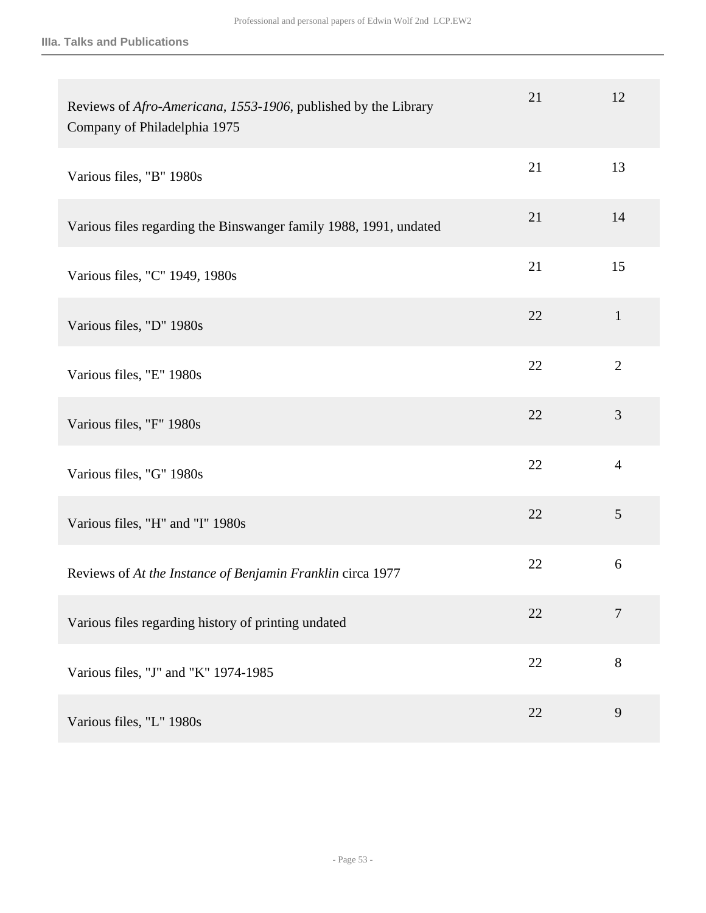**IIIa. Talks and Publications**

| | | |
|---|---|---|
| Reviews of *Afro-Americana, 1553-1906*, published by the Library Company of Philadelphia 1975 | 21 | 12 |
| Various files, "B" 1980s | 21 | 13 |
| Various files regarding the Binswanger family 1988, 1991, undated | 21 | 14 |
| Various files, "C" 1949, 1980s | 21 | 15 |
| Various files, "D" 1980s | 22 | 1 |
| Various files, "E" 1980s | 22 | 2 |
| Various files, "F" 1980s | 22 | 3 |
| Various files, "G" 1980s | 22 | 4 |
| Various files, "H" and "I" 1980s | 22 | 5 |
| Reviews of *At the Instance of Benjamin Franklin* circa 1977 | 22 | 6 |
| Various files regarding history of printing undated | 22 | 7 |
| Various files, "J" and "K" 1974-1985 | 22 | 8 |
| Various files, "L" 1980s | 22 | 9 |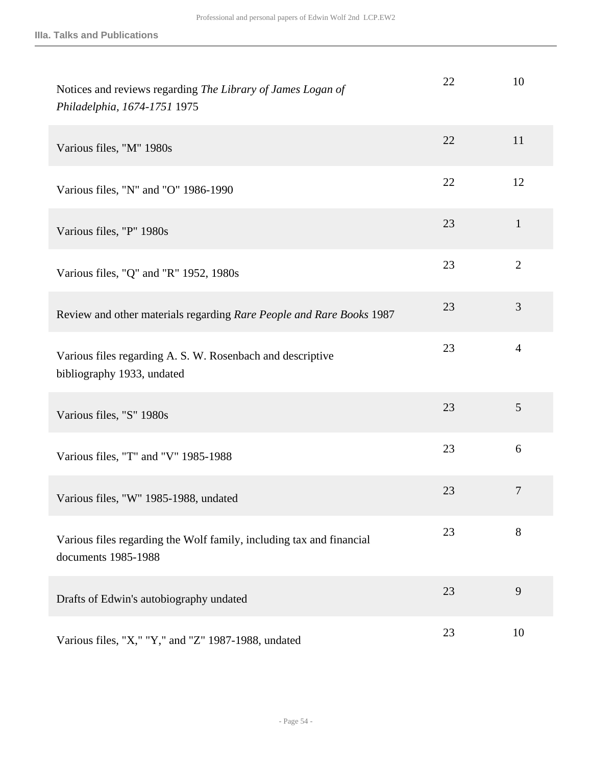### IIIa. Talks and Publications

| Description | Box | Folder |
|---|---|---|
| Notices and reviews regarding *The Library of James Logan of Philadelphia, 1674-1751* 1975 | 22 | 10 |
| Various files, "M" 1980s | 22 | 11 |
| Various files, "N" and "O" 1986-1990 | 22 | 12 |
| Various files, "P" 1980s | 23 | 1 |
| Various files, "Q" and "R" 1952, 1980s | 23 | 2 |
| Review and other materials regarding *Rare People and Rare Books* 1987 | 23 | 3 |
| Various files regarding A. S. W. Rosenbach and descriptive bibliography 1933, undated | 23 | 4 |
| Various files, "S" 1980s | 23 | 5 |
| Various files, "T" and "V" 1985-1988 | 23 | 6 |
| Various files, "W" 1985-1988, undated | 23 | 7 |
| Various files regarding the Wolf family, including tax and financial documents 1985-1988 | 23 | 8 |
| Drafts of Edwin's autobiography undated | 23 | 9 |
| Various files, "X," "Y," and "Z" 1987-1988, undated | 23 | 10 |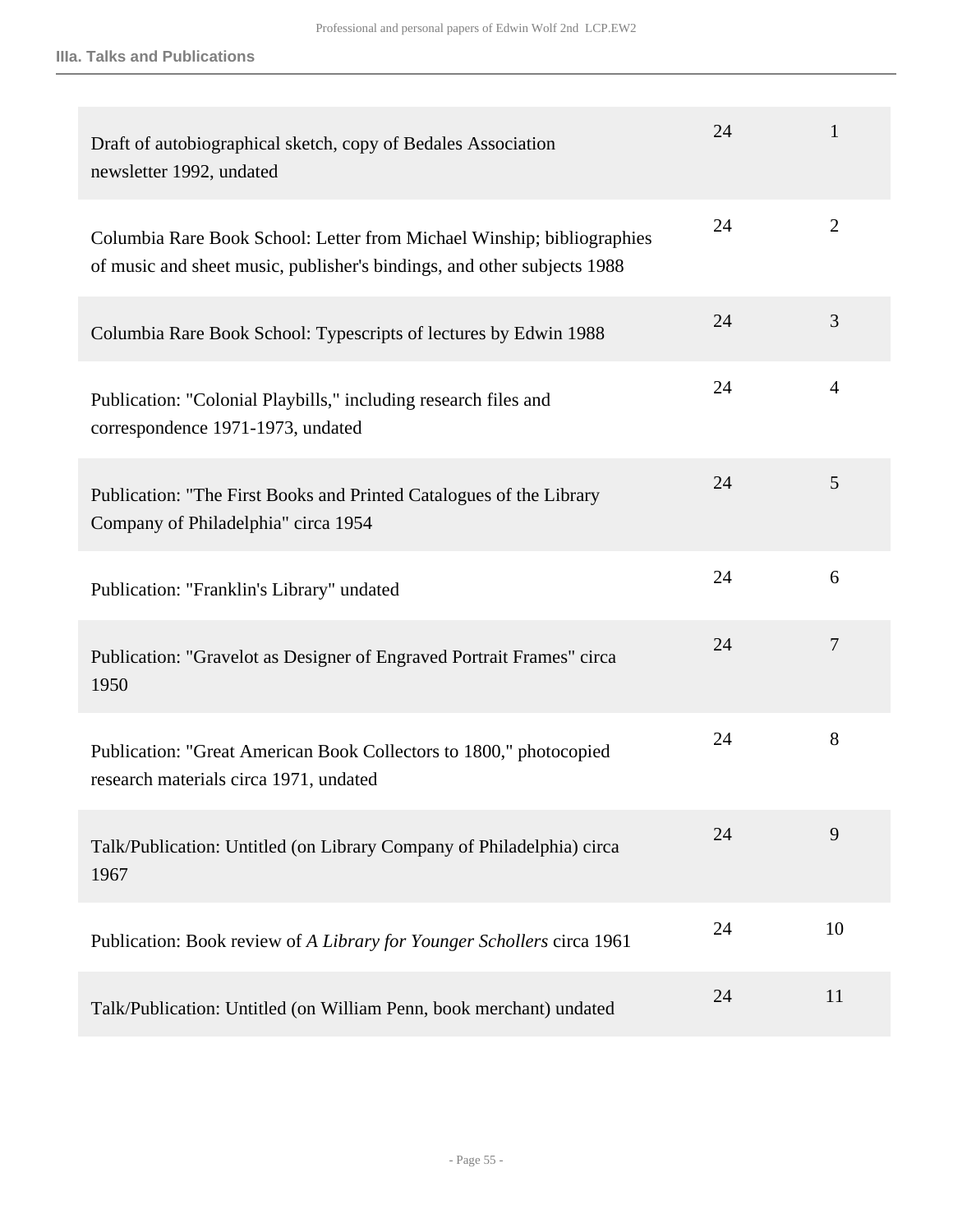### IIIa. Talks and Publications

| Description | Box | Folder |
| --- | --- | --- |
| Draft of autobiographical sketch, copy of Bedales Association newsletter 1992, undated | 24 | 1 |
| Columbia Rare Book School: Letter from Michael Winship; bibliographies of music and sheet music, publisher's bindings, and other subjects 1988 | 24 | 2 |
| Columbia Rare Book School: Typescripts of lectures by Edwin 1988 | 24 | 3 |
| Publication: "Colonial Playbills," including research files and correspondence 1971-1973, undated | 24 | 4 |
| Publication: "The First Books and Printed Catalogues of the Library Company of Philadelphia" circa 1954 | 24 | 5 |
| Publication: "Franklin's Library" undated | 24 | 6 |
| Publication: "Gravelot as Designer of Engraved Portrait Frames" circa 1950 | 24 | 7 |
| Publication: "Great American Book Collectors to 1800," photocopied research materials circa 1971, undated | 24 | 8 |
| Talk/Publication: Untitled (on Library Company of Philadelphia) circa 1967 | 24 | 9 |
| Publication: Book review of *A Library for Younger Schollers* circa 1961 | 24 | 10 |
| Talk/Publication: Untitled (on William Penn, book merchant) undated | 24 | 11 |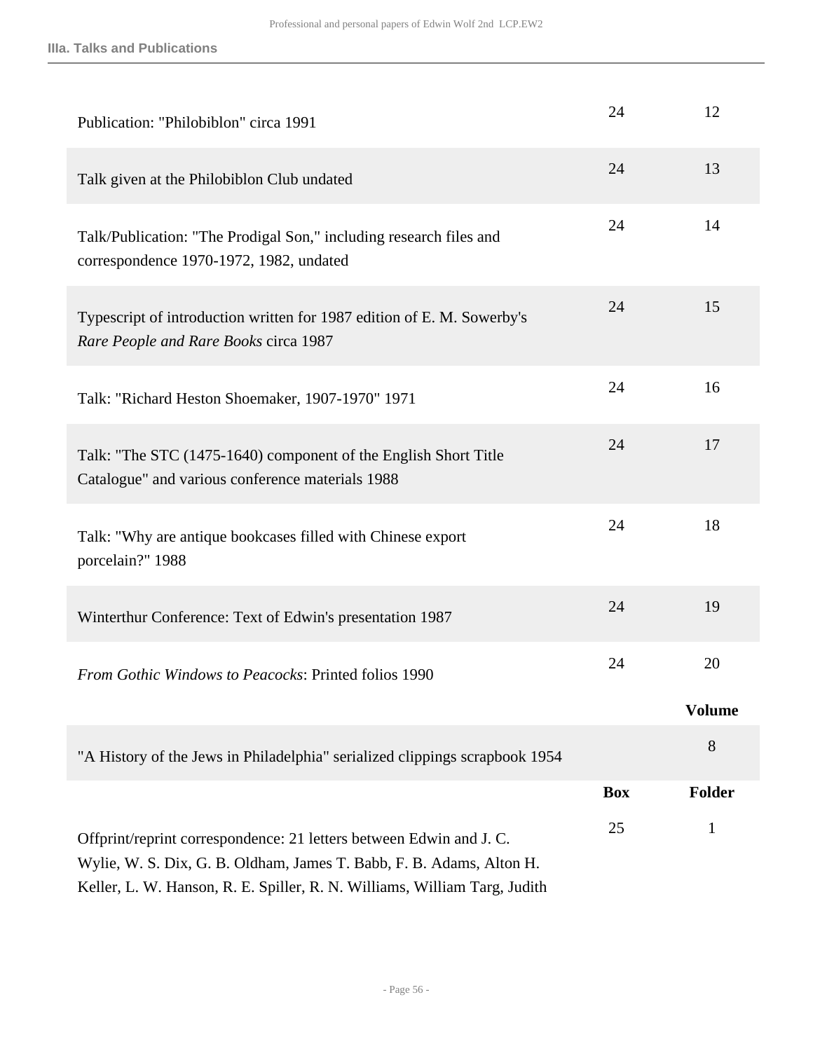| | Box | Folder |
|---|---|---|
| Publication: "Philobiblon" circa 1991 | 24 | 12 |
| Talk given at the Philobiblon Club undated | 24 | 13 |
| Talk/Publication: "The Prodigal Son," including research files and correspondence 1970-1972, 1982, undated | 24 | 14 |
| Typescript of introduction written for 1987 edition of E. M. Sowerby's *Rare People and Rare Books* circa 1987 | 24 | 15 |
| Talk: "Richard Heston Shoemaker, 1907-1970" 1971 | 24 | 16 |
| Talk: "The STC (1475-1640) component of the English Short Title Catalogue" and various conference materials 1988 | 24 | 17 |
| Talk: "Why are antique bookcases filled with Chinese export porcelain?" 1988 | 24 | 18 |
| Winterthur Conference: Text of Edwin's presentation 1987 | 24 | 19 |
| *From Gothic Windows to Peacocks*: Printed folios 1990 | 24 | 20 |

| | Volume |
|---|---|
| "A History of the Jews in Philadelphia" serialized clippings scrapbook 1954 | 8 |

| | Box | Folder |
|---|---|---|
| Offprint/reprint correspondence: 21 letters between Edwin and J. C. Wylie, W. S. Dix, G. B. Oldham, James T. Babb, F. B. Adams, Alton H. Keller, L. W. Hanson, R. E. Spiller, R. N. Williams, William Targ, Judith | 25 | 1 |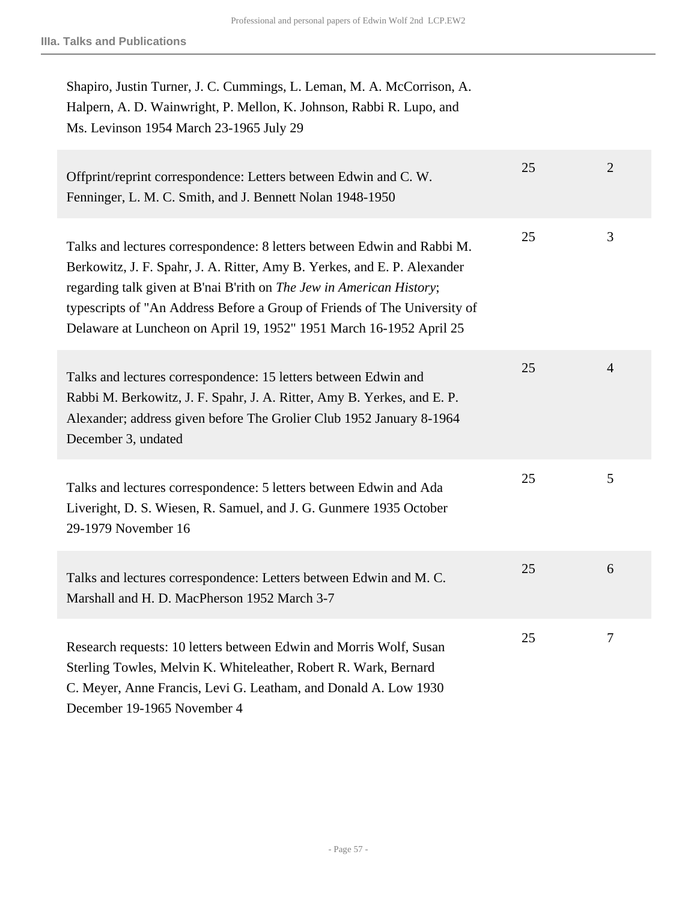### IIIa. Talks and Publications

| | | |
|---|---|---|
| Shapiro, Justin Turner, J. C. Cummings, L. Leman, M. A. McCorrison, A. Halpern, A. D. Wainwright, P. Mellon, K. Johnson, Rabbi R. Lupo, and Ms. Levinson 1954 March 23-1965 July 29 | | |
| Offprint/reprint correspondence: Letters between Edwin and C. W. Fenninger, L. M. C. Smith, and J. Bennett Nolan 1948-1950 | 25 | 2 |
| Talks and lectures correspondence: 8 letters between Edwin and Rabbi M. Berkowitz, J. F. Spahr, J. A. Ritter, Amy B. Yerkes, and E. P. Alexander regarding talk given at B'nai B'rith on *The Jew in American History*; typescripts of "An Address Before a Group of Friends of The University of Delaware at Luncheon on April 19, 1952" 1951 March 16-1952 April 25 | 25 | 3 |
| Talks and lectures correspondence: 15 letters between Edwin and Rabbi M. Berkowitz, J. F. Spahr, J. A. Ritter, Amy B. Yerkes, and E. P. Alexander; address given before The Grolier Club 1952 January 8-1964 December 3, undated | 25 | 4 |
| Talks and lectures correspondence: 5 letters between Edwin and Ada Liveright, D. S. Wiesen, R. Samuel, and J. G. Gunmere 1935 October 29-1979 November 16 | 25 | 5 |
| Talks and lectures correspondence: Letters between Edwin and M. C. Marshall and H. D. MacPherson 1952 March 3-7 | 25 | 6 |
| Research requests: 10 letters between Edwin and Morris Wolf, Susan Sterling Towles, Melvin K. Whiteleather, Robert R. Wark, Bernard C. Meyer, Anne Francis, Levi G. Leatham, and Donald A. Low 1930 December 19-1965 November 4 | 25 | 7 |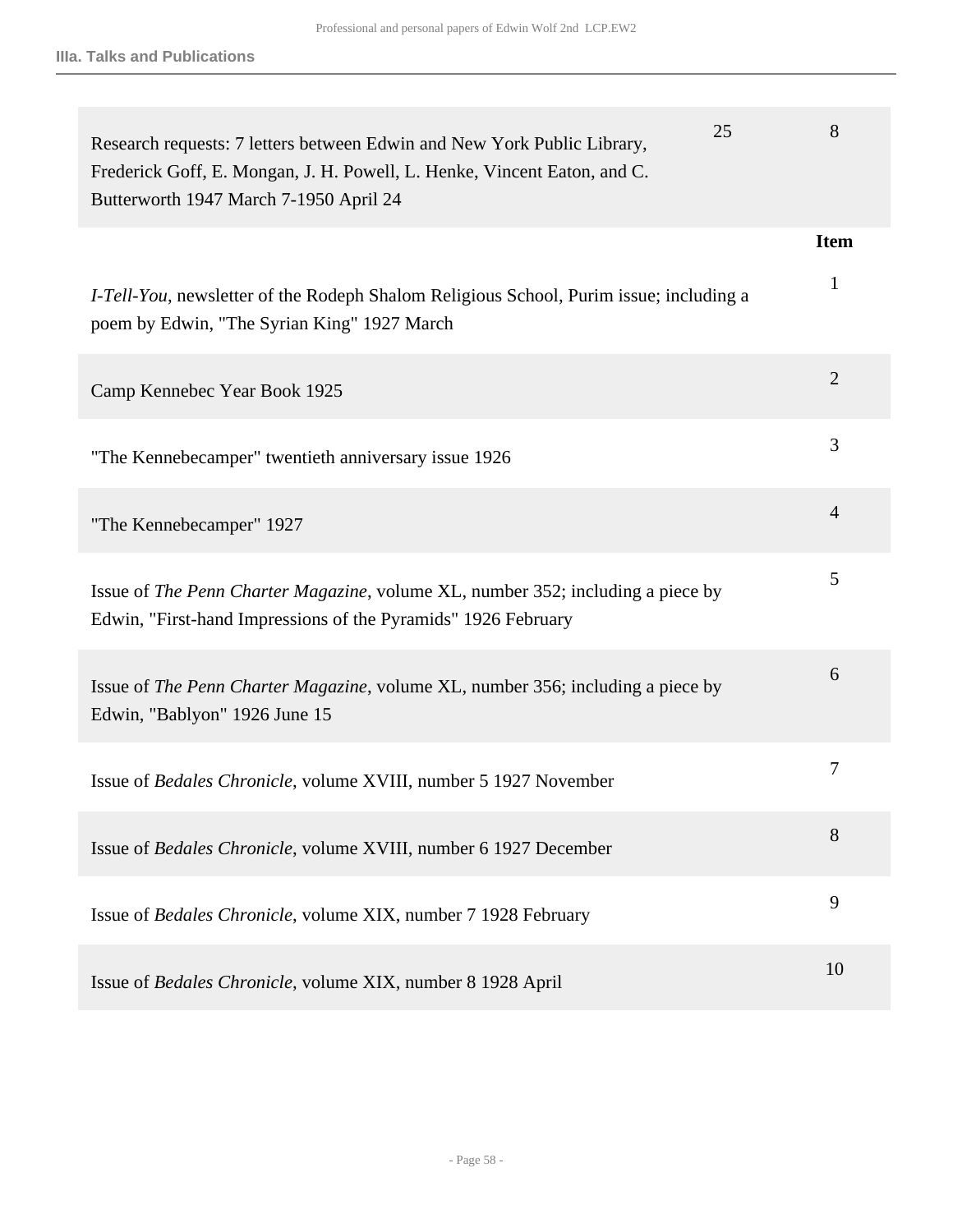### IIIa. Talks and Publications

| | | |
|---|---|---|
| Research requests: 7 letters between Edwin and New York Public Library, Frederick Goff, E. Mongan, J. H. Powell, L. Henke, Vincent Eaton, and C. Butterworth 1947 March 7-1950 April 24 | 25 | 8 |

| | **Item** |
|---|---|
| *I-Tell-You*, newsletter of the Rodeph Shalom Religious School, Purim issue; including a poem by Edwin, "The Syrian King" 1927 March | 1 |
| Camp Kennebec Year Book 1925 | 2 |
| "The Kennebecamper" twentieth anniversary issue 1926 | 3 |
| "The Kennebecamper" 1927 | 4 |
| Issue of *The Penn Charter Magazine*, volume XL, number 352; including a piece by Edwin, "First-hand Impressions of the Pyramids" 1926 February | 5 |
| Issue of *The Penn Charter Magazine*, volume XL, number 356; including a piece by Edwin, "Bablyon" 1926 June 15 | 6 |
| Issue of *Bedales Chronicle*, volume XVIII, number 5 1927 November | 7 |
| Issue of *Bedales Chronicle*, volume XVIII, number 6 1927 December | 8 |
| Issue of *Bedales Chronicle*, volume XIX, number 7 1928 February | 9 |
| Issue of *Bedales Chronicle*, volume XIX, number 8 1928 April | 10 |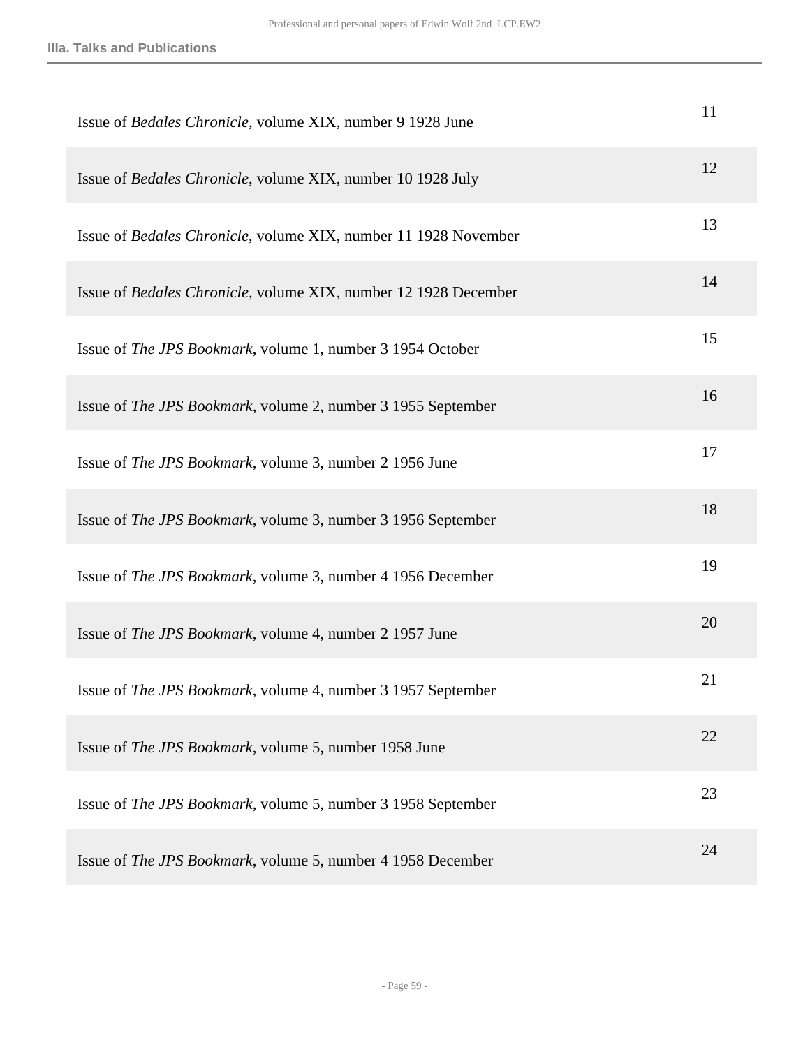| | |
|---|---|
| Issue of *Bedales Chronicle*, volume XIX, number 9 1928 June | 11 |
| Issue of *Bedales Chronicle*, volume XIX, number 10 1928 July | 12 |
| Issue of *Bedales Chronicle*, volume XIX, number 11 1928 November | 13 |
| Issue of *Bedales Chronicle*, volume XIX, number 12 1928 December | 14 |
| Issue of *The JPS Bookmark*, volume 1, number 3 1954 October | 15 |
| Issue of *The JPS Bookmark*, volume 2, number 3 1955 September | 16 |
| Issue of *The JPS Bookmark*, volume 3, number 2 1956 June | 17 |
| Issue of *The JPS Bookmark*, volume 3, number 3 1956 September | 18 |
| Issue of *The JPS Bookmark*, volume 3, number 4 1956 December | 19 |
| Issue of *The JPS Bookmark*, volume 4, number 2 1957 June | 20 |
| Issue of *The JPS Bookmark*, volume 4, number 3 1957 September | 21 |
| Issue of *The JPS Bookmark*, volume 5, number 1958 June | 22 |
| Issue of *The JPS Bookmark*, volume 5, number 3 1958 September | 23 |
| Issue of *The JPS Bookmark*, volume 5, number 4 1958 December | 24 |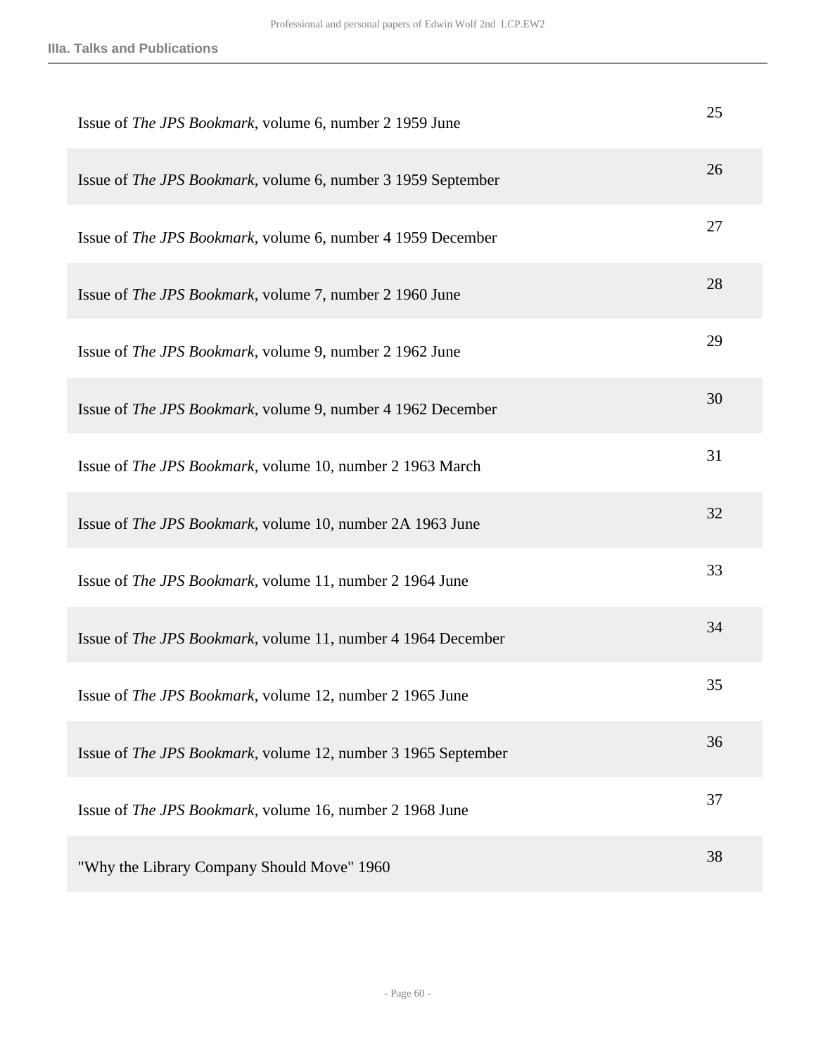| | |
|---|---|
| Issue of *The JPS Bookmark*, volume 6, number 2 1959 June | 25 |
| Issue of *The JPS Bookmark*, volume 6, number 3 1959 September | 26 |
| Issue of *The JPS Bookmark*, volume 6, number 4 1959 December | 27 |
| Issue of *The JPS Bookmark*, volume 7, number 2 1960 June | 28 |
| Issue of *The JPS Bookmark*, volume 9, number 2 1962 June | 29 |
| Issue of *The JPS Bookmark*, volume 9, number 4 1962 December | 30 |
| Issue of *The JPS Bookmark*, volume 10, number 2 1963 March | 31 |
| Issue of *The JPS Bookmark*, volume 10, number 2A 1963 June | 32 |
| Issue of *The JPS Bookmark*, volume 11, number 2 1964 June | 33 |
| Issue of *The JPS Bookmark*, volume 11, number 4 1964 December | 34 |
| Issue of *The JPS Bookmark*, volume 12, number 2 1965 June | 35 |
| Issue of *The JPS Bookmark*, volume 12, number 3 1965 September | 36 |
| Issue of *The JPS Bookmark*, volume 16, number 2 1968 June | 37 |
| "Why the Library Company Should Move" 1960 | 38 |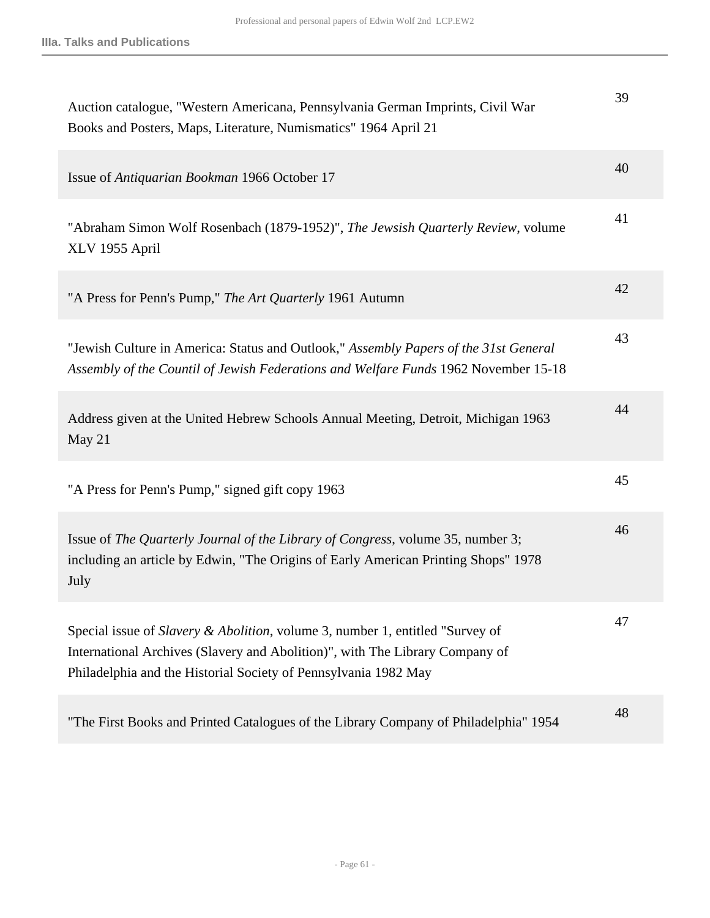### IIIa. Talks and Publications

| Title | Folder |
|---|---|
| Auction catalogue, "Western Americana, Pennsylvania German Imprints, Civil War Books and Posters, Maps, Literature, Numismatics" 1964 April 21 | 39 |
| Issue of *Antiquarian Bookman* 1966 October 17 | 40 |
| "Abraham Simon Wolf Rosenbach (1879-1952)", *The Jewsish Quarterly Review*, volume XLV 1955 April | 41 |
| "A Press for Penn's Pump," *The Art Quarterly* 1961 Autumn | 42 |
| "Jewish Culture in America: Status and Outlook," *Assembly Papers of the 31st General Assembly of the Countil of Jewish Federations and Welfare Funds* 1962 November 15-18 | 43 |
| Address given at the United Hebrew Schools Annual Meeting, Detroit, Michigan 1963 May 21 | 44 |
| "A Press for Penn's Pump," signed gift copy 1963 | 45 |
| Issue of *The Quarterly Journal of the Library of Congress*, volume 35, number 3; including an article by Edwin, "The Origins of Early American Printing Shops" 1978 July | 46 |
| Special issue of *Slavery & Abolition*, volume 3, number 1, entitled "Survey of International Archives (Slavery and Abolition)", with The Library Company of Philadelphia and the Historial Society of Pennsylvania 1982 May | 47 |
| "The First Books and Printed Catalogues of the Library Company of Philadelphia" 1954 | 48 |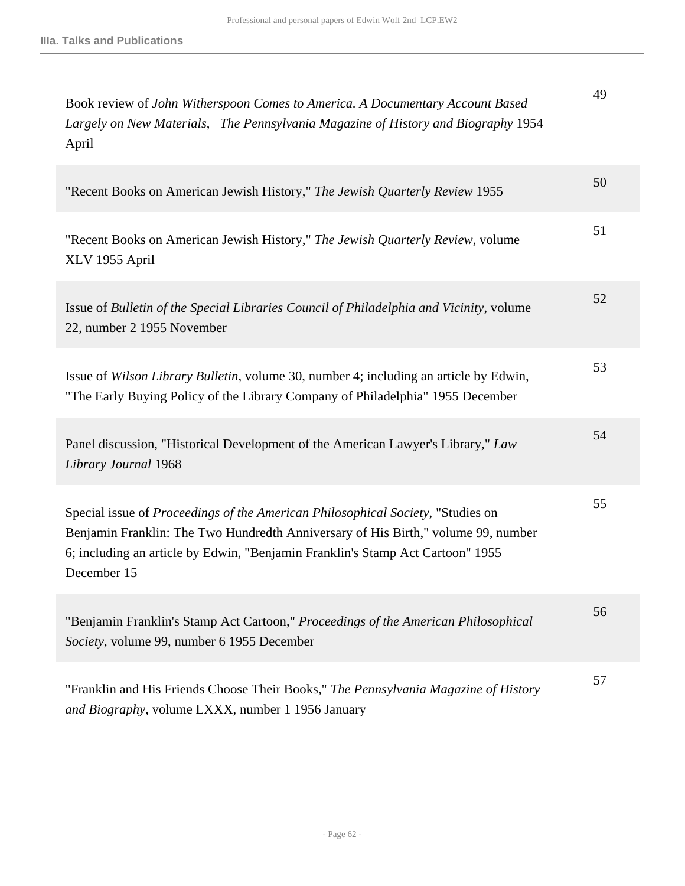| | |
|---|---|
| Book review of *John Witherspoon Comes to America. A Documentary Account Based Largely on New Materials*, *The Pennsylvania Magazine of History and Biography* 1954 April | 49 |
| "Recent Books on American Jewish History," *The Jewish Quarterly Review* 1955 | 50 |
| "Recent Books on American Jewish History," *The Jewish Quarterly Review*, volume XLV 1955 April | 51 |
| Issue of *Bulletin of the Special Libraries Council of Philadelphia and Vicinity*, volume 22, number 2 1955 November | 52 |
| Issue of *Wilson Library Bulletin*, volume 30, number 4; including an article by Edwin, "The Early Buying Policy of the Library Company of Philadelphia" 1955 December | 53 |
| Panel discussion, "Historical Development of the American Lawyer's Library," *Law Library Journal* 1968 | 54 |
| Special issue of *Proceedings of the American Philosophical Society*, "Studies on Benjamin Franklin: The Two Hundredth Anniversary of His Birth," volume 99, number 6; including an article by Edwin, "Benjamin Franklin's Stamp Act Cartoon" 1955 December 15 | 55 |
| "Benjamin Franklin's Stamp Act Cartoon," *Proceedings of the American Philosophical Society*, volume 99, number 6 1955 December | 56 |
| "Franklin and His Friends Choose Their Books," *The Pennsylvania Magazine of History and Biography*, volume LXXX, number 1 1956 January | 57 |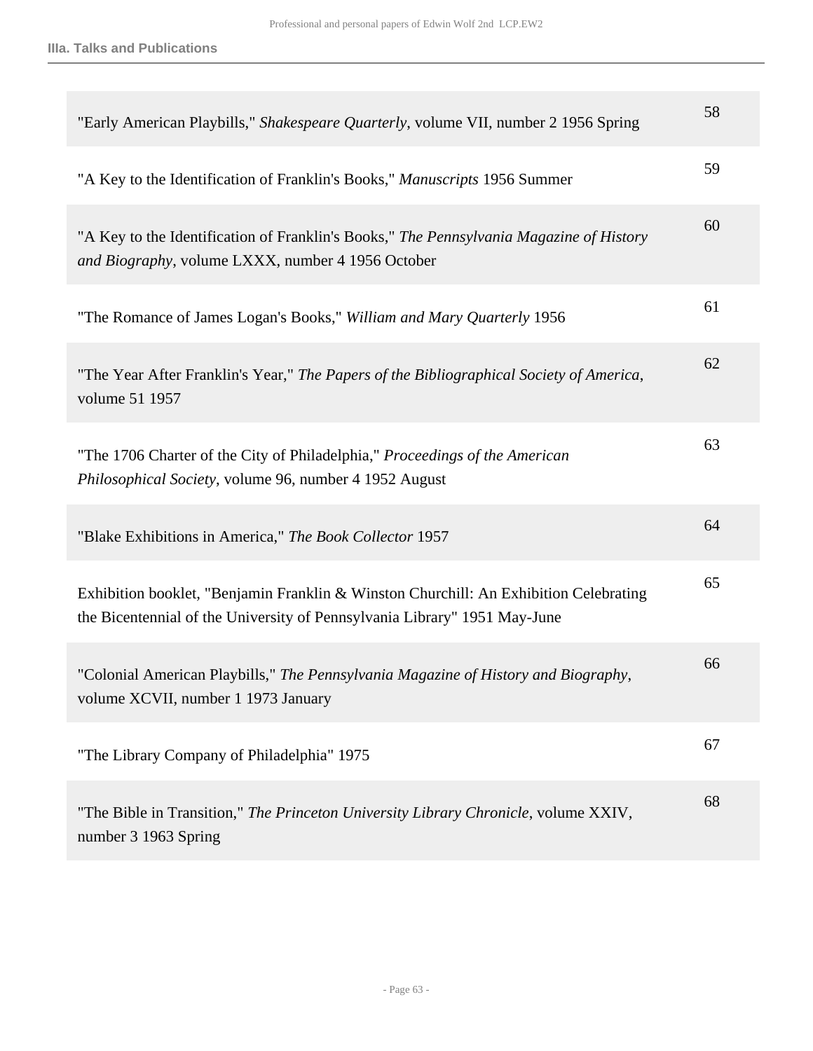### IIIa. Talks and Publications

| | |
|---|---|
| "Early American Playbills," *Shakespeare Quarterly*, volume VII, number 2 1956 Spring | 58 |
| "A Key to the Identification of Franklin's Books," *Manuscripts* 1956 Summer | 59 |
| "A Key to the Identification of Franklin's Books," *The Pennsylvania Magazine of History and Biography*, volume LXXX, number 4 1956 October | 60 |
| "The Romance of James Logan's Books," *William and Mary Quarterly* 1956 | 61 |
| "The Year After Franklin's Year," *The Papers of the Bibliographical Society of America*, volume 51 1957 | 62 |
| "The 1706 Charter of the City of Philadelphia," *Proceedings of the American Philosophical Society*, volume 96, number 4 1952 August | 63 |
| "Blake Exhibitions in America," *The Book Collector* 1957 | 64 |
| Exhibition booklet, "Benjamin Franklin & Winston Churchill: An Exhibition Celebrating the Bicentennial of the University of Pennsylvania Library" 1951 May-June | 65 |
| "Colonial American Playbills," *The Pennsylvania Magazine of History and Biography*, volume XCVII, number 1 1973 January | 66 |
| "The Library Company of Philadelphia" 1975 | 67 |
| "The Bible in Transition," *The Princeton University Library Chronicle*, volume XXIV, number 3 1963 Spring | 68 |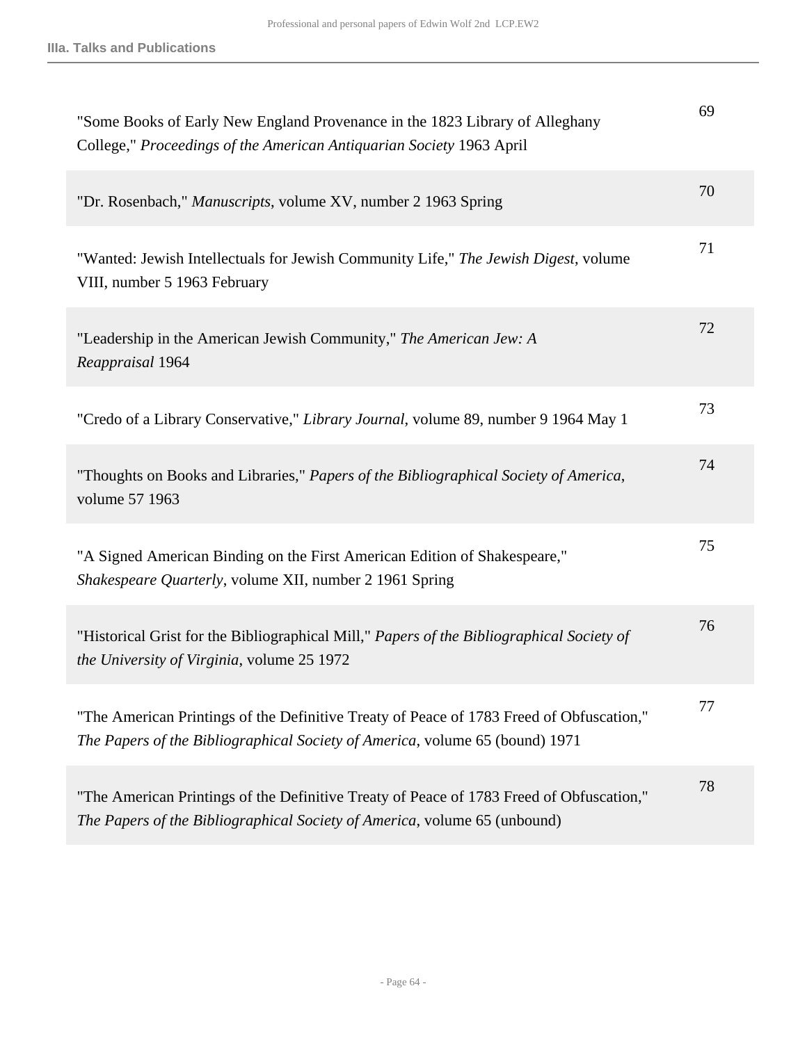| Title | Folder |
| --- | --- |
| "Some Books of Early New England Provenance in the 1823 Library of Alleghany College," *Proceedings of the American Antiquarian Society* 1963 April | 69 |
| "Dr. Rosenbach," *Manuscripts*, volume XV, number 2 1963 Spring | 70 |
| "Wanted: Jewish Intellectuals for Jewish Community Life," *The Jewish Digest*, volume VIII, number 5 1963 February | 71 |
| "Leadership in the American Jewish Community," *The American Jew: A Reappraisal* 1964 | 72 |
| "Credo of a Library Conservative," *Library Journal*, volume 89, number 9 1964 May 1 | 73 |
| "Thoughts on Books and Libraries," *Papers of the Bibliographical Society of America*, volume 57 1963 | 74 |
| "A Signed American Binding on the First American Edition of Shakespeare," *Shakespeare Quarterly*, volume XII, number 2 1961 Spring | 75 |
| "Historical Grist for the Bibliographical Mill," *Papers of the Bibliographical Society of the University of Virginia*, volume 25 1972 | 76 |
| "The American Printings of the Definitive Treaty of Peace of 1783 Freed of Obfuscation," *The Papers of the Bibliographical Society of America*, volume 65 (bound) 1971 | 77 |
| "The American Printings of the Definitive Treaty of Peace of 1783 Freed of Obfuscation," *The Papers of the Bibliographical Society of America*, volume 65 (unbound) | 78 |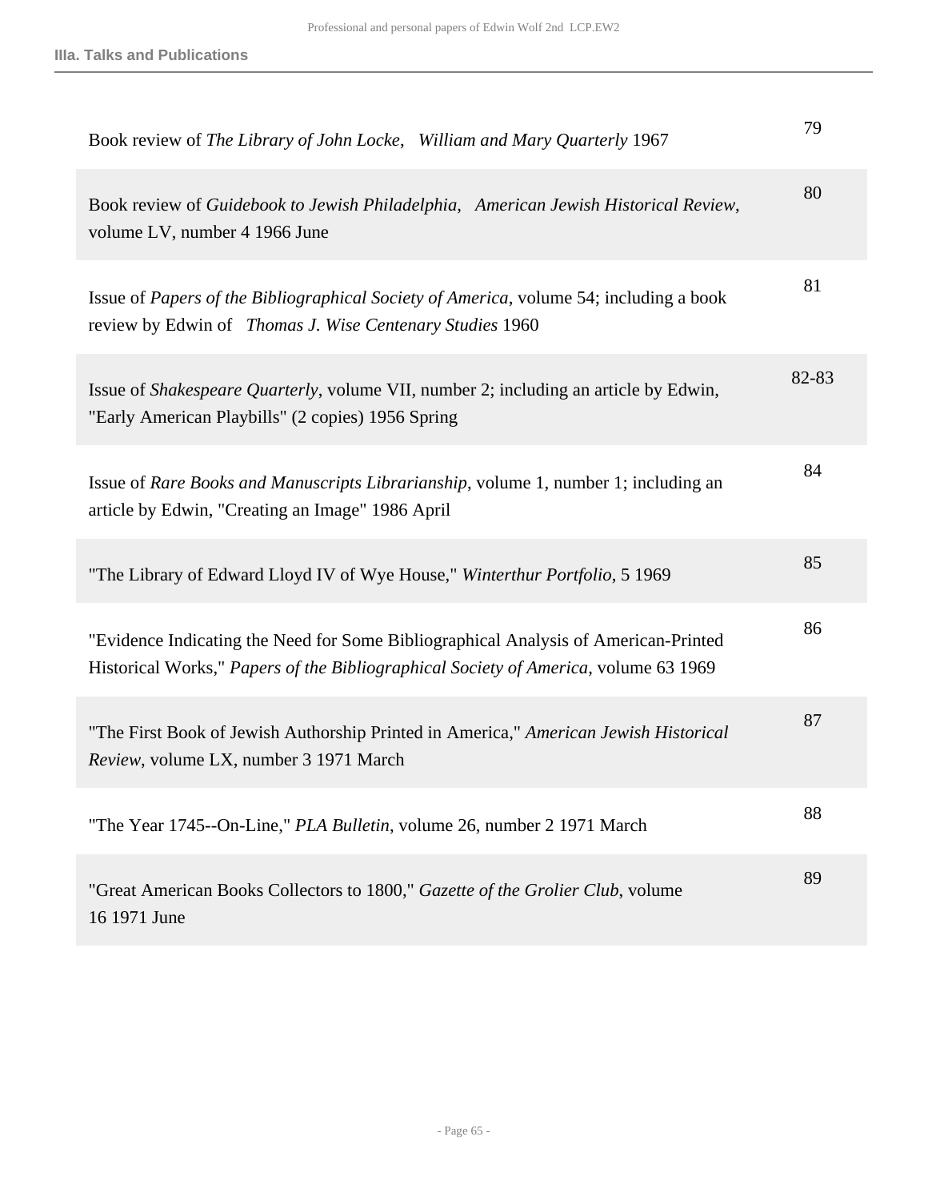**IIIa. Talks and Publications**

| | |
|---|---|
| Book review of *The Library of John Locke*, *William and Mary Quarterly* 1967 | 79 |
| Book review of *Guidebook to Jewish Philadelphia*, *American Jewish Historical Review*, volume LV, number 4 1966 June | 80 |
| Issue of *Papers of the Bibliographical Society of America*, volume 54; including a book review by Edwin of *Thomas J. Wise Centenary Studies* 1960 | 81 |
| Issue of *Shakespeare Quarterly*, volume VII, number 2; including an article by Edwin, "Early American Playbills" (2 copies) 1956 Spring | 82-83 |
| Issue of *Rare Books and Manuscripts Librarianship*, volume 1, number 1; including an article by Edwin, "Creating an Image" 1986 April | 84 |
| "The Library of Edward Lloyd IV of Wye House," *Winterthur Portfolio*, 5 1969 | 85 |
| "Evidence Indicating the Need for Some Bibliographical Analysis of American-Printed Historical Works," *Papers of the Bibliographical Society of America*, volume 63 1969 | 86 |
| "The First Book of Jewish Authorship Printed in America," *American Jewish Historical Review*, volume LX, number 3 1971 March | 87 |
| "The Year 1745--On-Line," *PLA Bulletin*, volume 26, number 2 1971 March | 88 |
| "Great American Books Collectors to 1800," *Gazette of the Grolier Club*, volume 16 1971 June | 89 |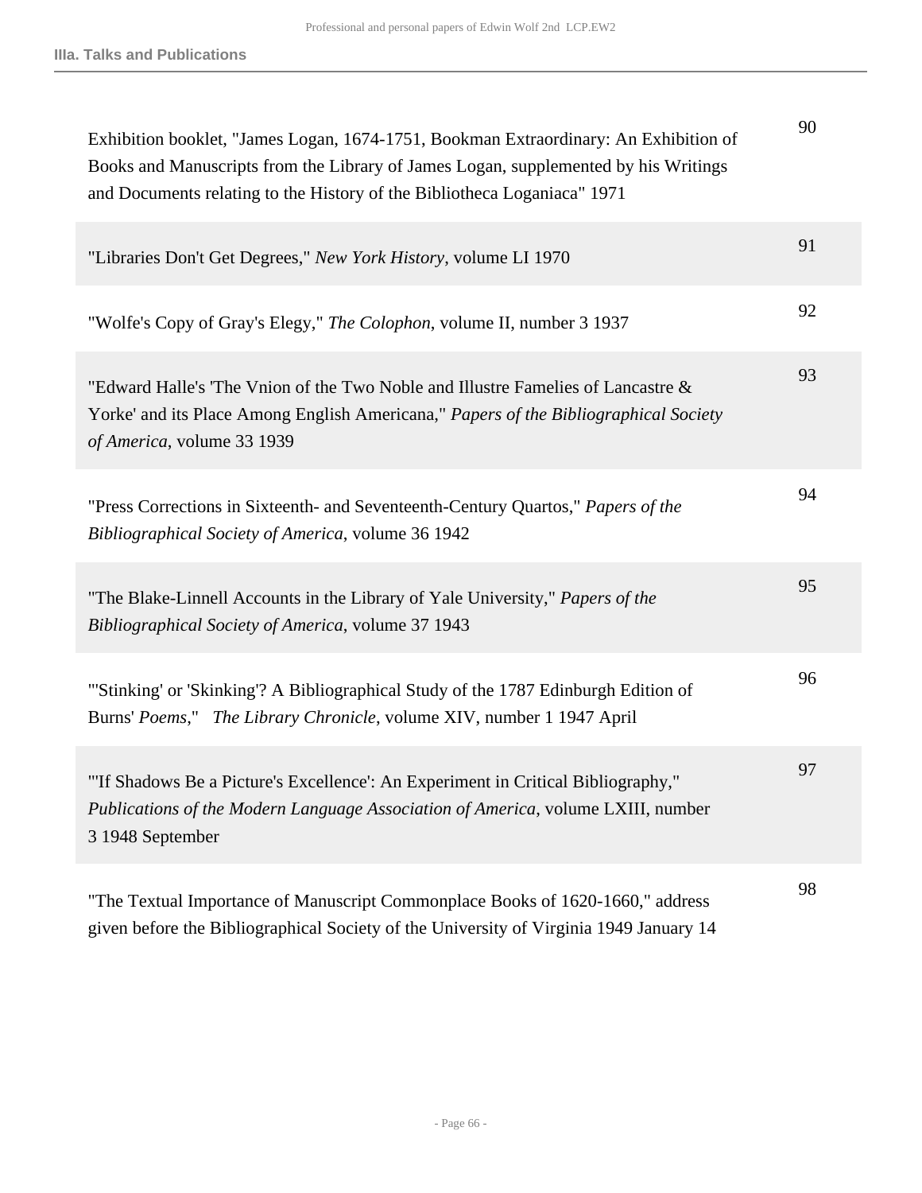**IIIa. Talks and Publications**

| | |
|---|---|
| Exhibition booklet, "James Logan, 1674-1751, Bookman Extraordinary: An Exhibition of Books and Manuscripts from the Library of James Logan, supplemented by his Writings and Documents relating to the History of the Bibliotheca Loganiaca" 1971 | 90 |
| "Libraries Don't Get Degrees," *New York History*, volume LI 1970 | 91 |
| "Wolfe's Copy of Gray's Elegy," *The Colophon*, volume II, number 3 1937 | 92 |
| "Edward Halle's 'The Vnion of the Two Noble and Illustre Famelies of Lancastre & Yorke' and its Place Among English Americana," *Papers of the Bibliographical Society of America*, volume 33 1939 | 93 |
| "Press Corrections in Sixteenth- and Seventeenth-Century Quartos," *Papers of the Bibliographical Society of America*, volume 36 1942 | 94 |
| "The Blake-Linnell Accounts in the Library of Yale University," *Papers of the Bibliographical Society of America*, volume 37 1943 | 95 |
| "'Stinking' or 'Skinking'? A Bibliographical Study of the 1787 Edinburgh Edition of Burns' *Poems*," *The Library Chronicle*, volume XIV, number 1 1947 April | 96 |
| "'If Shadows Be a Picture's Excellence': An Experiment in Critical Bibliography," *Publications of the Modern Language Association of America*, volume LXIII, number 3 1948 September | 97 |
| "The Textual Importance of Manuscript Commonplace Books of 1620-1660," address given before the Bibliographical Society of the University of Virginia 1949 January 14 | 98 |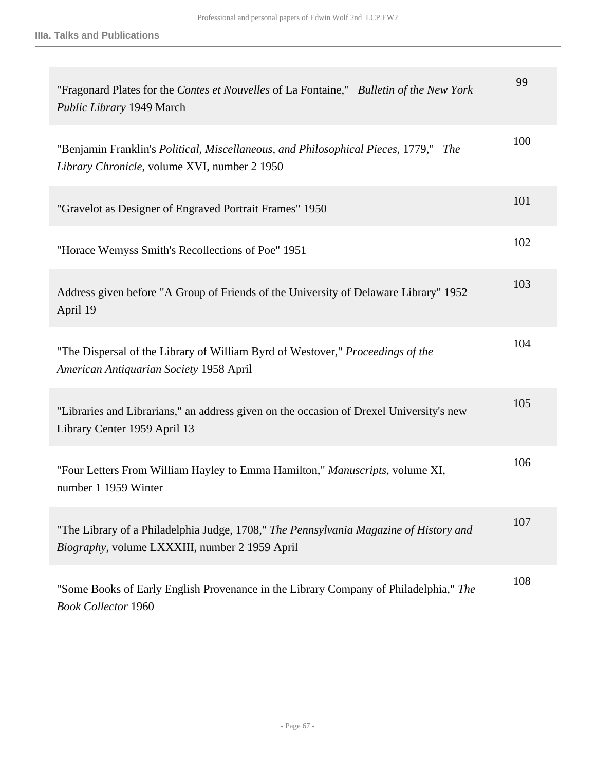### IIIa. Talks and Publications

| | |
|---|---|
| "Fragonard Plates for the *Contes et Nouvelles* of La Fontaine," *Bulletin of the New York Public Library* 1949 March | 99 |
| "Benjamin Franklin's *Political, Miscellaneous, and Philosophical Pieces*, 1779," *The Library Chronicle*, volume XVI, number 2 1950 | 100 |
| "Gravelot as Designer of Engraved Portrait Frames" 1950 | 101 |
| "Horace Wemyss Smith's Recollections of Poe" 1951 | 102 |
| Address given before "A Group of Friends of the University of Delaware Library" 1952 April 19 | 103 |
| "The Dispersal of the Library of William Byrd of Westover," *Proceedings of the American Antiquarian Society* 1958 April | 104 |
| "Libraries and Librarians," an address given on the occasion of Drexel University's new Library Center 1959 April 13 | 105 |
| "Four Letters From William Hayley to Emma Hamilton," *Manuscripts*, volume XI, number 1 1959 Winter | 106 |
| "The Library of a Philadelphia Judge, 1708," *The Pennsylvania Magazine of History and Biography*, volume LXXXIII, number 2 1959 April | 107 |
| "Some Books of Early English Provenance in the Library Company of Philadelphia," *The Book Collector* 1960 | 108 |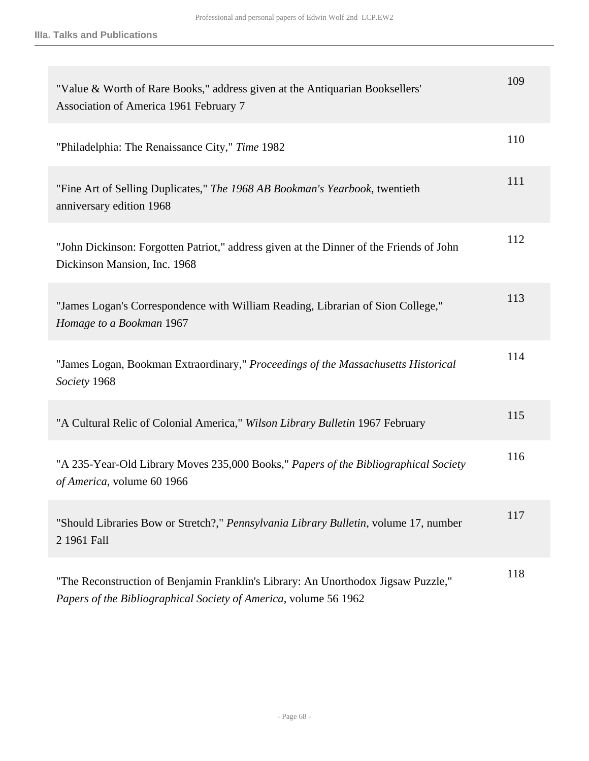**IIIa. Talks and Publications**

| | |
|---|---|
| "Value & Worth of Rare Books," address given at the Antiquarian Booksellers' Association of America 1961 February 7 | 109 |
| "Philadelphia: The Renaissance City," *Time* 1982 | 110 |
| "Fine Art of Selling Duplicates," *The 1968 AB Bookman's Yearbook*, twentieth anniversary edition 1968 | 111 |
| "John Dickinson: Forgotten Patriot," address given at the Dinner of the Friends of John Dickinson Mansion, Inc. 1968 | 112 |
| "James Logan's Correspondence with William Reading, Librarian of Sion College," *Homage to a Bookman* 1967 | 113 |
| "James Logan, Bookman Extraordinary," *Proceedings of the Massachusetts Historical Society* 1968 | 114 |
| "A Cultural Relic of Colonial America," *Wilson Library Bulletin* 1967 February | 115 |
| "A 235-Year-Old Library Moves 235,000 Books," *Papers of the Bibliographical Society of America*, volume 60 1966 | 116 |
| "Should Libraries Bow or Stretch?," *Pennsylvania Library Bulletin*, volume 17, number 2 1961 Fall | 117 |
| "The Reconstruction of Benjamin Franklin's Library: An Unorthodox Jigsaw Puzzle," *Papers of the Bibliographical Society of America*, volume 56 1962 | 118 |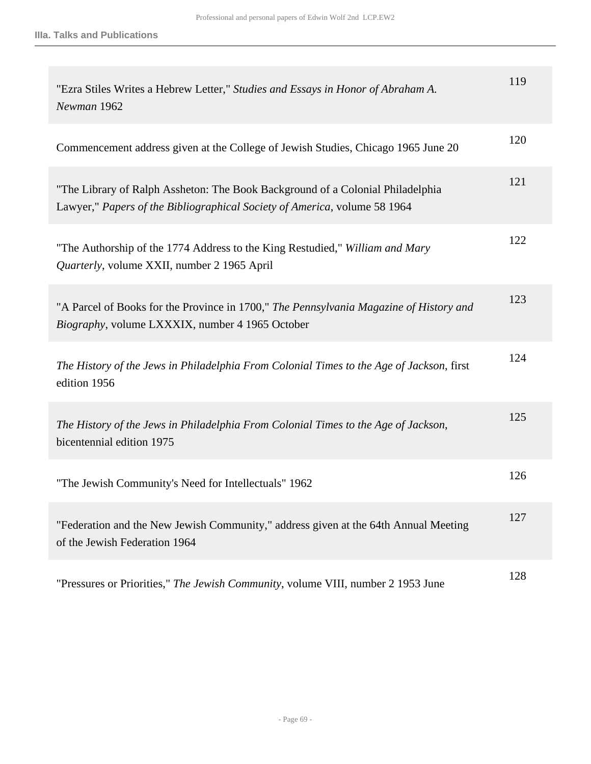### IIIa. Talks and Publications

| | |
|---|---|
| "Ezra Stiles Writes a Hebrew Letter," *Studies and Essays in Honor of Abraham A. Newman* 1962 | 119 |
| Commencement address given at the College of Jewish Studies, Chicago 1965 June 20 | 120 |
| "The Library of Ralph Assheton: The Book Background of a Colonial Philadelphia Lawyer," *Papers of the Bibliographical Society of America*, volume 58 1964 | 121 |
| "The Authorship of the 1774 Address to the King Restudied," *William and Mary Quarterly*, volume XXII, number 2 1965 April | 122 |
| "A Parcel of Books for the Province in 1700," *The Pennsylvania Magazine of History and Biography*, volume LXXXIX, number 4 1965 October | 123 |
| *The History of the Jews in Philadelphia From Colonial Times to the Age of Jackson*, first edition 1956 | 124 |
| *The History of the Jews in Philadelphia From Colonial Times to the Age of Jackson*, bicentennial edition 1975 | 125 |
| "The Jewish Community's Need for Intellectuals" 1962 | 126 |
| "Federation and the New Jewish Community," address given at the 64th Annual Meeting of the Jewish Federation 1964 | 127 |
| "Pressures or Priorities," *The Jewish Community*, volume VIII, number 2 1953 June | 128 |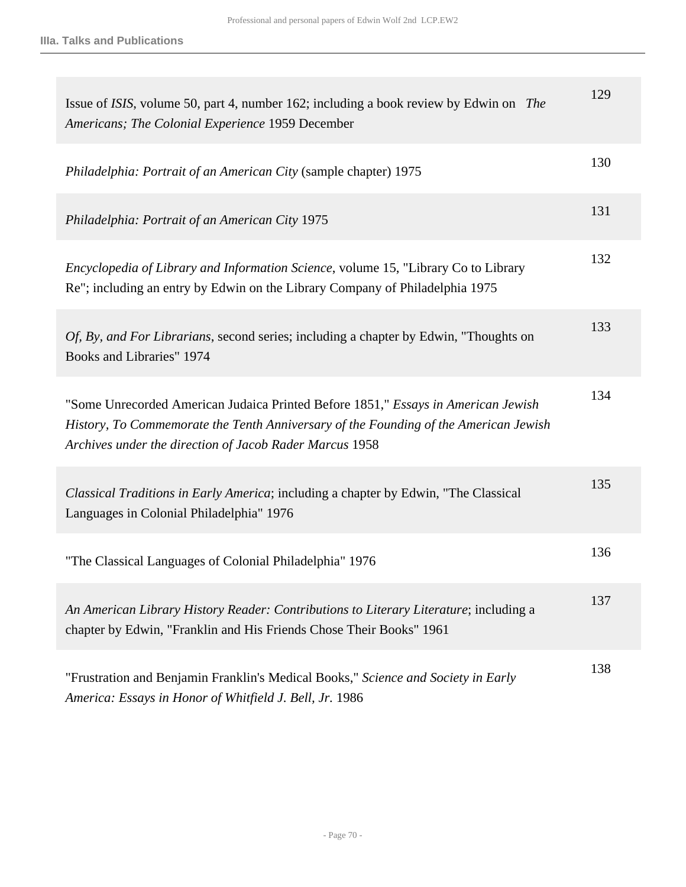| | |
|---|---|
| Issue of *ISIS*, volume 50, part 4, number 162; including a book review by Edwin on *The Americans; The Colonial Experience* 1959 December | 129 |
| *Philadelphia: Portrait of an American City* (sample chapter) 1975 | 130 |
| *Philadelphia: Portrait of an American City* 1975 | 131 |
| *Encyclopedia of Library and Information Science*, volume 15, "Library Co to Library Re"; including an entry by Edwin on the Library Company of Philadelphia 1975 | 132 |
| *Of, By, and For Librarians*, second series; including a chapter by Edwin, "Thoughts on Books and Libraries" 1974 | 133 |
| "Some Unrecorded American Judaica Printed Before 1851," *Essays in American Jewish History, To Commemorate the Tenth Anniversary of the Founding of the American Jewish Archives under the direction of Jacob Rader Marcus* 1958 | 134 |
| *Classical Traditions in Early America*; including a chapter by Edwin, "The Classical Languages in Colonial Philadelphia" 1976 | 135 |
| "The Classical Languages of Colonial Philadelphia" 1976 | 136 |
| *An American Library History Reader: Contributions to Literary Literature*; including a chapter by Edwin, "Franklin and His Friends Chose Their Books" 1961 | 137 |
| "Frustration and Benjamin Franklin's Medical Books," *Science and Society in Early America: Essays in Honor of Whitfield J. Bell, Jr.* 1986 | 138 |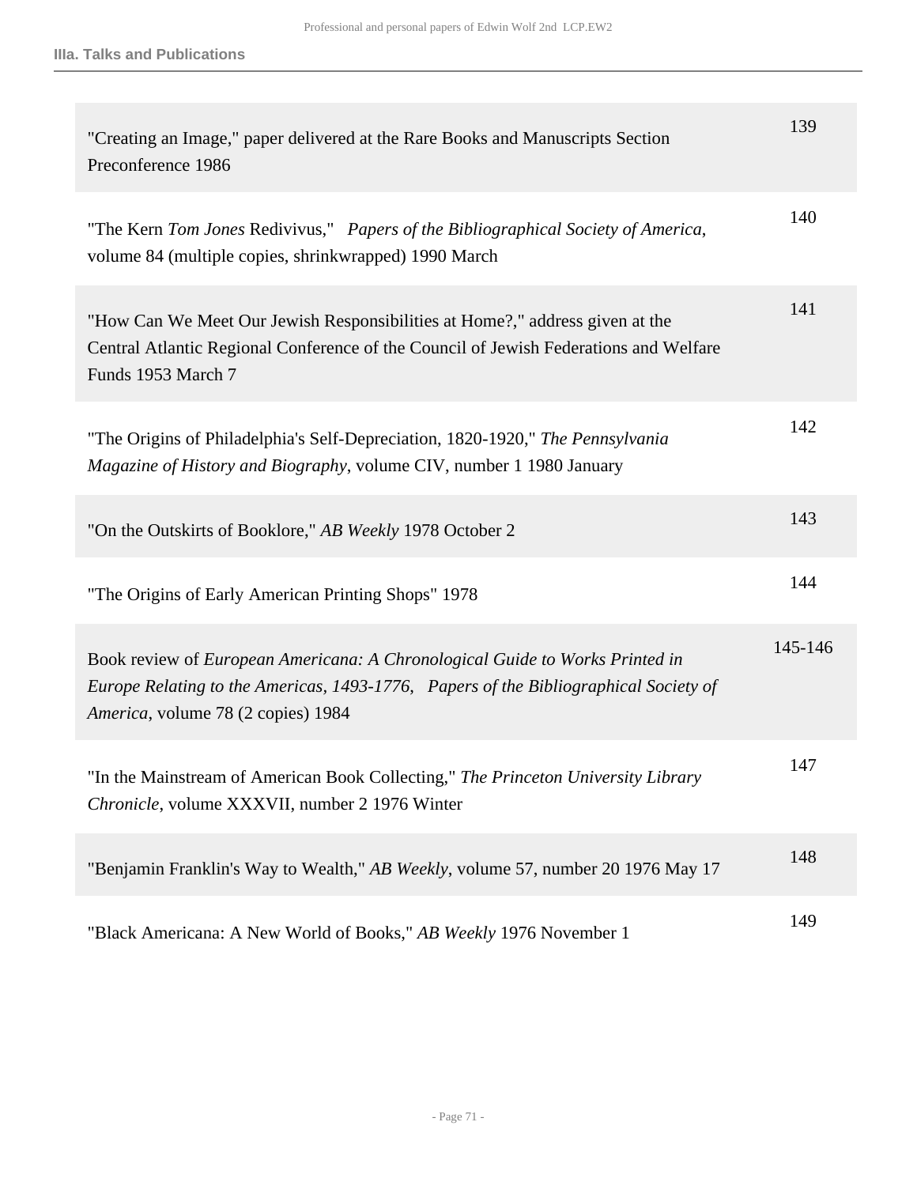**IIIa. Talks and Publications**

| | |
|---|---|
| "Creating an Image," paper delivered at the Rare Books and Manuscripts Section Preconference 1986 | 139 |
| "The Kern *Tom Jones* Redivivus," *Papers of the Bibliographical Society of America*, volume 84 (multiple copies, shrinkwrapped) 1990 March | 140 |
| "How Can We Meet Our Jewish Responsibilities at Home?," address given at the Central Atlantic Regional Conference of the Council of Jewish Federations and Welfare Funds 1953 March 7 | 141 |
| "The Origins of Philadelphia's Self-Depreciation, 1820-1920," *The Pennsylvania Magazine of History and Biography*, volume CIV, number 1 1980 January | 142 |
| "On the Outskirts of Booklore," *AB Weekly* 1978 October 2 | 143 |
| "The Origins of Early American Printing Shops" 1978 | 144 |
| Book review of *European Americana: A Chronological Guide to Works Printed in Europe Relating to the Americas, 1493-1776*, *Papers of the Bibliographical Society of America*, volume 78 (2 copies) 1984 | 145-146 |
| "In the Mainstream of American Book Collecting," *The Princeton University Library Chronicle*, volume XXXVII, number 2 1976 Winter | 147 |
| "Benjamin Franklin's Way to Wealth," *AB Weekly*, volume 57, number 20 1976 May 17 | 148 |
| "Black Americana: A New World of Books," *AB Weekly* 1976 November 1 | 149 |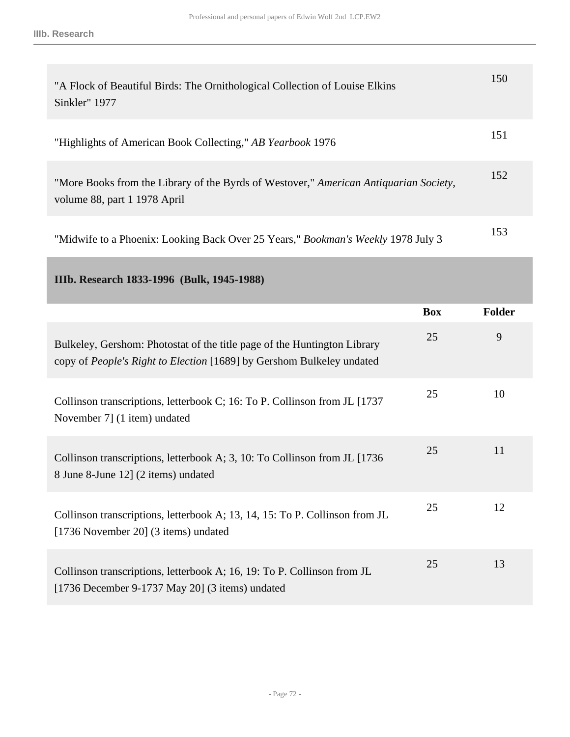| | |
|---|---|
| "A Flock of Beautiful Birds: The Ornithological Collection of Louise Elkins Sinkler" 1977 | 150 |
| "Highlights of American Book Collecting," *AB Yearbook* 1976 | 151 |
| "More Books from the Library of the Byrds of Westover," *American Antiquarian Society*, volume 88, part 1 1978 April | 152 |
| "Midwife to a Phoenix: Looking Back Over 25 Years," *Bookman's Weekly* 1978 July 3 | 153 |

## IIIb. Research 1833-1996 (Bulk, 1945-1988)

| | Box | Folder |
|---|---|---|
| Bulkeley, Gershom: Photostat of the title page of the Huntington Library copy of *People's Right to Election* [1689] by Gershom Bulkeley undated | 25 | 9 |
| Collinson transcriptions, letterbook C; 16: To P. Collinson from JL [1737 November 7] (1 item) undated | 25 | 10 |
| Collinson transcriptions, letterbook A; 3, 10: To Collinson from JL [1736 8 June 8-June 12] (2 items) undated | 25 | 11 |
| Collinson transcriptions, letterbook A; 13, 14, 15: To P. Collinson from JL [1736 November 20] (3 items) undated | 25 | 12 |
| Collinson transcriptions, letterbook A; 16, 19: To P. Collinson from JL [1736 December 9-1737 May 20] (3 items) undated | 25 | 13 |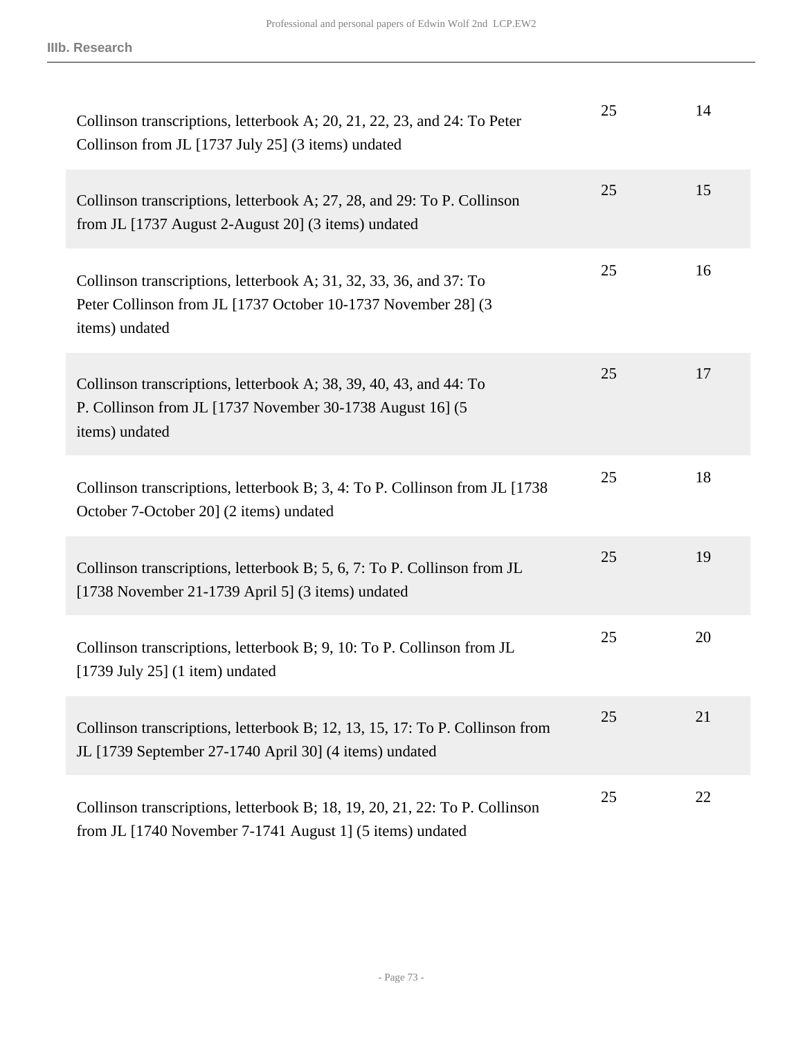| | | |
|---|---|---|
| Collinson transcriptions, letterbook A; 20, 21, 22, 23, and 24: To Peter Collinson from JL [1737 July 25] (3 items) undated | 25 | 14 |
| Collinson transcriptions, letterbook A; 27, 28, and 29: To P. Collinson from JL [1737 August 2-August 20] (3 items) undated | 25 | 15 |
| Collinson transcriptions, letterbook A; 31, 32, 33, 36, and 37: To Peter Collinson from JL [1737 October 10-1737 November 28] (3 items) undated | 25 | 16 |
| Collinson transcriptions, letterbook A; 38, 39, 40, 43, and 44: To P. Collinson from JL [1737 November 30-1738 August 16] (5 items) undated | 25 | 17 |
| Collinson transcriptions, letterbook B; 3, 4: To P. Collinson from JL [1738 October 7-October 20] (2 items) undated | 25 | 18 |
| Collinson transcriptions, letterbook B; 5, 6, 7: To P. Collinson from JL [1738 November 21-1739 April 5] (3 items) undated | 25 | 19 |
| Collinson transcriptions, letterbook B; 9, 10: To P. Collinson from JL [1739 July 25] (1 item) undated | 25 | 20 |
| Collinson transcriptions, letterbook B; 12, 13, 15, 17: To P. Collinson from JL [1739 September 27-1740 April 30] (4 items) undated | 25 | 21 |
| Collinson transcriptions, letterbook B; 18, 19, 20, 21, 22: To P. Collinson from JL [1740 November 7-1741 August 1] (5 items) undated | 25 | 22 |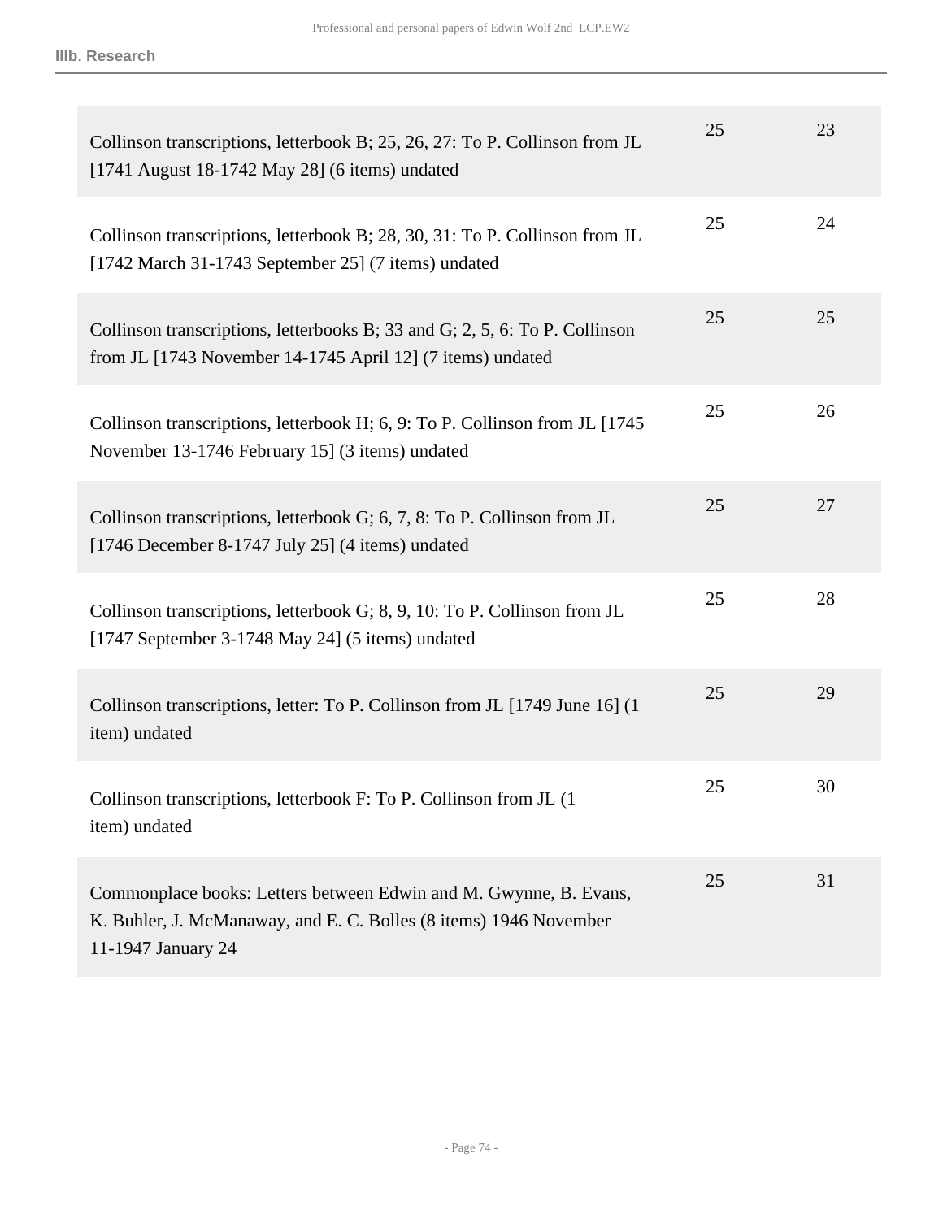**IIIb. Research**

| Description | Box | Folder |
| --- | --- | --- |
| Collinson transcriptions, letterbook B; 25, 26, 27: To P. Collinson from JL [1741 August 18-1742 May 28] (6 items) undated | 25 | 23 |
| Collinson transcriptions, letterbook B; 28, 30, 31: To P. Collinson from JL [1742 March 31-1743 September 25] (7 items) undated | 25 | 24 |
| Collinson transcriptions, letterbooks B; 33 and G; 2, 5, 6: To P. Collinson from JL [1743 November 14-1745 April 12] (7 items) undated | 25 | 25 |
| Collinson transcriptions, letterbook H; 6, 9: To P. Collinson from JL [1745 November 13-1746 February 15] (3 items) undated | 25 | 26 |
| Collinson transcriptions, letterbook G; 6, 7, 8: To P. Collinson from JL [1746 December 8-1747 July 25] (4 items) undated | 25 | 27 |
| Collinson transcriptions, letterbook G; 8, 9, 10: To P. Collinson from JL [1747 September 3-1748 May 24] (5 items) undated | 25 | 28 |
| Collinson transcriptions, letter: To P. Collinson from JL [1749 June 16] (1 item) undated | 25 | 29 |
| Collinson transcriptions, letterbook F: To P. Collinson from JL (1 item) undated | 25 | 30 |
| Commonplace books: Letters between Edwin and M. Gwynne, B. Evans, K. Buhler, J. McManaway, and E. C. Bolles (8 items) 1946 November 11-1947 January 24 | 25 | 31 |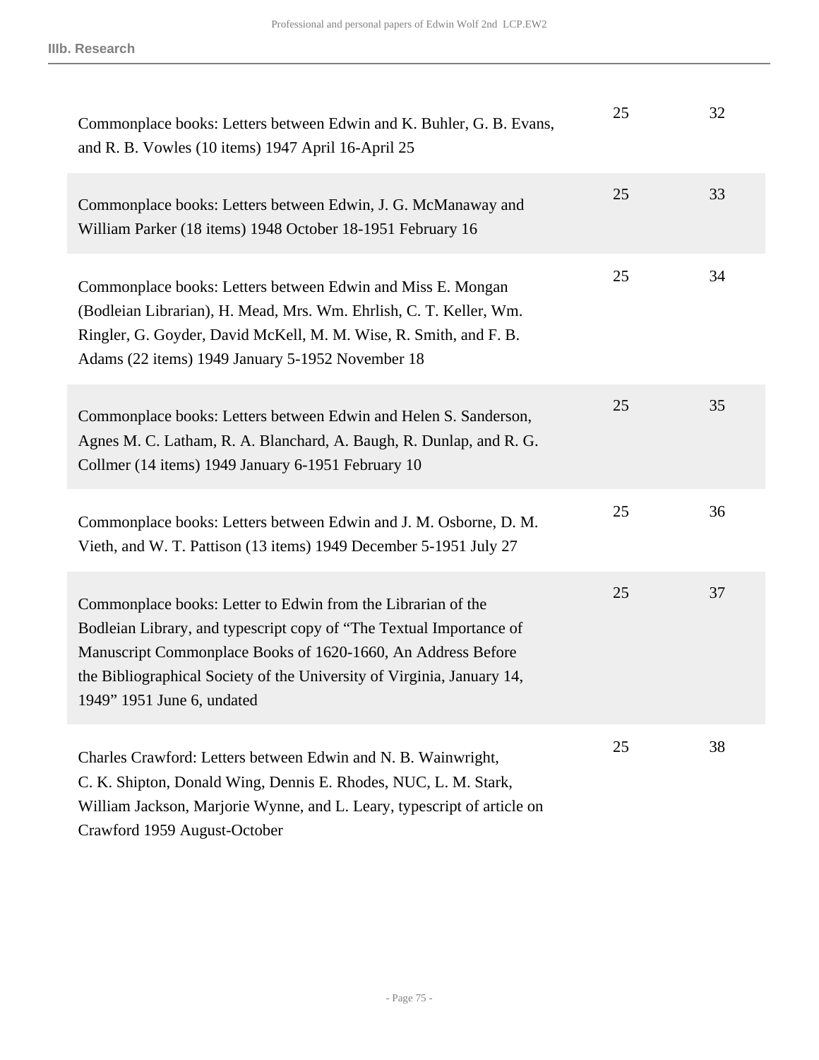| Description | Box | Folder |
|---|---|---|
| Commonplace books: Letters between Edwin and K. Buhler, G. B. Evans, and R. B. Vowles (10 items) 1947 April 16-April 25 | 25 | 32 |
| Commonplace books: Letters between Edwin, J. G. McManaway and William Parker (18 items) 1948 October 18-1951 February 16 | 25 | 33 |
| Commonplace books: Letters between Edwin and Miss E. Mongan (Bodleian Librarian), H. Mead, Mrs. Wm. Ehrlish, C. T. Keller, Wm. Ringler, G. Goyder, David McKell, M. M. Wise, R. Smith, and F. B. Adams (22 items) 1949 January 5-1952 November 18 | 25 | 34 |
| Commonplace books: Letters between Edwin and Helen S. Sanderson, Agnes M. C. Latham, R. A. Blanchard, A. Baugh, R. Dunlap, and R. G. Collmer (14 items) 1949 January 6-1951 February 10 | 25 | 35 |
| Commonplace books: Letters between Edwin and J. M. Osborne, D. M. Vieth, and W. T. Pattison (13 items) 1949 December 5-1951 July 27 | 25 | 36 |
| Commonplace books: Letter to Edwin from the Librarian of the Bodleian Library, and typescript copy of “The Textual Importance of Manuscript Commonplace Books of 1620-1660, An Address Before the Bibliographical Society of the University of Virginia, January 14, 1949” 1951 June 6, undated | 25 | 37 |
| Charles Crawford: Letters between Edwin and N. B. Wainwright, C. K. Shipton, Donald Wing, Dennis E. Rhodes, NUC, L. M. Stark, William Jackson, Marjorie Wynne, and L. Leary, typescript of article on Crawford 1959 August-October | 25 | 38 |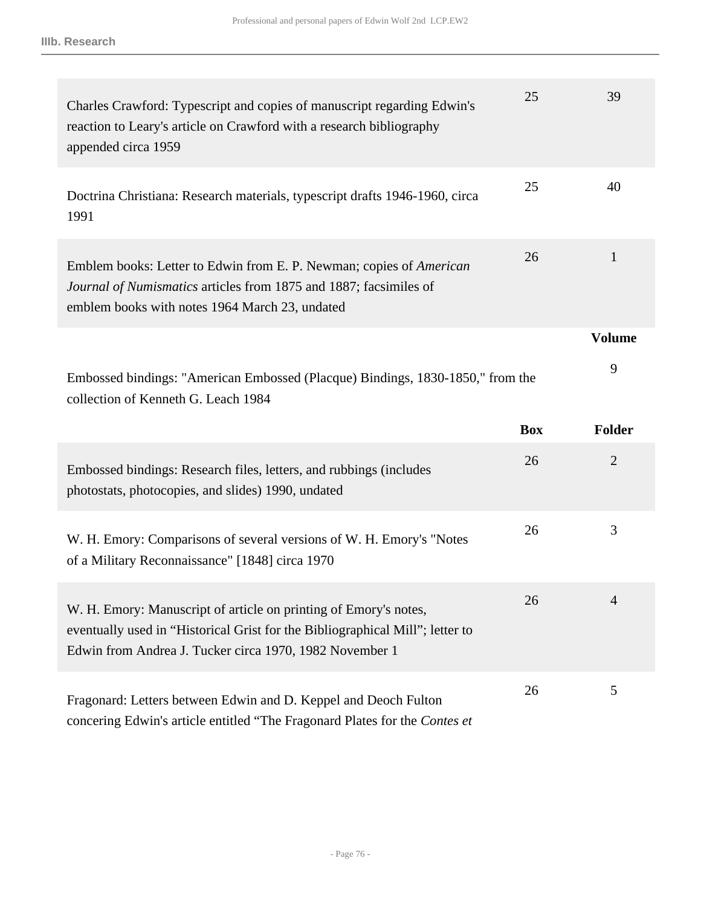| Description | Box | Folder |
| --- | --- | --- |
| Charles Crawford: Typescript and copies of manuscript regarding Edwin's reaction to Leary's article on Crawford with a research bibliography appended circa 1959 | 25 | 39 |
| Doctrina Christiana: Research materials, typescript drafts 1946-1960, circa 1991 | 25 | 40 |
| Emblem books: Letter to Edwin from E. P. Newman; copies of *American Journal of Numismatics* articles from 1875 and 1887; facsimiles of emblem books with notes 1964 March 23, undated | 26 | 1 |

| Description | Volume |
| --- | --- |
| Embossed bindings: "American Embossed (Placque) Bindings, 1830-1850," from the collection of Kenneth G. Leach 1984 | 9 |

| Description | Box | Folder |
| --- | --- | --- |
| Embossed bindings: Research files, letters, and rubbings (includes photostats, photocopies, and slides) 1990, undated | 26 | 2 |
| W. H. Emory: Comparisons of several versions of W. H. Emory's "Notes of a Military Reconnaissance" [1848] circa 1970 | 26 | 3 |
| W. H. Emory: Manuscript of article on printing of Emory's notes, eventually used in "Historical Grist for the Bibliographical Mill"; letter to Edwin from Andrea J. Tucker circa 1970, 1982 November 1 | 26 | 4 |
| Fragonard: Letters between Edwin and D. Keppel and Deoch Fulton concering Edwin's article entitled "The Fragonard Plates for the *Contes et* | 26 | 5 |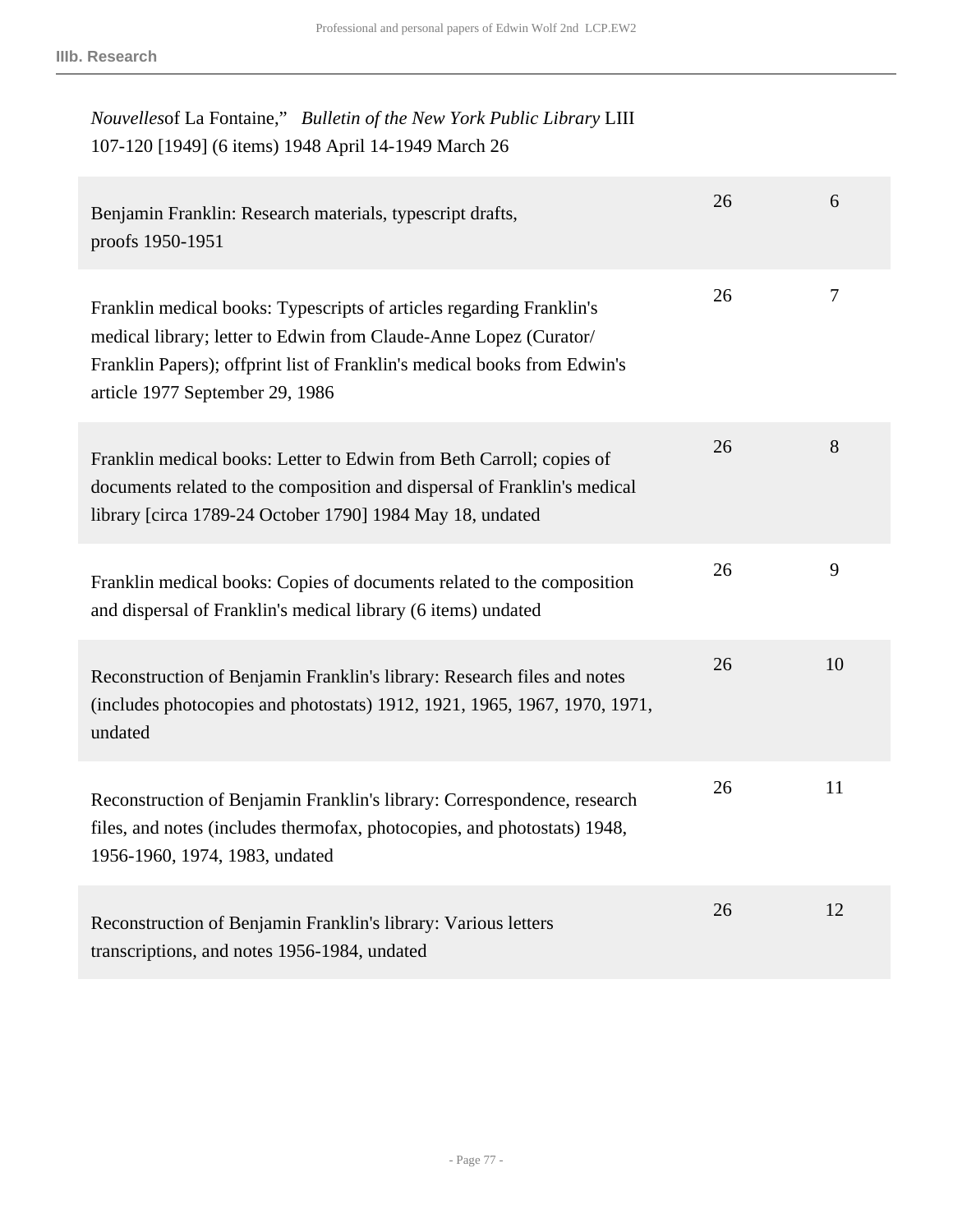*Nouvelles*of La Fontaine," *Bulletin of the New York Public Library* LIII 107-120 [1949] (6 items) 1948 April 14-1949 March 26

| | | |
|---|---|---|
| Benjamin Franklin: Research materials, typescript drafts, proofs 1950-1951 | 26 | 6 |
| Franklin medical books: Typescripts of articles regarding Franklin's medical library; letter to Edwin from Claude-Anne Lopez (Curator/ Franklin Papers); offprint list of Franklin's medical books from Edwin's article 1977 September 29, 1986 | 26 | 7 |
| Franklin medical books: Letter to Edwin from Beth Carroll; copies of documents related to the composition and dispersal of Franklin's medical library [circa 1789-24 October 1790] 1984 May 18, undated | 26 | 8 |
| Franklin medical books: Copies of documents related to the composition and dispersal of Franklin's medical library (6 items) undated | 26 | 9 |
| Reconstruction of Benjamin Franklin's library: Research files and notes (includes photocopies and photostats) 1912, 1921, 1965, 1967, 1970, 1971, undated | 26 | 10 |
| Reconstruction of Benjamin Franklin's library: Correspondence, research files, and notes (includes thermofax, photocopies, and photostats) 1948, 1956-1960, 1974, 1983, undated | 26 | 11 |
| Reconstruction of Benjamin Franklin's library: Various letters transcriptions, and notes 1956-1984, undated | 26 | 12 |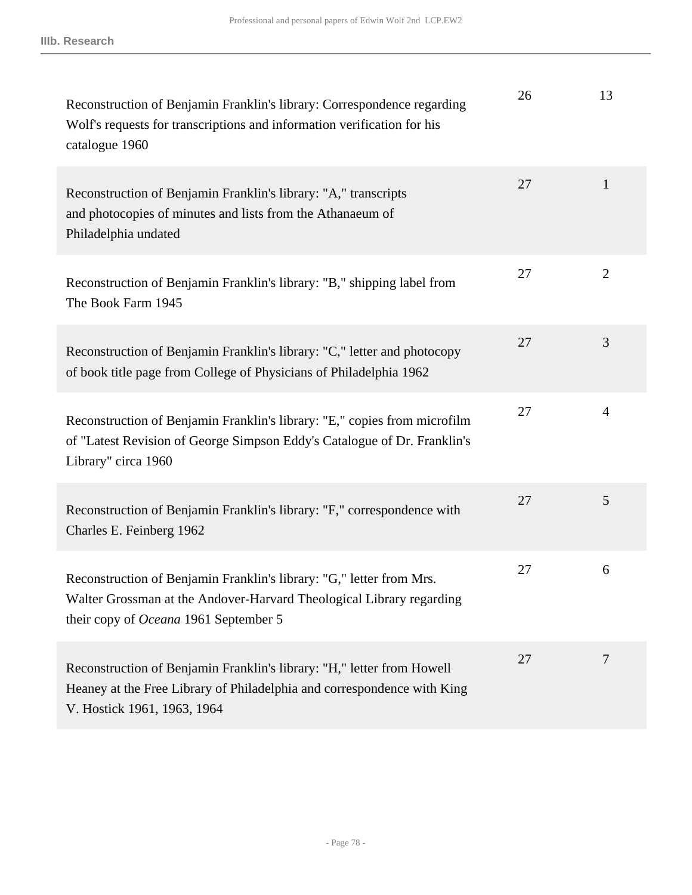| | | |
|---|---|---|
| Reconstruction of Benjamin Franklin's library: Correspondence regarding Wolf's requests for transcriptions and information verification for his catalogue 1960 | 26 | 13 |
| Reconstruction of Benjamin Franklin's library: "A," transcripts and photocopies of minutes and lists from the Athanaeum of Philadelphia undated | 27 | 1 |
| Reconstruction of Benjamin Franklin's library: "B," shipping label from The Book Farm 1945 | 27 | 2 |
| Reconstruction of Benjamin Franklin's library: "C," letter and photocopy of book title page from College of Physicians of Philadelphia 1962 | 27 | 3 |
| Reconstruction of Benjamin Franklin's library: "E," copies from microfilm of "Latest Revision of George Simpson Eddy's Catalogue of Dr. Franklin's Library" circa 1960 | 27 | 4 |
| Reconstruction of Benjamin Franklin's library: "F," correspondence with Charles E. Feinberg 1962 | 27 | 5 |
| Reconstruction of Benjamin Franklin's library: "G," letter from Mrs. Walter Grossman at the Andover-Harvard Theological Library regarding their copy of *Oceana* 1961 September 5 | 27 | 6 |
| Reconstruction of Benjamin Franklin's library: "H," letter from Howell Heaney at the Free Library of Philadelphia and correspondence with King V. Hostick 1961, 1963, 1964 | 27 | 7 |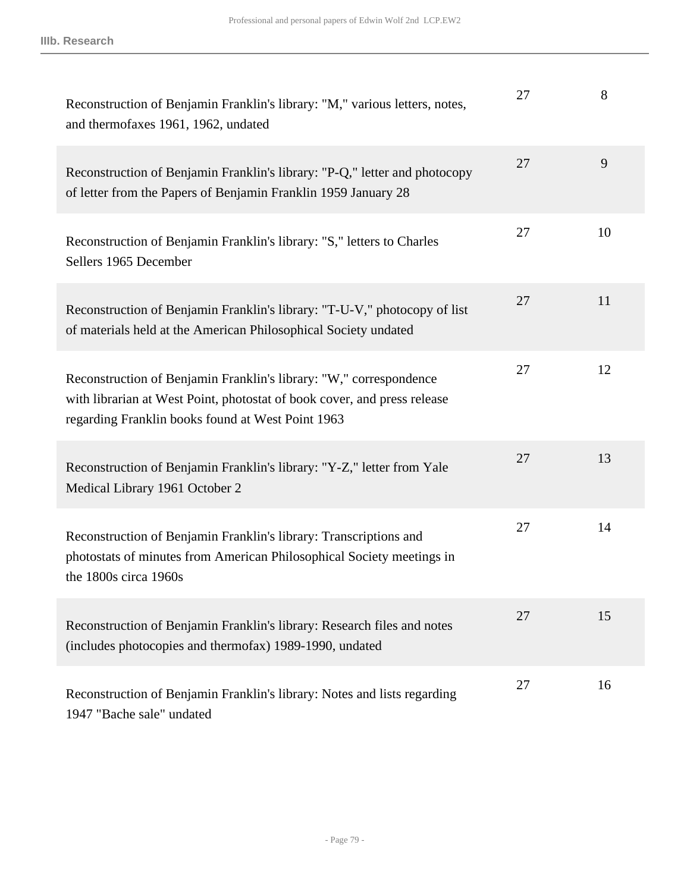| | | |
|---|---|---|
| Reconstruction of Benjamin Franklin's library: "M," various letters, notes, and thermofaxes 1961, 1962, undated | 27 | 8 |
| Reconstruction of Benjamin Franklin's library: "P-Q," letter and photocopy of letter from the Papers of Benjamin Franklin 1959 January 28 | 27 | 9 |
| Reconstruction of Benjamin Franklin's library: "S," letters to Charles Sellers 1965 December | 27 | 10 |
| Reconstruction of Benjamin Franklin's library: "T-U-V," photocopy of list of materials held at the American Philosophical Society undated | 27 | 11 |
| Reconstruction of Benjamin Franklin's library: "W," correspondence with librarian at West Point, photostat of book cover, and press release regarding Franklin books found at West Point 1963 | 27 | 12 |
| Reconstruction of Benjamin Franklin's library: "Y-Z," letter from Yale Medical Library 1961 October 2 | 27 | 13 |
| Reconstruction of Benjamin Franklin's library: Transcriptions and photostats of minutes from American Philosophical Society meetings in the 1800s circa 1960s | 27 | 14 |
| Reconstruction of Benjamin Franklin's library: Research files and notes (includes photocopies and thermofax) 1989-1990, undated | 27 | 15 |
| Reconstruction of Benjamin Franklin's library: Notes and lists regarding 1947 "Bache sale" undated | 27 | 16 |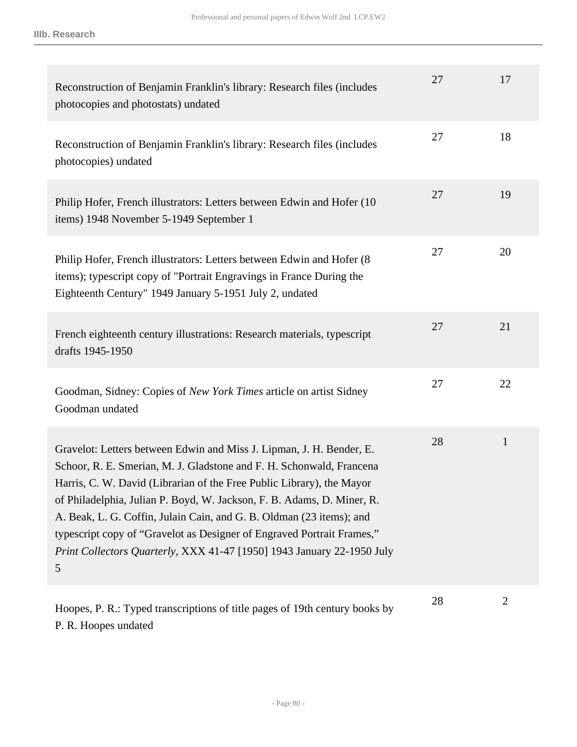**IIIb. Research**

| Description | Box | Folder |
|---|---|---|
| Reconstruction of Benjamin Franklin's library: Research files (includes photocopies and photostats) undated | 27 | 17 |
| Reconstruction of Benjamin Franklin's library: Research files (includes photocopies) undated | 27 | 18 |
| Philip Hofer, French illustrators: Letters between Edwin and Hofer (10 items) 1948 November 5-1949 September 1 | 27 | 19 |
| Philip Hofer, French illustrators: Letters between Edwin and Hofer (8 items); typescript copy of "Portrait Engravings in France During the Eighteenth Century" 1949 January 5-1951 July 2, undated | 27 | 20 |
| French eighteenth century illustrations: Research materials, typescript drafts 1945-1950 | 27 | 21 |
| Goodman, Sidney: Copies of *New York Times* article on artist Sidney Goodman undated | 27 | 22 |
| Gravelot: Letters between Edwin and Miss J. Lipman, J. H. Bender, E. Schoor, R. E. Smerian, M. J. Gladstone and F. H. Schonwald, Francena Harris, C. W. David (Librarian of the Free Public Library), the Mayor of Philadelphia, Julian P. Boyd, W. Jackson, F. B. Adams, D. Miner, R. A. Beak, L. G. Coffin, Julain Cain, and G. B. Oldman (23 items); and typescript copy of "Gravelot as Designer of Engraved Portrait Frames," *Print Collectors Quarterly*, XXX 41-47 [1950] 1943 January 22-1950 July 5 | 28 | 1 |
| Hoopes, P. R.: Typed transcriptions of title pages of 19th century books by P. R. Hoopes undated | 28 | 2 |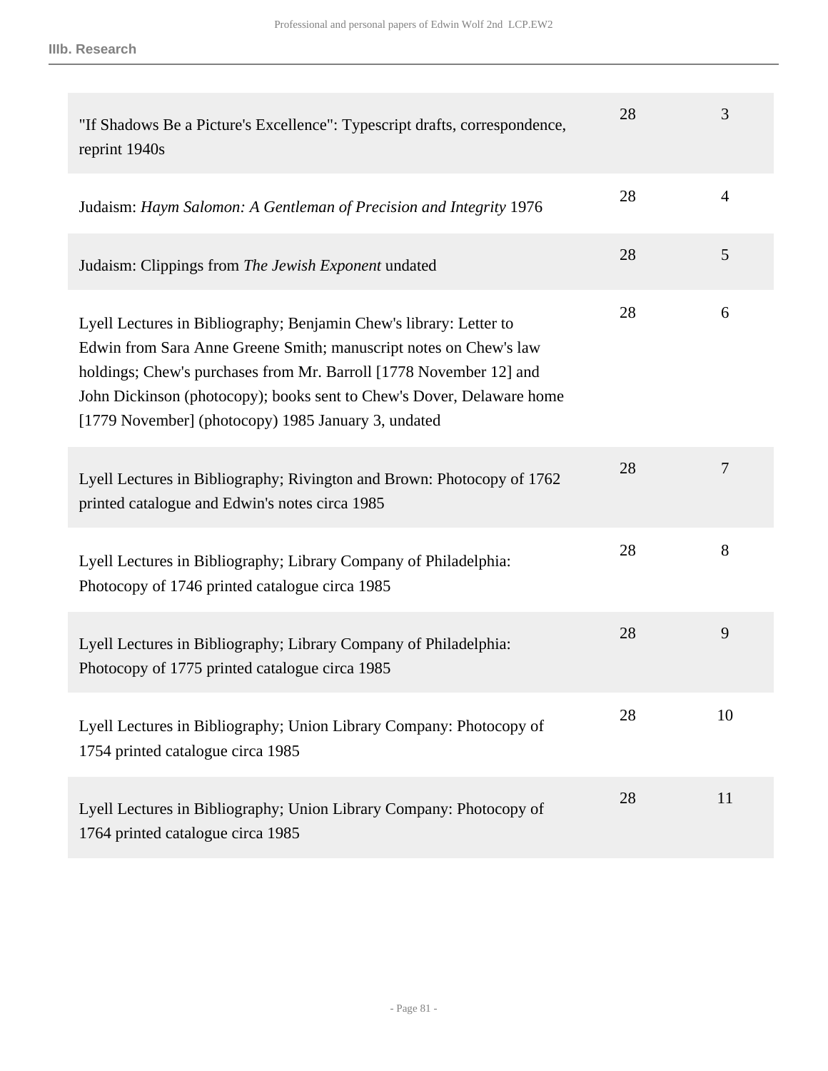| | | |
|---|---|---|
| "If Shadows Be a Picture's Excellence": Typescript drafts, correspondence, reprint 1940s | 28 | 3 |
| Judaism: *Haym Salomon: A Gentleman of Precision and Integrity* 1976 | 28 | 4 |
| Judaism: Clippings from *The Jewish Exponent* undated | 28 | 5 |
| Lyell Lectures in Bibliography; Benjamin Chew's library: Letter to Edwin from Sara Anne Greene Smith; manuscript notes on Chew's law holdings; Chew's purchases from Mr. Barroll [1778 November 12] and John Dickinson (photocopy); books sent to Chew's Dover, Delaware home [1779 November] (photocopy) 1985 January 3, undated | 28 | 6 |
| Lyell Lectures in Bibliography; Rivington and Brown: Photocopy of 1762 printed catalogue and Edwin's notes circa 1985 | 28 | 7 |
| Lyell Lectures in Bibliography; Library Company of Philadelphia: Photocopy of 1746 printed catalogue circa 1985 | 28 | 8 |
| Lyell Lectures in Bibliography; Library Company of Philadelphia: Photocopy of 1775 printed catalogue circa 1985 | 28 | 9 |
| Lyell Lectures in Bibliography; Union Library Company: Photocopy of 1754 printed catalogue circa 1985 | 28 | 10 |
| Lyell Lectures in Bibliography; Union Library Company: Photocopy of 1764 printed catalogue circa 1985 | 28 | 11 |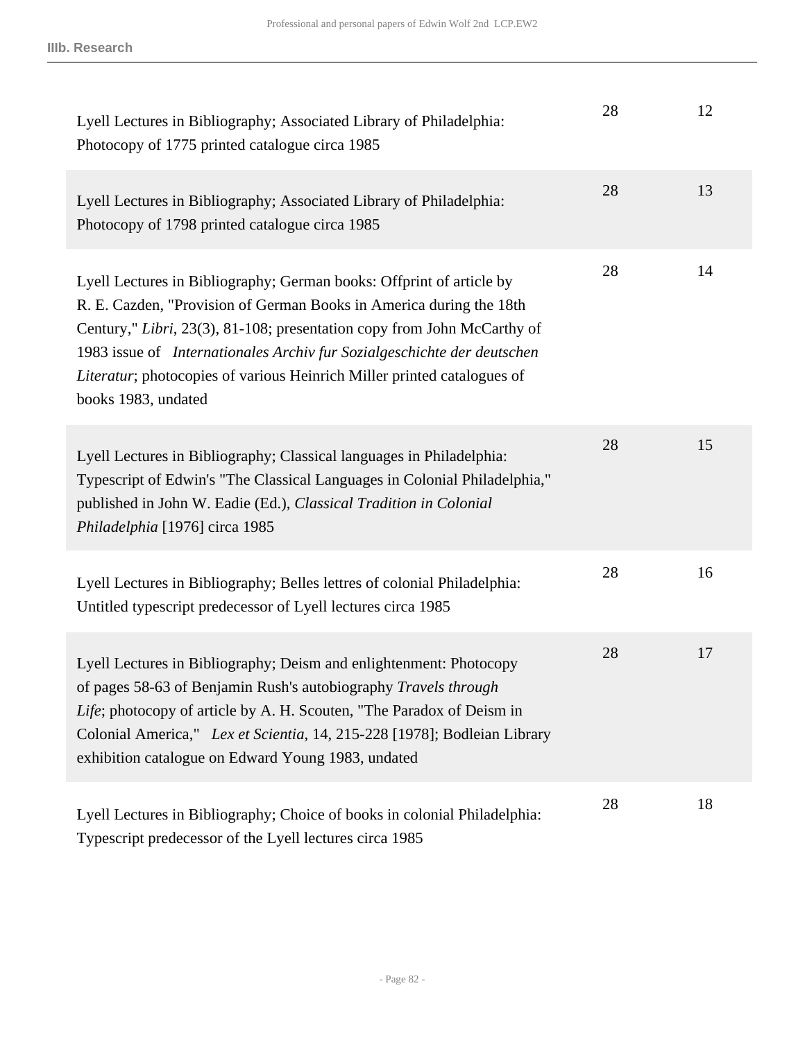| Description | Box | Folder |
| --- | --- | --- |
| Lyell Lectures in Bibliography; Associated Library of Philadelphia: Photocopy of 1775 printed catalogue circa 1985 | 28 | 12 |
| Lyell Lectures in Bibliography; Associated Library of Philadelphia: Photocopy of 1798 printed catalogue circa 1985 | 28 | 13 |
| Lyell Lectures in Bibliography; German books: Offprint of article by R. E. Cazden, "Provision of German Books in America during the 18th Century," *Libri*, 23(3), 81-108; presentation copy from John McCarthy of 1983 issue of *Internationales Archiv fur Sozialgeschichte der deutschen Literatur*; photocopies of various Heinrich Miller printed catalogues of books 1983, undated | 28 | 14 |
| Lyell Lectures in Bibliography; Classical languages in Philadelphia: Typescript of Edwin's "The Classical Languages in Colonial Philadelphia," published in John W. Eadie (Ed.), *Classical Tradition in Colonial Philadelphia* [1976] circa 1985 | 28 | 15 |
| Lyell Lectures in Bibliography; Belles lettres of colonial Philadelphia: Untitled typescript predecessor of Lyell lectures circa 1985 | 28 | 16 |
| Lyell Lectures in Bibliography; Deism and enlightenment: Photocopy of pages 58-63 of Benjamin Rush's autobiography *Travels through Life*; photocopy of article by A. H. Scouten, "The Paradox of Deism in Colonial America," *Lex et Scientia*, 14, 215-228 [1978]; Bodleian Library exhibition catalogue on Edward Young 1983, undated | 28 | 17 |
| Lyell Lectures in Bibliography; Choice of books in colonial Philadelphia: Typescript predecessor of the Lyell lectures circa 1985 | 28 | 18 |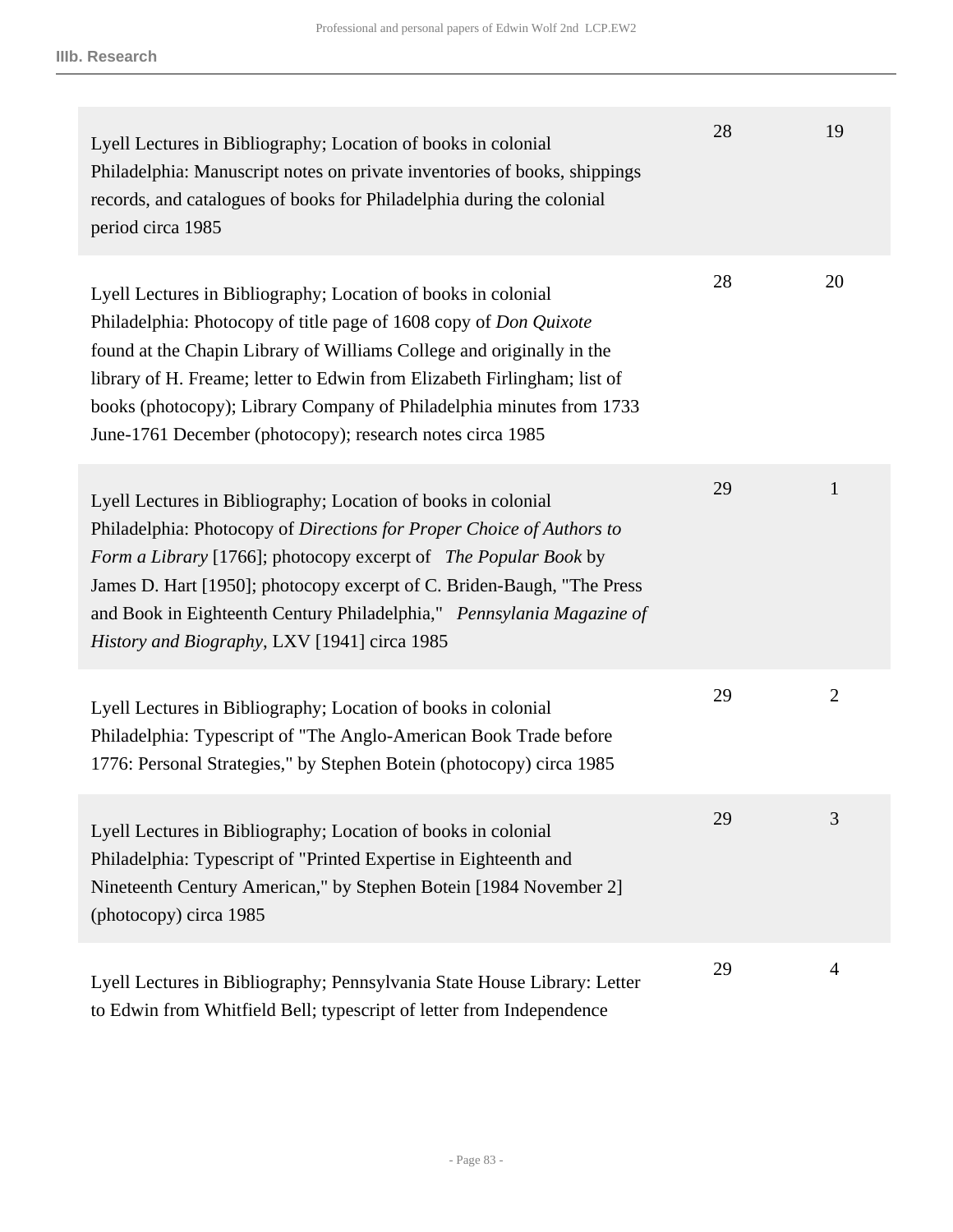**IIIb. Research**

| | | |
|---|---|---|
| Lyell Lectures in Bibliography; Location of books in colonial Philadelphia: Manuscript notes on private inventories of books, shippings records, and catalogues of books for Philadelphia during the colonial period circa 1985 | 28 | 19 |
| Lyell Lectures in Bibliography; Location of books in colonial Philadelphia: Photocopy of title page of 1608 copy of *Don Quixote* found at the Chapin Library of Williams College and originally in the library of H. Freame; letter to Edwin from Elizabeth Firlingham; list of books (photocopy); Library Company of Philadelphia minutes from 1733 June-1761 December (photocopy); research notes circa 1985 | 28 | 20 |
| Lyell Lectures in Bibliography; Location of books in colonial Philadelphia: Photocopy of *Directions for Proper Choice of Authors to Form a Library* [1766]; photocopy excerpt of *The Popular Book* by James D. Hart [1950]; photocopy excerpt of C. Briden-Baugh, "The Press and Book in Eighteenth Century Philadelphia," *Pennsylania Magazine of History and Biography*, LXV [1941] circa 1985 | 29 | 1 |
| Lyell Lectures in Bibliography; Location of books in colonial Philadelphia: Typescript of "The Anglo-American Book Trade before 1776: Personal Strategies," by Stephen Botein (photocopy) circa 1985 | 29 | 2 |
| Lyell Lectures in Bibliography; Location of books in colonial Philadelphia: Typescript of "Printed Expertise in Eighteenth and Nineteenth Century American," by Stephen Botein [1984 November 2] (photocopy) circa 1985 | 29 | 3 |
| Lyell Lectures in Bibliography; Pennsylvania State House Library: Letter to Edwin from Whitfield Bell; typescript of letter from Independence | 29 | 4 |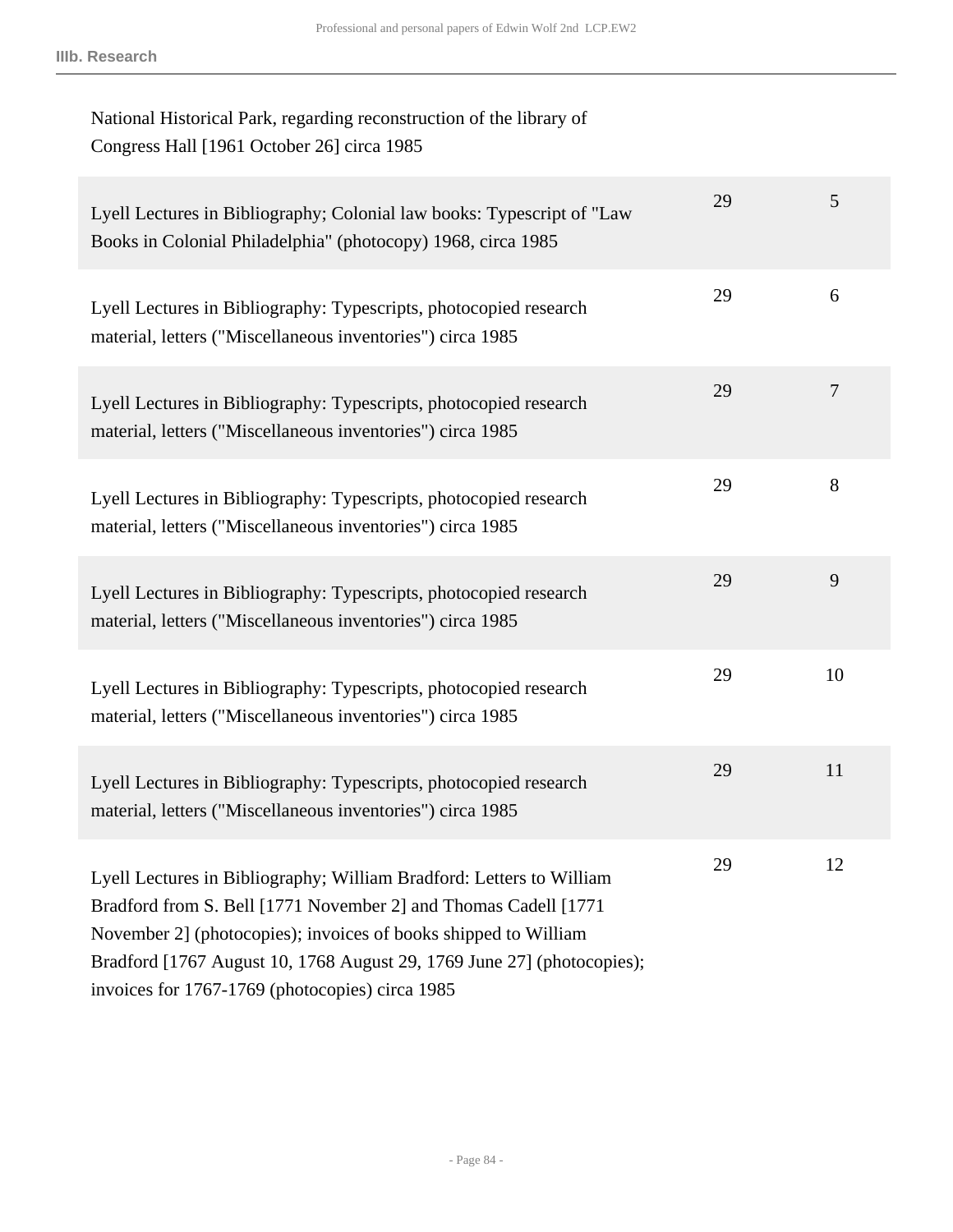| Description | Box | Folder |
| --- | --- | --- |
| National Historical Park, regarding reconstruction of the library of Congress Hall [1961 October 26] circa 1985 | | |
| Lyell Lectures in Bibliography; Colonial law books: Typescript of "Law Books in Colonial Philadelphia" (photocopy) 1968, circa 1985 | 29 | 5 |
| Lyell Lectures in Bibliography: Typescripts, photocopied research material, letters ("Miscellaneous inventories") circa 1985 | 29 | 6 |
| Lyell Lectures in Bibliography: Typescripts, photocopied research material, letters ("Miscellaneous inventories") circa 1985 | 29 | 7 |
| Lyell Lectures in Bibliography: Typescripts, photocopied research material, letters ("Miscellaneous inventories") circa 1985 | 29 | 8 |
| Lyell Lectures in Bibliography: Typescripts, photocopied research material, letters ("Miscellaneous inventories") circa 1985 | 29 | 9 |
| Lyell Lectures in Bibliography: Typescripts, photocopied research material, letters ("Miscellaneous inventories") circa 1985 | 29 | 10 |
| Lyell Lectures in Bibliography: Typescripts, photocopied research material, letters ("Miscellaneous inventories") circa 1985 | 29 | 11 |
| Lyell Lectures in Bibliography; William Bradford: Letters to William Bradford from S. Bell [1771 November 2] and Thomas Cadell [1771 November 2] (photocopies); invoices of books shipped to William Bradford [1767 August 10, 1768 August 29, 1769 June 27] (photocopies); invoices for 1767-1769 (photocopies) circa 1985 | 29 | 12 |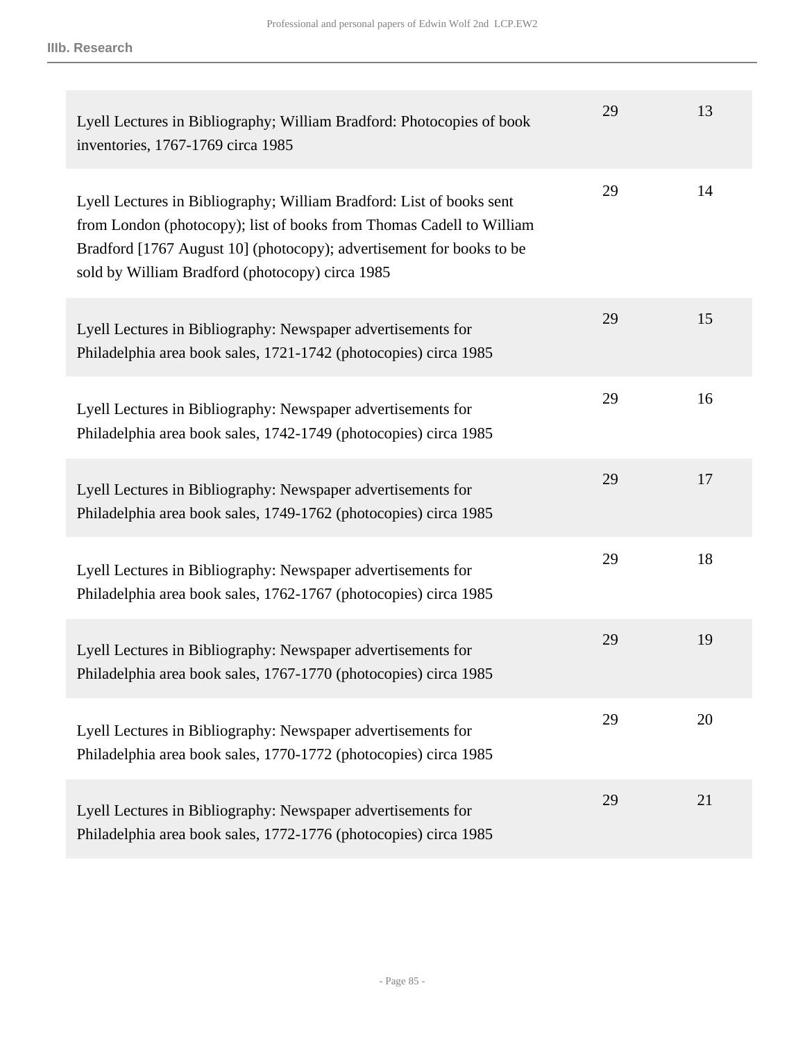| | | |
|---|---|---|
| Lyell Lectures in Bibliography; William Bradford: Photocopies of book inventories, 1767-1769 circa 1985 | 29 | 13 |
| Lyell Lectures in Bibliography; William Bradford: List of books sent from London (photocopy); list of books from Thomas Cadell to William Bradford [1767 August 10] (photocopy); advertisement for books to be sold by William Bradford (photocopy) circa 1985 | 29 | 14 |
| Lyell Lectures in Bibliography: Newspaper advertisements for Philadelphia area book sales, 1721-1742 (photocopies) circa 1985 | 29 | 15 |
| Lyell Lectures in Bibliography: Newspaper advertisements for Philadelphia area book sales, 1742-1749 (photocopies) circa 1985 | 29 | 16 |
| Lyell Lectures in Bibliography: Newspaper advertisements for Philadelphia area book sales, 1749-1762 (photocopies) circa 1985 | 29 | 17 |
| Lyell Lectures in Bibliography: Newspaper advertisements for Philadelphia area book sales, 1762-1767 (photocopies) circa 1985 | 29 | 18 |
| Lyell Lectures in Bibliography: Newspaper advertisements for Philadelphia area book sales, 1767-1770 (photocopies) circa 1985 | 29 | 19 |
| Lyell Lectures in Bibliography: Newspaper advertisements for Philadelphia area book sales, 1770-1772 (photocopies) circa 1985 | 29 | 20 |
| Lyell Lectures in Bibliography: Newspaper advertisements for Philadelphia area book sales, 1772-1776 (photocopies) circa 1985 | 29 | 21 |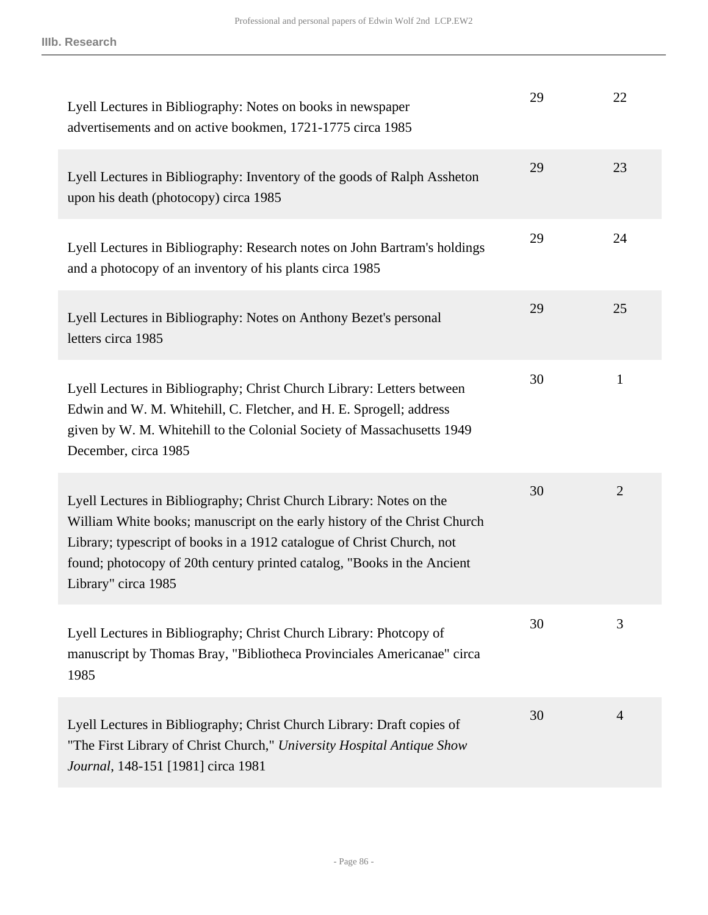| | | |
|---|---|---|
| Lyell Lectures in Bibliography: Notes on books in newspaper advertisements and on active bookmen, 1721-1775 circa 1985 | 29 | 22 |
| Lyell Lectures in Bibliography: Inventory of the goods of Ralph Assheton upon his death (photocopy) circa 1985 | 29 | 23 |
| Lyell Lectures in Bibliography: Research notes on John Bartram's holdings and a photocopy of an inventory of his plants circa 1985 | 29 | 24 |
| Lyell Lectures in Bibliography: Notes on Anthony Bezet's personal letters circa 1985 | 29 | 25 |
| Lyell Lectures in Bibliography; Christ Church Library: Letters between Edwin and W. M. Whitehill, C. Fletcher, and H. E. Sprogell; address given by W. M. Whitehill to the Colonial Society of Massachusetts 1949 December, circa 1985 | 30 | 1 |
| Lyell Lectures in Bibliography; Christ Church Library: Notes on the William White books; manuscript on the early history of the Christ Church Library; typescript of books in a 1912 catalogue of Christ Church, not found; photocopy of 20th century printed catalog, "Books in the Ancient Library" circa 1985 | 30 | 2 |
| Lyell Lectures in Bibliography; Christ Church Library: Photcopy of manuscript by Thomas Bray, "Bibliotheca Provinciales Americanae" circa 1985 | 30 | 3 |
| Lyell Lectures in Bibliography; Christ Church Library: Draft copies of "The First Library of Christ Church," *University Hospital Antique Show Journal*, 148-151 [1981] circa 1981 | 30 | 4 |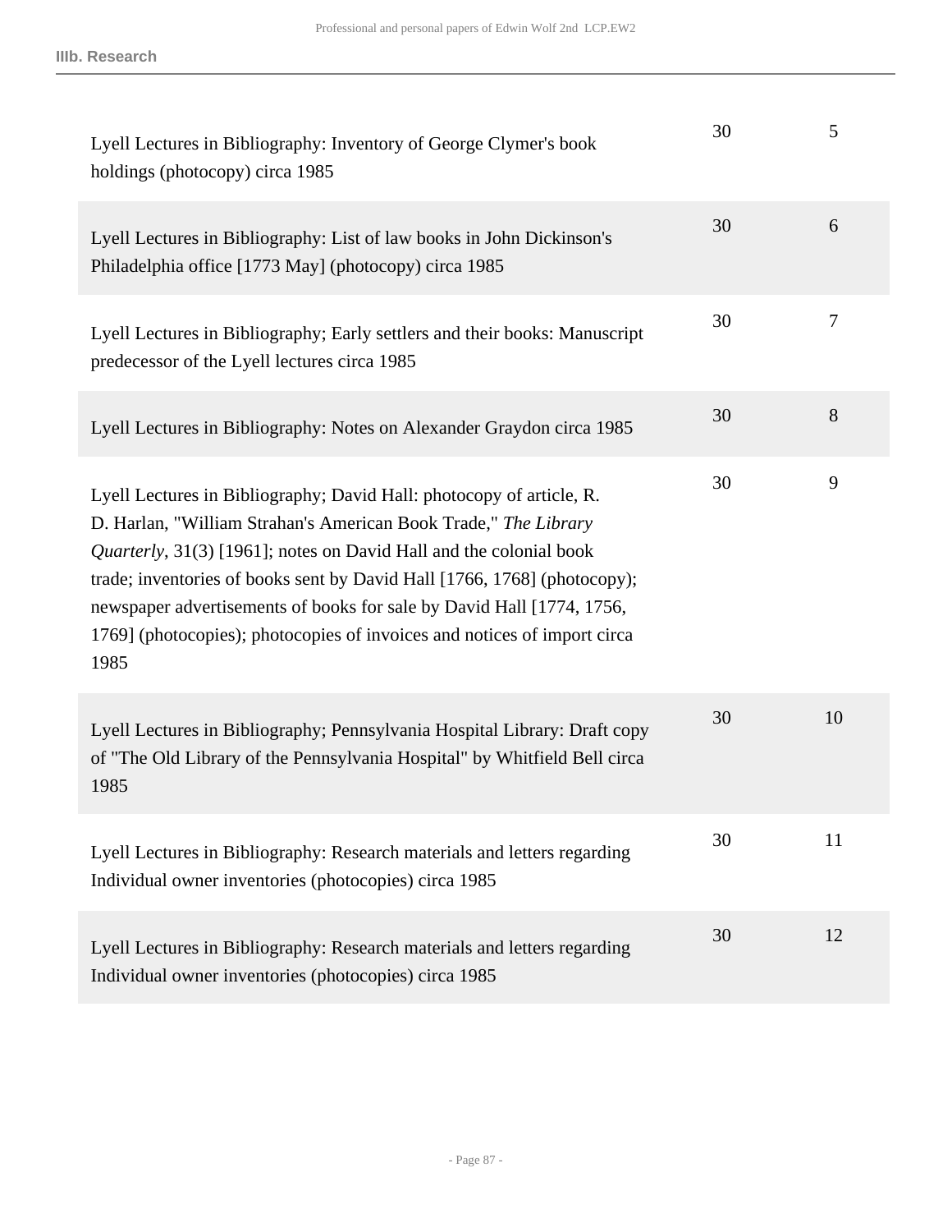| Description | Box | Folder |
|---|---|---|
| Lyell Lectures in Bibliography: Inventory of George Clymer's book holdings (photocopy) circa 1985 | 30 | 5 |
| Lyell Lectures in Bibliography: List of law books in John Dickinson's Philadelphia office [1773 May] (photocopy) circa 1985 | 30 | 6 |
| Lyell Lectures in Bibliography; Early settlers and their books: Manuscript predecessor of the Lyell lectures circa 1985 | 30 | 7 |
| Lyell Lectures in Bibliography: Notes on Alexander Graydon circa 1985 | 30 | 8 |
| Lyell Lectures in Bibliography; David Hall: photocopy of article, R. D. Harlan, "William Strahan's American Book Trade," *The Library Quarterly*, 31(3) [1961]; notes on David Hall and the colonial book trade; inventories of books sent by David Hall [1766, 1768] (photocopy); newspaper advertisements of books for sale by David Hall [1774, 1756, 1769] (photocopies); photocopies of invoices and notices of import circa 1985 | 30 | 9 |
| Lyell Lectures in Bibliography; Pennsylvania Hospital Library: Draft copy of "The Old Library of the Pennsylvania Hospital" by Whitfield Bell circa 1985 | 30 | 10 |
| Lyell Lectures in Bibliography: Research materials and letters regarding Individual owner inventories (photocopies) circa 1985 | 30 | 11 |
| Lyell Lectures in Bibliography: Research materials and letters regarding Individual owner inventories (photocopies) circa 1985 | 30 | 12 |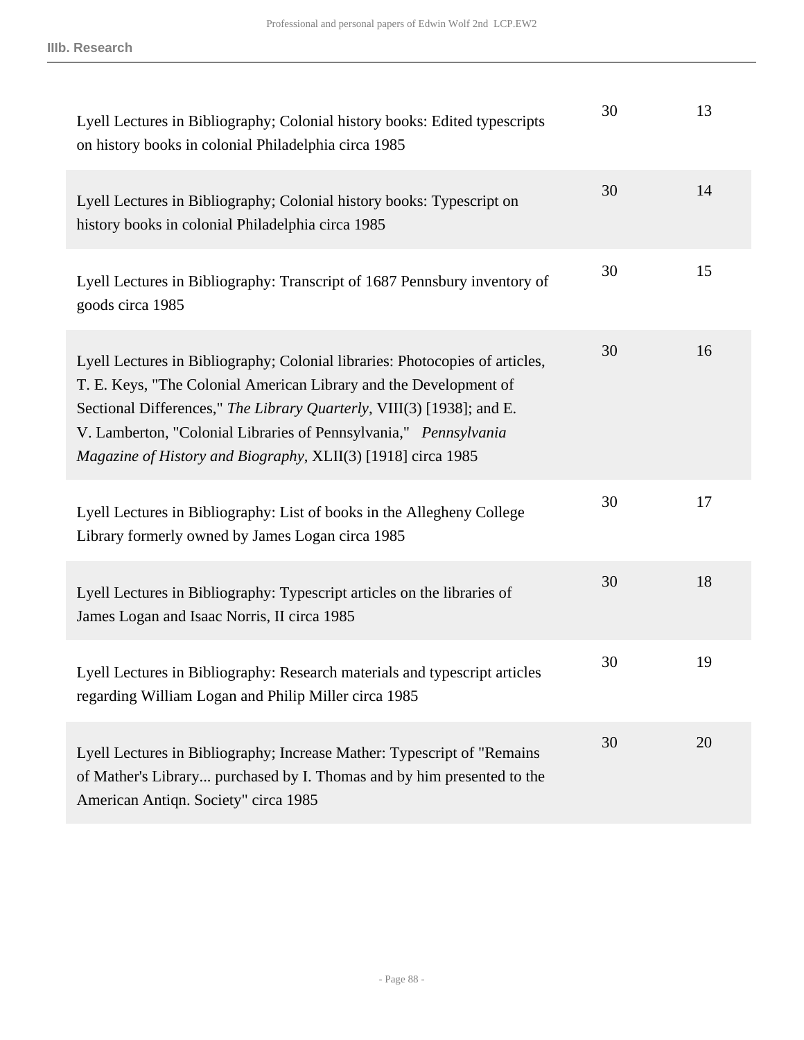| | | |
|---|---|---|
| Lyell Lectures in Bibliography; Colonial history books: Edited typescripts on history books in colonial Philadelphia circa 1985 | 30 | 13 |
| Lyell Lectures in Bibliography; Colonial history books: Typescript on history books in colonial Philadelphia circa 1985 | 30 | 14 |
| Lyell Lectures in Bibliography: Transcript of 1687 Pennsbury inventory of goods circa 1985 | 30 | 15 |
| Lyell Lectures in Bibliography; Colonial libraries: Photocopies of articles, T. E. Keys, "The Colonial American Library and the Development of Sectional Differences," *The Library Quarterly*, VIII(3) [1938]; and E. V. Lamberton, "Colonial Libraries of Pennsylvania," *Pennsylvania Magazine of History and Biography*, XLII(3) [1918] circa 1985 | 30 | 16 |
| Lyell Lectures in Bibliography: List of books in the Allegheny College Library formerly owned by James Logan circa 1985 | 30 | 17 |
| Lyell Lectures in Bibliography: Typescript articles on the libraries of James Logan and Isaac Norris, II circa 1985 | 30 | 18 |
| Lyell Lectures in Bibliography: Research materials and typescript articles regarding William Logan and Philip Miller circa 1985 | 30 | 19 |
| Lyell Lectures in Bibliography; Increase Mather: Typescript of "Remains of Mather's Library... purchased by I. Thomas and by him presented to the American Antiqn. Society" circa 1985 | 30 | 20 |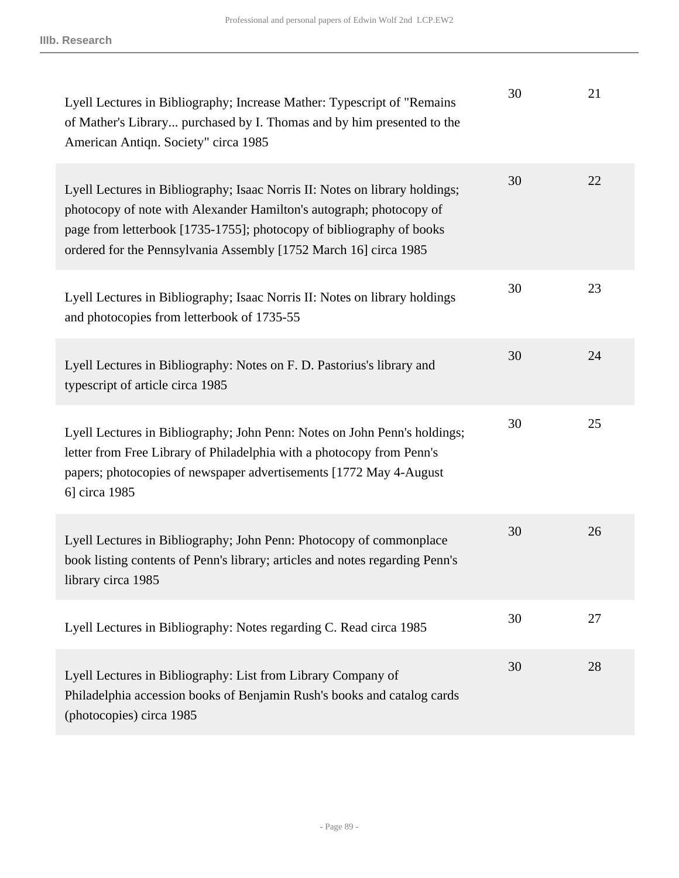| | | |
|---|---|---|
| Lyell Lectures in Bibliography; Increase Mather: Typescript of "Remains of Mather's Library... purchased by I. Thomas and by him presented to the American Antiqn. Society" circa 1985 | 30 | 21 |
| Lyell Lectures in Bibliography; Isaac Norris II: Notes on library holdings; photocopy of note with Alexander Hamilton's autograph; photocopy of page from letterbook [1735-1755]; photocopy of bibliography of books ordered for the Pennsylvania Assembly [1752 March 16] circa 1985 | 30 | 22 |
| Lyell Lectures in Bibliography; Isaac Norris II: Notes on library holdings and photocopies from letterbook of 1735-55 | 30 | 23 |
| Lyell Lectures in Bibliography: Notes on F. D. Pastorius's library and typescript of article circa 1985 | 30 | 24 |
| Lyell Lectures in Bibliography; John Penn: Notes on John Penn's holdings; letter from Free Library of Philadelphia with a photocopy from Penn's papers; photocopies of newspaper advertisements [1772 May 4-August 6] circa 1985 | 30 | 25 |
| Lyell Lectures in Bibliography; John Penn: Photocopy of commonplace book listing contents of Penn's library; articles and notes regarding Penn's library circa 1985 | 30 | 26 |
| Lyell Lectures in Bibliography: Notes regarding C. Read circa 1985 | 30 | 27 |
| Lyell Lectures in Bibliography: List from Library Company of Philadelphia accession books of Benjamin Rush's books and catalog cards (photocopies) circa 1985 | 30 | 28 |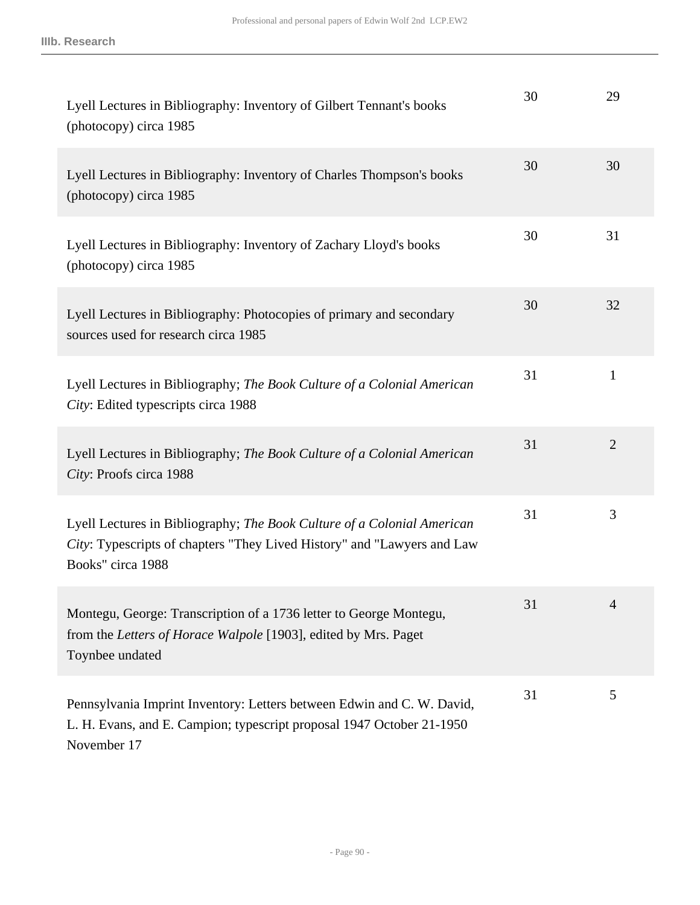| Description | Box | Folder |
|---|---|---|
| Lyell Lectures in Bibliography: Inventory of Gilbert Tennant's books (photocopy) circa 1985 | 30 | 29 |
| Lyell Lectures in Bibliography: Inventory of Charles Thompson's books (photocopy) circa 1985 | 30 | 30 |
| Lyell Lectures in Bibliography: Inventory of Zachary Lloyd's books (photocopy) circa 1985 | 30 | 31 |
| Lyell Lectures in Bibliography: Photocopies of primary and secondary sources used for research circa 1985 | 30 | 32 |
| Lyell Lectures in Bibliography; *The Book Culture of a Colonial American City*: Edited typescripts circa 1988 | 31 | 1 |
| Lyell Lectures in Bibliography; *The Book Culture of a Colonial American City*: Proofs circa 1988 | 31 | 2 |
| Lyell Lectures in Bibliography; *The Book Culture of a Colonial American City*: Typescripts of chapters "They Lived History" and "Lawyers and Law Books" circa 1988 | 31 | 3 |
| Montegu, George: Transcription of a 1736 letter to George Montegu, from the *Letters of Horace Walpole* [1903], edited by Mrs. Paget Toynbee undated | 31 | 4 |
| Pennsylvania Imprint Inventory: Letters between Edwin and C. W. David, L. H. Evans, and E. Campion; typescript proposal 1947 October 21-1950 November 17 | 31 | 5 |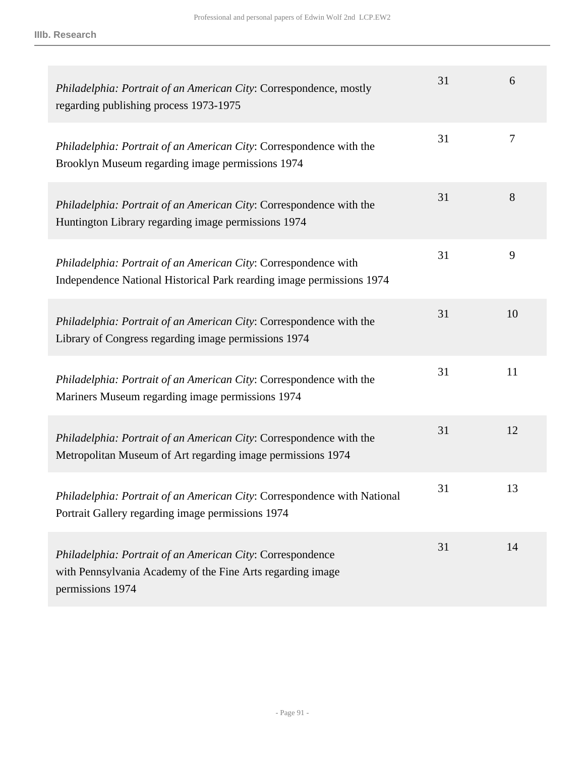| | | |
|---|---|---|
| *Philadelphia: Portrait of an American City*: Correspondence, mostly regarding publishing process 1973-1975 | 31 | 6 |
| *Philadelphia: Portrait of an American City*: Correspondence with the Brooklyn Museum regarding image permissions 1974 | 31 | 7 |
| *Philadelphia: Portrait of an American City*: Correspondence with the Huntington Library regarding image permissions 1974 | 31 | 8 |
| *Philadelphia: Portrait of an American City*: Correspondence with Independence National Historical Park rearding image permissions 1974 | 31 | 9 |
| *Philadelphia: Portrait of an American City*: Correspondence with the Library of Congress regarding image permissions 1974 | 31 | 10 |
| *Philadelphia: Portrait of an American City*: Correspondence with the Mariners Museum regarding image permissions 1974 | 31 | 11 |
| *Philadelphia: Portrait of an American City*: Correspondence with the Metropolitan Museum of Art regarding image permissions 1974 | 31 | 12 |
| *Philadelphia: Portrait of an American City*: Correspondence with National Portrait Gallery regarding image permissions 1974 | 31 | 13 |
| *Philadelphia: Portrait of an American City*: Correspondence with Pennsylvania Academy of the Fine Arts regarding image permissions 1974 | 31 | 14 |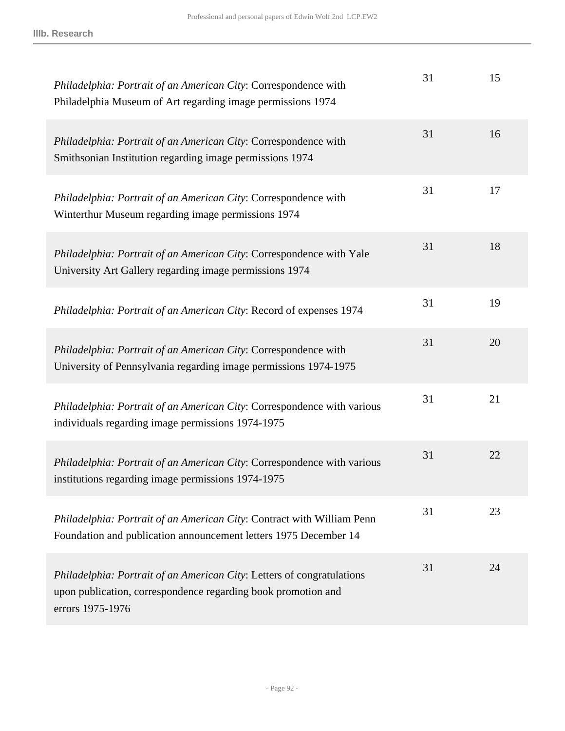| | | |
|---|---|---|
| *Philadelphia: Portrait of an American City*: Correspondence with Philadelphia Museum of Art regarding image permissions 1974 | 31 | 15 |
| *Philadelphia: Portrait of an American City*: Correspondence with Smithsonian Institution regarding image permissions 1974 | 31 | 16 |
| *Philadelphia: Portrait of an American City*: Correspondence with Winterthur Museum regarding image permissions 1974 | 31 | 17 |
| *Philadelphia: Portrait of an American City*: Correspondence with Yale University Art Gallery regarding image permissions 1974 | 31 | 18 |
| *Philadelphia: Portrait of an American City*: Record of expenses 1974 | 31 | 19 |
| *Philadelphia: Portrait of an American City*: Correspondence with University of Pennsylvania regarding image permissions 1974-1975 | 31 | 20 |
| *Philadelphia: Portrait of an American City*: Correspondence with various individuals regarding image permissions 1974-1975 | 31 | 21 |
| *Philadelphia: Portrait of an American City*: Correspondence with various institutions regarding image permissions 1974-1975 | 31 | 22 |
| *Philadelphia: Portrait of an American City*: Contract with William Penn Foundation and publication announcement letters 1975 December 14 | 31 | 23 |
| *Philadelphia: Portrait of an American City*: Letters of congratulations upon publication, correspondence regarding book promotion and errors 1975-1976 | 31 | 24 |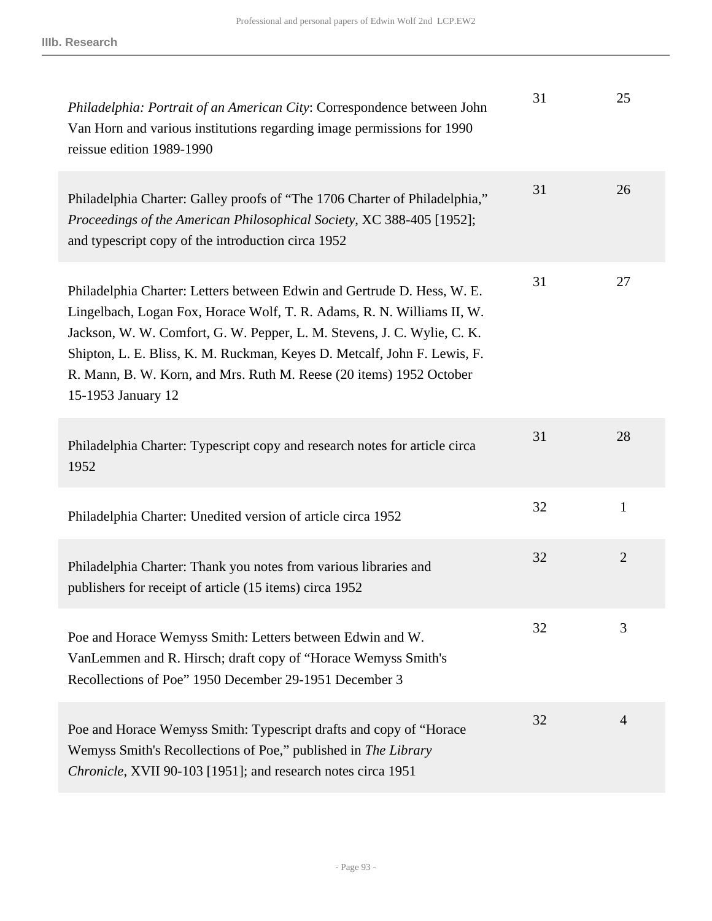| | | |
|---|---|---|
| *Philadelphia: Portrait of an American City*: Correspondence between John Van Horn and various institutions regarding image permissions for 1990 reissue edition 1989-1990 | 31 | 25 |
| Philadelphia Charter: Galley proofs of "The 1706 Charter of Philadelphia," *Proceedings of the American Philosophical Society*, XC 388-405 [1952]; and typescript copy of the introduction circa 1952 | 31 | 26 |
| Philadelphia Charter: Letters between Edwin and Gertrude D. Hess, W. E. Lingelbach, Logan Fox, Horace Wolf, T. R. Adams, R. N. Williams II, W. Jackson, W. W. Comfort, G. W. Pepper, L. M. Stevens, J. C. Wylie, C. K. Shipton, L. E. Bliss, K. M. Ruckman, Keyes D. Metcalf, John F. Lewis, F. R. Mann, B. W. Korn, and Mrs. Ruth M. Reese (20 items) 1952 October 15-1953 January 12 | 31 | 27 |
| Philadelphia Charter: Typescript copy and research notes for article circa 1952 | 31 | 28 |
| Philadelphia Charter: Unedited version of article circa 1952 | 32 | 1 |
| Philadelphia Charter: Thank you notes from various libraries and publishers for receipt of article (15 items) circa 1952 | 32 | 2 |
| Poe and Horace Wemyss Smith: Letters between Edwin and W. VanLemmen and R. Hirsch; draft copy of "Horace Wemyss Smith's Recollections of Poe" 1950 December 29-1951 December 3 | 32 | 3 |
| Poe and Horace Wemyss Smith: Typescript drafts and copy of "Horace Wemyss Smith's Recollections of Poe," published in *The Library Chronicle*, XVII 90-103 [1951]; and research notes circa 1951 | 32 | 4 |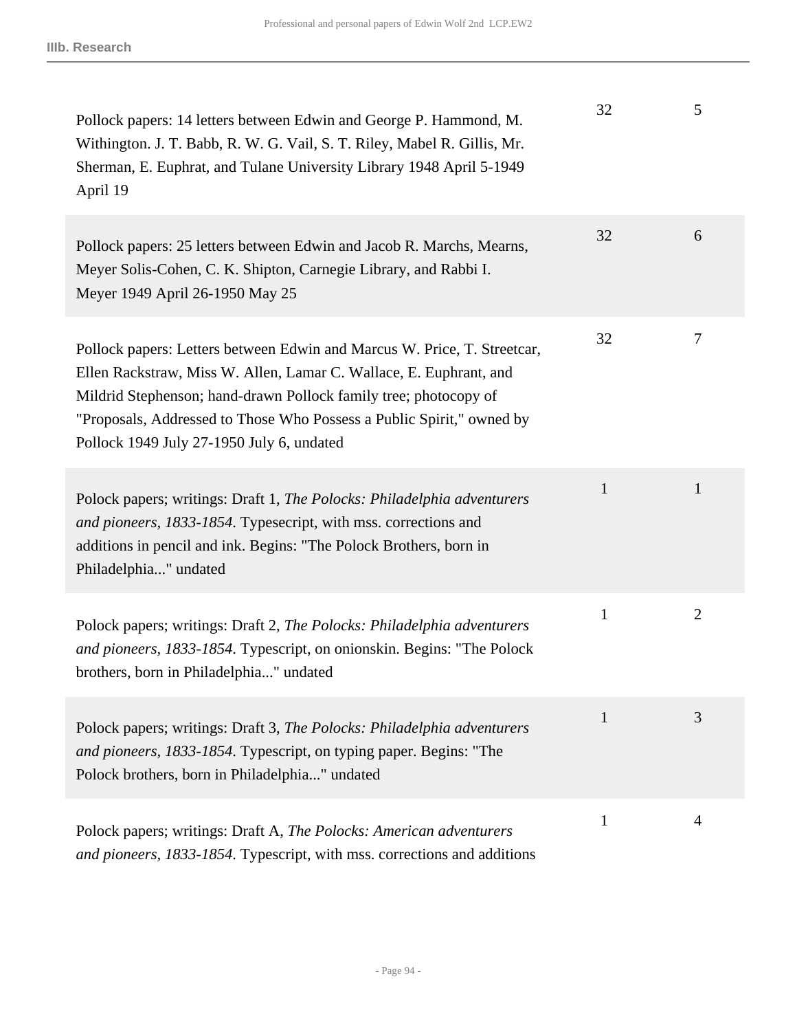| | | |
|---|---|---|
| Pollock papers: 14 letters between Edwin and George P. Hammond, M. Withington. J. T. Babb, R. W. G. Vail, S. T. Riley, Mabel R. Gillis, Mr. Sherman, E. Euphrat, and Tulane University Library 1948 April 5-1949 April 19 | 32 | 5 |
| Pollock papers: 25 letters between Edwin and Jacob R. Marchs, Mearns, Meyer Solis-Cohen, C. K. Shipton, Carnegie Library, and Rabbi I. Meyer 1949 April 26-1950 May 25 | 32 | 6 |
| Pollock papers: Letters between Edwin and Marcus W. Price, T. Streetcar, Ellen Rackstraw, Miss W. Allen, Lamar C. Wallace, E. Euphrant, and Mildrid Stephenson; hand-drawn Pollock family tree; photocopy of "Proposals, Addressed to Those Who Possess a Public Spirit," owned by Pollock 1949 July 27-1950 July 6, undated | 32 | 7 |
| Polock papers; writings: Draft 1, *The Polocks: Philadelphia adventurers and pioneers, 1833-1854*. Typesecript, with mss. corrections and additions in pencil and ink. Begins: "The Polock Brothers, born in Philadelphia..." undated | 1 | 1 |
| Polock papers; writings: Draft 2, *The Polocks: Philadelphia adventurers and pioneers, 1833-1854*. Typescript, on onionskin. Begins: "The Polock brothers, born in Philadelphia..." undated | 1 | 2 |
| Polock papers; writings: Draft 3, *The Polocks: Philadelphia adventurers and pioneers, 1833-1854*. Typescript, on typing paper. Begins: "The Polock brothers, born in Philadelphia..." undated | 1 | 3 |
| Polock papers; writings: Draft A, *The Polocks: American adventurers and pioneers, 1833-1854*. Typescript, with mss. corrections and additions | 1 | 4 |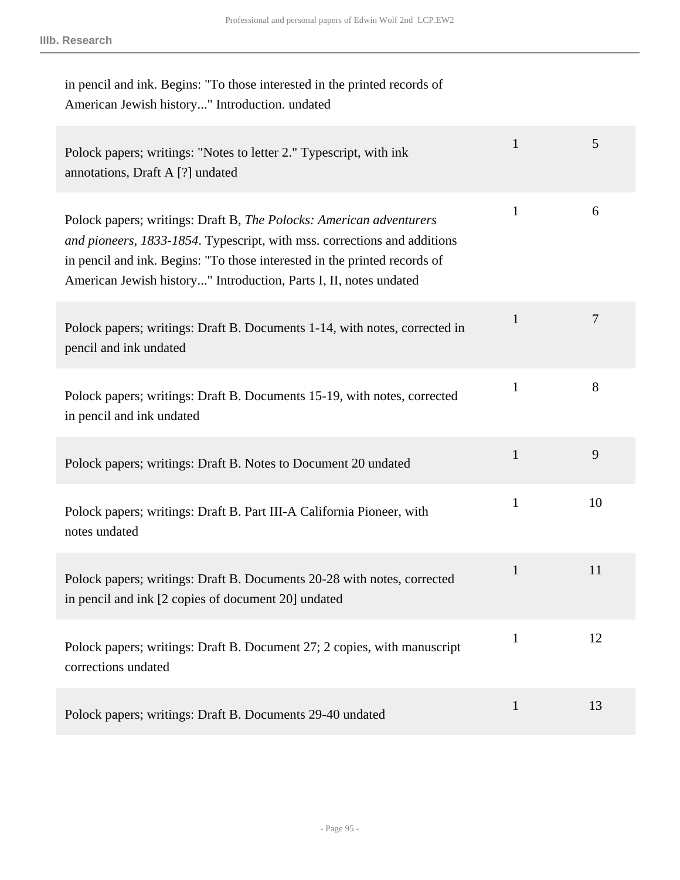in pencil and ink. Begins: "To those interested in the printed records of American Jewish history..." Introduction. undated

| | | |
|---|---|---|
| Polock papers; writings: "Notes to letter 2." Typescript, with ink annotations, Draft A [?] undated | 1 | 5 |
| Polock papers; writings: Draft B, *The Polocks: American adventurers and pioneers, 1833-1854*. Typescript, with mss. corrections and additions in pencil and ink. Begins: "To those interested in the printed records of American Jewish history..." Introduction, Parts I, II, notes undated | 1 | 6 |
| Polock papers; writings: Draft B. Documents 1-14, with notes, corrected in pencil and ink undated | 1 | 7 |
| Polock papers; writings: Draft B. Documents 15-19, with notes, corrected in pencil and ink undated | 1 | 8 |
| Polock papers; writings: Draft B. Notes to Document 20 undated | 1 | 9 |
| Polock papers; writings: Draft B. Part III-A California Pioneer, with notes undated | 1 | 10 |
| Polock papers; writings: Draft B. Documents 20-28 with notes, corrected in pencil and ink [2 copies of document 20] undated | 1 | 11 |
| Polock papers; writings: Draft B. Document 27; 2 copies, with manuscript corrections undated | 1 | 12 |
| Polock papers; writings: Draft B. Documents 29-40 undated | 1 | 13 |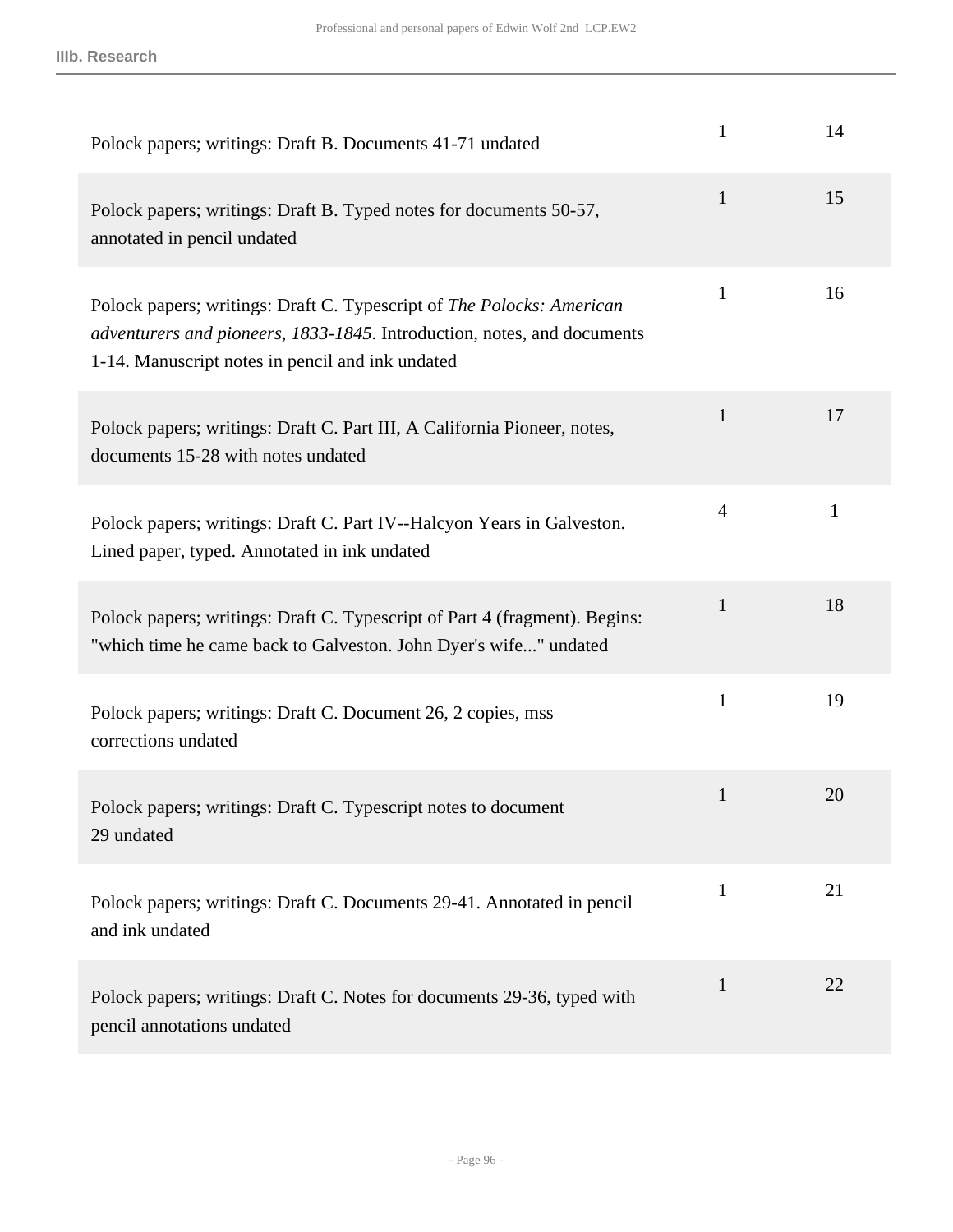| | | |
|---|---|---|
| Polock papers; writings: Draft B. Documents 41-71 undated | 1 | 14 |
| Polock papers; writings: Draft B. Typed notes for documents 50-57, annotated in pencil undated | 1 | 15 |
| Polock papers; writings: Draft C. Typescript of *The Polocks: American adventurers and pioneers, 1833-1845*. Introduction, notes, and documents 1-14. Manuscript notes in pencil and ink undated | 1 | 16 |
| Polock papers; writings: Draft C. Part III, A California Pioneer, notes, documents 15-28 with notes undated | 1 | 17 |
| Polock papers; writings: Draft C. Part IV--Halcyon Years in Galveston. Lined paper, typed. Annotated in ink undated | 4 | 1 |
| Polock papers; writings: Draft C. Typescript of Part 4 (fragment). Begins: "which time he came back to Galveston. John Dyer's wife..." undated | 1 | 18 |
| Polock papers; writings: Draft C. Document 26, 2 copies, mss corrections undated | 1 | 19 |
| Polock papers; writings: Draft C. Typescript notes to document 29 undated | 1 | 20 |
| Polock papers; writings: Draft C. Documents 29-41. Annotated in pencil and ink undated | 1 | 21 |
| Polock papers; writings: Draft C. Notes for documents 29-36, typed with pencil annotations undated | 1 | 22 |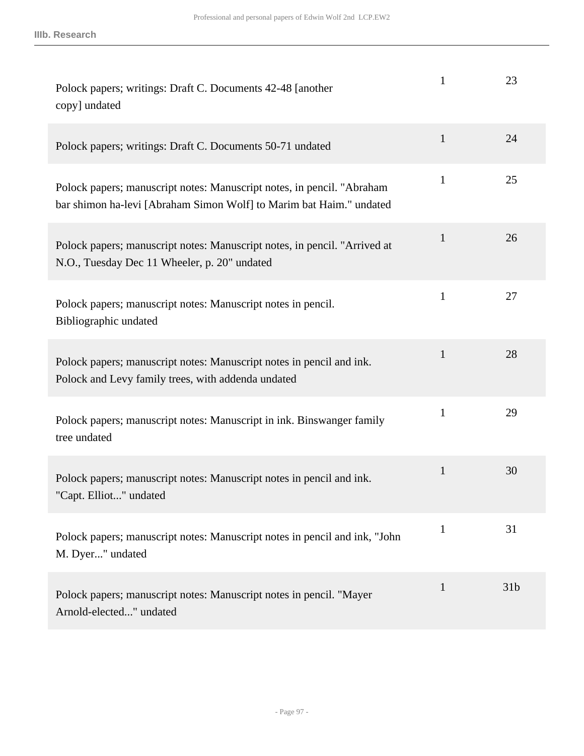| | | |
|---|---|---|
| Polock papers; writings: Draft C. Documents 42-48 [another copy] undated | 1 | 23 |
| Polock papers; writings: Draft C. Documents 50-71 undated | 1 | 24 |
| Polock papers; manuscript notes: Manuscript notes, in pencil. "Abraham bar shimon ha-levi [Abraham Simon Wolf] to Marim bat Haim." undated | 1 | 25 |
| Polock papers; manuscript notes: Manuscript notes, in pencil. "Arrived at N.O., Tuesday Dec 11 Wheeler, p. 20" undated | 1 | 26 |
| Polock papers; manuscript notes: Manuscript notes in pencil. Bibliographic undated | 1 | 27 |
| Polock papers; manuscript notes: Manuscript notes in pencil and ink. Polock and Levy family trees, with addenda undated | 1 | 28 |
| Polock papers; manuscript notes: Manuscript in ink. Binswanger family tree undated | 1 | 29 |
| Polock papers; manuscript notes: Manuscript notes in pencil and ink. "Capt. Elliot..." undated | 1 | 30 |
| Polock papers; manuscript notes: Manuscript notes in pencil and ink, "John M. Dyer..." undated | 1 | 31 |
| Polock papers; manuscript notes: Manuscript notes in pencil. "Mayer Arnold-elected..." undated | 1 | 31b |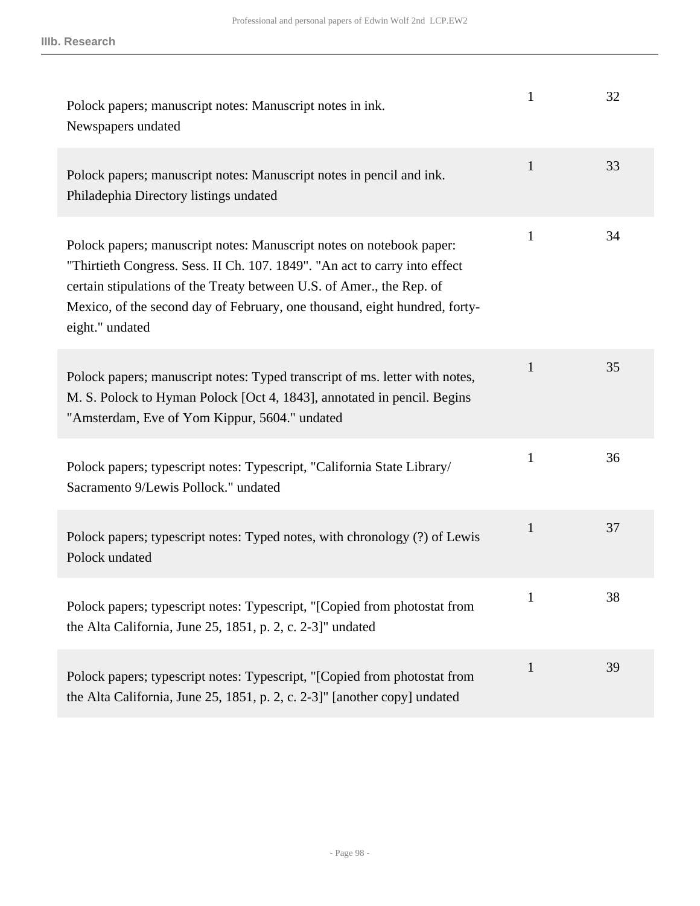| | | |
|---|---|---|
| Polock papers; manuscript notes: Manuscript notes in ink. Newspapers undated | 1 | 32 |
| Polock papers; manuscript notes: Manuscript notes in pencil and ink. Philadephia Directory listings undated | 1 | 33 |
| Polock papers; manuscript notes: Manuscript notes on notebook paper: "Thirtieth Congress. Sess. II Ch. 107. 1849". "An act to carry into effect certain stipulations of the Treaty between U.S. of Amer., the Rep. of Mexico, of the second day of February, one thousand, eight hundred, forty-eight." undated | 1 | 34 |
| Polock papers; manuscript notes: Typed transcript of ms. letter with notes, M. S. Polock to Hyman Polock [Oct 4, 1843], annotated in pencil. Begins "Amsterdam, Eve of Yom Kippur, 5604." undated | 1 | 35 |
| Polock papers; typescript notes: Typescript, "California State Library/ Sacramento 9/Lewis Pollock." undated | 1 | 36 |
| Polock papers; typescript notes: Typed notes, with chronology (?) of Lewis Polock undated | 1 | 37 |
| Polock papers; typescript notes: Typescript, "[Copied from photostat from the Alta California, June 25, 1851, p. 2, c. 2-3]" undated | 1 | 38 |
| Polock papers; typescript notes: Typescript, "[Copied from photostat from the Alta California, June 25, 1851, p. 2, c. 2-3]" [another copy] undated | 1 | 39 |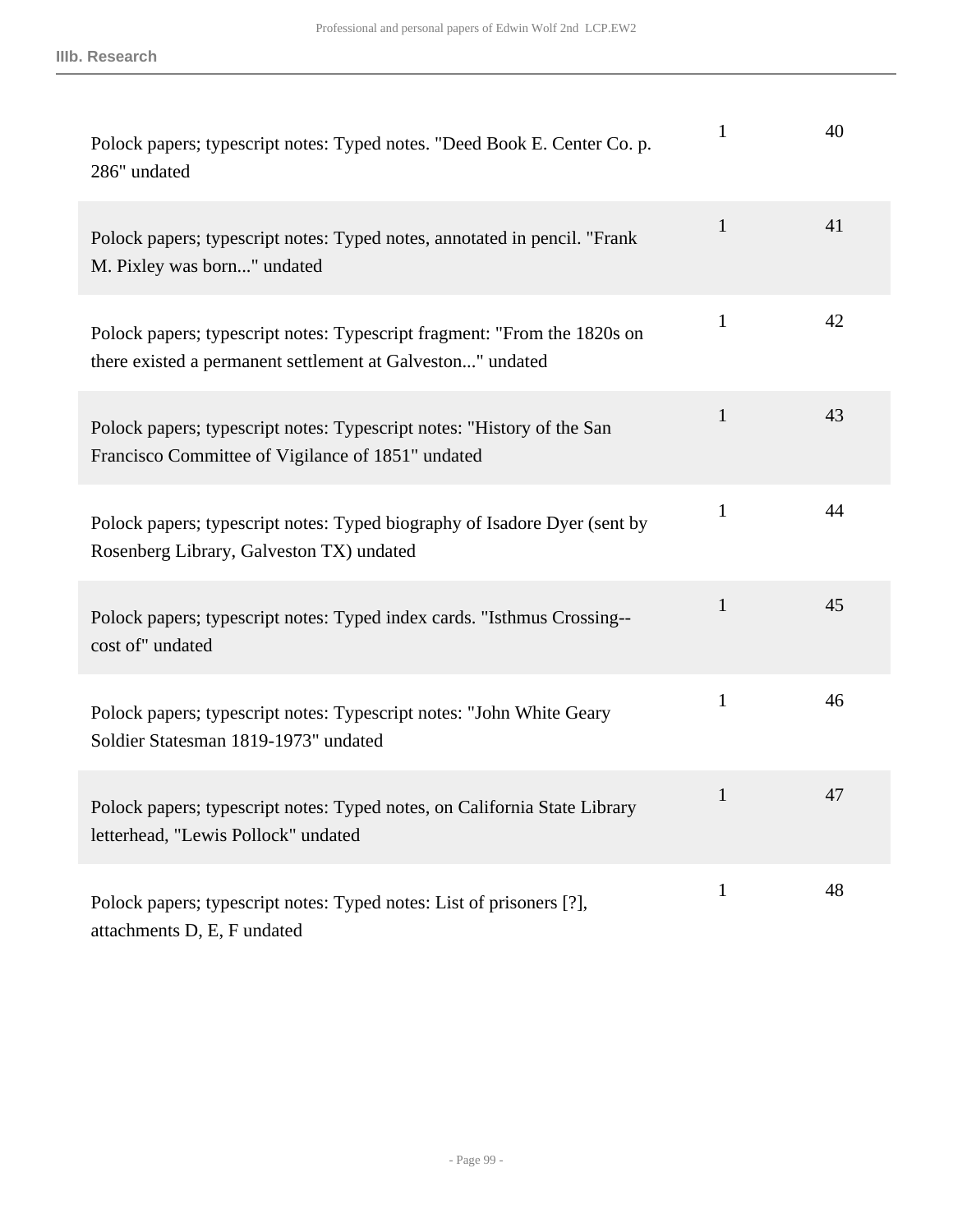| | | |
|---|---|---|
| Polock papers; typescript notes: Typed notes. "Deed Book E. Center Co. p. 286" undated | 1 | 40 |
| Polock papers; typescript notes: Typed notes, annotated in pencil. "Frank M. Pixley was born..." undated | 1 | 41 |
| Polock papers; typescript notes: Typescript fragment: "From the 1820s on there existed a permanent settlement at Galveston..." undated | 1 | 42 |
| Polock papers; typescript notes: Typescript notes: "History of the San Francisco Committee of Vigilance of 1851" undated | 1 | 43 |
| Polock papers; typescript notes: Typed biography of Isadore Dyer (sent by Rosenberg Library, Galveston TX) undated | 1 | 44 |
| Polock papers; typescript notes: Typed index cards. "Isthmus Crossing--cost of" undated | 1 | 45 |
| Polock papers; typescript notes: Typescript notes: "John White Geary Soldier Statesman 1819-1973" undated | 1 | 46 |
| Polock papers; typescript notes: Typed notes, on California State Library letterhead, "Lewis Pollock" undated | 1 | 47 |
| Polock papers; typescript notes: Typed notes: List of prisoners [?], attachments D, E, F undated | 1 | 48 |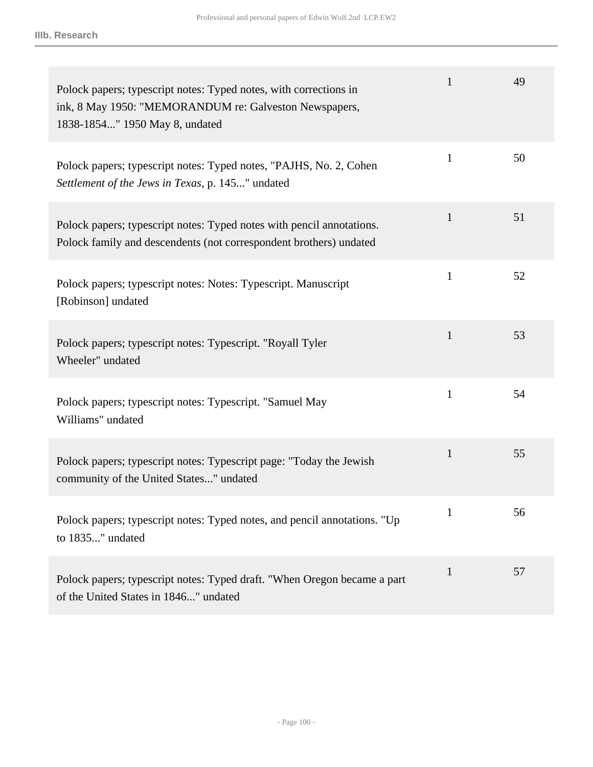| | | |
|---|---|---|
| Polock papers; typescript notes: Typed notes, with corrections in ink, 8 May 1950: "MEMORANDUM re: Galveston Newspapers, 1838-1854..." 1950 May 8, undated | 1 | 49 |
| Polock papers; typescript notes: Typed notes, "PAJHS, No. 2, Cohen *Settlement of the Jews in Texas*, p. 145..." undated | 1 | 50 |
| Polock papers; typescript notes: Typed notes with pencil annotations. Polock family and descendents (not correspondent brothers) undated | 1 | 51 |
| Polock papers; typescript notes: Notes: Typescript. Manuscript [Robinson] undated | 1 | 52 |
| Polock papers; typescript notes: Typescript. "Royall Tyler Wheeler" undated | 1 | 53 |
| Polock papers; typescript notes: Typescript. "Samuel May Williams" undated | 1 | 54 |
| Polock papers; typescript notes: Typescript page: "Today the Jewish community of the United States..." undated | 1 | 55 |
| Polock papers; typescript notes: Typed notes, and pencil annotations. "Up to 1835..." undated | 1 | 56 |
| Polock papers; typescript notes: Typed draft. "When Oregon became a part of the United States in 1846..." undated | 1 | 57 |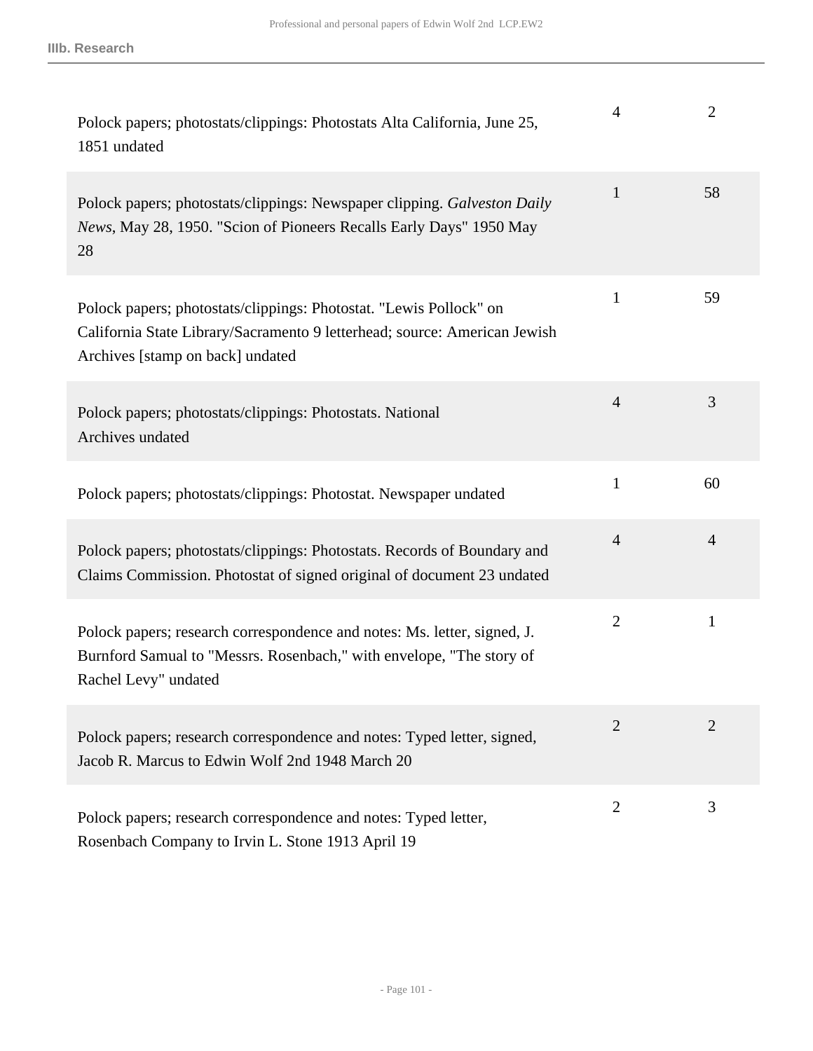| Description | Box | Folder |
|---|---|---|
| Polock papers; photostats/clippings: Photostats Alta California, June 25, 1851 undated | 4 | 2 |
| Polock papers; photostats/clippings: Newspaper clipping. *Galveston Daily News*, May 28, 1950. "Scion of Pioneers Recalls Early Days" 1950 May 28 | 1 | 58 |
| Polock papers; photostats/clippings: Photostat. "Lewis Pollock" on California State Library/Sacramento 9 letterhead; source: American Jewish Archives [stamp on back] undated | 1 | 59 |
| Polock papers; photostats/clippings: Photostats. National Archives undated | 4 | 3 |
| Polock papers; photostats/clippings: Photostat. Newspaper undated | 1 | 60 |
| Polock papers; photostats/clippings: Photostats. Records of Boundary and Claims Commission. Photostat of signed original of document 23 undated | 4 | 4 |
| Polock papers; research correspondence and notes: Ms. letter, signed, J. Burnford Samual to "Messrs. Rosenbach," with envelope, "The story of Rachel Levy" undated | 2 | 1 |
| Polock papers; research correspondence and notes: Typed letter, signed, Jacob R. Marcus to Edwin Wolf 2nd 1948 March 20 | 2 | 2 |
| Polock papers; research correspondence and notes: Typed letter, Rosenbach Company to Irvin L. Stone 1913 April 19 | 2 | 3 |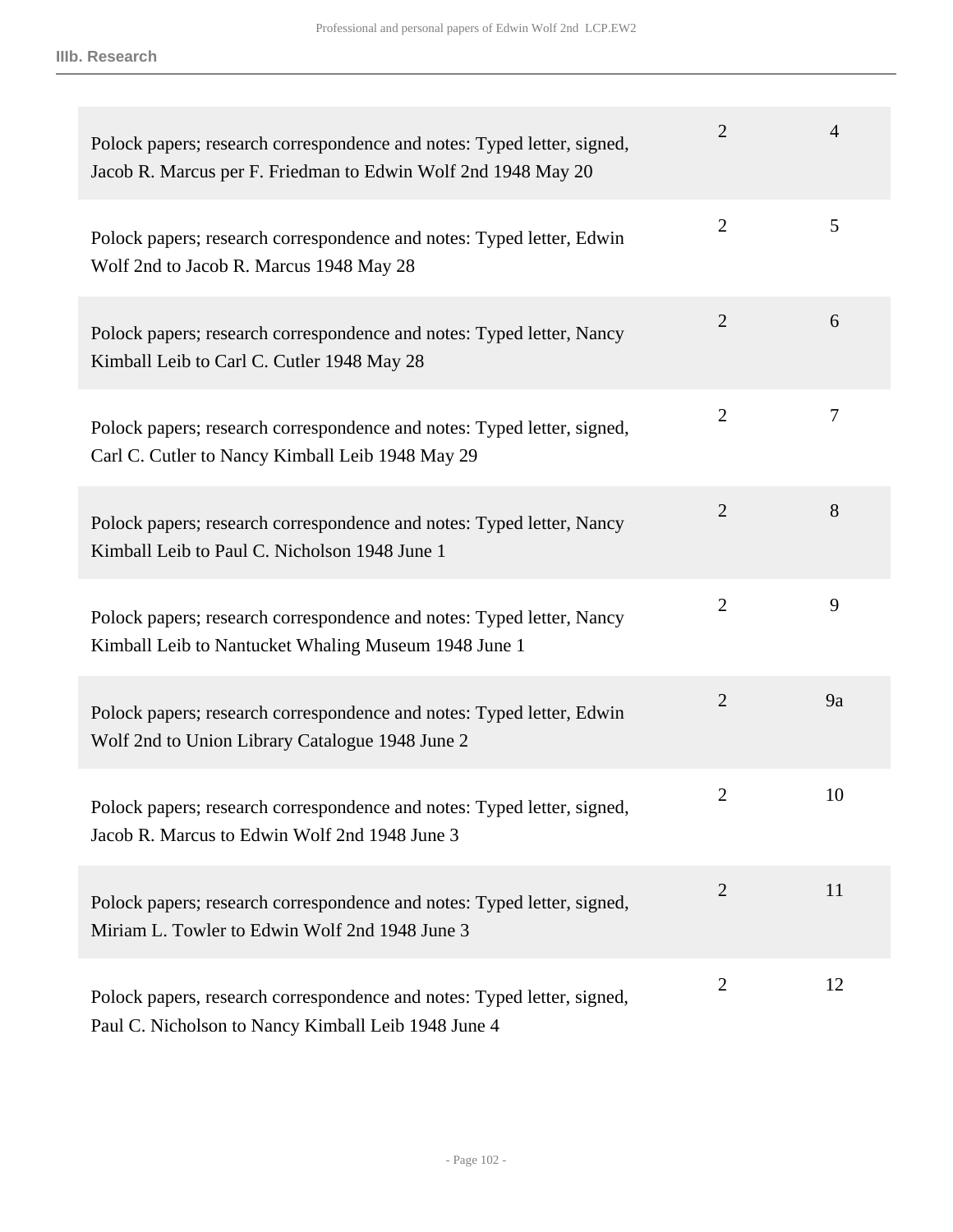**IIIb. Research**

| | | |
|---|---|---|
| Polock papers; research correspondence and notes: Typed letter, signed, Jacob R. Marcus per F. Friedman to Edwin Wolf 2nd 1948 May 20 | 2 | 4 |
| Polock papers; research correspondence and notes: Typed letter, Edwin Wolf 2nd to Jacob R. Marcus 1948 May 28 | 2 | 5 |
| Polock papers; research correspondence and notes: Typed letter, Nancy Kimball Leib to Carl C. Cutler 1948 May 28 | 2 | 6 |
| Polock papers; research correspondence and notes: Typed letter, signed, Carl C. Cutler to Nancy Kimball Leib 1948 May 29 | 2 | 7 |
| Polock papers; research correspondence and notes: Typed letter, Nancy Kimball Leib to Paul C. Nicholson 1948 June 1 | 2 | 8 |
| Polock papers; research correspondence and notes: Typed letter, Nancy Kimball Leib to Nantucket Whaling Museum 1948 June 1 | 2 | 9 |
| Polock papers; research correspondence and notes: Typed letter, Edwin Wolf 2nd to Union Library Catalogue 1948 June 2 | 2 | 9a |
| Polock papers; research correspondence and notes: Typed letter, signed, Jacob R. Marcus to Edwin Wolf 2nd 1948 June 3 | 2 | 10 |
| Polock papers; research correspondence and notes: Typed letter, signed, Miriam L. Towler to Edwin Wolf 2nd 1948 June 3 | 2 | 11 |
| Polock papers, research correspondence and notes: Typed letter, signed, Paul C. Nicholson to Nancy Kimball Leib 1948 June 4 | 2 | 12 |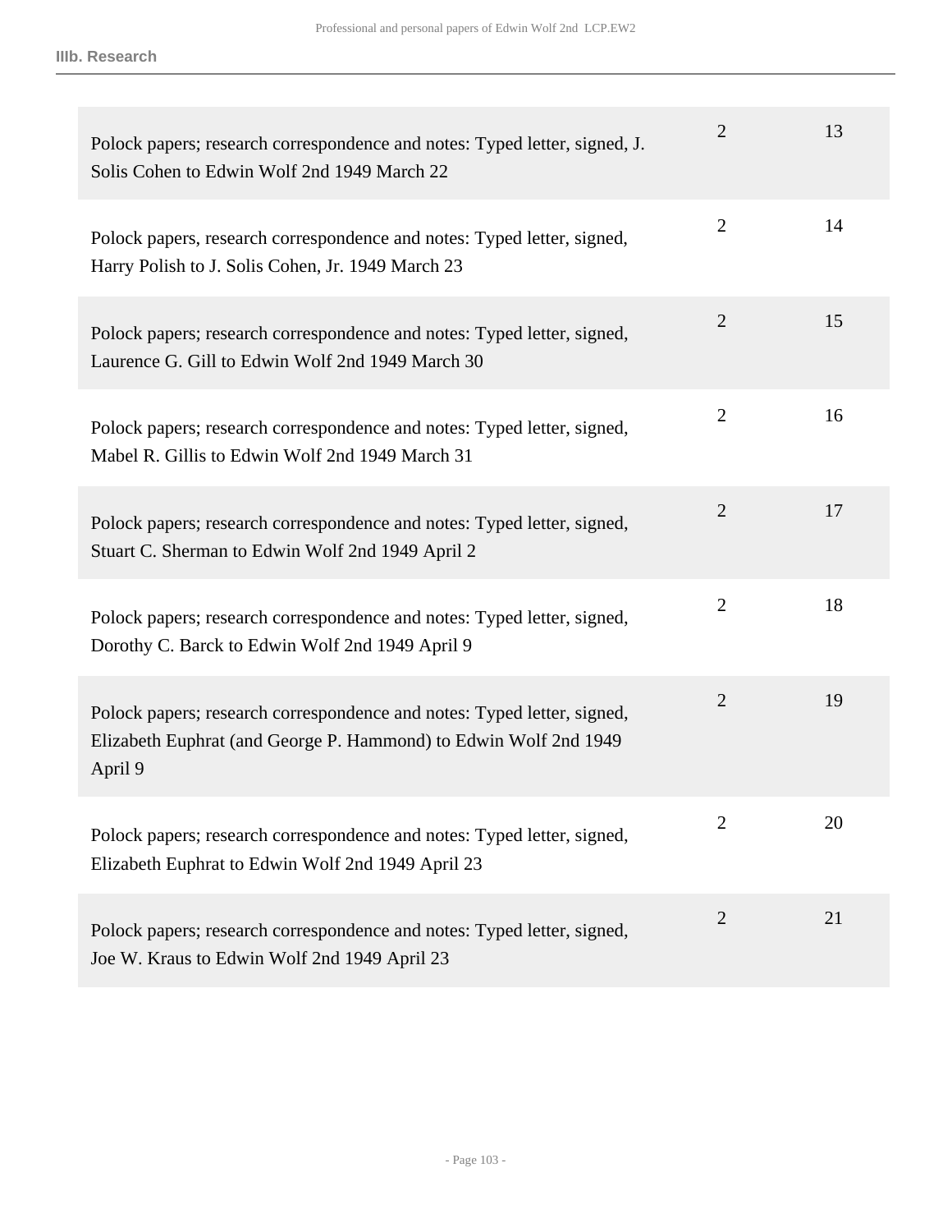| Description | Box | Folder |
|---|---|---|
| Polock papers; research correspondence and notes: Typed letter, signed, J. Solis Cohen to Edwin Wolf 2nd 1949 March 22 | 2 | 13 |
| Polock papers, research correspondence and notes: Typed letter, signed, Harry Polish to J. Solis Cohen, Jr. 1949 March 23 | 2 | 14 |
| Polock papers; research correspondence and notes: Typed letter, signed, Laurence G. Gill to Edwin Wolf 2nd 1949 March 30 | 2 | 15 |
| Polock papers; research correspondence and notes: Typed letter, signed, Mabel R. Gillis to Edwin Wolf 2nd 1949 March 31 | 2 | 16 |
| Polock papers; research correspondence and notes: Typed letter, signed, Stuart C. Sherman to Edwin Wolf 2nd 1949 April 2 | 2 | 17 |
| Polock papers; research correspondence and notes: Typed letter, signed, Dorothy C. Barck to Edwin Wolf 2nd 1949 April 9 | 2 | 18 |
| Polock papers; research correspondence and notes: Typed letter, signed, Elizabeth Euphrat (and George P. Hammond) to Edwin Wolf 2nd 1949 April 9 | 2 | 19 |
| Polock papers; research correspondence and notes: Typed letter, signed, Elizabeth Euphrat to Edwin Wolf 2nd 1949 April 23 | 2 | 20 |
| Polock papers; research correspondence and notes: Typed letter, signed, Joe W. Kraus to Edwin Wolf 2nd 1949 April 23 | 2 | 21 |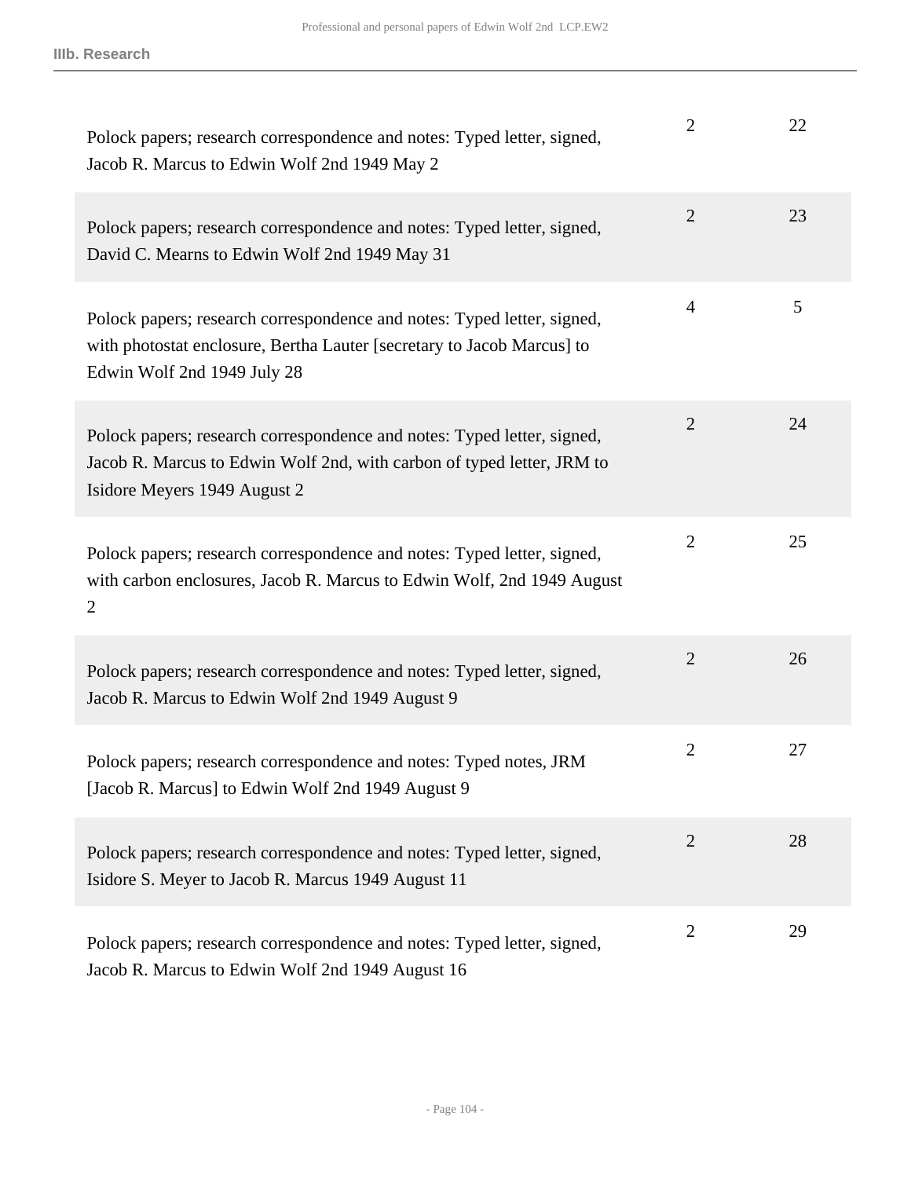| Description | Box | Folder |
|---|---|---|
| Polock papers; research correspondence and notes: Typed letter, signed, Jacob R. Marcus to Edwin Wolf 2nd 1949 May 2 | 2 | 22 |
| Polock papers; research correspondence and notes: Typed letter, signed, David C. Mearns to Edwin Wolf 2nd 1949 May 31 | 2 | 23 |
| Polock papers; research correspondence and notes: Typed letter, signed, with photostat enclosure, Bertha Lauter [secretary to Jacob Marcus] to Edwin Wolf 2nd 1949 July 28 | 4 | 5 |
| Polock papers; research correspondence and notes: Typed letter, signed, Jacob R. Marcus to Edwin Wolf 2nd, with carbon of typed letter, JRM to Isidore Meyers 1949 August 2 | 2 | 24 |
| Polock papers; research correspondence and notes: Typed letter, signed, with carbon enclosures, Jacob R. Marcus to Edwin Wolf, 2nd 1949 August 2 | 2 | 25 |
| Polock papers; research correspondence and notes: Typed letter, signed, Jacob R. Marcus to Edwin Wolf 2nd 1949 August 9 | 2 | 26 |
| Polock papers; research correspondence and notes: Typed notes, JRM [Jacob R. Marcus] to Edwin Wolf 2nd 1949 August 9 | 2 | 27 |
| Polock papers; research correspondence and notes: Typed letter, signed, Isidore S. Meyer to Jacob R. Marcus 1949 August 11 | 2 | 28 |
| Polock papers; research correspondence and notes: Typed letter, signed, Jacob R. Marcus to Edwin Wolf 2nd 1949 August 16 | 2 | 29 |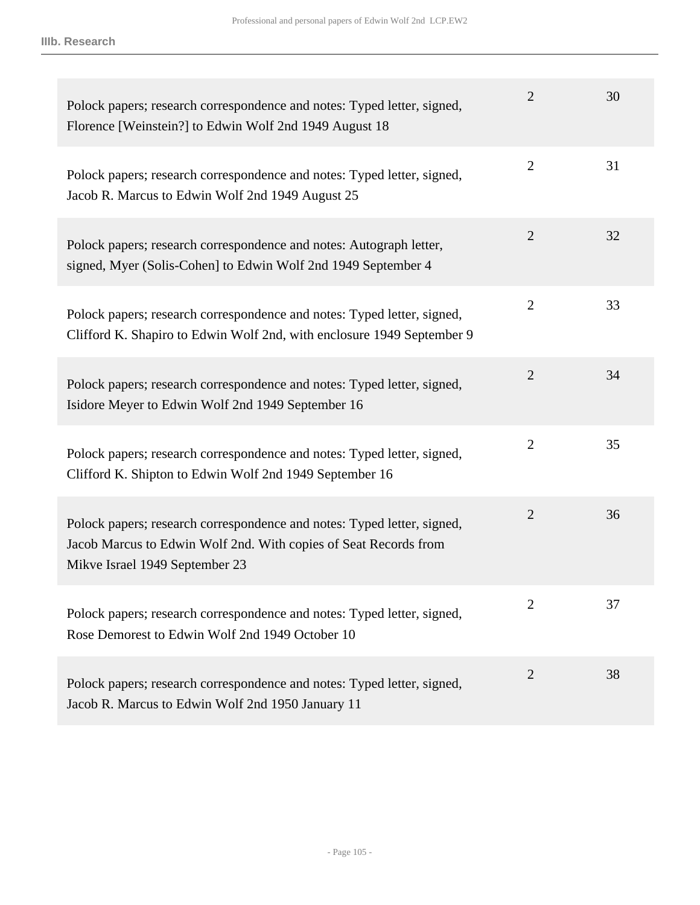### IIIb. Research

| | | |
|---|---|---|
| Polock papers; research correspondence and notes: Typed letter, signed, Florence [Weinstein?] to Edwin Wolf 2nd 1949 August 18 | 2 | 30 |
| Polock papers; research correspondence and notes: Typed letter, signed, Jacob R. Marcus to Edwin Wolf 2nd 1949 August 25 | 2 | 31 |
| Polock papers; research correspondence and notes: Autograph letter, signed, Myer (Solis-Cohen] to Edwin Wolf 2nd 1949 September 4 | 2 | 32 |
| Polock papers; research correspondence and notes: Typed letter, signed, Clifford K. Shapiro to Edwin Wolf 2nd, with enclosure 1949 September 9 | 2 | 33 |
| Polock papers; research correspondence and notes: Typed letter, signed, Isidore Meyer to Edwin Wolf 2nd 1949 September 16 | 2 | 34 |
| Polock papers; research correspondence and notes: Typed letter, signed, Clifford K. Shipton to Edwin Wolf 2nd 1949 September 16 | 2 | 35 |
| Polock papers; research correspondence and notes: Typed letter, signed, Jacob Marcus to Edwin Wolf 2nd. With copies of Seat Records from Mikve Israel 1949 September 23 | 2 | 36 |
| Polock papers; research correspondence and notes: Typed letter, signed, Rose Demorest to Edwin Wolf 2nd 1949 October 10 | 2 | 37 |
| Polock papers; research correspondence and notes: Typed letter, signed, Jacob R. Marcus to Edwin Wolf 2nd 1950 January 11 | 2 | 38 |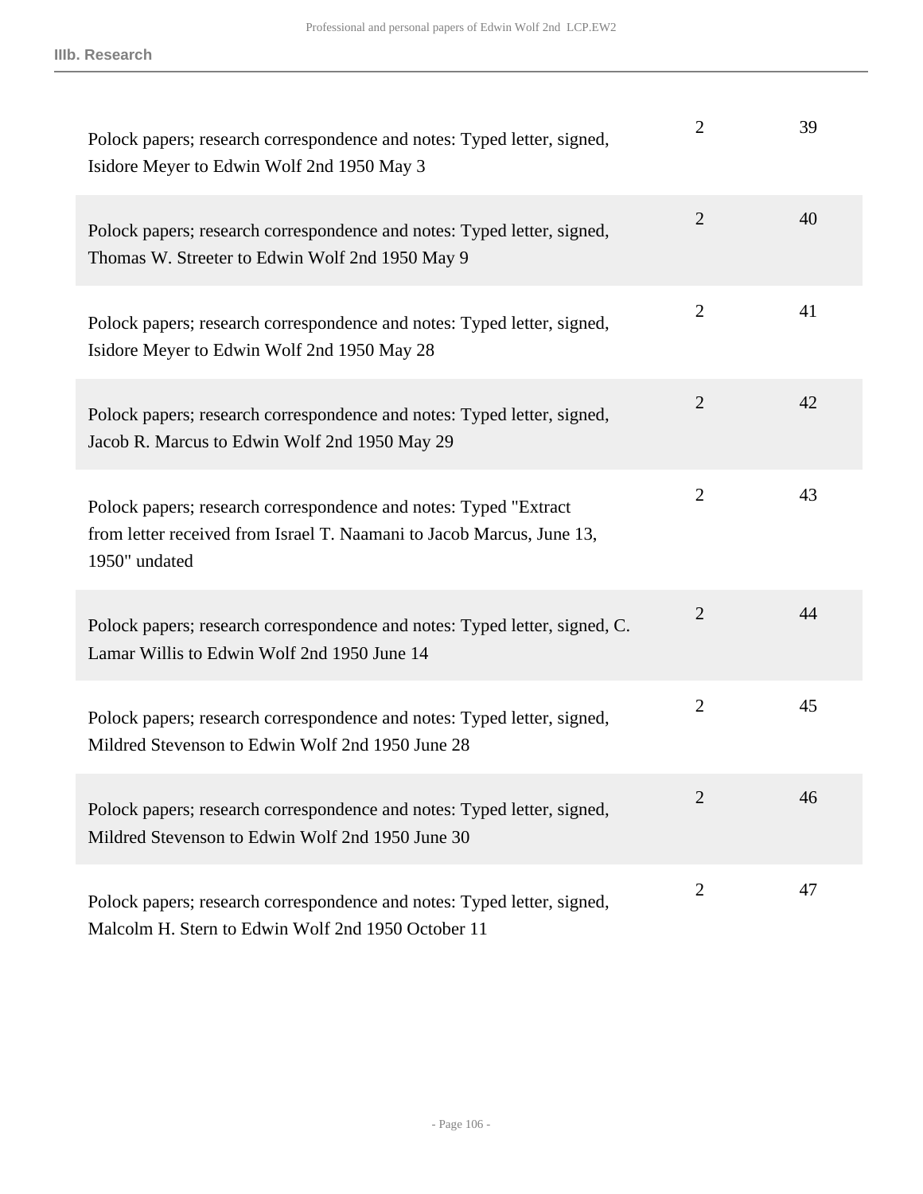| | | |
|---|---|---|
| Polock papers; research correspondence and notes: Typed letter, signed, Isidore Meyer to Edwin Wolf 2nd 1950 May 3 | 2 | 39 |
| Polock papers; research correspondence and notes: Typed letter, signed, Thomas W. Streeter to Edwin Wolf 2nd 1950 May 9 | 2 | 40 |
| Polock papers; research correspondence and notes: Typed letter, signed, Isidore Meyer to Edwin Wolf 2nd 1950 May 28 | 2 | 41 |
| Polock papers; research correspondence and notes: Typed letter, signed, Jacob R. Marcus to Edwin Wolf 2nd 1950 May 29 | 2 | 42 |
| Polock papers; research correspondence and notes: Typed "Extract from letter received from Israel T. Naamani to Jacob Marcus, June 13, 1950" undated | 2 | 43 |
| Polock papers; research correspondence and notes: Typed letter, signed, C. Lamar Willis to Edwin Wolf 2nd 1950 June 14 | 2 | 44 |
| Polock papers; research correspondence and notes: Typed letter, signed, Mildred Stevenson to Edwin Wolf 2nd 1950 June 28 | 2 | 45 |
| Polock papers; research correspondence and notes: Typed letter, signed, Mildred Stevenson to Edwin Wolf 2nd 1950 June 30 | 2 | 46 |
| Polock papers; research correspondence and notes: Typed letter, signed, Malcolm H. Stern to Edwin Wolf 2nd 1950 October 11 | 2 | 47 |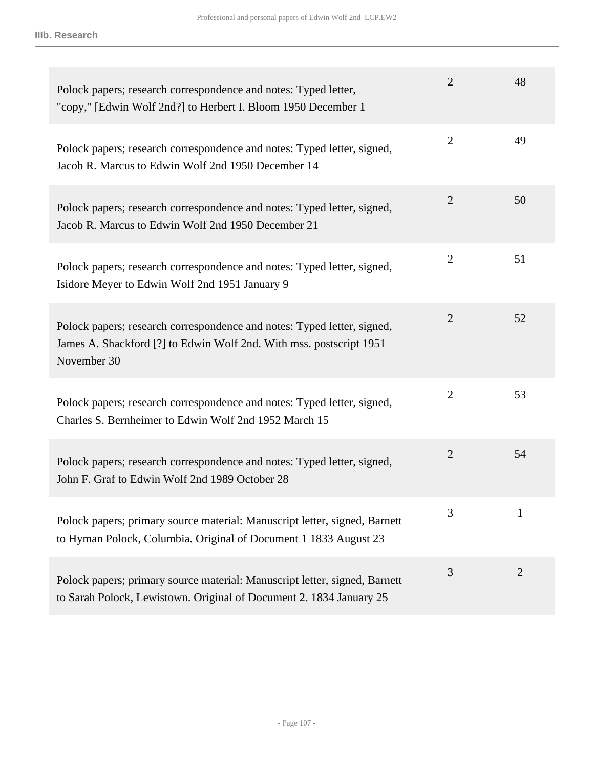**IIIb. Research**

| | | |
|---|---|---|
| Polock papers; research correspondence and notes: Typed letter, "copy," [Edwin Wolf 2nd?] to Herbert I. Bloom 1950 December 1 | 2 | 48 |
| Polock papers; research correspondence and notes: Typed letter, signed, Jacob R. Marcus to Edwin Wolf 2nd 1950 December 14 | 2 | 49 |
| Polock papers; research correspondence and notes: Typed letter, signed, Jacob R. Marcus to Edwin Wolf 2nd 1950 December 21 | 2 | 50 |
| Polock papers; research correspondence and notes: Typed letter, signed, Isidore Meyer to Edwin Wolf 2nd 1951 January 9 | 2 | 51 |
| Polock papers; research correspondence and notes: Typed letter, signed, James A. Shackford [?] to Edwin Wolf 2nd. With mss. postscript 1951 November 30 | 2 | 52 |
| Polock papers; research correspondence and notes: Typed letter, signed, Charles S. Bernheimer to Edwin Wolf 2nd 1952 March 15 | 2 | 53 |
| Polock papers; research correspondence and notes: Typed letter, signed, John F. Graf to Edwin Wolf 2nd 1989 October 28 | 2 | 54 |
| Polock papers; primary source material: Manuscript letter, signed, Barnett to Hyman Polock, Columbia. Original of Document 1 1833 August 23 | 3 | 1 |
| Polock papers; primary source material: Manuscript letter, signed, Barnett to Sarah Polock, Lewistown. Original of Document 2. 1834 January 25 | 3 | 2 |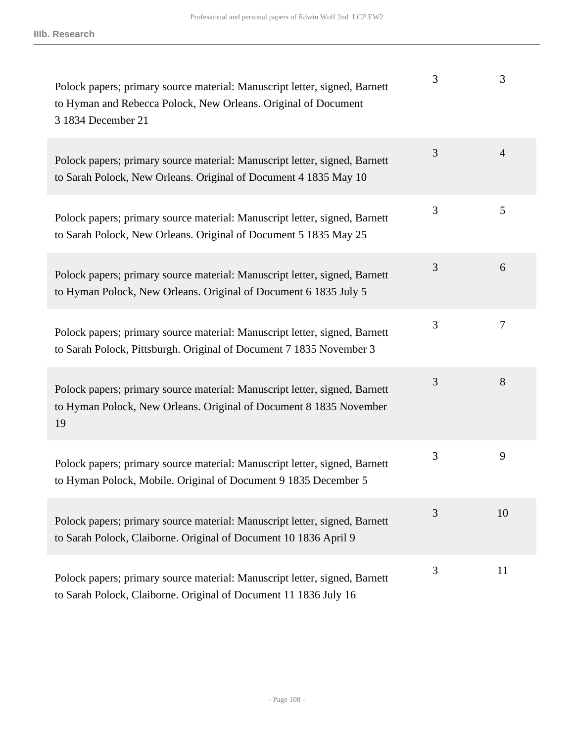| | | |
|---|---|---|
| Polock papers; primary source material: Manuscript letter, signed, Barnett to Hyman and Rebecca Polock, New Orleans. Original of Document 3 1834 December 21 | 3 | 3 |
| Polock papers; primary source material: Manuscript letter, signed, Barnett to Sarah Polock, New Orleans. Original of Document 4 1835 May 10 | 3 | 4 |
| Polock papers; primary source material: Manuscript letter, signed, Barnett to Sarah Polock, New Orleans. Original of Document 5 1835 May 25 | 3 | 5 |
| Polock papers; primary source material: Manuscript letter, signed, Barnett to Hyman Polock, New Orleans. Original of Document 6 1835 July 5 | 3 | 6 |
| Polock papers; primary source material: Manuscript letter, signed, Barnett to Sarah Polock, Pittsburgh. Original of Document 7 1835 November 3 | 3 | 7 |
| Polock papers; primary source material: Manuscript letter, signed, Barnett to Hyman Polock, New Orleans. Original of Document 8 1835 November 19 | 3 | 8 |
| Polock papers; primary source material: Manuscript letter, signed, Barnett to Hyman Polock, Mobile. Original of Document 9 1835 December 5 | 3 | 9 |
| Polock papers; primary source material: Manuscript letter, signed, Barnett to Sarah Polock, Claiborne. Original of Document 10 1836 April 9 | 3 | 10 |
| Polock papers; primary source material: Manuscript letter, signed, Barnett to Sarah Polock, Claiborne. Original of Document 11 1836 July 16 | 3 | 11 |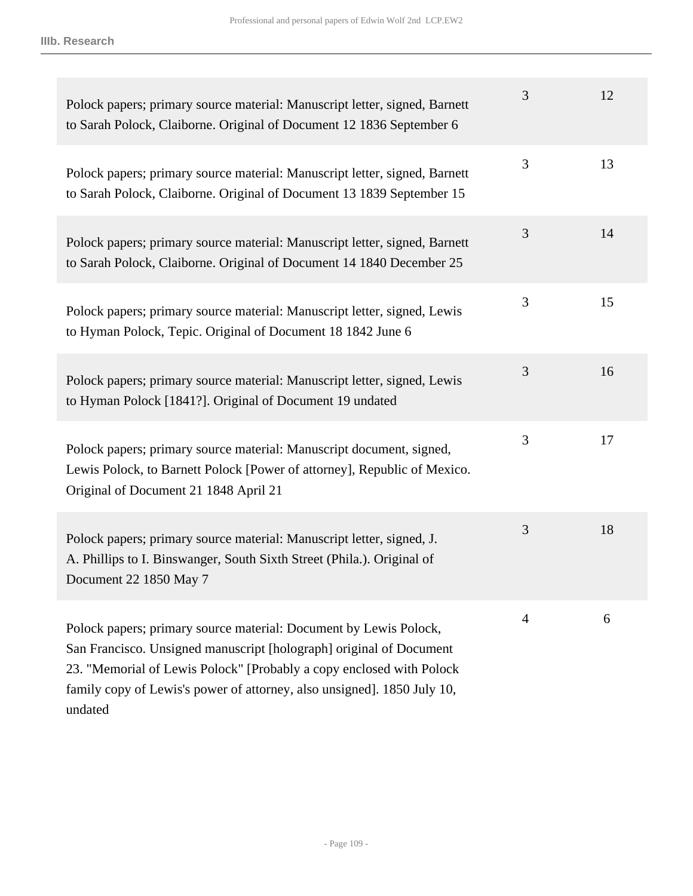| | | |
|---|---|---|
| Polock papers; primary source material: Manuscript letter, signed, Barnett to Sarah Polock, Claiborne. Original of Document 12 1836 September 6 | 3 | 12 |
| Polock papers; primary source material: Manuscript letter, signed, Barnett to Sarah Polock, Claiborne. Original of Document 13 1839 September 15 | 3 | 13 |
| Polock papers; primary source material: Manuscript letter, signed, Barnett to Sarah Polock, Claiborne. Original of Document 14 1840 December 25 | 3 | 14 |
| Polock papers; primary source material: Manuscript letter, signed, Lewis to Hyman Polock, Tepic. Original of Document 18 1842 June 6 | 3 | 15 |
| Polock papers; primary source material: Manuscript letter, signed, Lewis to Hyman Polock [1841?]. Original of Document 19 undated | 3 | 16 |
| Polock papers; primary source material: Manuscript document, signed, Lewis Polock, to Barnett Polock [Power of attorney], Republic of Mexico. Original of Document 21 1848 April 21 | 3 | 17 |
| Polock papers; primary source material: Manuscript letter, signed, J. A. Phillips to I. Binswanger, South Sixth Street (Phila.). Original of Document 22 1850 May 7 | 3 | 18 |
| Polock papers; primary source material: Document by Lewis Polock, San Francisco. Unsigned manuscript [holograph] original of Document 23. "Memorial of Lewis Polock" [Probably a copy enclosed with Polock family copy of Lewis's power of attorney, also unsigned]. 1850 July 10, undated | 4 | 6 |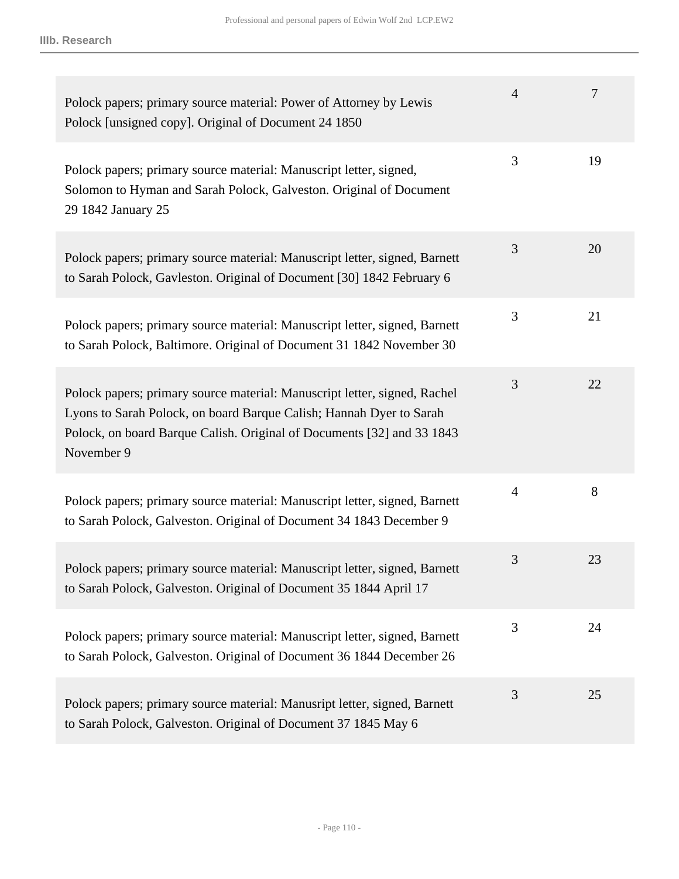**IIIb. Research**

| Description | Box | Folder |
|---|---|---|
| Polock papers; primary source material: Power of Attorney by Lewis Polock [unsigned copy]. Original of Document 24 1850 | 4 | 7 |
| Polock papers; primary source material: Manuscript letter, signed, Solomon to Hyman and Sarah Polock, Galveston. Original of Document 29 1842 January 25 | 3 | 19 |
| Polock papers; primary source material: Manuscript letter, signed, Barnett to Sarah Polock, Gavleston. Original of Document [30] 1842 February 6 | 3 | 20 |
| Polock papers; primary source material: Manuscript letter, signed, Barnett to Sarah Polock, Baltimore. Original of Document 31 1842 November 30 | 3 | 21 |
| Polock papers; primary source material: Manuscript letter, signed, Rachel Lyons to Sarah Polock, on board Barque Calish; Hannah Dyer to Sarah Polock, on board Barque Calish. Original of Documents [32] and 33 1843 November 9 | 3 | 22 |
| Polock papers; primary source material: Manuscript letter, signed, Barnett to Sarah Polock, Galveston. Original of Document 34 1843 December 9 | 4 | 8 |
| Polock papers; primary source material: Manuscript letter, signed, Barnett to Sarah Polock, Galveston. Original of Document 35 1844 April 17 | 3 | 23 |
| Polock papers; primary source material: Manuscript letter, signed, Barnett to Sarah Polock, Galveston. Original of Document 36 1844 December 26 | 3 | 24 |
| Polock papers; primary source material: Manusript letter, signed, Barnett to Sarah Polock, Galveston. Original of Document 37 1845 May 6 | 3 | 25 |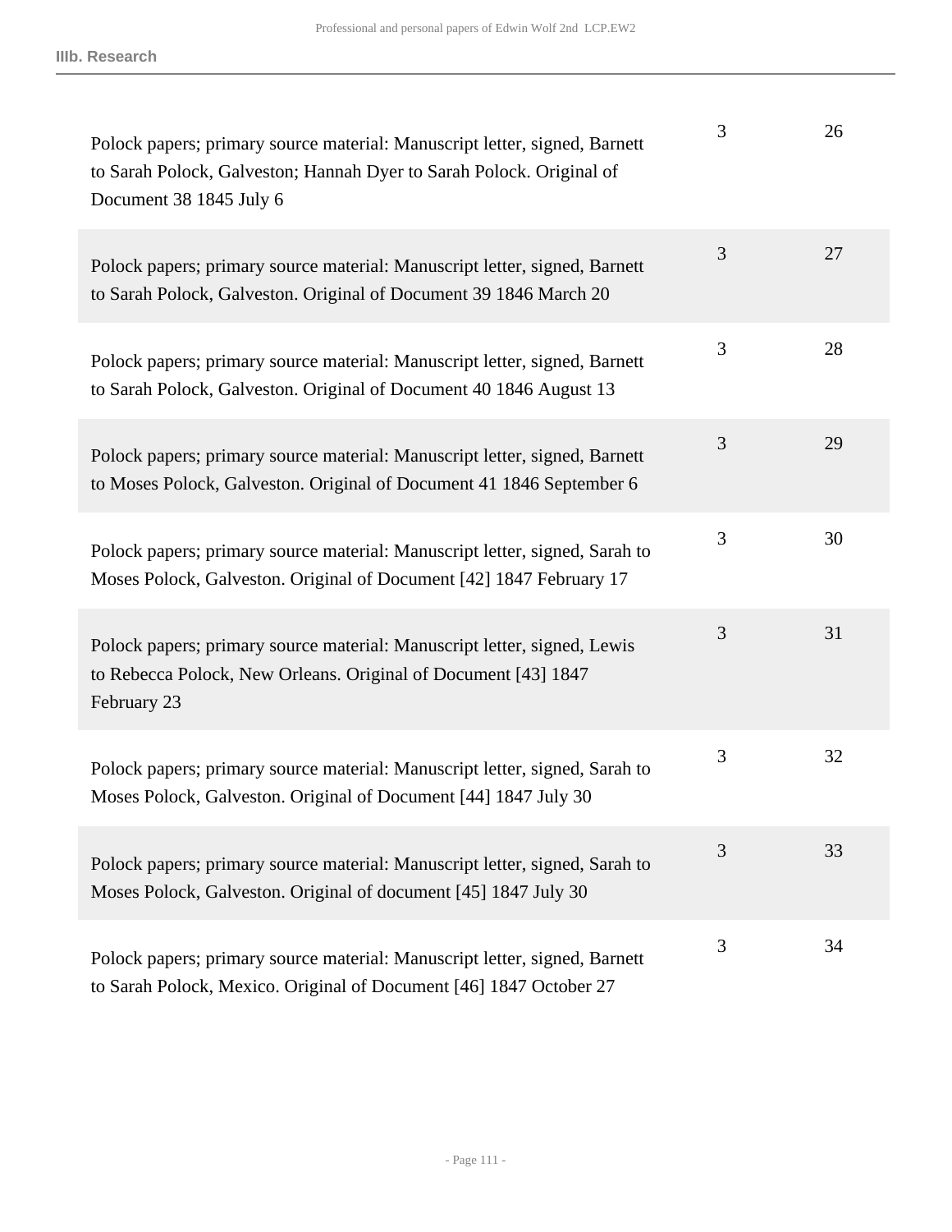| | | |
|---|---|---|
| Polock papers; primary source material: Manuscript letter, signed, Barnett to Sarah Polock, Galveston; Hannah Dyer to Sarah Polock. Original of Document 38 1845 July 6 | 3 | 26 |
| Polock papers; primary source material: Manuscript letter, signed, Barnett to Sarah Polock, Galveston. Original of Document 39 1846 March 20 | 3 | 27 |
| Polock papers; primary source material: Manuscript letter, signed, Barnett to Sarah Polock, Galveston. Original of Document 40 1846 August 13 | 3 | 28 |
| Polock papers; primary source material: Manuscript letter, signed, Barnett to Moses Polock, Galveston. Original of Document 41 1846 September 6 | 3 | 29 |
| Polock papers; primary source material: Manuscript letter, signed, Sarah to Moses Polock, Galveston. Original of Document [42] 1847 February 17 | 3 | 30 |
| Polock papers; primary source material: Manuscript letter, signed, Lewis to Rebecca Polock, New Orleans. Original of Document [43] 1847 February 23 | 3 | 31 |
| Polock papers; primary source material: Manuscript letter, signed, Sarah to Moses Polock, Galveston. Original of Document [44] 1847 July 30 | 3 | 32 |
| Polock papers; primary source material: Manuscript letter, signed, Sarah to Moses Polock, Galveston. Original of document [45] 1847 July 30 | 3 | 33 |
| Polock papers; primary source material: Manuscript letter, signed, Barnett to Sarah Polock, Mexico. Original of Document [46] 1847 October 27 | 3 | 34 |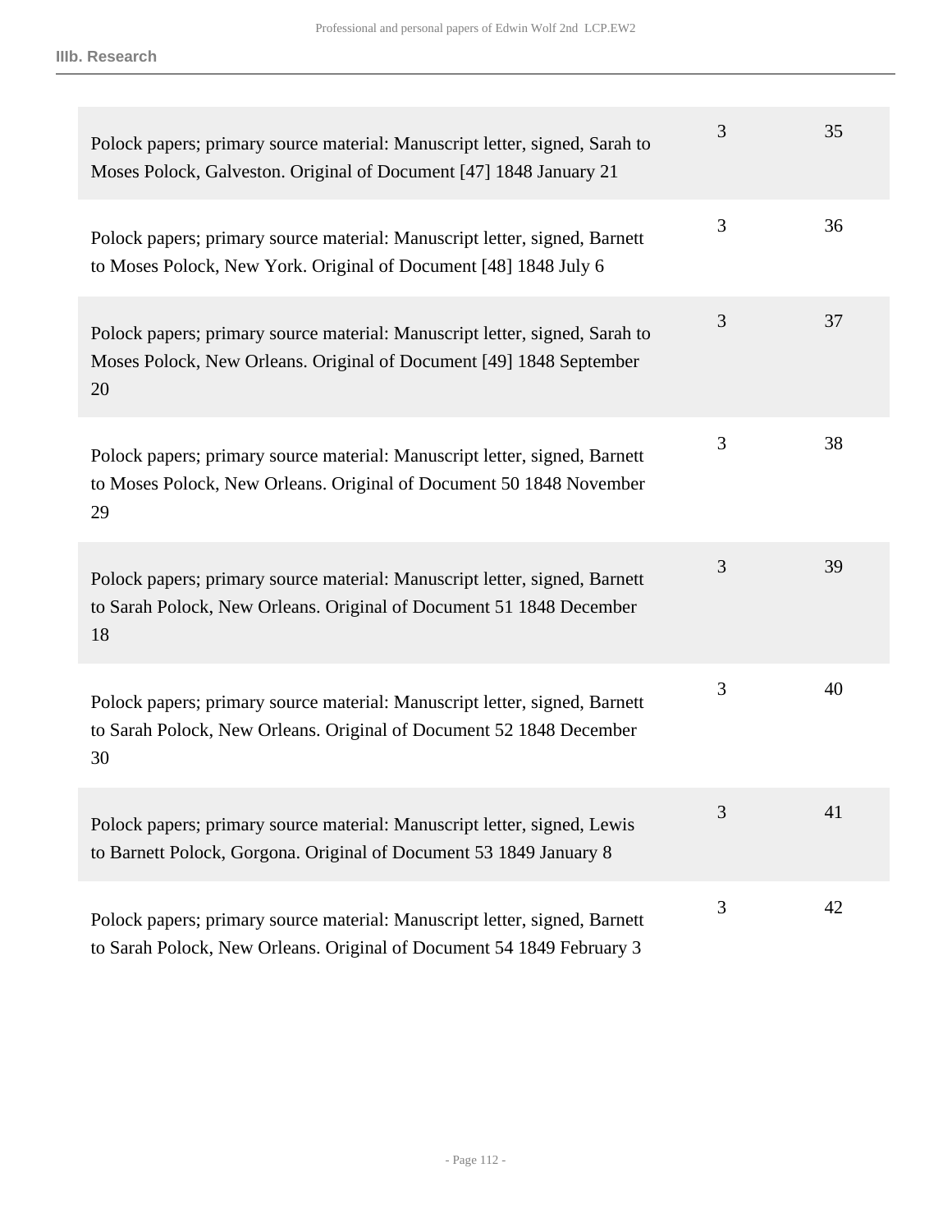| | | |
|---|---|---|
| Polock papers; primary source material: Manuscript letter, signed, Sarah to Moses Polock, Galveston. Original of Document [47] 1848 January 21 | 3 | 35 |
| Polock papers; primary source material: Manuscript letter, signed, Barnett to Moses Polock, New York. Original of Document [48] 1848 July 6 | 3 | 36 |
| Polock papers; primary source material: Manuscript letter, signed, Sarah to Moses Polock, New Orleans. Original of Document [49] 1848 September 20 | 3 | 37 |
| Polock papers; primary source material: Manuscript letter, signed, Barnett to Moses Polock, New Orleans. Original of Document 50 1848 November 29 | 3 | 38 |
| Polock papers; primary source material: Manuscript letter, signed, Barnett to Sarah Polock, New Orleans. Original of Document 51 1848 December 18 | 3 | 39 |
| Polock papers; primary source material: Manuscript letter, signed, Barnett to Sarah Polock, New Orleans. Original of Document 52 1848 December 30 | 3 | 40 |
| Polock papers; primary source material: Manuscript letter, signed, Lewis to Barnett Polock, Gorgona. Original of Document 53 1849 January 8 | 3 | 41 |
| Polock papers; primary source material: Manuscript letter, signed, Barnett to Sarah Polock, New Orleans. Original of Document 54 1849 February 3 | 3 | 42 |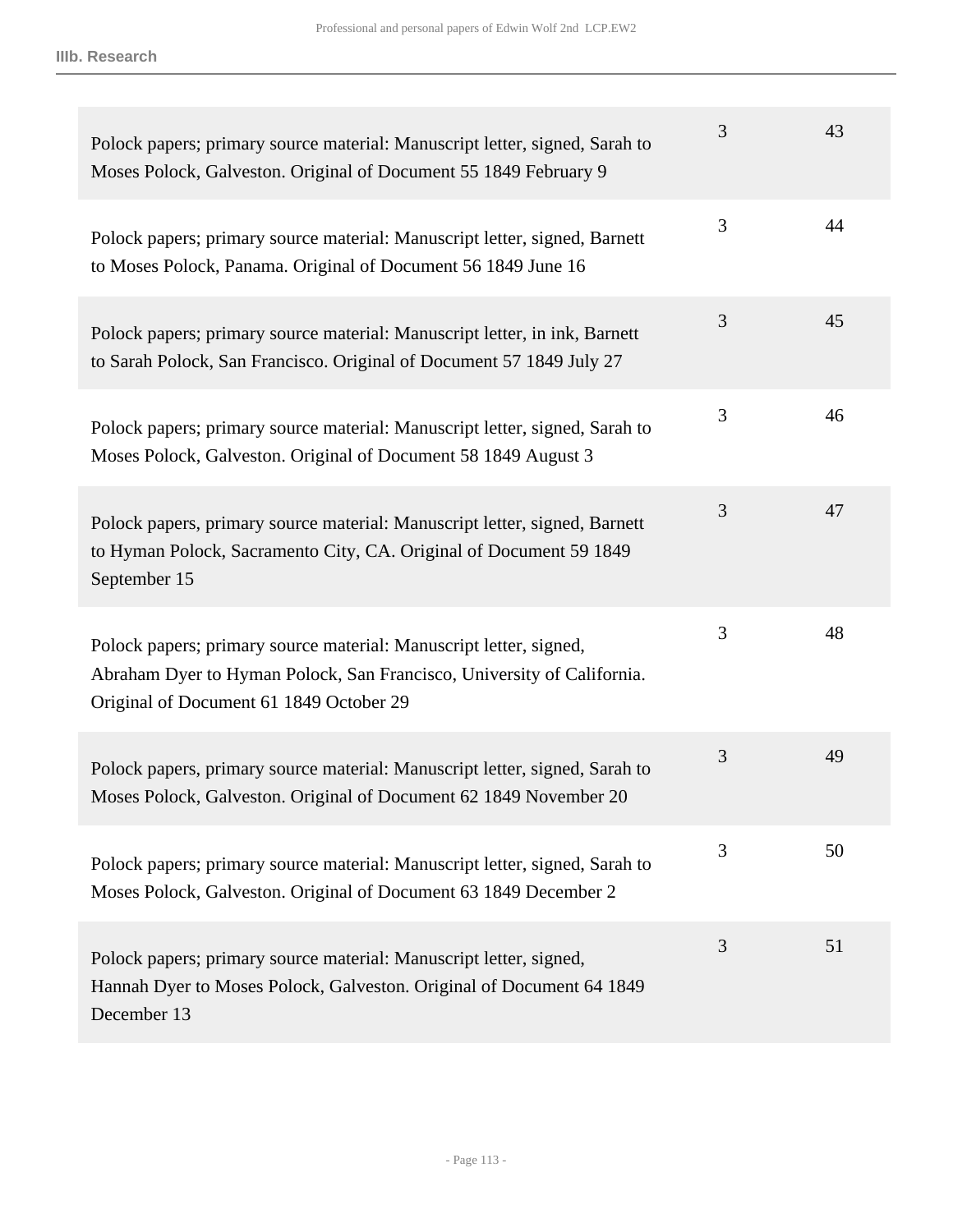**IIIb. Research**

| | | |
|---|---|---|
| Polock papers; primary source material: Manuscript letter, signed, Sarah to Moses Polock, Galveston. Original of Document 55 1849 February 9 | 3 | 43 |
| Polock papers; primary source material: Manuscript letter, signed, Barnett to Moses Polock, Panama. Original of Document 56 1849 June 16 | 3 | 44 |
| Polock papers; primary source material: Manuscript letter, in ink, Barnett to Sarah Polock, San Francisco. Original of Document 57 1849 July 27 | 3 | 45 |
| Polock papers; primary source material: Manuscript letter, signed, Sarah to Moses Polock, Galveston. Original of Document 58 1849 August 3 | 3 | 46 |
| Polock papers, primary source material: Manuscript letter, signed, Barnett to Hyman Polock, Sacramento City, CA. Original of Document 59 1849 September 15 | 3 | 47 |
| Polock papers; primary source material: Manuscript letter, signed, Abraham Dyer to Hyman Polock, San Francisco, University of California. Original of Document 61 1849 October 29 | 3 | 48 |
| Polock papers, primary source material: Manuscript letter, signed, Sarah to Moses Polock, Galveston. Original of Document 62 1849 November 20 | 3 | 49 |
| Polock papers; primary source material: Manuscript letter, signed, Sarah to Moses Polock, Galveston. Original of Document 63 1849 December 2 | 3 | 50 |
| Polock papers; primary source material: Manuscript letter, signed, Hannah Dyer to Moses Polock, Galveston. Original of Document 64 1849 December 13 | 3 | 51 |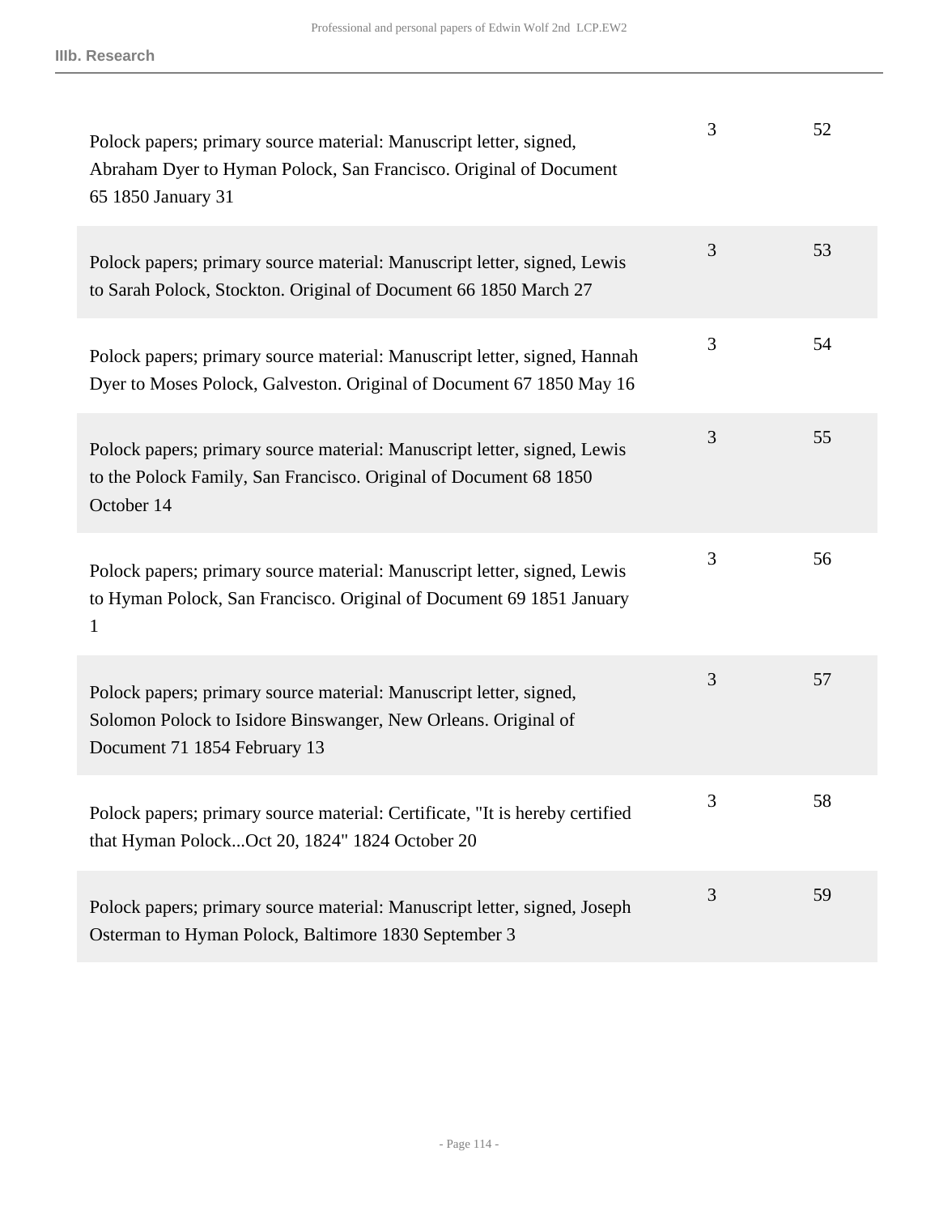| | | |
|---|---|---|
| Polock papers; primary source material: Manuscript letter, signed, Abraham Dyer to Hyman Polock, San Francisco. Original of Document 65 1850 January 31 | 3 | 52 |
| Polock papers; primary source material: Manuscript letter, signed, Lewis to Sarah Polock, Stockton. Original of Document 66 1850 March 27 | 3 | 53 |
| Polock papers; primary source material: Manuscript letter, signed, Hannah Dyer to Moses Polock, Galveston. Original of Document 67 1850 May 16 | 3 | 54 |
| Polock papers; primary source material: Manuscript letter, signed, Lewis to the Polock Family, San Francisco. Original of Document 68 1850 October 14 | 3 | 55 |
| Polock papers; primary source material: Manuscript letter, signed, Lewis to Hyman Polock, San Francisco. Original of Document 69 1851 January 1 | 3 | 56 |
| Polock papers; primary source material: Manuscript letter, signed, Solomon Polock to Isidore Binswanger, New Orleans. Original of Document 71 1854 February 13 | 3 | 57 |
| Polock papers; primary source material: Certificate, "It is hereby certified that Hyman Polock...Oct 20, 1824" 1824 October 20 | 3 | 58 |
| Polock papers; primary source material: Manuscript letter, signed, Joseph Osterman to Hyman Polock, Baltimore 1830 September 3 | 3 | 59 |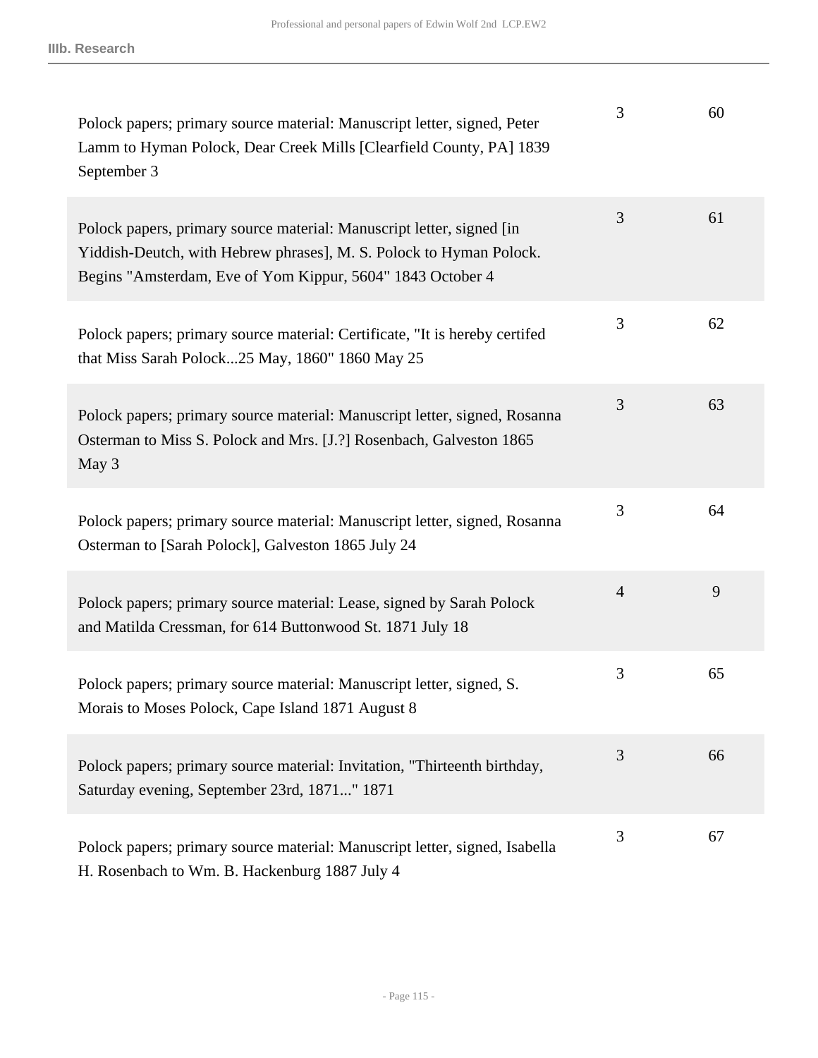| | | |
|---|---|---|
| Polock papers; primary source material: Manuscript letter, signed, Peter Lamm to Hyman Polock, Dear Creek Mills [Clearfield County, PA] 1839 September 3 | 3 | 60 |
| Polock papers, primary source material: Manuscript letter, signed [in Yiddish-Deutch, with Hebrew phrases], M. S. Polock to Hyman Polock. Begins "Amsterdam, Eve of Yom Kippur, 5604" 1843 October 4 | 3 | 61 |
| Polock papers; primary source material: Certificate, "It is hereby certifed that Miss Sarah Polock...25 May, 1860" 1860 May 25 | 3 | 62 |
| Polock papers; primary source material: Manuscript letter, signed, Rosanna Osterman to Miss S. Polock and Mrs. [J.?] Rosenbach, Galveston 1865 May 3 | 3 | 63 |
| Polock papers; primary source material: Manuscript letter, signed, Rosanna Osterman to [Sarah Polock], Galveston 1865 July 24 | 3 | 64 |
| Polock papers; primary source material: Lease, signed by Sarah Polock and Matilda Cressman, for 614 Buttonwood St. 1871 July 18 | 4 | 9 |
| Polock papers; primary source material: Manuscript letter, signed, S. Morais to Moses Polock, Cape Island 1871 August 8 | 3 | 65 |
| Polock papers; primary source material: Invitation, "Thirteenth birthday, Saturday evening, September 23rd, 1871..." 1871 | 3 | 66 |
| Polock papers; primary source material: Manuscript letter, signed, Isabella H. Rosenbach to Wm. B. Hackenburg 1887 July 4 | 3 | 67 |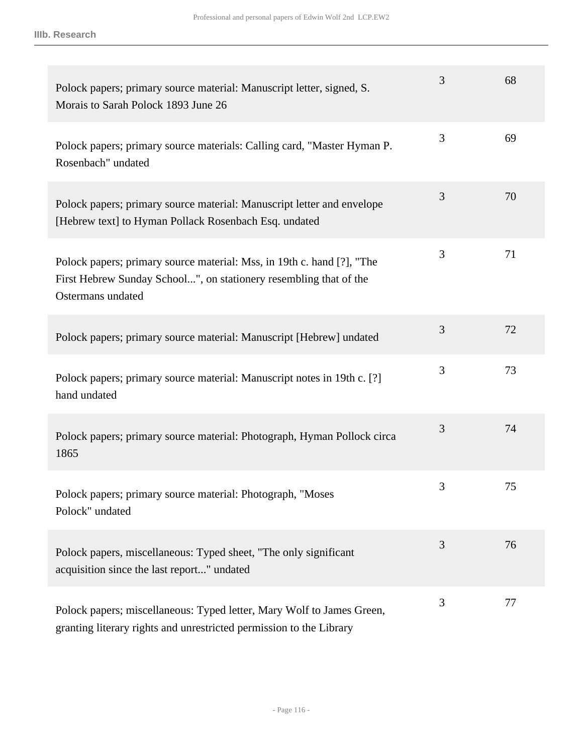| Description | Box | Folder |
| --- | --- | --- |
| Polock papers; primary source material: Manuscript letter, signed, S. Morais to Sarah Polock 1893 June 26 | 3 | 68 |
| Polock papers; primary source materials: Calling card, "Master Hyman P. Rosenbach" undated | 3 | 69 |
| Polock papers; primary source material: Manuscript letter and envelope [Hebrew text] to Hyman Pollack Rosenbach Esq. undated | 3 | 70 |
| Polock papers; primary source material: Mss, in 19th c. hand [?], "The First Hebrew Sunday School...", on stationery resembling that of the Ostermans undated | 3 | 71 |
| Polock papers; primary source material: Manuscript [Hebrew] undated | 3 | 72 |
| Polock papers; primary source material: Manuscript notes in 19th c. [?] hand undated | 3 | 73 |
| Polock papers; primary source material: Photograph, Hyman Pollock circa 1865 | 3 | 74 |
| Polock papers; primary source material: Photograph, "Moses Polock" undated | 3 | 75 |
| Polock papers, miscellaneous: Typed sheet, "The only significant acquisition since the last report..." undated | 3 | 76 |
| Polock papers; miscellaneous: Typed letter, Mary Wolf to James Green, granting literary rights and unrestricted permission to the Library | 3 | 77 |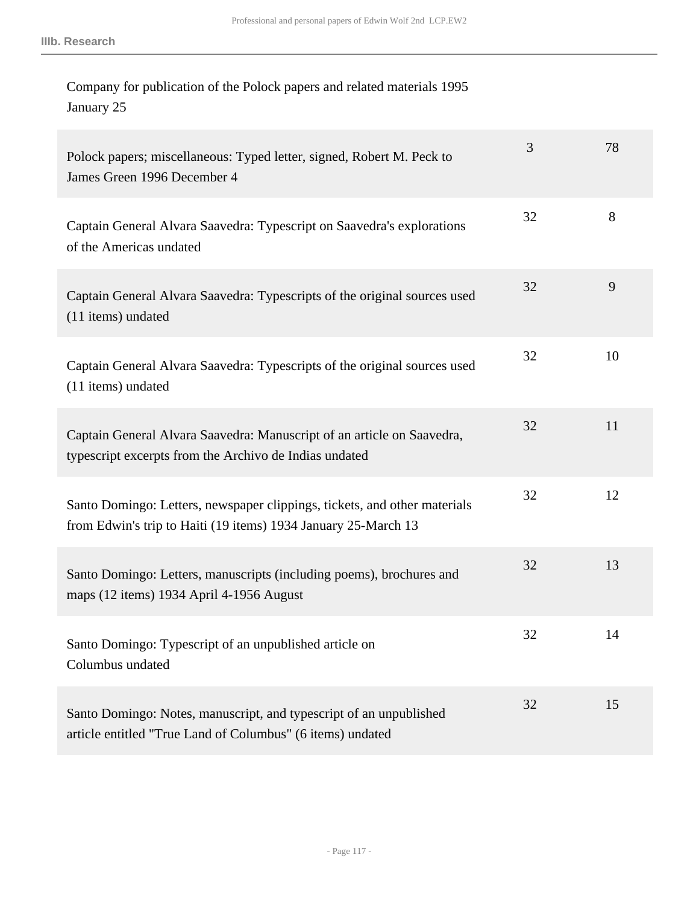**IIIb. Research**

Company for publication of the Polock papers and related materials 1995 January 25

| | | |
|---|---|---|
| Polock papers; miscellaneous: Typed letter, signed, Robert M. Peck to James Green 1996 December 4 | 3 | 78 |
| Captain General Alvara Saavedra: Typescript on Saavedra's explorations of the Americas undated | 32 | 8 |
| Captain General Alvara Saavedra: Typescripts of the original sources used (11 items) undated | 32 | 9 |
| Captain General Alvara Saavedra: Typescripts of the original sources used (11 items) undated | 32 | 10 |
| Captain General Alvara Saavedra: Manuscript of an article on Saavedra, typescript excerpts from the Archivo de Indias undated | 32 | 11 |
| Santo Domingo: Letters, newspaper clippings, tickets, and other materials from Edwin's trip to Haiti (19 items) 1934 January 25-March 13 | 32 | 12 |
| Santo Domingo: Letters, manuscripts (including poems), brochures and maps (12 items) 1934 April 4-1956 August | 32 | 13 |
| Santo Domingo: Typescript of an unpublished article on Columbus undated | 32 | 14 |
| Santo Domingo: Notes, manuscript, and typescript of an unpublished article entitled "True Land of Columbus" (6 items) undated | 32 | 15 |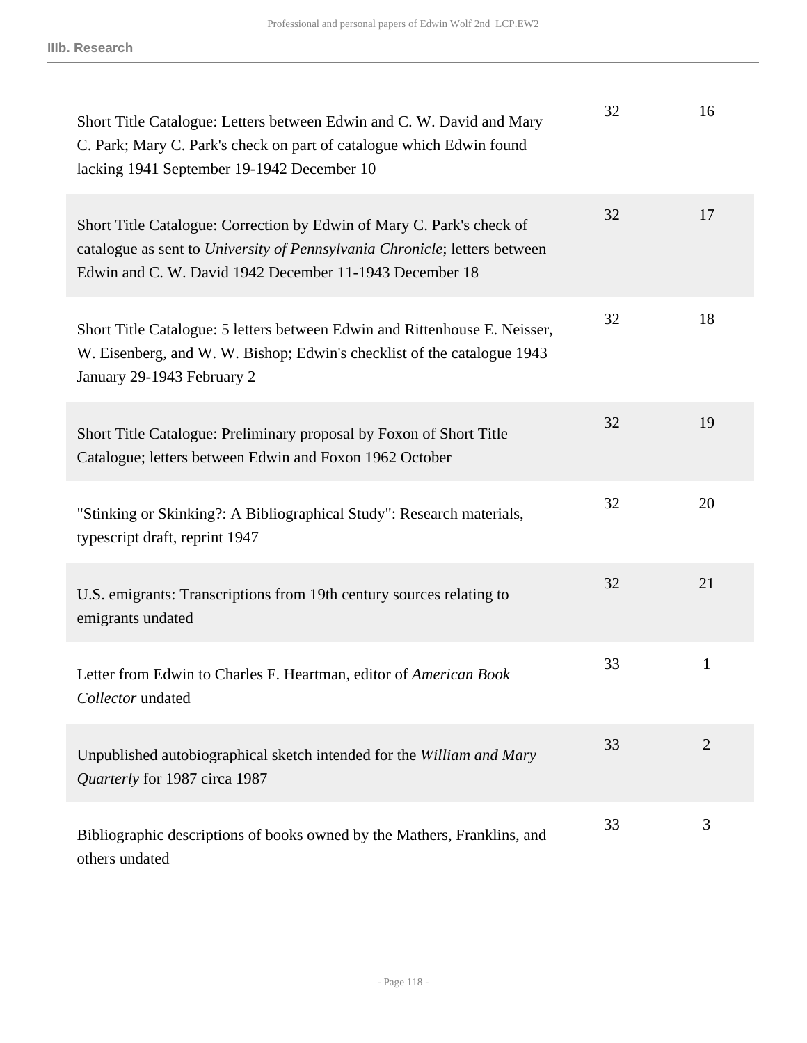| | | |
|---|---|---|
| Short Title Catalogue: Letters between Edwin and C. W. David and Mary C. Park; Mary C. Park's check on part of catalogue which Edwin found lacking 1941 September 19-1942 December 10 | 32 | 16 |
| Short Title Catalogue: Correction by Edwin of Mary C. Park's check of catalogue as sent to *University of Pennsylvania Chronicle*; letters between Edwin and C. W. David 1942 December 11-1943 December 18 | 32 | 17 |
| Short Title Catalogue: 5 letters between Edwin and Rittenhouse E. Neisser, W. Eisenberg, and W. W. Bishop; Edwin's checklist of the catalogue 1943 January 29-1943 February 2 | 32 | 18 |
| Short Title Catalogue: Preliminary proposal by Foxon of Short Title Catalogue; letters between Edwin and Foxon 1962 October | 32 | 19 |
| "Stinking or Skinking?: A Bibliographical Study": Research materials, typescript draft, reprint 1947 | 32 | 20 |
| U.S. emigrants: Transcriptions from 19th century sources relating to emigrants undated | 32 | 21 |
| Letter from Edwin to Charles F. Heartman, editor of *American Book Collector* undated | 33 | 1 |
| Unpublished autobiographical sketch intended for the *William and Mary Quarterly* for 1987 circa 1987 | 33 | 2 |
| Bibliographic descriptions of books owned by the Mathers, Franklins, and others undated | 33 | 3 |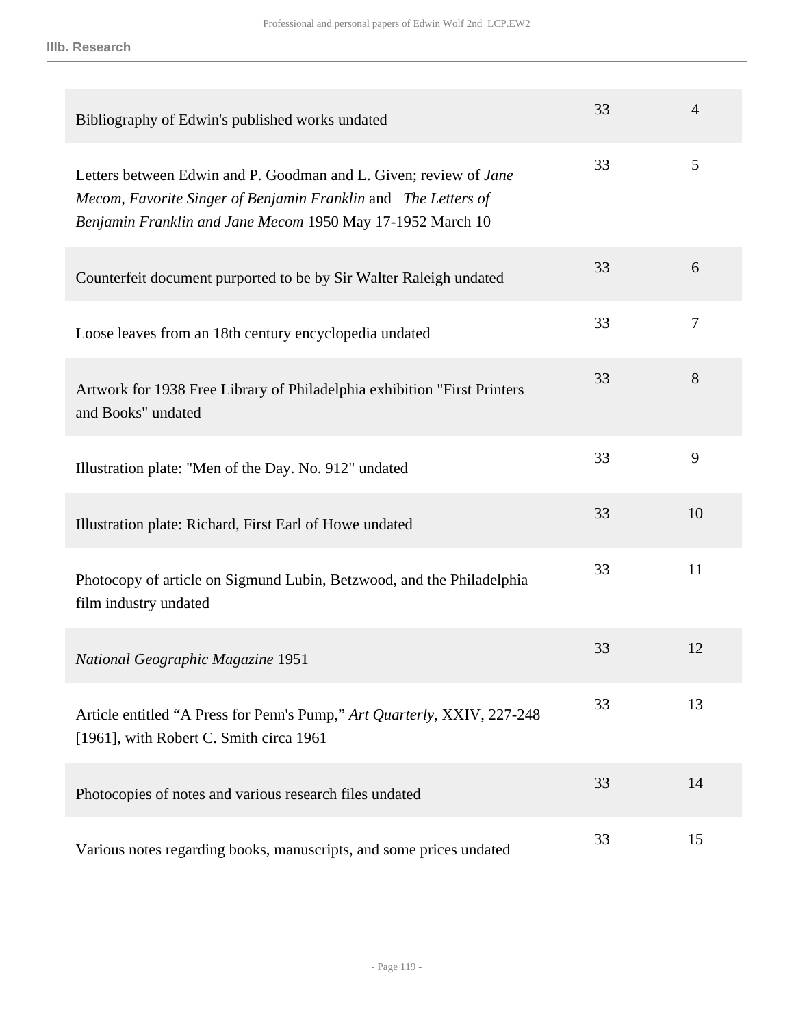IIIb. Research

| | | |
|---|---|---|
| Bibliography of Edwin's published works undated | 33 | 4 |
| Letters between Edwin and P. Goodman and L. Given; review of *Jane Mecom, Favorite Singer of Benjamin Franklin* and *The Letters of Benjamin Franklin and Jane Mecom* 1950 May 17-1952 March 10 | 33 | 5 |
| Counterfeit document purported to be by Sir Walter Raleigh undated | 33 | 6 |
| Loose leaves from an 18th century encyclopedia undated | 33 | 7 |
| Artwork for 1938 Free Library of Philadelphia exhibition "First Printers and Books" undated | 33 | 8 |
| Illustration plate: "Men of the Day. No. 912" undated | 33 | 9 |
| Illustration plate: Richard, First Earl of Howe undated | 33 | 10 |
| Photocopy of article on Sigmund Lubin, Betzwood, and the Philadelphia film industry undated | 33 | 11 |
| *National Geographic Magazine* 1951 | 33 | 12 |
| Article entitled "A Press for Penn's Pump," *Art Quarterly*, XXIV, 227-248 [1961], with Robert C. Smith circa 1961 | 33 | 13 |
| Photocopies of notes and various research files undated | 33 | 14 |
| Various notes regarding books, manuscripts, and some prices undated | 33 | 15 |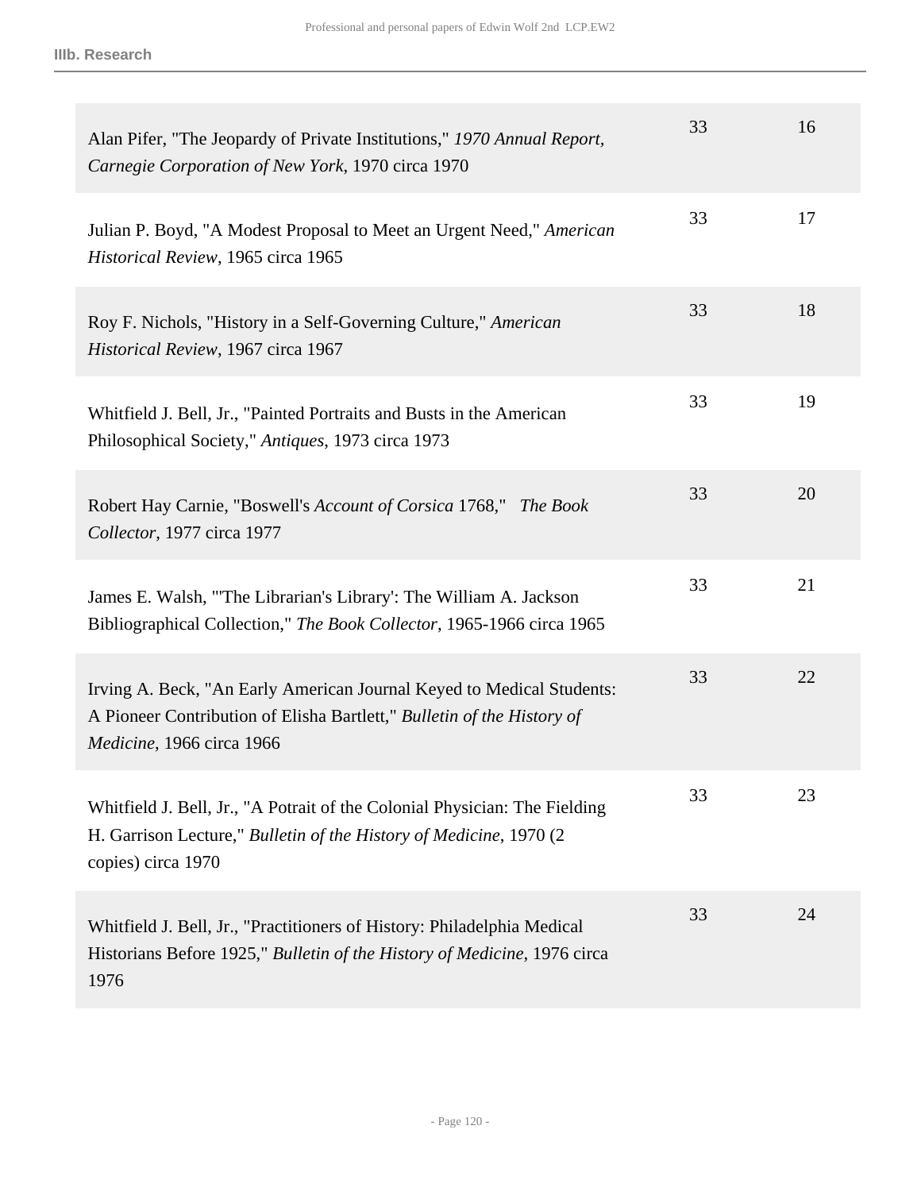| | | |
|---|---|---|
| Alan Pifer, "The Jeopardy of Private Institutions," *1970 Annual Report, Carnegie Corporation of New York*, 1970 circa 1970 | 33 | 16 |
| Julian P. Boyd, "A Modest Proposal to Meet an Urgent Need," *American Historical Review*, 1965 circa 1965 | 33 | 17 |
| Roy F. Nichols, "History in a Self-Governing Culture," *American Historical Review*, 1967 circa 1967 | 33 | 18 |
| Whitfield J. Bell, Jr., "Painted Portraits and Busts in the American Philosophical Society," *Antiques*, 1973 circa 1973 | 33 | 19 |
| Robert Hay Carnie, "Boswell's *Account of Corsica* 1768," *The Book Collector*, 1977 circa 1977 | 33 | 20 |
| James E. Walsh, "'The Librarian's Library': The William A. Jackson Bibliographical Collection," *The Book Collector*, 1965-1966 circa 1965 | 33 | 21 |
| Irving A. Beck, "An Early American Journal Keyed to Medical Students: A Pioneer Contribution of Elisha Bartlett," *Bulletin of the History of Medicine*, 1966 circa 1966 | 33 | 22 |
| Whitfield J. Bell, Jr., "A Potrait of the Colonial Physician: The Fielding H. Garrison Lecture," *Bulletin of the History of Medicine*, 1970 (2 copies) circa 1970 | 33 | 23 |
| Whitfield J. Bell, Jr., "Practitioners of History: Philadelphia Medical Historians Before 1925," *Bulletin of the History of Medicine*, 1976 circa 1976 | 33 | 24 |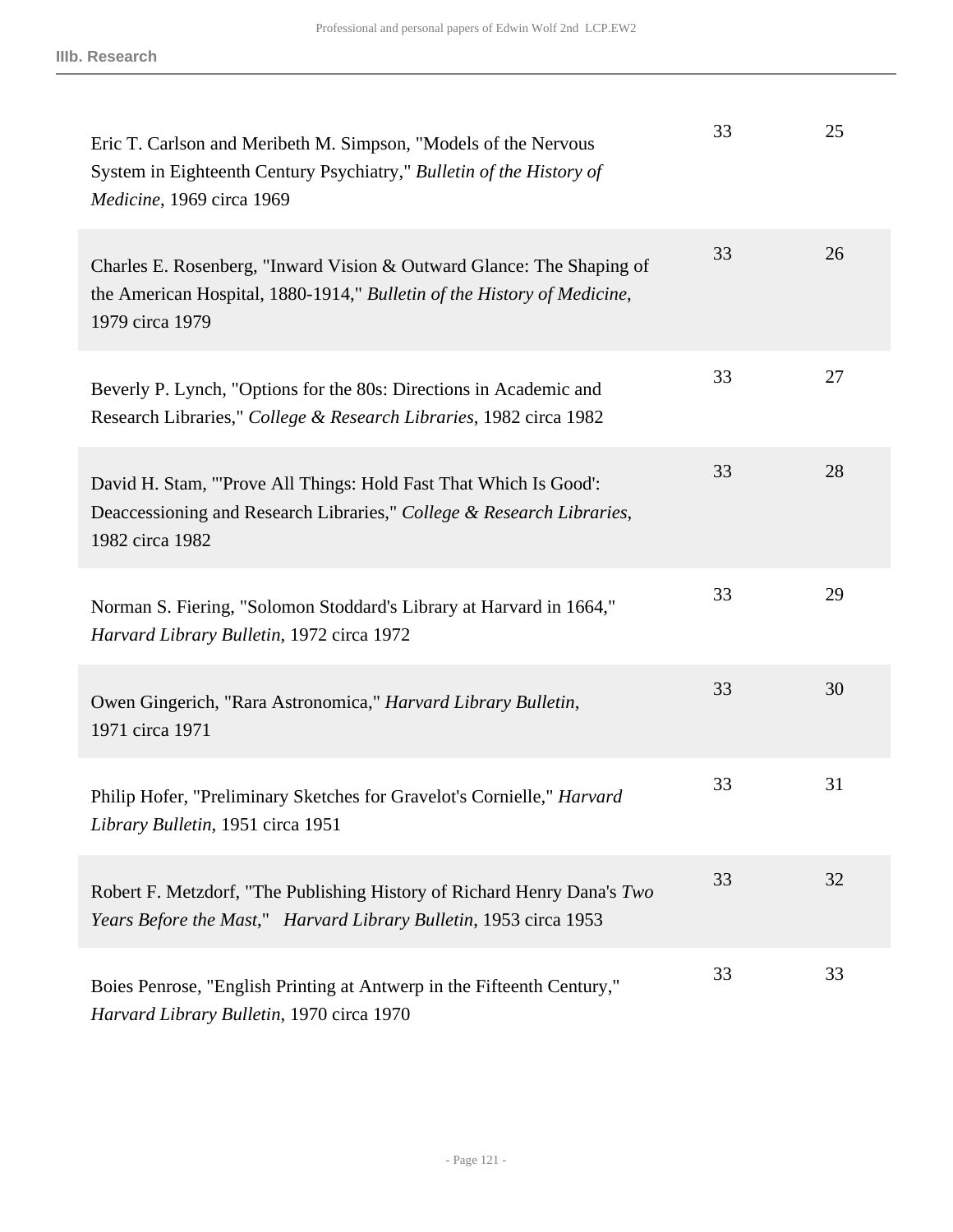**IIIb. Research**

| Title | Box | Folder |
|---|---|---|
| Eric T. Carlson and Meribeth M. Simpson, "Models of the Nervous System in Eighteenth Century Psychiatry," *Bulletin of the History of Medicine*, 1969 circa 1969 | 33 | 25 |
| Charles E. Rosenberg, "Inward Vision & Outward Glance: The Shaping of the American Hospital, 1880-1914," *Bulletin of the History of Medicine*, 1979 circa 1979 | 33 | 26 |
| Beverly P. Lynch, "Options for the 80s: Directions in Academic and Research Libraries," *College & Research Libraries*, 1982 circa 1982 | 33 | 27 |
| David H. Stam, "'Prove All Things: Hold Fast That Which Is Good': Deaccessioning and Research Libraries," *College & Research Libraries*, 1982 circa 1982 | 33 | 28 |
| Norman S. Fiering, "Solomon Stoddard's Library at Harvard in 1664," *Harvard Library Bulletin*, 1972 circa 1972 | 33 | 29 |
| Owen Gingerich, "Rara Astronomica," *Harvard Library Bulletin*, 1971 circa 1971 | 33 | 30 |
| Philip Hofer, "Preliminary Sketches for Gravelot's Cornielle," *Harvard Library Bulletin*, 1951 circa 1951 | 33 | 31 |
| Robert F. Metzdorf, "The Publishing History of Richard Henry Dana's *Two Years Before the Mast*," *Harvard Library Bulletin*, 1953 circa 1953 | 33 | 32 |
| Boies Penrose, "English Printing at Antwerp in the Fifteenth Century," *Harvard Library Bulletin*, 1970 circa 1970 | 33 | 33 |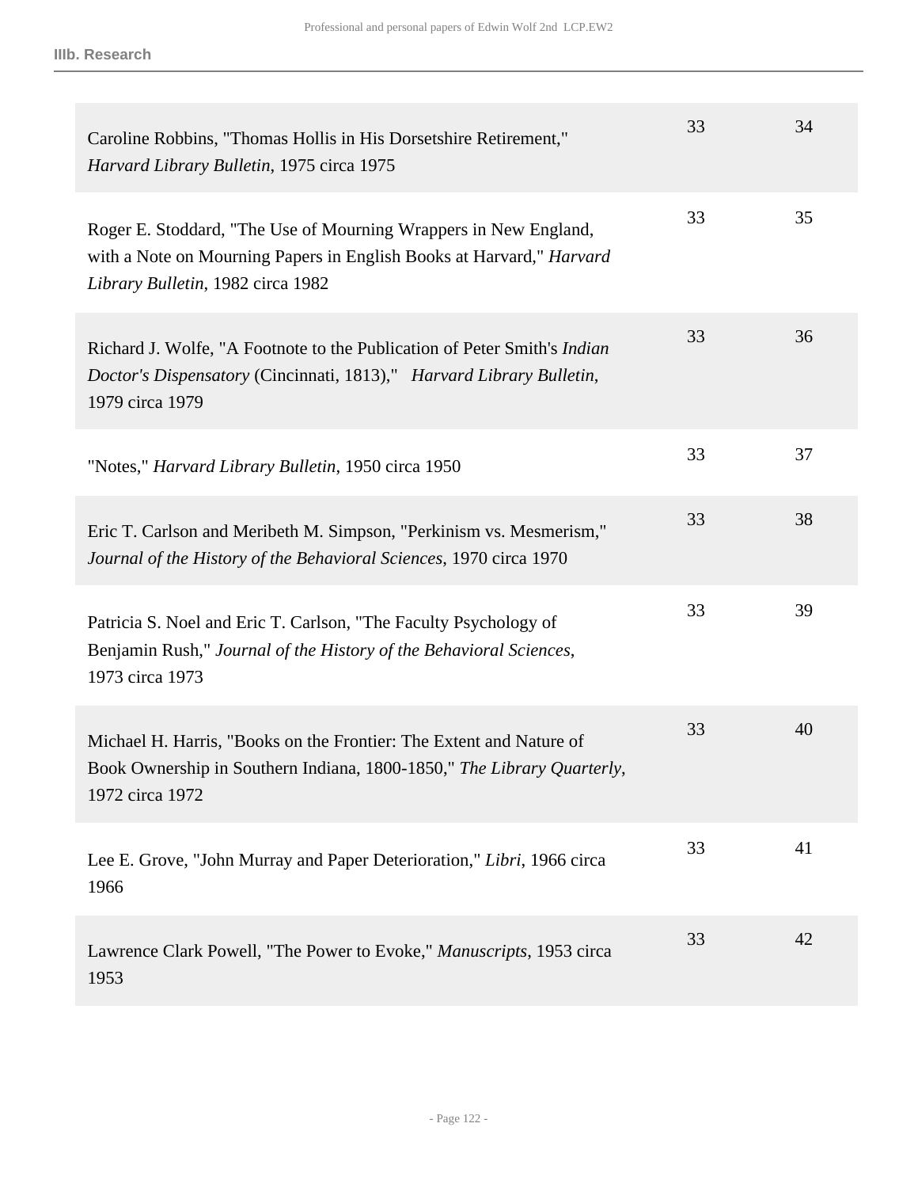| | | |
|---|---|---|
| Caroline Robbins, "Thomas Hollis in His Dorsetshire Retirement," *Harvard Library Bulletin*, 1975 circa 1975 | 33 | 34 |
| Roger E. Stoddard, "The Use of Mourning Wrappers in New England, with a Note on Mourning Papers in English Books at Harvard," *Harvard Library Bulletin*, 1982 circa 1982 | 33 | 35 |
| Richard J. Wolfe, "A Footnote to the Publication of Peter Smith's *Indian Doctor's Dispensatory* (Cincinnati, 1813)," *Harvard Library Bulletin*, 1979 circa 1979 | 33 | 36 |
| "Notes," *Harvard Library Bulletin*, 1950 circa 1950 | 33 | 37 |
| Eric T. Carlson and Meribeth M. Simpson, "Perkinism vs. Mesmerism," *Journal of the History of the Behavioral Sciences*, 1970 circa 1970 | 33 | 38 |
| Patricia S. Noel and Eric T. Carlson, "The Faculty Psychology of Benjamin Rush," *Journal of the History of the Behavioral Sciences*, 1973 circa 1973 | 33 | 39 |
| Michael H. Harris, "Books on the Frontier: The Extent and Nature of Book Ownership in Southern Indiana, 1800-1850," *The Library Quarterly*, 1972 circa 1972 | 33 | 40 |
| Lee E. Grove, "John Murray and Paper Deterioration," *Libri*, 1966 circa 1966 | 33 | 41 |
| Lawrence Clark Powell, "The Power to Evoke," *Manuscripts*, 1953 circa 1953 | 33 | 42 |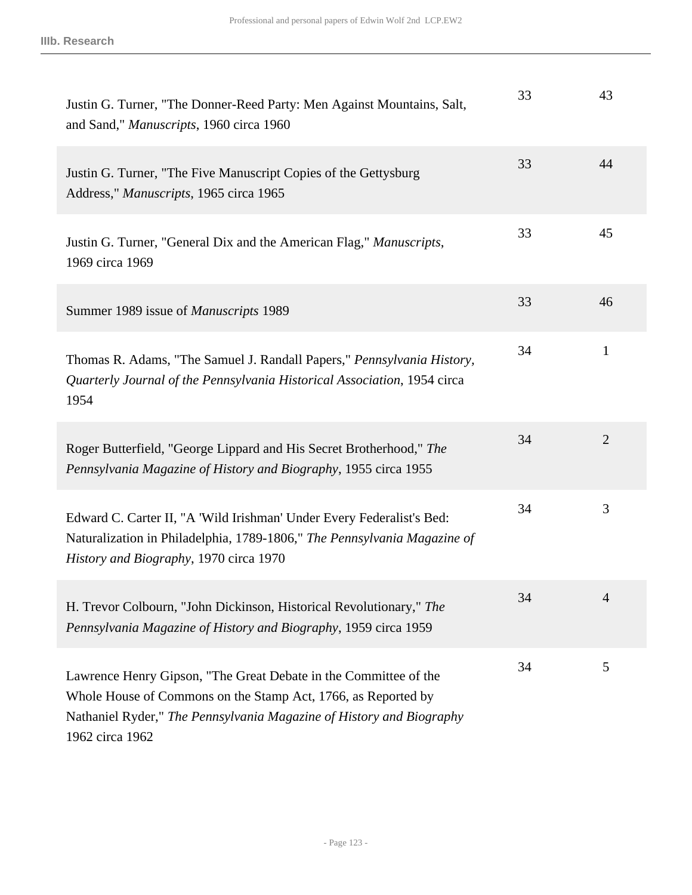| | | |
|---|---|---|
| Justin G. Turner, "The Donner-Reed Party: Men Against Mountains, Salt, and Sand," *Manuscripts*, 1960 circa 1960 | 33 | 43 |
| Justin G. Turner, "The Five Manuscript Copies of the Gettysburg Address," *Manuscripts*, 1965 circa 1965 | 33 | 44 |
| Justin G. Turner, "General Dix and the American Flag," *Manuscripts*, 1969 circa 1969 | 33 | 45 |
| Summer 1989 issue of *Manuscripts* 1989 | 33 | 46 |
| Thomas R. Adams, "The Samuel J. Randall Papers," *Pennsylvania History, Quarterly Journal of the Pennsylvania Historical Association*, 1954 circa 1954 | 34 | 1 |
| Roger Butterfield, "George Lippard and His Secret Brotherhood," *The Pennsylvania Magazine of History and Biography*, 1955 circa 1955 | 34 | 2 |
| Edward C. Carter II, "A 'Wild Irishman' Under Every Federalist's Bed: Naturalization in Philadelphia, 1789-1806," *The Pennsylvania Magazine of History and Biography*, 1970 circa 1970 | 34 | 3 |
| H. Trevor Colbourn, "John Dickinson, Historical Revolutionary," *The Pennsylvania Magazine of History and Biography*, 1959 circa 1959 | 34 | 4 |
| Lawrence Henry Gipson, "The Great Debate in the Committee of the Whole House of Commons on the Stamp Act, 1766, as Reported by Nathaniel Ryder," *The Pennsylvania Magazine of History and Biography* 1962 circa 1962 | 34 | 5 |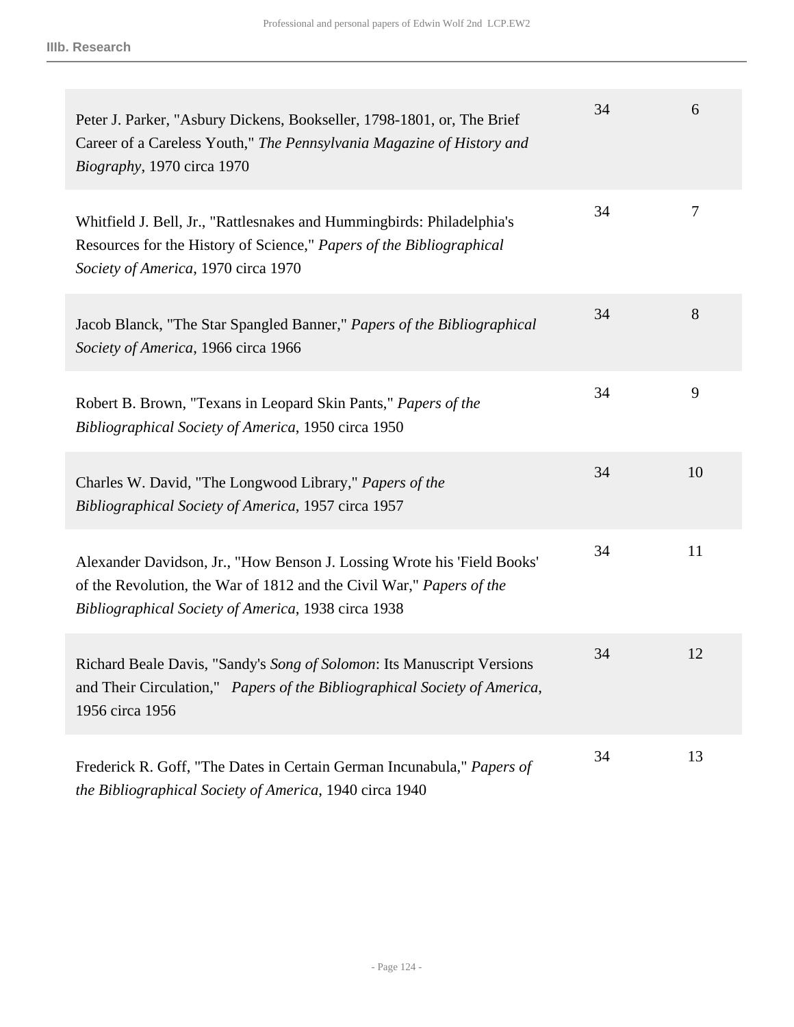| | | |
|---|---|---|
| Peter J. Parker, "Asbury Dickens, Bookseller, 1798-1801, or, The Brief Career of a Careless Youth," *The Pennsylvania Magazine of History and Biography*, 1970 circa 1970 | 34 | 6 |
| Whitfield J. Bell, Jr., "Rattlesnakes and Hummingbirds: Philadelphia's Resources for the History of Science," *Papers of the Bibliographical Society of America*, 1970 circa 1970 | 34 | 7 |
| Jacob Blanck, "The Star Spangled Banner," *Papers of the Bibliographical Society of America*, 1966 circa 1966 | 34 | 8 |
| Robert B. Brown, "Texans in Leopard Skin Pants," *Papers of the Bibliographical Society of America*, 1950 circa 1950 | 34 | 9 |
| Charles W. David, "The Longwood Library," *Papers of the Bibliographical Society of America,* 1957 circa 1957 | 34 | 10 |
| Alexander Davidson, Jr., "How Benson J. Lossing Wrote his 'Field Books' of the Revolution, the War of 1812 and the Civil War," *Papers of the Bibliographical Society of America*, 1938 circa 1938 | 34 | 11 |
| Richard Beale Davis, "Sandy's *Song of Solomon*: Its Manuscript Versions and Their Circulation," *Papers of the Bibliographical Society of America*, 1956 circa 1956 | 34 | 12 |
| Frederick R. Goff, "The Dates in Certain German Incunabula," *Papers of the Bibliographical Society of America*, 1940 circa 1940 | 34 | 13 |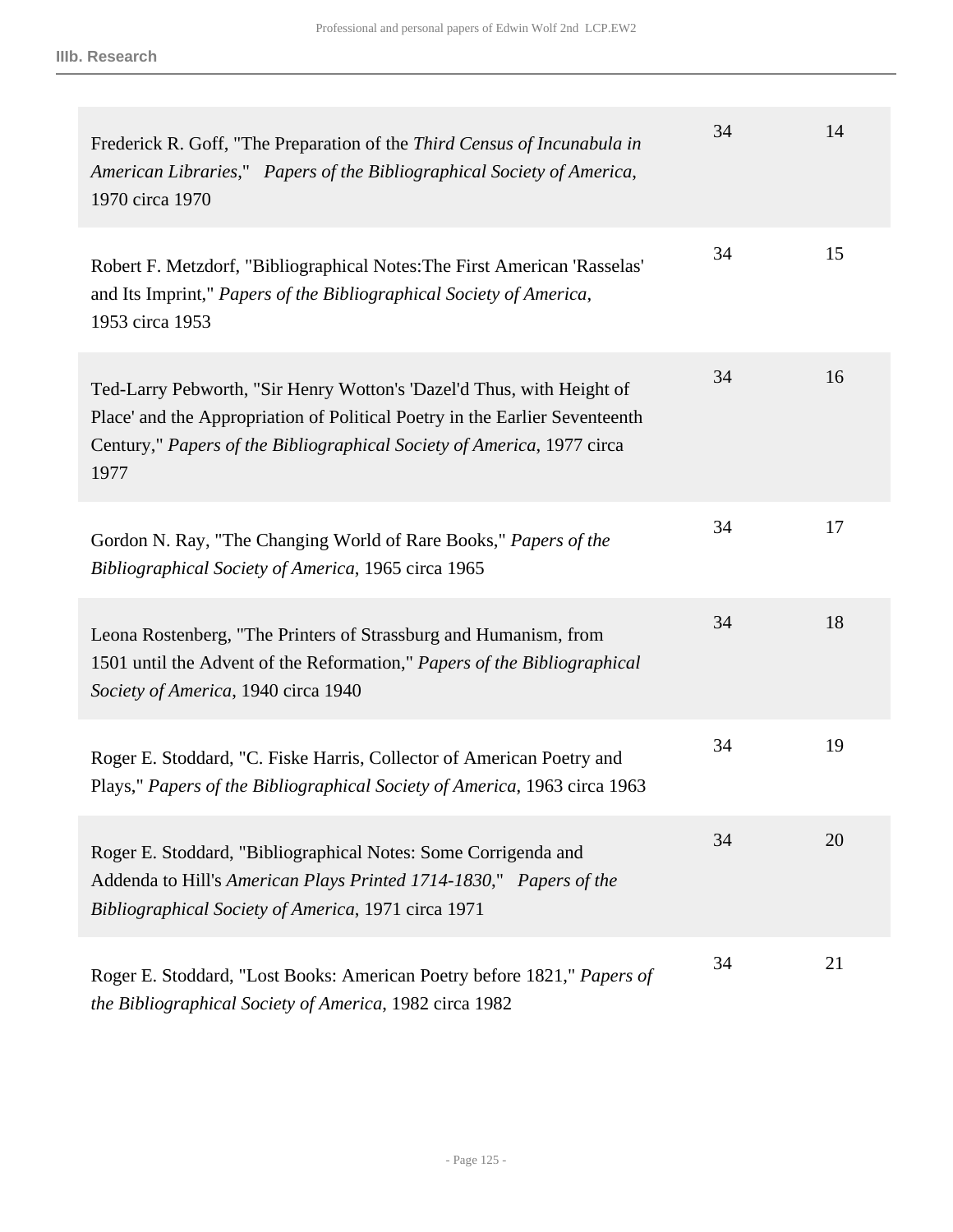| | | |
|---|---|---|
| Frederick R. Goff, "The Preparation of the *Third Census of Incunabula in American Libraries*," *Papers of the Bibliographical Society of America*, 1970 circa 1970 | 34 | 14 |
| Robert F. Metzdorf, "Bibliographical Notes:The First American 'Rasselas' and Its Imprint," *Papers of the Bibliographical Society of America*, 1953 circa 1953 | 34 | 15 |
| Ted-Larry Pebworth, "Sir Henry Wotton's 'Dazel'd Thus, with Height of Place' and the Appropriation of Political Poetry in the Earlier Seventeenth Century," *Papers of the Bibliographical Society of America*, 1977 circa 1977 | 34 | 16 |
| Gordon N. Ray, "The Changing World of Rare Books," *Papers of the Bibliographical Society of America*, 1965 circa 1965 | 34 | 17 |
| Leona Rostenberg, "The Printers of Strassburg and Humanism, from 1501 until the Advent of the Reformation," *Papers of the Bibliographical Society of America*, 1940 circa 1940 | 34 | 18 |
| Roger E. Stoddard, "C. Fiske Harris, Collector of American Poetry and Plays," *Papers of the Bibliographical Society of America*, 1963 circa 1963 | 34 | 19 |
| Roger E. Stoddard, "Bibliographical Notes: Some Corrigenda and Addenda to Hill's *American Plays Printed 1714-1830*," *Papers of the Bibliographical Society of America*, 1971 circa 1971 | 34 | 20 |
| Roger E. Stoddard, "Lost Books: American Poetry before 1821," *Papers of the Bibliographical Society of America*, 1982 circa 1982 | 34 | 21 |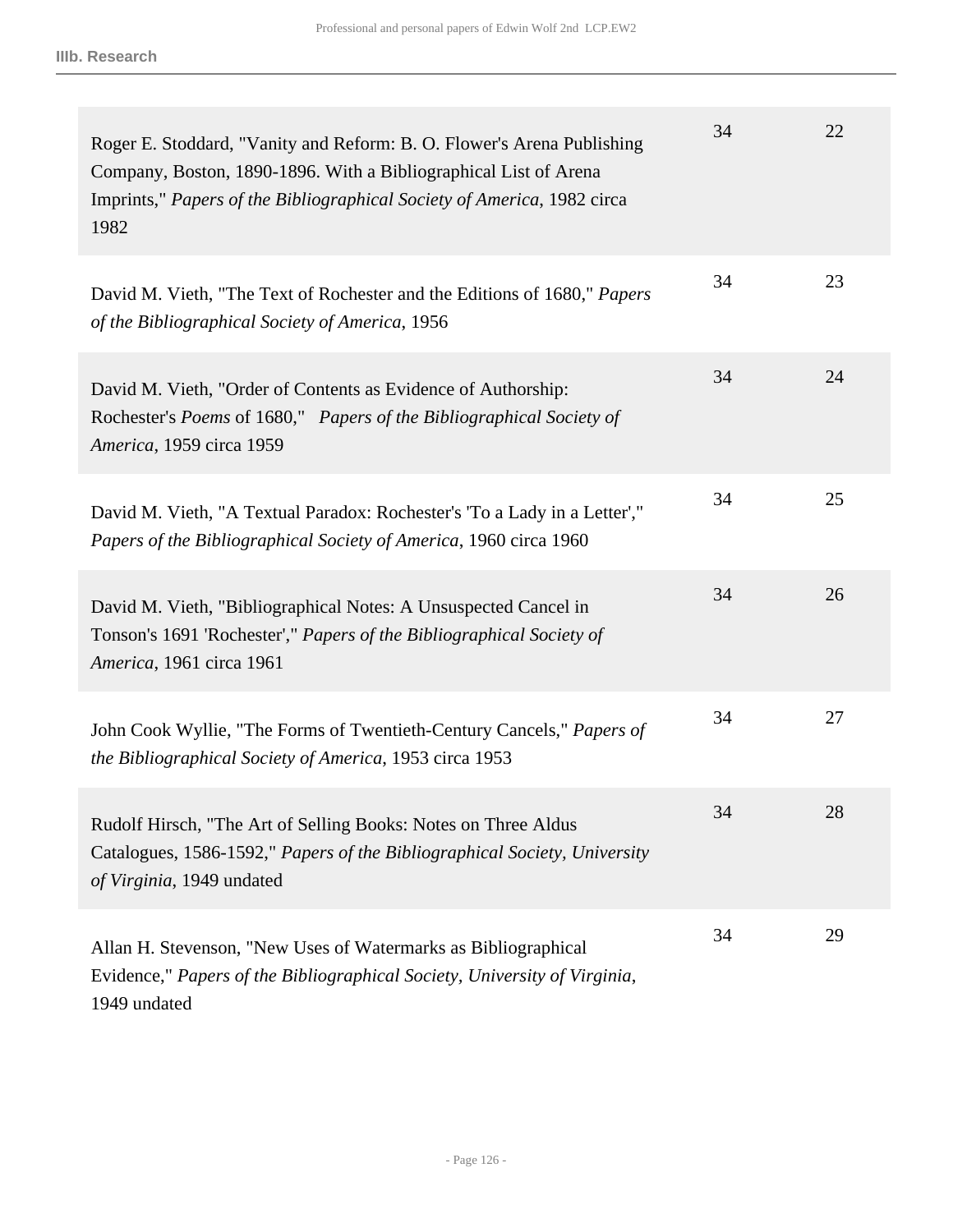| | | |
|---|---|---|
| Roger E. Stoddard, "Vanity and Reform: B. O. Flower's Arena Publishing Company, Boston, 1890-1896. With a Bibliographical List of Arena Imprints," *Papers of the Bibliographical Society of America*, 1982 circa 1982 | 34 | 22 |
| David M. Vieth, "The Text of Rochester and the Editions of 1680," *Papers of the Bibliographical Society of America*, 1956 | 34 | 23 |
| David M. Vieth, "Order of Contents as Evidence of Authorship: Rochester's *Poems* of 1680," *Papers of the Bibliographical Society of America*, 1959 circa 1959 | 34 | 24 |
| David M. Vieth, "A Textual Paradox: Rochester's 'To a Lady in a Letter'," *Papers of the Bibliographical Society of America*, 1960 circa 1960 | 34 | 25 |
| David M. Vieth, "Bibliographical Notes: A Unsuspected Cancel in Tonson's 1691 'Rochester'," *Papers of the Bibliographical Society of America*, 1961 circa 1961 | 34 | 26 |
| John Cook Wyllie, "The Forms of Twentieth-Century Cancels," *Papers of the Bibliographical Society of America*, 1953 circa 1953 | 34 | 27 |
| Rudolf Hirsch, "The Art of Selling Books: Notes on Three Aldus Catalogues, 1586-1592," *Papers of the Bibliographical Society, University of Virginia*, 1949 undated | 34 | 28 |
| Allan H. Stevenson, "New Uses of Watermarks as Bibliographical Evidence," *Papers of the Bibliographical Society, University of Virginia*, 1949 undated | 34 | 29 |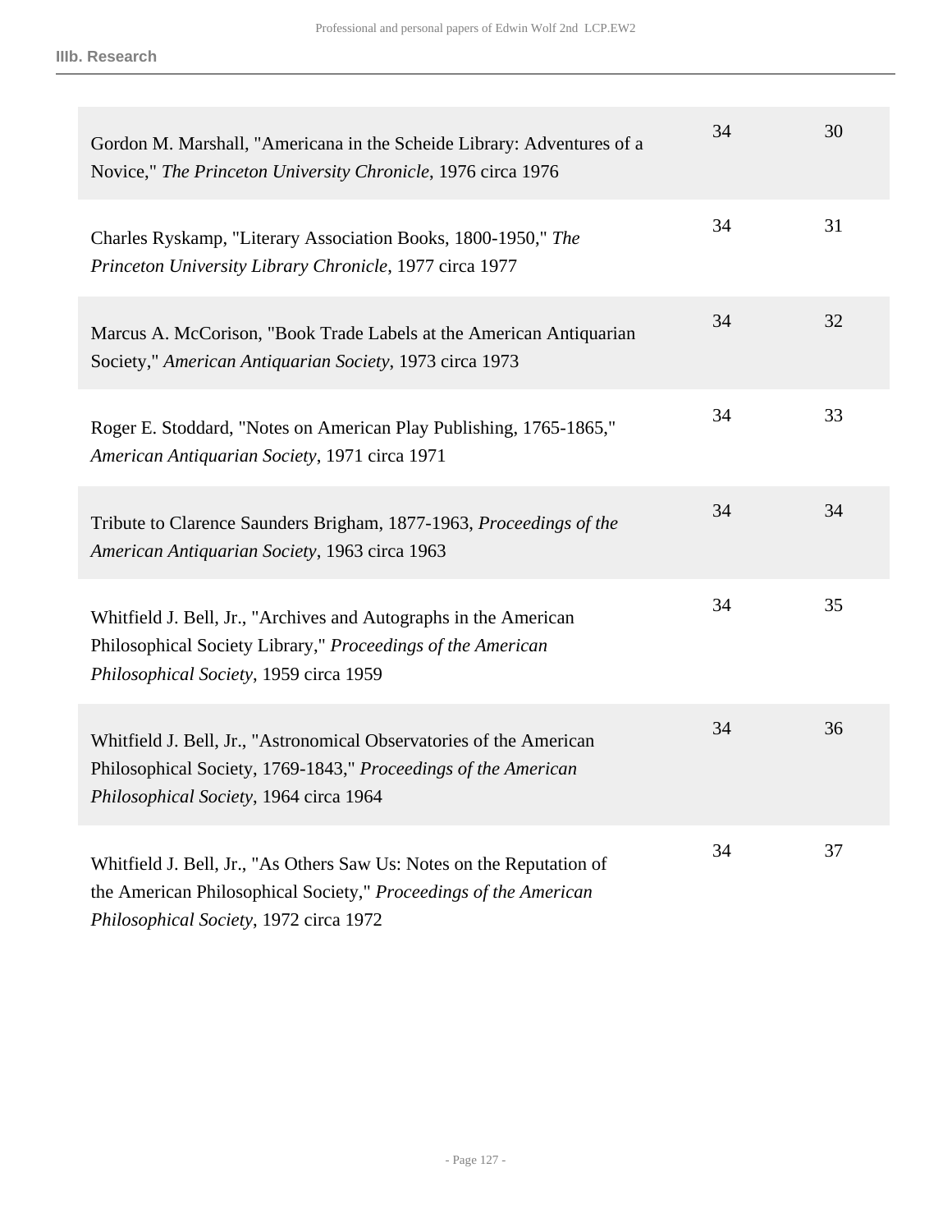| Description | Box | Folder |
| --- | --- | --- |
| Gordon M. Marshall, "Americana in the Scheide Library: Adventures of a Novice," *The Princeton University Chronicle*, 1976 circa 1976 | 34 | 30 |
| Charles Ryskamp, "Literary Association Books, 1800-1950," *The Princeton University Library Chronicle*, 1977 circa 1977 | 34 | 31 |
| Marcus A. McCorison, "Book Trade Labels at the American Antiquarian Society," *American Antiquarian Society*, 1973 circa 1973 | 34 | 32 |
| Roger E. Stoddard, "Notes on American Play Publishing, 1765-1865," *American Antiquarian Society*, 1971 circa 1971 | 34 | 33 |
| Tribute to Clarence Saunders Brigham, 1877-1963, *Proceedings of the American Antiquarian Society*, 1963 circa 1963 | 34 | 34 |
| Whitfield J. Bell, Jr., "Archives and Autographs in the American Philosophical Society Library," *Proceedings of the American Philosophical Society*, 1959 circa 1959 | 34 | 35 |
| Whitfield J. Bell, Jr., "Astronomical Observatories of the American Philosophical Society, 1769-1843," *Proceedings of the American Philosophical Society*, 1964 circa 1964 | 34 | 36 |
| Whitfield J. Bell, Jr., "As Others Saw Us: Notes on the Reputation of the American Philosophical Society," *Proceedings of the American Philosophical Society*, 1972 circa 1972 | 34 | 37 |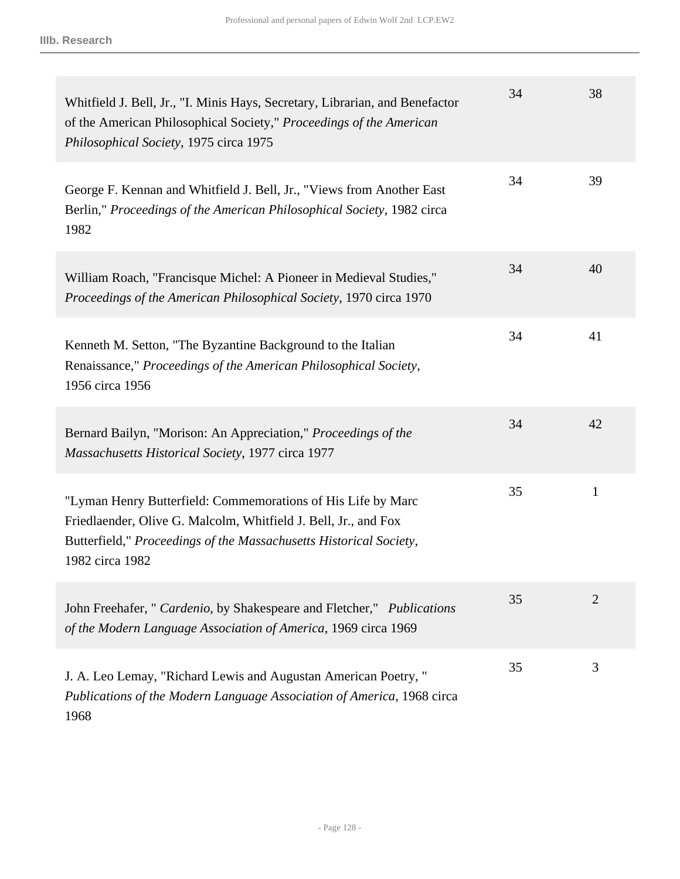| | | |
|---|---|---|
| Whitfield J. Bell, Jr., "I. Minis Hays, Secretary, Librarian, and Benefactor of the American Philosophical Society," *Proceedings of the American Philosophical Society*, 1975 circa 1975 | 34 | 38 |
| George F. Kennan and Whitfield J. Bell, Jr., "Views from Another East Berlin," *Proceedings of the American Philosophical Society*, 1982 circa 1982 | 34 | 39 |
| William Roach, "Francisque Michel: A Pioneer in Medieval Studies," *Proceedings of the American Philosophical Society*, 1970 circa 1970 | 34 | 40 |
| Kenneth M. Setton, "The Byzantine Background to the Italian Renaissance," *Proceedings of the American Philosophical Society*, 1956 circa 1956 | 34 | 41 |
| Bernard Bailyn, "Morison: An Appreciation," *Proceedings of the Massachusetts Historical Society*, 1977 circa 1977 | 34 | 42 |
| "Lyman Henry Butterfield: Commemorations of His Life by Marc Friedlaender, Olive G. Malcolm, Whitfield J. Bell, Jr., and Fox Butterfield," *Proceedings of the Massachusetts Historical Society*, 1982 circa 1982 | 35 | 1 |
| John Freehafer, " *Cardenio*, by Shakespeare and Fletcher," *Publications of the Modern Language Association of America*, 1969 circa 1969 | 35 | 2 |
| J. A. Leo Lemay, "Richard Lewis and Augustan American Poetry, " *Publications of the Modern Language Association of America*, 1968 circa 1968 | 35 | 3 |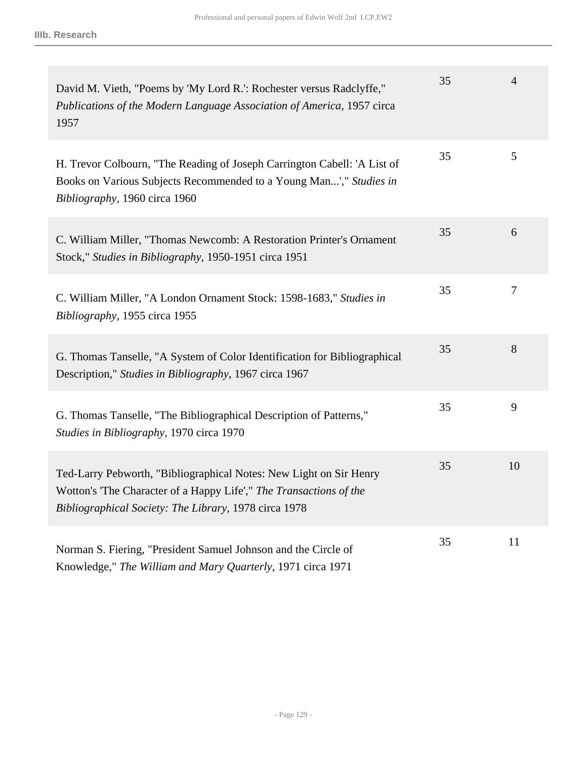| Title | Box | Folder |
|---|---|---|
| David M. Vieth, "Poems by 'My Lord R.': Rochester versus Radclyffe," *Publications of the Modern Language Association of America*, 1957 circa 1957 | 35 | 4 |
| H. Trevor Colbourn, "The Reading of Joseph Carrington Cabell: 'A List of Books on Various Subjects Recommended to a Young Man...'," *Studies in Bibliography*, 1960 circa 1960 | 35 | 5 |
| C. William Miller, "Thomas Newcomb: A Restoration Printer's Ornament Stock," *Studies in Bibliography*, 1950-1951 circa 1951 | 35 | 6 |
| C. William Miller, "A London Ornament Stock: 1598-1683," *Studies in Bibliography*, 1955 circa 1955 | 35 | 7 |
| G. Thomas Tanselle, "A System of Color Identification for Bibliographical Description," *Studies in Bibliography*, 1967 circa 1967 | 35 | 8 |
| G. Thomas Tanselle, "The Bibliographical Description of Patterns," *Studies in Bibliography*, 1970 circa 1970 | 35 | 9 |
| Ted-Larry Pebworth, "Bibliographical Notes: New Light on Sir Henry Wotton's 'The Character of a Happy Life'," *The Transactions of the Bibliographical Society: The Library*, 1978 circa 1978 | 35 | 10 |
| Norman S. Fiering, "President Samuel Johnson and the Circle of Knowledge," *The William and Mary Quarterly*, 1971 circa 1971 | 35 | 11 |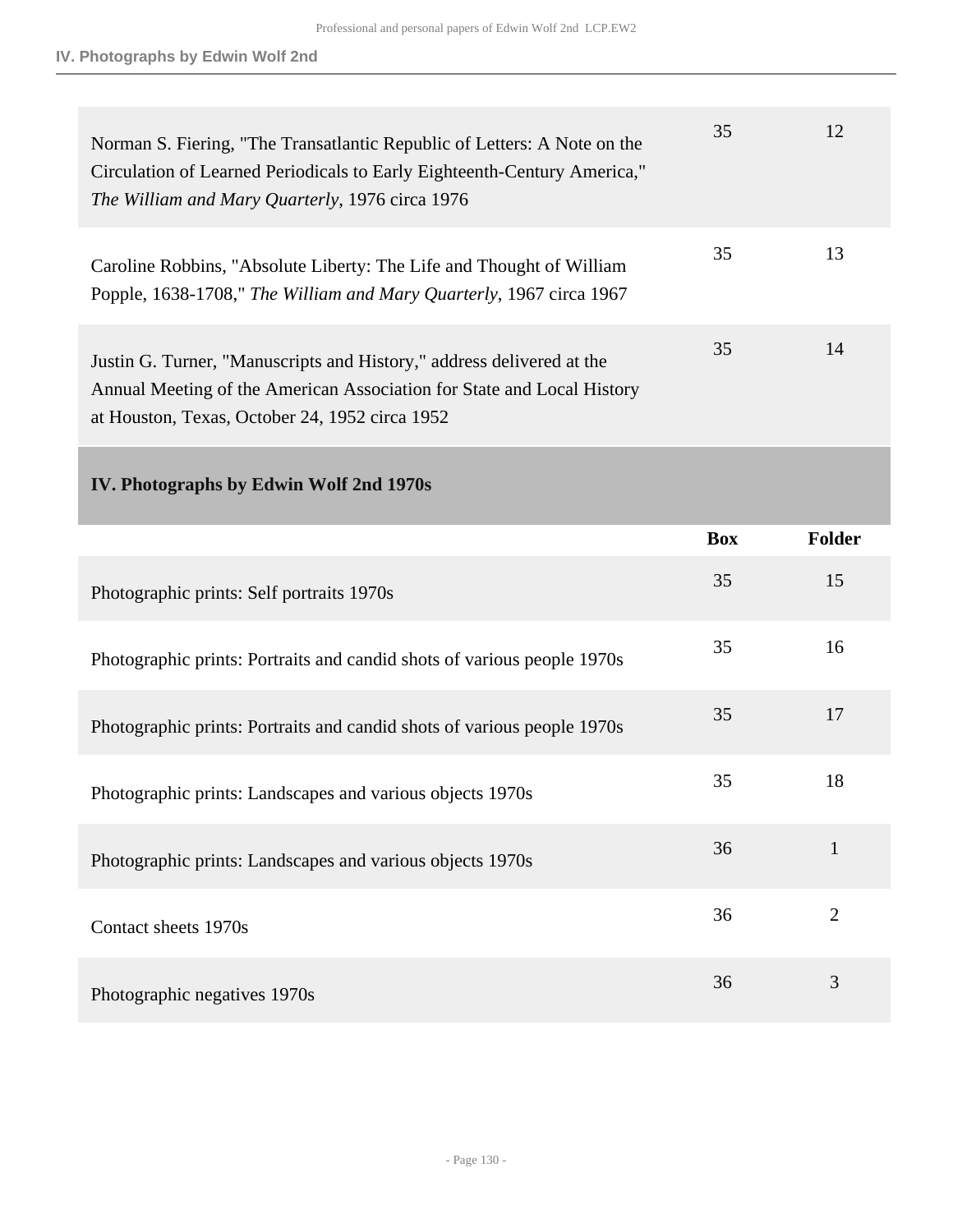| | Box | Folder |
|---|---|---|
| Norman S. Fiering, "The Transatlantic Republic of Letters: A Note on the Circulation of Learned Periodicals to Early Eighteenth-Century America," *The William and Mary Quarterly*, 1976 circa 1976 | 35 | 12 |
| Caroline Robbins, "Absolute Liberty: The Life and Thought of William Popple, 1638-1708," *The William and Mary Quarterly*, 1967 circa 1967 | 35 | 13 |
| Justin G. Turner, "Manuscripts and History," address delivered at the Annual Meeting of the American Association for State and Local History at Houston, Texas, October 24, 1952 circa 1952 | 35 | 14 |

## IV. Photographs by Edwin Wolf 2nd 1970s

| | Box | Folder |
|---|---|---|
| Photographic prints: Self portraits 1970s | 35 | 15 |
| Photographic prints: Portraits and candid shots of various people 1970s | 35 | 16 |
| Photographic prints: Portraits and candid shots of various people 1970s | 35 | 17 |
| Photographic prints: Landscapes and various objects 1970s | 35 | 18 |
| Photographic prints: Landscapes and various objects 1970s | 36 | 1 |
| Contact sheets 1970s | 36 | 2 |
| Photographic negatives 1970s | 36 | 3 |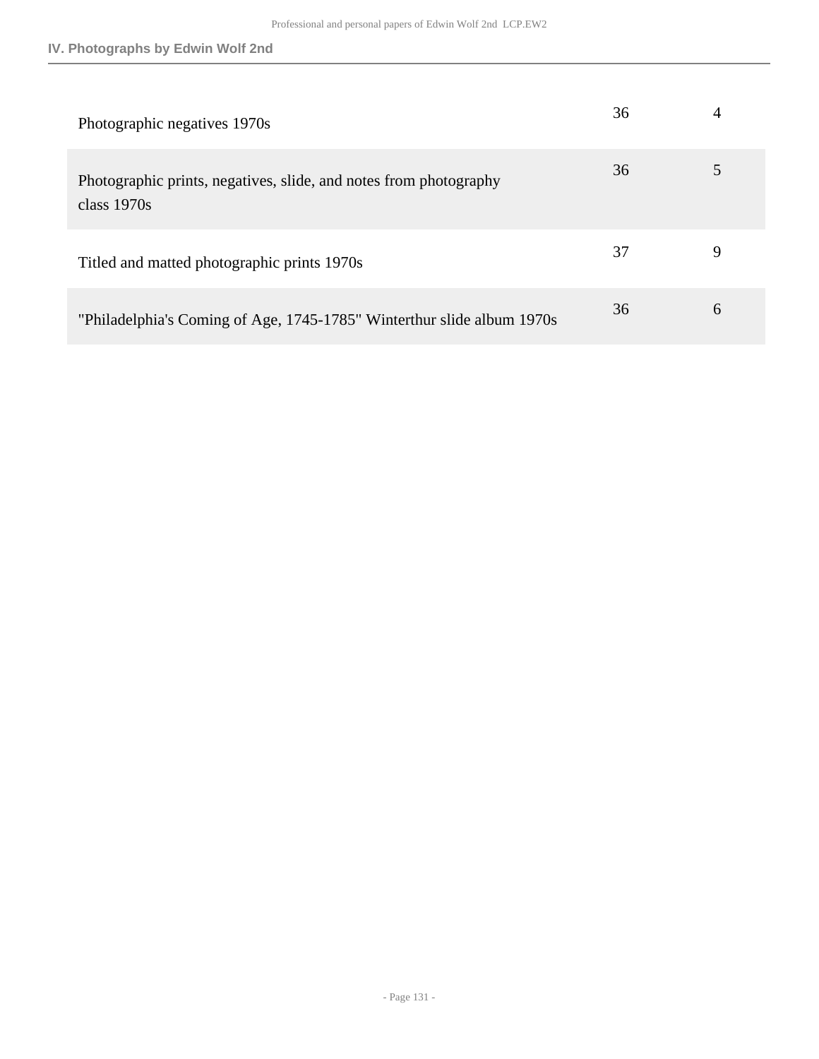| | | |
|---|---|---|
| Photographic negatives 1970s | 36 | 4 |
| Photographic prints, negatives, slide, and notes from photography class 1970s | 36 | 5 |
| Titled and matted photographic prints 1970s | 37 | 9 |
| "Philadelphia's Coming of Age, 1745-1785" Winterthur slide album 1970s | 36 | 6 |